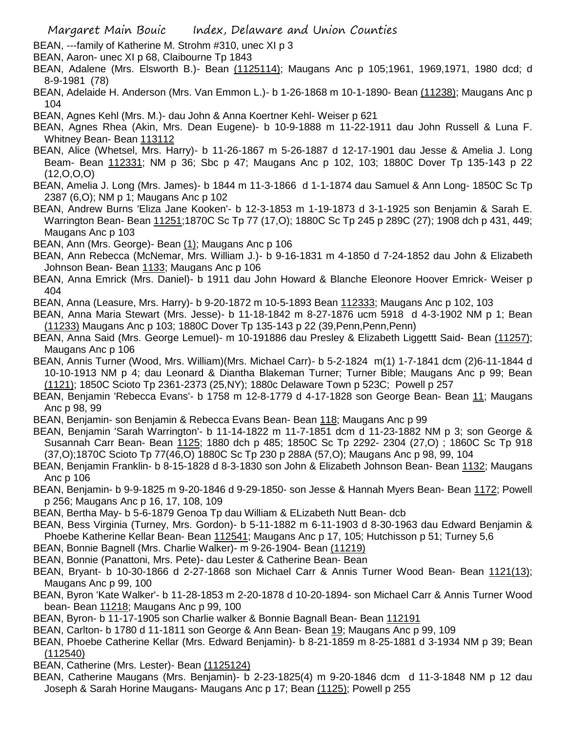BEAN, ---family of Katherine M. Strohm #310, unec XI p 3

BEAN, Aaron- unec XI p 68, Claibourne Tp 1843

BEAN, Adalene (Mrs. Elsworth B.)- Bean (1125114); Maugans Anc p 105;1961, 1969,1971, 1980 dcd; d 8-9-1981 (78)

BEAN, Adelaide H. Anderson (Mrs. Van Emmon L.)- b 1-26-1868 m 10-1-1890- Bean (11238); Maugans Anc p 104

BEAN, Agnes Kehl (Mrs. M.)- dau John & Anna Koertner Kehl- Weiser p 621

BEAN, Agnes Rhea (Akin, Mrs. Dean Eugene)- b 10-9-1888 m 11-22-1911 dau John Russell & Luna F. Whitney Bean- Bean 113112

BEAN, Alice (Whetsel, Mrs. Harry)- b 11-26-1867 m 5-26-1887 d 12-17-1901 dau Jesse & Amelia J. Long Beam- Bean 112331; NM p 36; Sbc p 47; Maugans Anc p 102, 103; 1880C Dover Tp 135-143 p 22 (12,O,O,O)

BEAN, Amelia J. Long (Mrs. James)- b 1844 m 11-3-1866 d 1-1-1874 dau Samuel & Ann Long- 1850C Sc Tp 2387 (6,O); NM p 1; Maugans Anc p 102

BEAN, Andrew Burns 'Eliza Jane Kooken'- b 12-3-1853 m 1-19-1873 d 3-1-1925 son Benjamin & Sarah E. Warrington Bean- Bean 11251;1870C Sc Tp 77 (17,O); 1880C Sc Tp 245 p 289C (27); 1908 dch p 431, 449; Maugans Anc p 103

BEAN, Ann (Mrs. George)- Bean (1); Maugans Anc p 106

BEAN, Ann Rebecca (McNemar, Mrs. William J.)- b 9-16-1831 m 4-1850 d 7-24-1852 dau John & Elizabeth Johnson Bean- Bean 1133; Maugans Anc p 106

BEAN, Anna Emrick (Mrs. Daniel)- b 1911 dau John Howard & Blanche Eleonore Hoover Emrick- Weiser p 404

BEAN, Anna (Leasure, Mrs. Harry)- b 9-20-1872 m 10-5-1893 Bean 112333; Maugans Anc p 102, 103

BEAN, Anna Maria Stewart (Mrs. Jesse)- b 11-18-1842 m 8-27-1876 ucm 5918 d 4-3-1902 NM p 1; Bean (11233) Maugans Anc p 103; 1880C Dover Tp 135-143 p 22 (39,Penn,Penn,Penn)

BEAN, Anna Said (Mrs. George Lemuel)- m 10-191886 dau Presley & Elizabeth Liggettt Said- Bean (11257); Maugans Anc p 106

BEAN, Annis Turner (Wood, Mrs. William)(Mrs. Michael Carr)- b 5-2-1824 m(1) 1-7-1841 dcm (2)6-11-1844 d 10-10-1913 NM p 4; dau Leonard & Diantha Blakeman Turner; Turner Bible; Maugans Anc p 99; Bean (1121); 1850C Scioto Tp 2361-2373 (25,NY); 1880c Delaware Town p 523C; Powell p 257

BEAN, Benjamin 'Rebecca Evans'- b 1758 m 12-8-1779 d 4-17-1828 son George Bean- Bean 11; Maugans Anc p 98, 99

BEAN, Benjamin- son Benjamin & Rebecca Evans Bean- Bean 118; Maugans Anc p 99

BEAN, Benjamin 'Sarah Warrington'- b 11-14-1822 m 11-7-1851 dcm d 11-23-1882 NM p 3; son George & Susannah Carr Bean- Bean 1125; 1880 dch p 485; 1850C Sc Tp 2292- 2304 (27,O) ; 1860C Sc Tp 918 (37,O);1870C Scioto Tp 77(46,O) 1880C Sc Tp 230 p 288A (57,O); Maugans Anc p 98, 99, 104

BEAN, Benjamin Franklin- b 8-15-1828 d 8-3-1830 son John & Elizabeth Johnson Bean- Bean 1132; Maugans Anc p 106

BEAN, Benjamin- b 9-9-1825 m 9-20-1846 d 9-29-1850- son Jesse & Hannah Myers Bean- Bean 1172; Powell p 256; Maugans Anc p 16, 17, 108, 109

BEAN, Bertha May- b 5-6-1879 Genoa Tp dau William & ELizabeth Nutt Bean- dcb

BEAN, Bess Virginia (Turney, Mrs. Gordon)- b 5-11-1882 m 6-11-1903 d 8-30-1963 dau Edward Benjamin & Phoebe Katherine Kellar Bean- Bean 112541; Maugans Anc p 17, 105; Hutchisson p 51; Turney 5,6

BEAN, Bonnie Bagnell (Mrs. Charlie Walker)- m 9-26-1904- Bean (11219)

BEAN, Bonnie (Panattoni, Mrs. Pete)- dau Lester & Catherine Bean- Bean

BEAN, Bryant- b 10-30-1866 d 2-27-1868 son Michael Carr & Annis Turner Wood Bean- Bean 1121(13); Maugans Anc p 99, 100

BEAN, Byron 'Kate Walker'- b 11-28-1853 m 2-20-1878 d 10-20-1894- son Michael Carr & Annis Turner Wood bean- Bean 11218; Maugans Anc p 99, 100

BEAN, Byron- b 11-17-1905 son Charlie walker & Bonnie Bagnall Bean- Bean 112191

BEAN, Carlton- b 1780 d 11-1811 son George & Ann Bean- Bean 19; Maugans Anc p 99, 109

BEAN, Phoebe Catherine Kellar (Mrs. Edward Benjamin)- b 8-21-1859 m 8-25-1881 d 3-1934 NM p 39; Bean (112540)

BEAN, Catherine (Mrs. Lester)- Bean (1125124)

BEAN, Catherine Maugans (Mrs. Benjamin)- b 2-23-1825(4) m 9-20-1846 dcm d 11-3-1848 NM p 12 dau Joseph & Sarah Horine Maugans- Maugans Anc p 17; Bean (1125); Powell p 255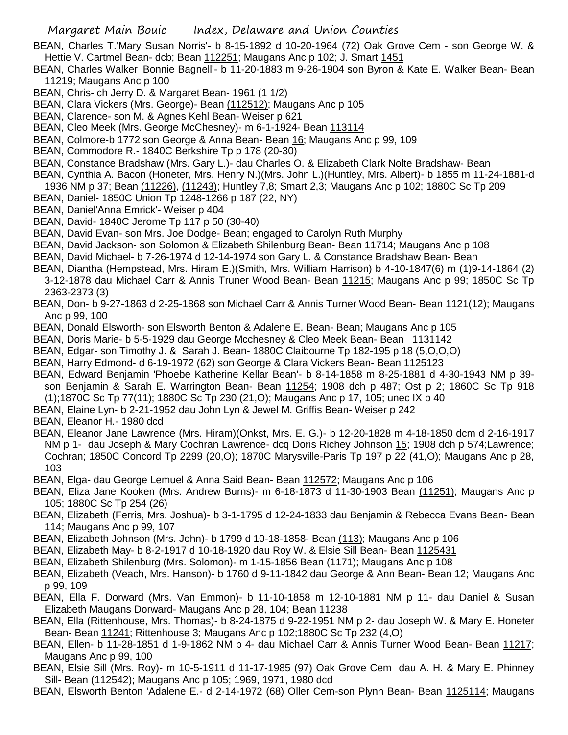BEAN, Charles T.'Mary Susan Norris'- b 8-15-1892 d 10-20-1964 (72) Oak Grove Cem - son George W. & Hettie V. Cartmel Bean- dcb; Bean 112251; Maugans Anc p 102; J. Smart 1451

BEAN, Charles Walker 'Bonnie Bagnell'- b 11-20-1883 m 9-26-1904 son Byron & Kate E. Walker Bean- Bean 11219; Maugans Anc p 100

BEAN, Chris- ch Jerry D. & Margaret Bean- 1961 (1 1/2)

BEAN, Clara Vickers (Mrs. George)- Bean (112512); Maugans Anc p 105

BEAN, Clarence- son M. & Agnes Kehl Bean- Weiser p 621

BEAN, Cleo Meek (Mrs. George McChesney)- m 6-1-1924- Bean 113114

BEAN, Colmore-b 1772 son George & Anna Bean- Bean 16; Maugans Anc p 99, 109

BEAN, Commodore R.- 1840C Berkshire Tp p 178 (20-30)

BEAN, Constance Bradshaw (Mrs. Gary L.)- dau Charles O. & Elizabeth Clark Nolte Bradshaw- Bean

BEAN, Cynthia A. Bacon (Honeter, Mrs. Henry N.)(Mrs. John L.)(Huntley, Mrs. Albert)- b 1855 m 11-24-1881-d 1936 NM p 37; Bean (11226), (11243); Huntley 7,8; Smart 2,3; Maugans Anc p 102; 1880C Sc Tp 209

BEAN, Daniel- 1850C Union Tp 1248-1266 p 187 (22, NY)

BEAN, Daniel'Anna Emrick'- Weiser p 404

BEAN, David- 1840C Jerome Tp 117 p 50 (30-40)

BEAN, David Evan- son Mrs. Joe Dodge- Bean; engaged to Carolyn Ruth Murphy

BEAN, David Jackson- son Solomon & Elizabeth Shilenburg Bean- Bean 11714; Maugans Anc p 108

BEAN, David Michael- b 7-26-1974 d 12-14-1974 son Gary L. & Constance Bradshaw Bean- Bean

BEAN, Diantha (Hempstead, Mrs. Hiram E.)(Smith, Mrs. William Harrison) b 4-10-1847(6) m (1)9-14-1864 (2) 3-12-1878 dau Michael Carr & Annis Truner Wood Bean- Bean 11215; Maugans Anc p 99; 1850C Sc Tp 2363-2373 (3)

BEAN, Don- b 9-27-1863 d 2-25-1868 son Michael Carr & Annis Turner Wood Bean- Bean 1121(12); Maugans Anc p 99, 100

BEAN, Donald Elsworth- son Elsworth Benton & Adalene E. Bean- Bean; Maugans Anc p 105

BEAN, Doris Marie- b 5-5-1929 dau George Mcchesney & Cleo Meek Bean- Bean 1131142

BEAN, Edgar- son Timothy J. & Sarah J. Bean- 1880C Claibourne Tp 182-195 p 18 (5,O,O,O)

BEAN, Harry Edmond- d 6-19-1972 (62) son George & Clara Vickers Bean- Bean 1125123

BEAN, Edward Benjamin 'Phoebe Katherine Kellar Bean'- b 8-14-1858 m 8-25-1881 d 4-30-1943 NM p 39- son Benjamin & Sarah E. Warrington Bean- Bean 11254; 1908 dch p 487; Ost p 2; 1860C Sc Tp 918 (1);1870C Sc Tp 77(11); 1880C Sc Tp 230 (21,O); Maugans Anc p 17, 105; unec IX p 40

BEAN, Elaine Lyn- b 2-21-1952 dau John Lyn & Jewel M. Griffis Bean- Weiser p 242

BEAN, Eleanor H.- 1980 dcd

BEAN, Eleanor Jane Lawrence (Mrs. Hiram)(Onkst, Mrs. E. G.)- b 12-20-1828 m 4-18-1850 dcm d 2-16-1917 NM p 1- dau Joseph & Mary Cochran Lawrence- dcq Doris Richey Johnson 15; 1908 dch p 574;Lawrence; Cochran; 1850C Concord Tp 2299 (20,O); 1870C Marysville-Paris Tp 197 p 22 (41,O); Maugans Anc p 28, 103

BEAN, Elga- dau George Lemuel & Anna Said Bean- Bean 112572; Maugans Anc p 106

BEAN, Eliza Jane Kooken (Mrs. Andrew Burns)- m 6-18-1873 d 11-30-1903 Bean (11251); Maugans Anc p 105; 1880C Sc Tp 254 (26)

BEAN, Elizabeth (Ferris, Mrs. Joshua)- b 3-1-1795 d 12-24-1833 dau Benjamin & Rebecca Evans Bean- Bean 114; Maugans Anc p 99, 107

BEAN, Elizabeth Johnson (Mrs. John)- b 1799 d 10-18-1858- Bean (113); Maugans Anc p 106

BEAN, Elizabeth May- b 8-2-1917 d 10-18-1920 dau Roy W. & Elsie Sill Bean- Bean 1125431

BEAN, Elizabeth Shilenburg (Mrs. Solomon)- m 1-15-1856 Bean (1171); Maugans Anc p 108

BEAN, Elizabeth (Veach, Mrs. Hanson)- b 1760 d 9-11-1842 dau George & Ann Bean- Bean 12; Maugans Anc p 99, 109

BEAN, Ella F. Dorward (Mrs. Van Emmon)- b 11-10-1858 m 12-10-1881 NM p 11- dau Daniel & Susan Elizabeth Maugans Dorward- Maugans Anc p 28, 104; Bean 11238

BEAN, Ella (Rittenhouse, Mrs. Thomas)- b 8-24-1875 d 9-22-1951 NM p 2- dau Joseph W. & Mary E. Honeter Bean- Bean 11241; Rittenhouse 3; Maugans Anc p 102;1880C Sc Tp 232 (4,O)

BEAN, Ellen- b 11-28-1851 d 1-9-1862 NM p 4- dau Michael Carr & Annis Turner Wood Bean- Bean 11217; Maugans Anc p 99, 100

BEAN, Elsie Sill (Mrs. Roy)- m 10-5-1911 d 11-17-1985 (97) Oak Grove Cem dau A. H. & Mary E. Phinney Sill- Bean (112542); Maugans Anc p 105; 1969, 1971, 1980 dcd

BEAN, Elsworth Benton 'Adalene E.- d 2-14-1972 (68) Oller Cem-son Plynn Bean- Bean 1125114; Maugans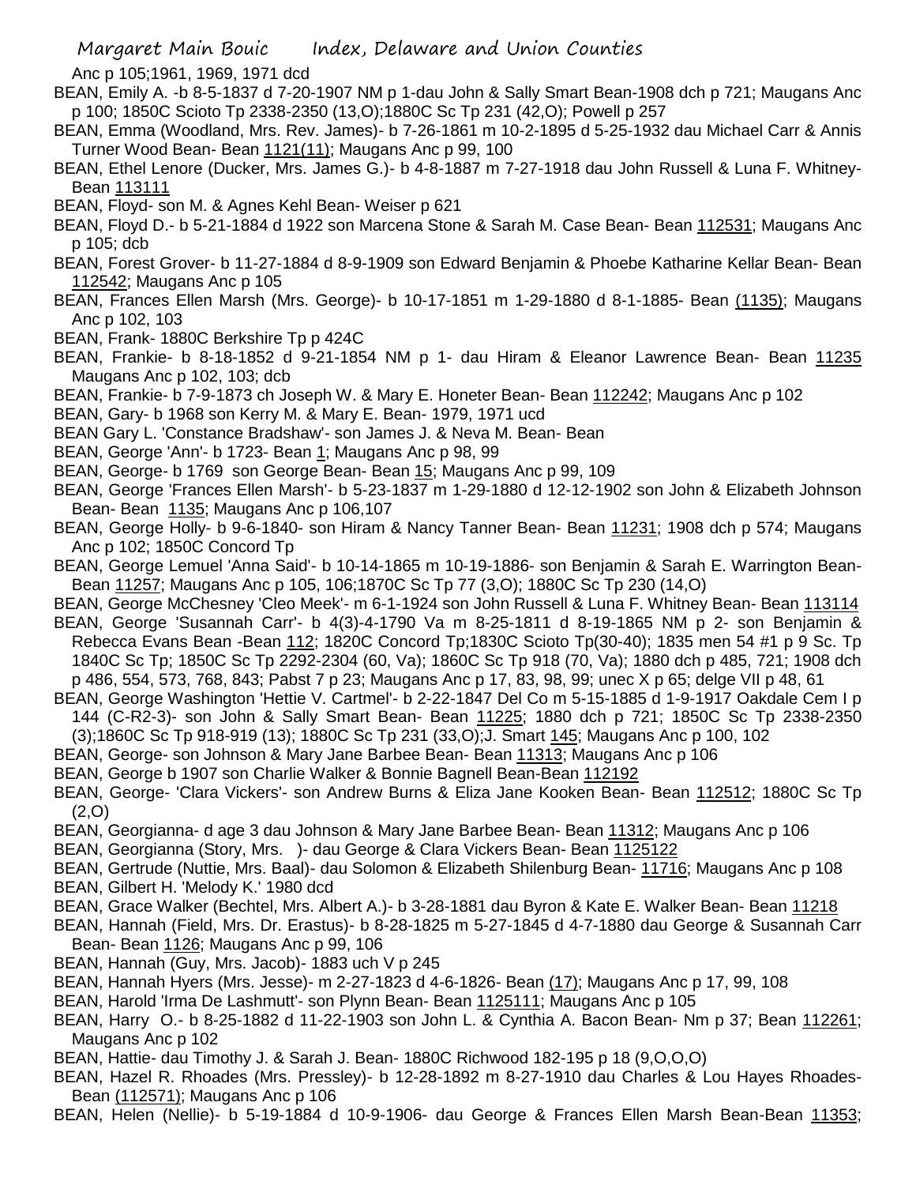Anc p 105;1961, 1969, 1971 dcd

BEAN, Emily A. -b 8-5-1837 d 7-20-1907 NM p 1-dau John & Sally Smart Bean-1908 dch p 721; Maugans Anc p 100; 1850C Scioto Tp 2338-2350 (13,O);1880C Sc Tp 231 (42,O); Powell p 257

BEAN, Emma (Woodland, Mrs. Rev. James)- b 7-26-1861 m 10-2-1895 d 5-25-1932 dau Michael Carr & Annis Turner Wood Bean- Bean 1121(11); Maugans Anc p 99, 100

BEAN, Ethel Lenore (Ducker, Mrs. James G.)- b 4-8-1887 m 7-27-1918 dau John Russell & Luna F. Whitney-Bean 113111

BEAN, Floyd- son M. & Agnes Kehl Bean- Weiser p 621

BEAN, Floyd D.- b 5-21-1884 d 1922 son Marcena Stone & Sarah M. Case Bean- Bean 112531; Maugans Anc p 105; dcb

BEAN, Forest Grover- b 11-27-1884 d 8-9-1909 son Edward Benjamin & Phoebe Katharine Kellar Bean- Bean 112542; Maugans Anc p 105

BEAN, Frances Ellen Marsh (Mrs. George)- b 10-17-1851 m 1-29-1880 d 8-1-1885- Bean (1135); Maugans Anc p 102, 103

BEAN, Frank- 1880C Berkshire Tp p 424C

BEAN, Frankie- b 8-18-1852 d 9-21-1854 NM p 1- dau Hiram & Eleanor Lawrence Bean- Bean 11235 Maugans Anc p 102, 103; dcb

BEAN, Frankie- b 7-9-1873 ch Joseph W. & Mary E. Honeter Bean- Bean 112242; Maugans Anc p 102

BEAN, Gary- b 1968 son Kerry M. & Mary E. Bean- 1979, 1971 ucd

BEAN Gary L. 'Constance Bradshaw'- son James J. & Neva M. Bean- Bean

BEAN, George 'Ann'- b 1723- Bean 1; Maugans Anc p 98, 99

BEAN, George- b 1769 son George Bean- Bean 15; Maugans Anc p 99, 109

BEAN, George 'Frances Ellen Marsh'- b 5-23-1837 m 1-29-1880 d 12-12-1902 son John & Elizabeth Johnson Bean- Bean 1135; Maugans Anc p 106,107

BEAN, George Holly- b 9-6-1840- son Hiram & Nancy Tanner Bean- Bean 11231; 1908 dch p 574; Maugans Anc p 102; 1850C Concord Tp

BEAN, George Lemuel 'Anna Said'- b 10-14-1865 m 10-19-1886- son Benjamin & Sarah E. Warrington Bean-Bean 11257; Maugans Anc p 105, 106;1870C Sc Tp 77 (3,O); 1880C Sc Tp 230 (14,O)

BEAN, George McChesney 'Cleo Meek'- m 6-1-1924 son John Russell & Luna F. Whitney Bean- Bean 113114

BEAN, George 'Susannah Carr'- b 4(3)-4-1790 Va m 8-25-1811 d 8-19-1865 NM p 2- son Benjamin & Rebecca Evans Bean -Bean 112; 1820C Concord Tp;1830C Scioto Tp(30-40); 1835 men 54 #1 p 9 Sc. Tp 1840C Sc Tp; 1850C Sc Tp 2292-2304 (60, Va); 1860C Sc Tp 918 (70, Va); 1880 dch p 485, 721; 1908 dch p 486, 554, 573, 768, 843; Pabst 7 p 23; Maugans Anc p 17, 83, 98, 99; unec X p 65; delge VII p 48, 61

BEAN, George Washington 'Hettie V. Cartmel'- b 2-22-1847 Del Co m 5-15-1885 d 1-9-1917 Oakdale Cem I p 144 (C-R2-3)- son John & Sally Smart Bean- Bean 11225; 1880 dch p 721; 1850C Sc Tp 2338-2350 (3);1860C Sc Tp 918-919 (13); 1880C Sc Tp 231 (33,O);J. Smart 145; Maugans Anc p 100, 102

BEAN, George- son Johnson & Mary Jane Barbee Bean- Bean 11313; Maugans Anc p 106

BEAN, George b 1907 son Charlie Walker & Bonnie Bagnell Bean-Bean 112192

BEAN, George- 'Clara Vickers'- son Andrew Burns & Eliza Jane Kooken Bean- Bean 112512; 1880C Sc Tp (2,O)

BEAN, Georgianna- d age 3 dau Johnson & Mary Jane Barbee Bean- Bean 11312; Maugans Anc p 106

BEAN, Georgianna (Story, Mrs. )- dau George & Clara Vickers Bean- Bean 1125122

BEAN, Gertrude (Nuttie, Mrs. Baal)- dau Solomon & Elizabeth Shilenburg Bean- 11716; Maugans Anc p 108

BEAN, Gilbert H. 'Melody K.' 1980 dcd

BEAN, Grace Walker (Bechtel, Mrs. Albert A.)- b 3-28-1881 dau Byron & Kate E. Walker Bean- Bean 11218

BEAN, Hannah (Field, Mrs. Dr. Erastus)- b 8-28-1825 m 5-27-1845 d 4-7-1880 dau George & Susannah Carr Bean- Bean 1126; Maugans Anc p 99, 106

BEAN, Hannah (Guy, Mrs. Jacob)- 1883 uch V p 245

BEAN, Hannah Hyers (Mrs. Jesse)- m 2-27-1823 d 4-6-1826- Bean (17); Maugans Anc p 17, 99, 108

BEAN, Harold 'Irma De Lashmutt'- son Plynn Bean- Bean 1125111; Maugans Anc p 105

BEAN, Harry O.- b 8-25-1882 d 11-22-1903 son John L. & Cynthia A. Bacon Bean- Nm p 37; Bean 112261; Maugans Anc p 102

BEAN, Hattie- dau Timothy J. & Sarah J. Bean- 1880C Richwood 182-195 p 18 (9,O,O,O)

BEAN, Hazel R. Rhoades (Mrs. Pressley)- b 12-28-1892 m 8-27-1910 dau Charles & Lou Hayes Rhoades-Bean (112571); Maugans Anc p 106

BEAN, Helen (Nellie)- b 5-19-1884 d 10-9-1906- dau George & Frances Ellen Marsh Bean-Bean 11353;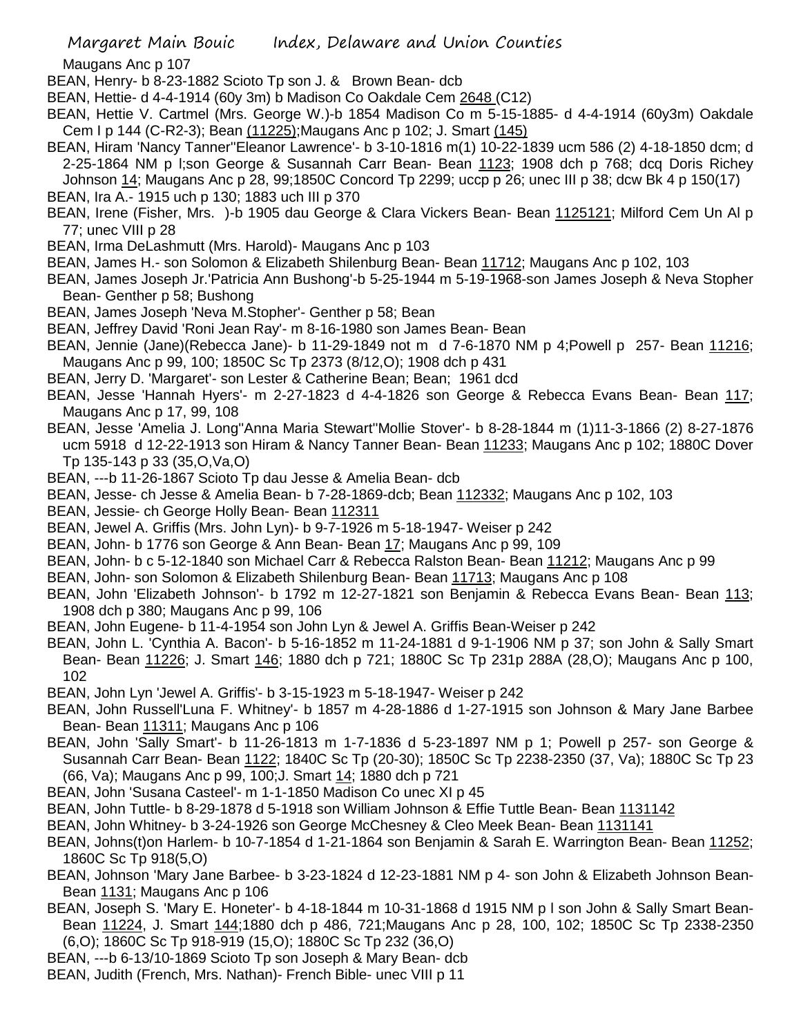Maugans Anc p 107

BEAN, Henry- b 8-23-1882 Scioto Tp son J. & Brown Bean- dcb

BEAN, Hettie- d 4-4-1914 (60y 3m) b Madison Co Oakdale Cem 2648 (C12)

BEAN, Hettie V. Cartmel (Mrs. George W.)-b 1854 Madison Co m 5-15-1885- d 4-4-1914 (60y3m) Oakdale Cem I p 144 (C-R2-3); Bean (11225);Maugans Anc p 102; J. Smart (145)

BEAN, Hiram 'Nancy Tanner''Eleanor Lawrence'- b 3-10-1816 m(1) 10-22-1839 ucm 586 (2) 4-18-1850 dcm; d 2-25-1864 NM p l;son George & Susannah Carr Bean- Bean 1123; 1908 dch p 768; dcq Doris Richey Johnson 14; Maugans Anc p 28, 99;1850C Concord Tp 2299; uccp p 26; unec III p 38; dcw Bk 4 p 150(17)

BEAN, Ira A.- 1915 uch p 130; 1883 uch III p 370

BEAN, Irene (Fisher, Mrs. )-b 1905 dau George & Clara Vickers Bean- Bean 1125121; Milford Cem Un Al p 77; unec VIII p 28

BEAN, Irma DeLashmutt (Mrs. Harold)- Maugans Anc p 103

BEAN, James H.- son Solomon & Elizabeth Shilenburg Bean- Bean 11712; Maugans Anc p 102, 103

BEAN, James Joseph Jr.'Patricia Ann Bushong'-b 5-25-1944 m 5-19-1968-son James Joseph & Neva Stopher Bean- Genther p 58; Bushong

BEAN, James Joseph 'Neva M.Stopher'- Genther p 58; Bean

BEAN, Jeffrey David 'Roni Jean Ray'- m 8-16-1980 son James Bean- Bean

BEAN, Jennie (Jane)(Rebecca Jane)- b 11-29-1849 not m d 7-6-1870 NM p 4;Powell p 257- Bean 11216; Maugans Anc p 99, 100; 1850C Sc Tp 2373 (8/12,O); 1908 dch p 431

BEAN, Jerry D. 'Margaret'- son Lester & Catherine Bean; Bean; 1961 dcd

BEAN, Jesse 'Hannah Hyers'- m 2-27-1823 d 4-4-1826 son George & Rebecca Evans Bean- Bean 117; Maugans Anc p 17, 99, 108

BEAN, Jesse 'Amelia J. Long''Anna Maria Stewart''Mollie Stover'- b 8-28-1844 m (1)11-3-1866 (2) 8-27-1876 ucm 5918 d 12-22-1913 son Hiram & Nancy Tanner Bean- Bean 11233; Maugans Anc p 102; 1880C Dover Tp 135-143 p 33 (35,O,Va,O)

BEAN, ---b 11-26-1867 Scioto Tp dau Jesse & Amelia Bean- dcb

BEAN, Jesse- ch Jesse & Amelia Bean- b 7-28-1869-dcb; Bean 112332; Maugans Anc p 102, 103

BEAN, Jessie- ch George Holly Bean- Bean 112311

BEAN, Jewel A. Griffis (Mrs. John Lyn)- b 9-7-1926 m 5-18-1947- Weiser p 242

BEAN, John- b 1776 son George & Ann Bean- Bean 17; Maugans Anc p 99, 109

BEAN, John- b c 5-12-1840 son Michael Carr & Rebecca Ralston Bean- Bean 11212; Maugans Anc p 99

BEAN, John- son Solomon & Elizabeth Shilenburg Bean- Bean 11713; Maugans Anc p 108

BEAN, John 'Elizabeth Johnson'- b 1792 m 12-27-1821 son Benjamin & Rebecca Evans Bean- Bean 113; 1908 dch p 380; Maugans Anc p 99, 106

BEAN, John Eugene- b 11-4-1954 son John Lyn & Jewel A. Griffis Bean-Weiser p 242

BEAN, John L. 'Cynthia A. Bacon'- b 5-16-1852 m 11-24-1881 d 9-1-1906 NM p 37; son John & Sally Smart Bean- Bean 11226; J. Smart 146; 1880 dch p 721; 1880C Sc Tp 231p 288A (28,O); Maugans Anc p 100, 102

BEAN, John Lyn 'Jewel A. Griffis'- b 3-15-1923 m 5-18-1947- Weiser p 242

BEAN, John Russell'Luna F. Whitney'- b 1857 m 4-28-1886 d 1-27-1915 son Johnson & Mary Jane Barbee Bean- Bean 11311; Maugans Anc p 106

BEAN, John 'Sally Smart'- b 11-26-1813 m 1-7-1836 d 5-23-1897 NM p 1; Powell p 257- son George & Susannah Carr Bean- Bean 1122; 1840C Sc Tp (20-30); 1850C Sc Tp 2238-2350 (37, Va); 1880C Sc Tp 23 (66, Va); Maugans Anc p 99, 100;J. Smart 14; 1880 dch p 721

BEAN, John 'Susana Casteel'- m 1-1-1850 Madison Co unec XI p 45

BEAN, John Tuttle- b 8-29-1878 d 5-1918 son William Johnson & Effie Tuttle Bean- Bean 1131142

BEAN, John Whitney- b 3-24-1926 son George McChesney & Cleo Meek Bean- Bean 1131141

BEAN, Johns(t)on Harlem- b 10-7-1854 d 1-21-1864 son Benjamin & Sarah E. Warrington Bean- Bean 11252; 1860C Sc Tp 918(5,O)

BEAN, Johnson 'Mary Jane Barbee- b 3-23-1824 d 12-23-1881 NM p 4- son John & Elizabeth Johnson Bean- Bean 1131; Maugans Anc p 106

BEAN, Joseph S. 'Mary E. Honeter'- b 4-18-1844 m 10-31-1868 d 1915 NM p l son John & Sally Smart Bean- Bean 11224, J. Smart 144;1880 dch p 486, 721;Maugans Anc p 28, 100, 102; 1850C Sc Tp 2338-2350 (6,O); 1860C Sc Tp 918-919 (15,O); 1880C Sc Tp 232 (36,O)

BEAN, ---b 6-13/10-1869 Scioto Tp son Joseph & Mary Bean- dcb

BEAN, Judith (French, Mrs. Nathan)- French Bible- unec VIII p 11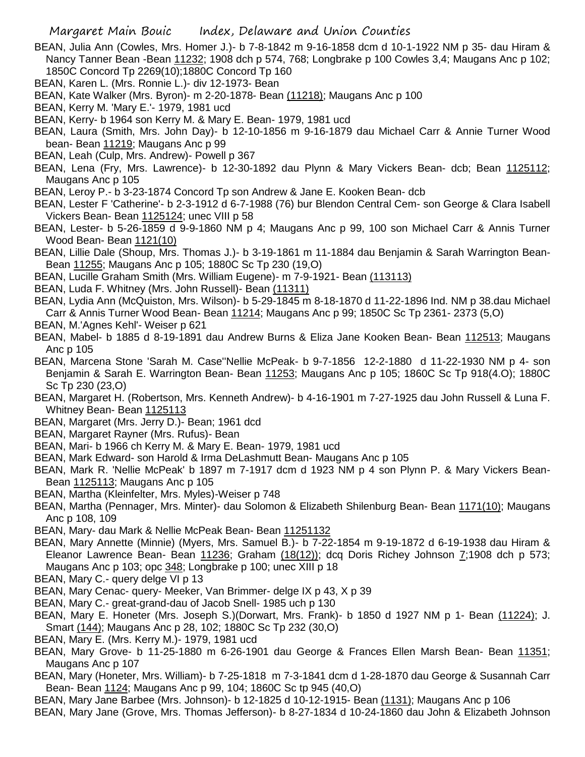BEAN, Julia Ann (Cowles, Mrs. Homer J.)- b 7-8-1842 m 9-16-1858 dcm d 10-1-1922 NM p 35- dau Hiram & Nancy Tanner Bean -Bean 11232; 1908 dch p 574, 768; Longbrake p 100 Cowles 3,4; Maugans Anc p 102; 1850C Concord Tp 2269(10);1880C Concord Tp 160

BEAN, Karen L. (Mrs. Ronnie L.)- div 12-1973- Bean

BEAN, Kate Walker (Mrs. Byron)- m 2-20-1878- Bean (11218); Maugans Anc p 100

BEAN, Kerry M. 'Mary E.'- 1979, 1981 ucd

BEAN, Kerry- b 1964 son Kerry M. & Mary E. Bean- 1979, 1981 ucd

BEAN, Laura (Smith, Mrs. John Day)- b 12-10-1856 m 9-16-1879 dau Michael Carr & Annie Turner Wood bean- Bean 11219; Maugans Anc p 99

BEAN, Leah (Culp, Mrs. Andrew)- Powell p 367

BEAN, Lena (Fry, Mrs. Lawrence)- b 12-30-1892 dau Plynn & Mary Vickers Bean- dcb; Bean 1125112; Maugans Anc p 105

BEAN, Leroy P.- b 3-23-1874 Concord Tp son Andrew & Jane E. Kooken Bean- dcb

BEAN, Lester F 'Catherine'- b 2-3-1912 d 6-7-1988 (76) bur Blendon Central Cem- son George & Clara Isabell Vickers Bean- Bean 1125124; unec VIII p 58

BEAN, Lester- b 5-26-1859 d 9-9-1860 NM p 4; Maugans Anc p 99, 100 son Michael Carr & Annis Turner Wood Bean- Bean 1121(10)

BEAN, Lillie Dale (Shoup, Mrs. Thomas J.)- b 3-19-1861 m 11-1884 dau Benjamin & Sarah Warrington Bean- Bean 11255; Maugans Anc p 105; 1880C Sc Tp 230 (19,O)

BEAN, Lucille Graham Smith (Mrs. William Eugene)- m 7-9-1921- Bean (113113)

BEAN, Luda F. Whitney (Mrs. John Russell)- Bean (11311)

BEAN, Lydia Ann (McQuiston, Mrs. Wilson)- b 5-29-1845 m 8-18-1870 d 11-22-1896 Ind. NM p 38.dau Michael Carr & Annis Turner Wood Bean- Bean 11214; Maugans Anc p 99; 1850C Sc Tp 2361- 2373 (5,O)

BEAN, M.'Agnes Kehl'- Weiser p 621

BEAN, Mabel- b 1885 d 8-19-1891 dau Andrew Burns & Eliza Jane Kooken Bean- Bean 112513; Maugans Anc p 105

BEAN, Marcena Stone 'Sarah M. Case''Nellie McPeak- b 9-7-1856 12-2-1880 d 11-22-1930 NM p 4- son Benjamin & Sarah E. Warrington Bean- Bean 11253; Maugans Anc p 105; 1860C Sc Tp 918(4.O); 1880C Sc Tp 230 (23,O)

BEAN, Margaret H. (Robertson, Mrs. Kenneth Andrew)- b 4-16-1901 m 7-27-1925 dau John Russell & Luna F. Whitney Bean- Bean 1125113

BEAN, Margaret (Mrs. Jerry D.)- Bean; 1961 dcd

BEAN, Margaret Rayner (Mrs. Rufus)- Bean

BEAN, Mari- b 1966 ch Kerry M. & Mary E. Bean- 1979, 1981 ucd

BEAN, Mark Edward- son Harold & Irma DeLashmutt Bean- Maugans Anc p 105

BEAN, Mark R. 'Nellie McPeak' b 1897 m 7-1917 dcm d 1923 NM p 4 son Plynn P. & Mary Vickers Bean- Bean 1125113; Maugans Anc p 105

BEAN, Martha (Kleinfelter, Mrs. Myles)-Weiser p 748

BEAN, Martha (Pennager, Mrs. Minter)- dau Solomon & Elizabeth Shilenburg Bean- Bean 1171(10); Maugans Anc p 108, 109

BEAN, Mary- dau Mark & Nellie McPeak Bean- Bean 11251132

BEAN, Mary Annette (Minnie) (Myers, Mrs. Samuel B.)- b 7-22-1854 m 9-19-1872 d 6-19-1938 dau Hiram & Eleanor Lawrence Bean- Bean 11236; Graham (18(12)); dcq Doris Richey Johnson 7;1908 dch p 573; Maugans Anc p 103; opc 348; Longbrake p 100; unec XIII p 18

BEAN, Mary C.- query delge VI p 13

BEAN, Mary Cenac- query- Meeker, Van Brimmer- delge IX p 43, X p 39

BEAN, Mary C.- great-grand-dau of Jacob Snell- 1985 uch p 130

BEAN, Mary E. Honeter (Mrs. Joseph S.)(Dorwart, Mrs. Frank)- b 1850 d 1927 NM p 1- Bean (11224); J. Smart (144); Maugans Anc p 28, 102; 1880C Sc Tp 232 (30,O)

BEAN, Mary E. (Mrs. Kerry M.)- 1979, 1981 ucd

BEAN, Mary Grove- b 11-25-1880 m 6-26-1901 dau George & Frances Ellen Marsh Bean- Bean 11351; Maugans Anc p 107

BEAN, Mary (Honeter, Mrs. William)- b 7-25-1818 m 7-3-1841 dcm d 1-28-1870 dau George & Susannah Carr Bean- Bean 1124; Maugans Anc p 99, 104; 1860C Sc tp 945 (40,O)

BEAN, Mary Jane Barbee (Mrs. Johnson)- b 12-1825 d 10-12-1915- Bean (1131); Maugans Anc p 106

BEAN, Mary Jane (Grove, Mrs. Thomas Jefferson)- b 8-27-1834 d 10-24-1860 dau John & Elizabeth Johnson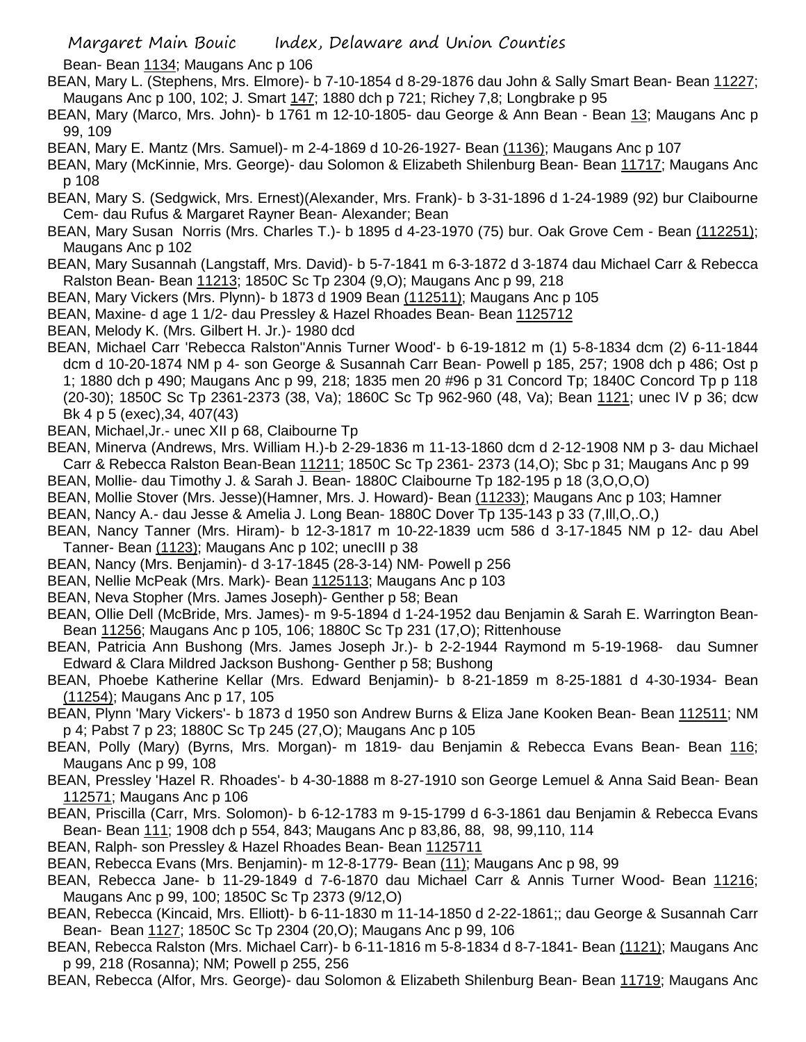Bean- Bean 1134; Maugans Anc p 106

BEAN, Mary L. (Stephens, Mrs. Elmore)- b 7-10-1854 d 8-29-1876 dau John & Sally Smart Bean- Bean 11227; Maugans Anc p 100, 102; J. Smart 147; 1880 dch p 721; Richey 7,8; Longbrake p 95

BEAN, Mary (Marco, Mrs. John)- b 1761 m 12-10-1805- dau George & Ann Bean - Bean 13; Maugans Anc p 99, 109

BEAN, Mary E. Mantz (Mrs. Samuel)- m 2-4-1869 d 10-26-1927- Bean (1136); Maugans Anc p 107

BEAN, Mary (McKinnie, Mrs. George)- dau Solomon & Elizabeth Shilenburg Bean- Bean 11717; Maugans Anc p 108

BEAN, Mary S. (Sedgwick, Mrs. Ernest)(Alexander, Mrs. Frank)- b 3-31-1896 d 1-24-1989 (92) bur Claibourne Cem- dau Rufus & Margaret Rayner Bean- Alexander; Bean

BEAN, Mary Susan Norris (Mrs. Charles T.)- b 1895 d 4-23-1970 (75) bur. Oak Grove Cem - Bean (112251); Maugans Anc p 102

BEAN, Mary Susannah (Langstaff, Mrs. David)- b 5-7-1841 m 6-3-1872 d 3-1874 dau Michael Carr & Rebecca Ralston Bean- Bean 11213; 1850C Sc Tp 2304 (9,O); Maugans Anc p 99, 218

BEAN, Mary Vickers (Mrs. Plynn)- b 1873 d 1909 Bean (112511); Maugans Anc p 105

BEAN, Maxine- d age 1 1/2- dau Pressley & Hazel Rhoades Bean- Bean 1125712

BEAN, Melody K. (Mrs. Gilbert H. Jr.)- 1980 dcd

BEAN, Michael Carr 'Rebecca Ralston''Annis Turner Wood'- b 6-19-1812 m (1) 5-8-1834 dcm (2) 6-11-1844 dcm d 10-20-1874 NM p 4- son George & Susannah Carr Bean- Powell p 185, 257; 1908 dch p 486; Ost p 1; 1880 dch p 490; Maugans Anc p 99, 218; 1835 men 20 #96 p 31 Concord Tp; 1840C Concord Tp p 118 (20-30); 1850C Sc Tp 2361-2373 (38, Va); 1860C Sc Tp 962-960 (48, Va); Bean 1121; unec IV p 36; dcw Bk 4 p 5 (exec),34, 407(43)

BEAN, Michael,Jr.- unec XII p 68, Claibourne Tp

BEAN, Minerva (Andrews, Mrs. William H.)-b 2-29-1836 m 11-13-1860 dcm d 2-12-1908 NM p 3- dau Michael Carr & Rebecca Ralston Bean-Bean 11211; 1850C Sc Tp 2361- 2373 (14,O); Sbc p 31; Maugans Anc p 99

BEAN, Mollie- dau Timothy J. & Sarah J. Bean- 1880C Claibourne Tp 182-195 p 18 (3,O,O,O)

BEAN, Mollie Stover (Mrs. Jesse)(Hamner, Mrs. J. Howard)- Bean (11233); Maugans Anc p 103; Hamner

BEAN, Nancy A.- dau Jesse & Amelia J. Long Bean- 1880C Dover Tp 135-143 p 33 (7,Ill,O,.O,)

BEAN, Nancy Tanner (Mrs. Hiram)- b 12-3-1817 m 10-22-1839 ucm 586 d 3-17-1845 NM p 12- dau Abel Tanner- Bean (1123); Maugans Anc p 102; unecIII p 38

BEAN, Nancy (Mrs. Benjamin)- d 3-17-1845 (28-3-14) NM- Powell p 256

BEAN, Nellie McPeak (Mrs. Mark)- Bean 1125113; Maugans Anc p 103

BEAN, Neva Stopher (Mrs. James Joseph)- Genther p 58; Bean

BEAN, Ollie Dell (McBride, Mrs. James)- m 9-5-1894 d 1-24-1952 dau Benjamin & Sarah E. Warrington Bean- Bean 11256; Maugans Anc p 105, 106; 1880C Sc Tp 231 (17,O); Rittenhouse

BEAN, Patricia Ann Bushong (Mrs. James Joseph Jr.)- b 2-2-1944 Raymond m 5-19-1968- dau Sumner Edward & Clara Mildred Jackson Bushong- Genther p 58; Bushong

BEAN, Phoebe Katherine Kellar (Mrs. Edward Benjamin)- b 8-21-1859 m 8-25-1881 d 4-30-1934- Bean (11254); Maugans Anc p 17, 105

BEAN, Plynn 'Mary Vickers'- b 1873 d 1950 son Andrew Burns & Eliza Jane Kooken Bean- Bean 112511; NM p 4; Pabst 7 p 23; 1880C Sc Tp 245 (27,O); Maugans Anc p 105

BEAN, Polly (Mary) (Byrns, Mrs. Morgan)- m 1819- dau Benjamin & Rebecca Evans Bean- Bean 116; Maugans Anc p 99, 108

BEAN, Pressley 'Hazel R. Rhoades'- b 4-30-1888 m 8-27-1910 son George Lemuel & Anna Said Bean- Bean 112571; Maugans Anc p 106

BEAN, Priscilla (Carr, Mrs. Solomon)- b 6-12-1783 m 9-15-1799 d 6-3-1861 dau Benjamin & Rebecca Evans Bean- Bean 111; 1908 dch p 554, 843; Maugans Anc p 83,86, 88, 98, 99,110, 114

BEAN, Ralph- son Pressley & Hazel Rhoades Bean- Bean 1125711

BEAN, Rebecca Evans (Mrs. Benjamin)- m 12-8-1779- Bean (11); Maugans Anc p 98, 99

BEAN, Rebecca Jane- b 11-29-1849 d 7-6-1870 dau Michael Carr & Annis Turner Wood- Bean 11216; Maugans Anc p 99, 100; 1850C Sc Tp 2373 (9/12,O)

BEAN, Rebecca (Kincaid, Mrs. Elliott)- b 6-11-1830 m 11-14-1850 d 2-22-1861;; dau George & Susannah Carr Bean- Bean 1127; 1850C Sc Tp 2304 (20,O); Maugans Anc p 99, 106

BEAN, Rebecca Ralston (Mrs. Michael Carr)- b 6-11-1816 m 5-8-1834 d 8-7-1841- Bean (1121); Maugans Anc p 99, 218 (Rosanna); NM; Powell p 255, 256

BEAN, Rebecca (Alfor, Mrs. George)- dau Solomon & Elizabeth Shilenburg Bean- Bean 11719; Maugans Anc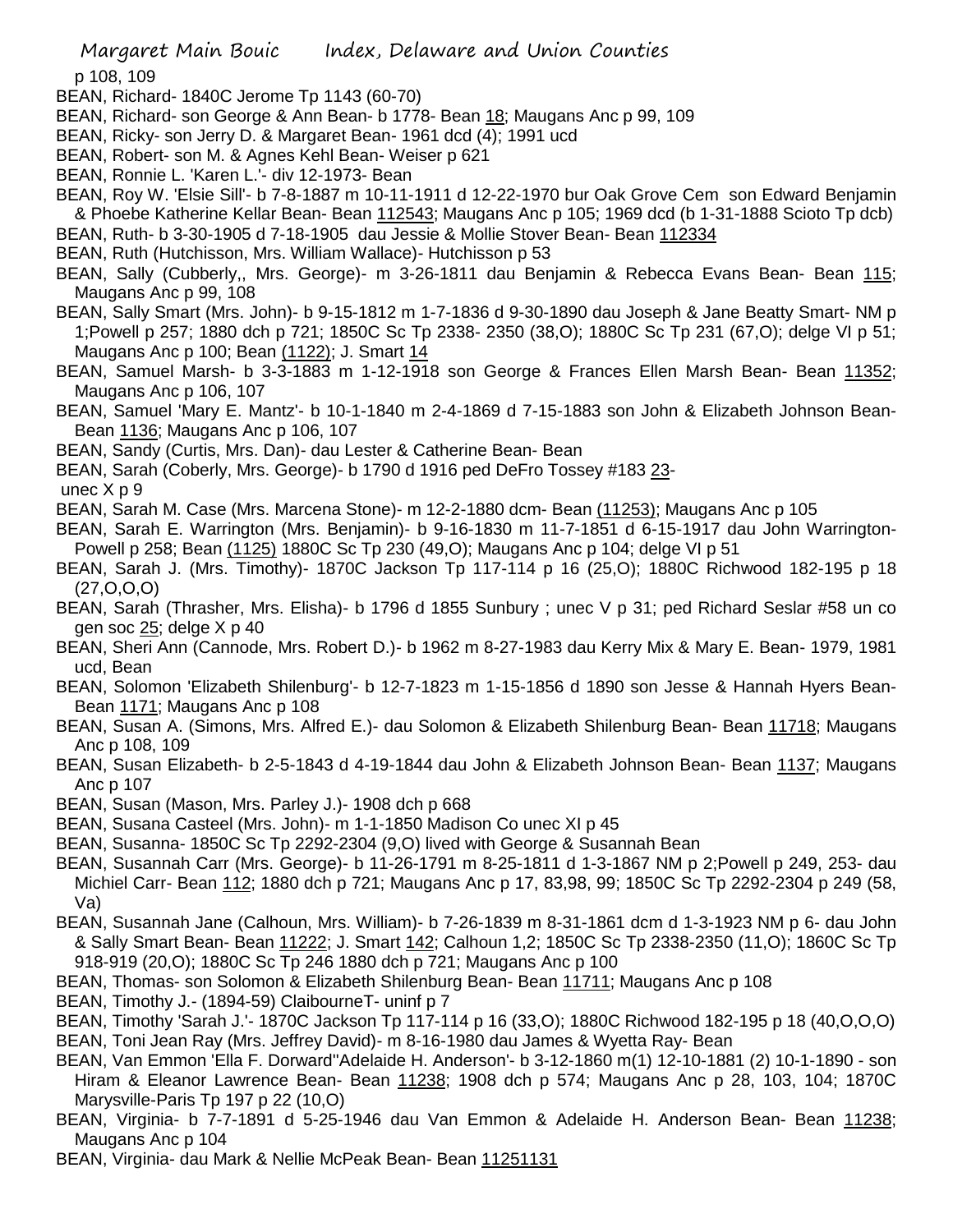p 108, 109

BEAN, Richard- 1840C Jerome Tp 1143 (60-70)

BEAN, Richard- son George & Ann Bean- b 1778- Bean 18; Maugans Anc p 99, 109

BEAN, Ricky- son Jerry D. & Margaret Bean- 1961 dcd (4); 1991 ucd

BEAN, Robert- son M. & Agnes Kehl Bean- Weiser p 621

BEAN, Ronnie L. 'Karen L.'- div 12-1973- Bean

BEAN, Roy W. 'Elsie Sill'- b 7-8-1887 m 10-11-1911 d 12-22-1970 bur Oak Grove Cem son Edward Benjamin & Phoebe Katherine Kellar Bean- Bean 112543; Maugans Anc p 105; 1969 dcd (b 1-31-1888 Scioto Tp dcb)

BEAN, Ruth- b 3-30-1905 d 7-18-1905 dau Jessie & Mollie Stover Bean- Bean 112334

BEAN, Ruth (Hutchisson, Mrs. William Wallace)- Hutchisson p 53

BEAN, Sally (Cubberly,, Mrs. George)- m 3-26-1811 dau Benjamin & Rebecca Evans Bean- Bean 115; Maugans Anc p 99, 108

BEAN, Sally Smart (Mrs. John)- b 9-15-1812 m 1-7-1836 d 9-30-1890 dau Joseph & Jane Beatty Smart- NM p 1;Powell p 257; 1880 dch p 721; 1850C Sc Tp 2338- 2350 (38,O); 1880C Sc Tp 231 (67,O); delge VI p 51; Maugans Anc p 100; Bean (1122); J. Smart 14

BEAN, Samuel Marsh- b 3-3-1883 m 1-12-1918 son George & Frances Ellen Marsh Bean- Bean 11352; Maugans Anc p 106, 107

BEAN, Samuel 'Mary E. Mantz'- b 10-1-1840 m 2-4-1869 d 7-15-1883 son John & Elizabeth Johnson Bean- Bean 1136; Maugans Anc p 106, 107

BEAN, Sandy (Curtis, Mrs. Dan)- dau Lester & Catherine Bean- Bean

BEAN, Sarah (Coberly, Mrs. George)- b 1790 d 1916 ped DeFro Tossey #183 23- unec X p 9

BEAN, Sarah M. Case (Mrs. Marcena Stone)- m 12-2-1880 dcm- Bean (11253); Maugans Anc p 105

BEAN, Sarah E. Warrington (Mrs. Benjamin)- b 9-16-1830 m 11-7-1851 d 6-15-1917 dau John Warrington- Powell p 258; Bean (1125) 1880C Sc Tp 230 (49,O); Maugans Anc p 104; delge VI p 51

BEAN, Sarah J. (Mrs. Timothy)- 1870C Jackson Tp 117-114 p 16 (25,O); 1880C Richwood 182-195 p 18 (27,O,O,O)

BEAN, Sarah (Thrasher, Mrs. Elisha)- b 1796 d 1855 Sunbury ; unec V p 31; ped Richard Seslar #58 un co gen soc 25; delge X p 40

BEAN, Sheri Ann (Cannode, Mrs. Robert D.)- b 1962 m 8-27-1983 dau Kerry Mix & Mary E. Bean- 1979, 1981 ucd, Bean

BEAN, Solomon 'Elizabeth Shilenburg'- b 12-7-1823 m 1-15-1856 d 1890 son Jesse & Hannah Hyers Bean- Bean 1171; Maugans Anc p 108

BEAN, Susan A. (Simons, Mrs. Alfred E.)- dau Solomon & Elizabeth Shilenburg Bean- Bean 11718; Maugans Anc p 108, 109

BEAN, Susan Elizabeth- b 2-5-1843 d 4-19-1844 dau John & Elizabeth Johnson Bean- Bean 1137; Maugans Anc p 107

BEAN, Susan (Mason, Mrs. Parley J.)- 1908 dch p 668

BEAN, Susana Casteel (Mrs. John)- m 1-1-1850 Madison Co unec XI p 45

BEAN, Susanna- 1850C Sc Tp 2292-2304 (9,O) lived with George & Susannah Bean

BEAN, Susannah Carr (Mrs. George)- b 11-26-1791 m 8-25-1811 d 1-3-1867 NM p 2;Powell p 249, 253- dau Michiel Carr- Bean 112; 1880 dch p 721; Maugans Anc p 17, 83,98, 99; 1850C Sc Tp 2292-2304 p 249 (58, Va)

BEAN, Susannah Jane (Calhoun, Mrs. William)- b 7-26-1839 m 8-31-1861 dcm d 1-3-1923 NM p 6- dau John & Sally Smart Bean- Bean 11222; J. Smart 142; Calhoun 1,2; 1850C Sc Tp 2338-2350 (11,O); 1860C Sc Tp 918-919 (20,O); 1880C Sc Tp 246 1880 dch p 721; Maugans Anc p 100

BEAN, Thomas- son Solomon & Elizabeth Shilenburg Bean- Bean 11711; Maugans Anc p 108

BEAN, Timothy J.- (1894-59) ClaibourneT- uninf p 7

BEAN, Timothy 'Sarah J.'- 1870C Jackson Tp 117-114 p 16 (33,O); 1880C Richwood 182-195 p 18 (40,O,O,O)

BEAN, Toni Jean Ray (Mrs. Jeffrey David)- m 8-16-1980 dau James & Wyetta Ray- Bean

BEAN, Van Emmon 'Ella F. Dorward''Adelaide H. Anderson'- b 3-12-1860 m(1) 12-10-1881 (2) 10-1-1890 - son Hiram & Eleanor Lawrence Bean- Bean 11238; 1908 dch p 574; Maugans Anc p 28, 103, 104; 1870C Marysville-Paris Tp 197 p 22 (10,O)

BEAN, Virginia- b 7-7-1891 d 5-25-1946 dau Van Emmon & Adelaide H. Anderson Bean- Bean 11238; Maugans Anc p 104

BEAN, Virginia- dau Mark & Nellie McPeak Bean- Bean 11251131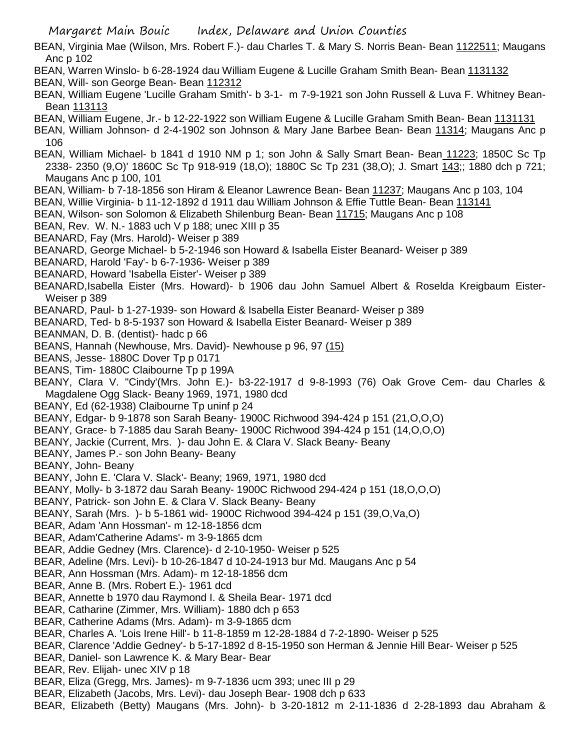BEAN, Virginia Mae (Wilson, Mrs. Robert F.)- dau Charles T. & Mary S. Norris Bean- Bean 1122511; Maugans Anc p 102

BEAN, Warren Winslo- b 6-28-1924 dau William Eugene & Lucille Graham Smith Bean- Bean 1131132

BEAN, Will- son George Bean- Bean 112312

BEAN, William Eugene 'Lucille Graham Smith'- b 3-1- m 7-9-1921 son John Russell & Luva F. Whitney Bean- Bean 113113

BEAN, William Eugene, Jr.- b 12-22-1922 son William Eugene & Lucille Graham Smith Bean- Bean 1131131

BEAN, William Johnson- d 2-4-1902 son Johnson & Mary Jane Barbee Bean- Bean 11314; Maugans Anc p 106

BEAN, William Michael- b 1841 d 1910 NM p 1; son John & Sally Smart Bean- Bean 11223; 1850C Sc Tp 2338- 2350 (9,O)' 1860C Sc Tp 918-919 (18,O); 1880C Sc Tp 231 (38,O); J. Smart 143;; 1880 dch p 721; Maugans Anc p 100, 101

BEAN, William- b 7-18-1856 son Hiram & Eleanor Lawrence Bean- Bean 11237; Maugans Anc p 103, 104

BEAN, Willie Virginia- b 11-12-1892 d 1911 dau William Johnson & Effie Tuttle Bean- Bean 113141

BEAN, Wilson- son Solomon & Elizabeth Shilenburg Bean- Bean 11715; Maugans Anc p 108

BEAN, Rev. W. N.- 1883 uch V p 188; unec XIII p 35

BEANARD, Fay (Mrs. Harold)- Weiser p 389

BEANARD, George Michael- b 5-2-1946 son Howard & Isabella Eister Beanard- Weiser p 389

BEANARD, Harold 'Fay'- b 6-7-1936- Weiser p 389

BEANARD, Howard 'Isabella Eister'- Weiser p 389

BEANARD,Isabella Eister (Mrs. Howard)- b 1906 dau John Samuel Albert & Roselda Kreigbaum Eister- Weiser p 389

BEANARD, Paul- b 1-27-1939- son Howard & Isabella Eister Beanard- Weiser p 389

BEANARD, Ted- b 8-5-1937 son Howard & Isabella Eister Beanard- Weiser p 389

BEANMAN, D. B. (dentist)- hadc p 66

BEANS, Hannah (Newhouse, Mrs. David)- Newhouse p 96, 97 (15)

BEANS, Jesse- 1880C Dover Tp p 0171

BEANS, Tim- 1880C Claibourne Tp p 199A

BEANY, Clara V. "Cindy'(Mrs. John E.)- b3-22-1917 d 9-8-1993 (76) Oak Grove Cem- dau Charles & Magdalene Ogg Slack- Beany 1969, 1971, 1980 dcd

BEANY, Ed (62-1938) Claibourne Tp uninf p 24

BEANY, Edgar- b 9-1878 son Sarah Beany- 1900C Richwood 394-424 p 151 (21,O,O,O)

BEANY, Grace- b 7-1885 dau Sarah Beany- 1900C Richwood 394-424 p 151 (14,O,O,O)

BEANY, Jackie (Current, Mrs. )- dau John E. & Clara V. Slack Beany- Beany

BEANY, James P.- son John Beany- Beany

BEANY, John- Beany

BEANY, John E. 'Clara V. Slack'- Beany; 1969, 1971, 1980 dcd

BEANY, Molly- b 3-1872 dau Sarah Beany- 1900C Richwood 294-424 p 151 (18,O,O,O)

BEANY, Patrick- son John E. & Clara V. Slack Beany- Beany

BEANY, Sarah (Mrs. )- b 5-1861 wid- 1900C Richwood 394-424 p 151 (39,O,Va,O)

BEAR, Adam 'Ann Hossman'- m 12-18-1856 dcm

BEAR, Adam'Catherine Adams'- m 3-9-1865 dcm

BEAR, Addie Gedney (Mrs. Clarence)- d 2-10-1950- Weiser p 525

BEAR, Adeline (Mrs. Levi)- b 10-26-1847 d 10-24-1913 bur Md. Maugans Anc p 54

BEAR, Ann Hossman (Mrs. Adam)- m 12-18-1856 dcm

BEAR, Anne B. (Mrs. Robert E.)- 1961 dcd

BEAR, Annette b 1970 dau Raymond I. & Sheila Bear- 1971 dcd

BEAR, Catharine (Zimmer, Mrs. William)- 1880 dch p 653

BEAR, Catherine Adams (Mrs. Adam)- m 3-9-1865 dcm

BEAR, Charles A. 'Lois Irene Hill'- b 11-8-1859 m 12-28-1884 d 7-2-1890- Weiser p 525

BEAR, Clarence 'Addie Gedney'- b 5-17-1892 d 8-15-1950 son Herman & Jennie Hill Bear- Weiser p 525

BEAR, Daniel- son Lawrence K. & Mary Bear- Bear

BEAR, Rev. Elijah- unec XIV p 18

BEAR, Eliza (Gregg, Mrs. James)- m 9-7-1836 ucm 393; unec III p 29

BEAR, Elizabeth (Jacobs, Mrs. Levi)- dau Joseph Bear- 1908 dch p 633

BEAR, Elizabeth (Betty) Maugans (Mrs. John)- b 3-20-1812 m 2-11-1836 d 2-28-1893 dau Abraham &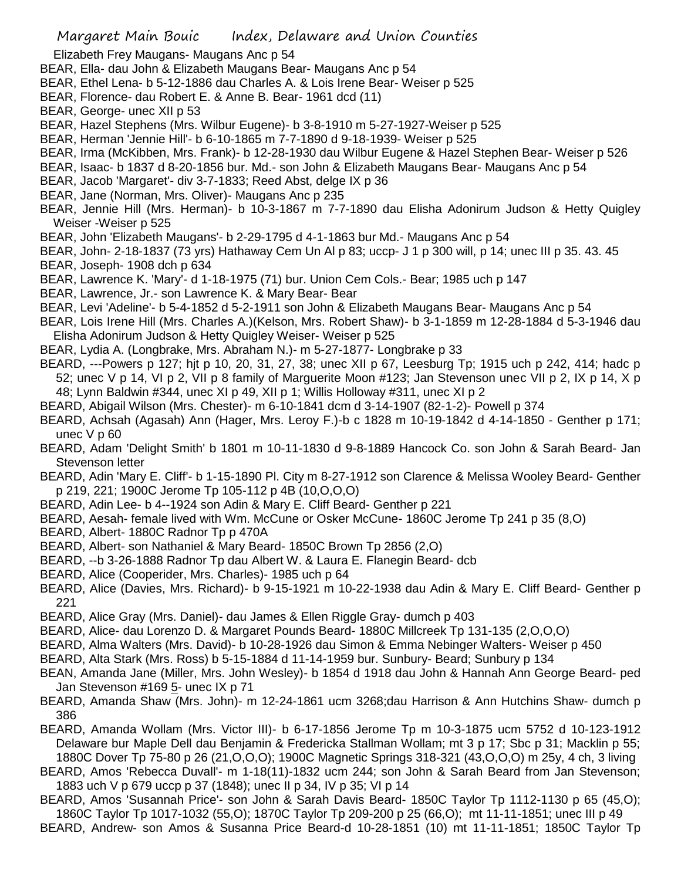Elizabeth Frey Maugans- Maugans Anc p 54

BEAR, Ella- dau John & Elizabeth Maugans Bear- Maugans Anc p 54

BEAR, Ethel Lena- b 5-12-1886 dau Charles A. & Lois Irene Bear- Weiser p 525

BEAR, Florence- dau Robert E. & Anne B. Bear- 1961 dcd (11)

BEAR, George- unec XII p 53

BEAR, Hazel Stephens (Mrs. Wilbur Eugene)- b 3-8-1910 m 5-27-1927-Weiser p 525

BEAR, Herman 'Jennie Hill'- b 6-10-1865 m 7-7-1890 d 9-18-1939- Weiser p 525

BEAR, Irma (McKibben, Mrs. Frank)- b 12-28-1930 dau Wilbur Eugene & Hazel Stephen Bear- Weiser p 526

BEAR, Isaac- b 1837 d 8-20-1856 bur. Md.- son John & Elizabeth Maugans Bear- Maugans Anc p 54

BEAR, Jacob 'Margaret'- div 3-7-1833; Reed Abst, delge IX p 36

BEAR, Jane (Norman, Mrs. Oliver)- Maugans Anc p 235

BEAR, Jennie Hill (Mrs. Herman)- b 10-3-1867 m 7-7-1890 dau Elisha Adonirum Judson & Hetty Quigley Weiser -Weiser p 525

BEAR, John 'Elizabeth Maugans'- b 2-29-1795 d 4-1-1863 bur Md.- Maugans Anc p 54

BEAR, John- 2-18-1837 (73 yrs) Hathaway Cem Un Al p 83; uccp- J 1 p 300 will, p 14; unec III p 35. 43. 45

BEAR, Joseph- 1908 dch p 634

BEAR, Lawrence K. 'Mary'- d 1-18-1975 (71) bur. Union Cem Cols.- Bear; 1985 uch p 147

BEAR, Lawrence, Jr.- son Lawrence K. & Mary Bear- Bear

BEAR, Levi 'Adeline'- b 5-4-1852 d 5-2-1911 son John & Elizabeth Maugans Bear- Maugans Anc p 54

BEAR, Lois Irene Hill (Mrs. Charles A.)(Kelson, Mrs. Robert Shaw)- b 3-1-1859 m 12-28-1884 d 5-3-1946 dau Elisha Adonirum Judson & Hetty Quigley Weiser- Weiser p 525

BEAR, Lydia A. (Longbrake, Mrs. Abraham N.)- m 5-27-1877- Longbrake p 33

BEARD, ---Powers p 127; hjt p 10, 20, 31, 27, 38; unec XII p 67, Leesburg Tp; 1915 uch p 242, 414; hadc p 52; unec V p 14, VI p 2, VII p 8 family of Marguerite Moon #123; Jan Stevenson unec VII p 2, IX p 14, X p 48; Lynn Baldwin #344, unec XI p 49, XII p 1; Willis Holloway #311, unec XI p 2

BEARD, Abigail Wilson (Mrs. Chester)- m 6-10-1841 dcm d 3-14-1907 (82-1-2)- Powell p 374

BEARD, Achsah (Agasah) Ann (Hager, Mrs. Leroy F.)-b c 1828 m 10-19-1842 d 4-14-1850 - Genther p 171; unec V p 60

BEARD, Adam 'Delight Smith' b 1801 m 10-11-1830 d 9-8-1889 Hancock Co. son John & Sarah Beard- Jan Stevenson letter

BEARD, Adin 'Mary E. Cliff'- b 1-15-1890 Pl. City m 8-27-1912 son Clarence & Melissa Wooley Beard- Genther p 219, 221; 1900C Jerome Tp 105-112 p 4B (10,O,O,O)

BEARD, Adin Lee- b 4--1924 son Adin & Mary E. Cliff Beard- Genther p 221

BEARD, Aesah- female lived with Wm. McCune or Osker McCune- 1860C Jerome Tp 241 p 35 (8,O)

BEARD, Albert- 1880C Radnor Tp p 470A

BEARD, Albert- son Nathaniel & Mary Beard- 1850C Brown Tp 2856 (2,O)

BEARD, --b 3-26-1888 Radnor Tp dau Albert W. & Laura E. Flanegin Beard- dcb

BEARD, Alice (Cooperider, Mrs. Charles)- 1985 uch p 64

BEARD, Alice (Davies, Mrs. Richard)- b 9-15-1921 m 10-22-1938 dau Adin & Mary E. Cliff Beard- Genther p 221

BEARD, Alice Gray (Mrs. Daniel)- dau James & Ellen Riggle Gray- dumch p 403

BEARD, Alice- dau Lorenzo D. & Margaret Pounds Beard- 1880C Millcreek Tp 131-135 (2,O,O,O)

BEARD, Alma Walters (Mrs. David)- b 10-28-1926 dau Simon & Emma Nebinger Walters- Weiser p 450

BEARD, Alta Stark (Mrs. Ross) b 5-15-1884 d 11-14-1959 bur. Sunbury- Beard; Sunbury p 134

BEAN, Amanda Jane (Miller, Mrs. John Wesley)- b 1854 d 1918 dau John & Hannah Ann George Beard- ped Jan Stevenson #169 5- unec IX p 71

BEARD, Amanda Shaw (Mrs. John)- m 12-24-1861 ucm 3268;dau Harrison & Ann Hutchins Shaw- dumch p 386

BEARD, Amanda Wollam (Mrs. Victor III)- b 6-17-1856 Jerome Tp m 10-3-1875 ucm 5752 d 10-123-1912 Delaware bur Maple Dell dau Benjamin & Fredericka Stallman Wollam; mt 3 p 17; Sbc p 31; Macklin p 55; 1880C Dover Tp 75-80 p 26 (21,O,O,O); 1900C Magnetic Springs 318-321 (43,O,O,O) m 25y, 4 ch, 3 living

BEARD, Amos 'Rebecca Duvall'- m 1-18(11)-1832 ucm 244; son John & Sarah Beard from Jan Stevenson; 1883 uch V p 679 uccp p 37 (1848); unec II p 34, IV p 35; VI p 14

BEARD, Amos 'Susannah Price'- son John & Sarah Davis Beard- 1850C Taylor Tp 1112-1130 p 65 (45,O); 1860C Taylor Tp 1017-1032 (55,O); 1870C Taylor Tp 209-200 p 25 (66,O); mt 11-11-1851; unec III p 49

BEARD, Andrew- son Amos & Susanna Price Beard-d 10-28-1851 (10) mt 11-11-1851; 1850C Taylor Tp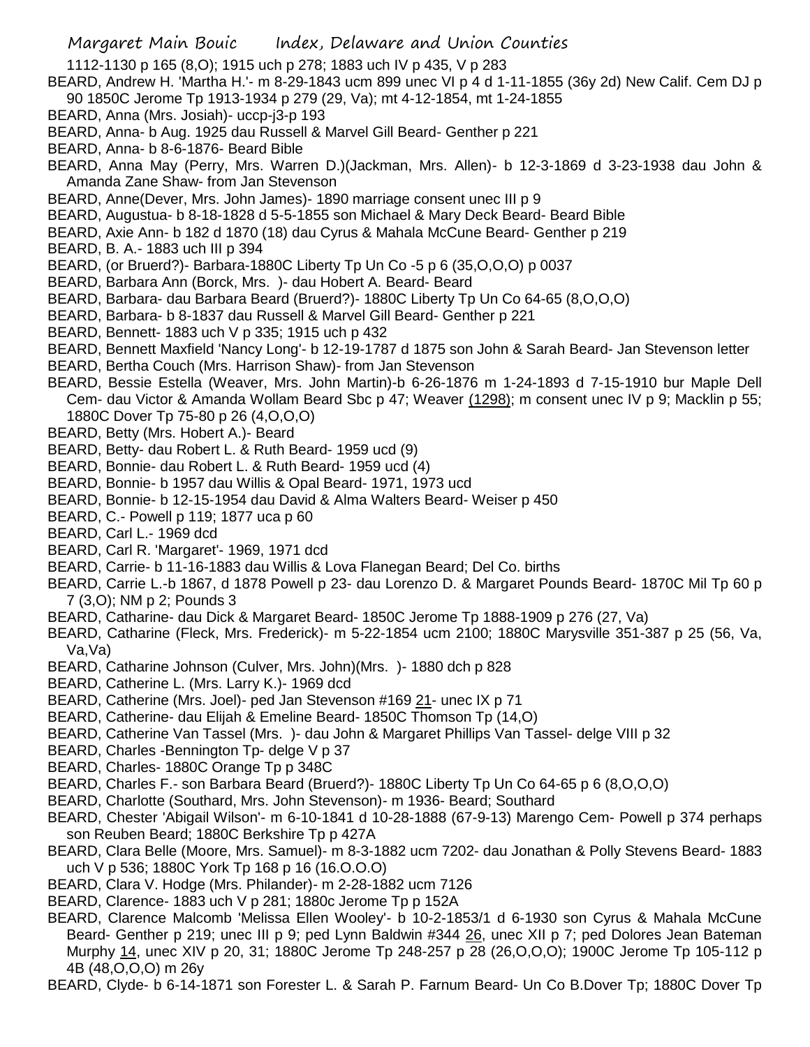1112-1130 p 165 (8,O); 1915 uch p 278; 1883 uch IV p 435, V p 283

BEARD, Andrew H. 'Martha H.'- m 8-29-1843 ucm 899 unec VI p 4 d 1-11-1855 (36y 2d) New Calif. Cem DJ p 90 1850C Jerome Tp 1913-1934 p 279 (29, Va); mt 4-12-1854, mt 1-24-1855

BEARD, Anna (Mrs. Josiah)- uccp-j3-p 193

BEARD, Anna- b Aug. 1925 dau Russell & Marvel Gill Beard- Genther p 221

BEARD, Anna- b 8-6-1876- Beard Bible

BEARD, Anna May (Perry, Mrs. Warren D.)(Jackman, Mrs. Allen)- b 12-3-1869 d 3-23-1938 dau John & Amanda Zane Shaw- from Jan Stevenson

BEARD, Anne(Dever, Mrs. John James)- 1890 marriage consent unec III p 9

BEARD, Augustua- b 8-18-1828 d 5-5-1855 son Michael & Mary Deck Beard- Beard Bible

BEARD, Axie Ann- b 182 d 1870 (18) dau Cyrus & Mahala McCune Beard- Genther p 219

BEARD, B. A.- 1883 uch III p 394

BEARD, (or Bruerd?)- Barbara-1880C Liberty Tp Un Co -5 p 6 (35,O,O,O) p 0037

BEARD, Barbara Ann (Borck, Mrs. )- dau Hobert A. Beard- Beard

BEARD, Barbara- dau Barbara Beard (Bruerd?)- 1880C Liberty Tp Un Co 64-65 (8,O,O,O)

BEARD, Barbara- b 8-1837 dau Russell & Marvel Gill Beard- Genther p 221

BEARD, Bennett- 1883 uch V p 335; 1915 uch p 432

BEARD, Bennett Maxfield 'Nancy Long'- b 12-19-1787 d 1875 son John & Sarah Beard- Jan Stevenson letter

BEARD, Bertha Couch (Mrs. Harrison Shaw)- from Jan Stevenson

BEARD, Bessie Estella (Weaver, Mrs. John Martin)-b 6-26-1876 m 1-24-1893 d 7-15-1910 bur Maple Dell Cem- dau Victor & Amanda Wollam Beard Sbc p 47; Weaver (1298); m consent unec IV p 9; Macklin p 55; 1880C Dover Tp 75-80 p 26 (4,O,O,O)

BEARD, Betty (Mrs. Hobert A.)- Beard

BEARD, Betty- dau Robert L. & Ruth Beard- 1959 ucd (9)

BEARD, Bonnie- dau Robert L. & Ruth Beard- 1959 ucd (4)

BEARD, Bonnie- b 1957 dau Willis & Opal Beard- 1971, 1973 ucd

BEARD, Bonnie- b 12-15-1954 dau David & Alma Walters Beard- Weiser p 450

BEARD, C.- Powell p 119; 1877 uca p 60

BEARD, Carl L.- 1969 dcd

BEARD, Carl R. 'Margaret'- 1969, 1971 dcd

BEARD, Carrie- b 11-16-1883 dau Willis & Lova Flanegan Beard; Del Co. births

BEARD, Carrie L.-b 1867, d 1878 Powell p 23- dau Lorenzo D. & Margaret Pounds Beard- 1870C Mil Tp 60 p 7 (3,O); NM p 2; Pounds 3

BEARD, Catharine- dau Dick & Margaret Beard- 1850C Jerome Tp 1888-1909 p 276 (27, Va)

BEARD, Catharine (Fleck, Mrs. Frederick)- m 5-22-1854 ucm 2100; 1880C Marysville 351-387 p 25 (56, Va, Va,Va)

BEARD, Catharine Johnson (Culver, Mrs. John)(Mrs. )- 1880 dch p 828

BEARD, Catherine L. (Mrs. Larry K.)- 1969 dcd

BEARD, Catherine (Mrs. Joel)- ped Jan Stevenson #169 21- unec IX p 71

BEARD, Catherine- dau Elijah & Emeline Beard- 1850C Thomson Tp (14,O)

BEARD, Catherine Van Tassel (Mrs. )- dau John & Margaret Phillips Van Tassel- delge VIII p 32

BEARD, Charles -Bennington Tp- delge V p 37

BEARD, Charles- 1880C Orange Tp p 348C

BEARD, Charles F.- son Barbara Beard (Bruerd?)- 1880C Liberty Tp Un Co 64-65 p 6 (8,O,O,O)

BEARD, Charlotte (Southard, Mrs. John Stevenson)- m 1936- Beard; Southard

BEARD, Chester 'Abigail Wilson'- m 6-10-1841 d 10-28-1888 (67-9-13) Marengo Cem- Powell p 374 perhaps son Reuben Beard; 1880C Berkshire Tp p 427A

BEARD, Clara Belle (Moore, Mrs. Samuel)- m 8-3-1882 ucm 7202- dau Jonathan & Polly Stevens Beard- 1883 uch V p 536; 1880C York Tp 168 p 16 (16.O.O.O)

BEARD, Clara V. Hodge (Mrs. Philander)- m 2-28-1882 ucm 7126

BEARD, Clarence- 1883 uch V p 281; 1880c Jerome Tp p 152A

BEARD, Clarence Malcomb 'Melissa Ellen Wooley'- b 10-2-1853/1 d 6-1930 son Cyrus & Mahala McCune Beard- Genther p 219; unec III p 9; ped Lynn Baldwin #344 26, unec XII p 7; ped Dolores Jean Bateman Murphy 14, unec XIV p 20, 31; 1880C Jerome Tp 248-257 p 28 (26,O,O,O); 1900C Jerome Tp 105-112 p 4B (48,O,O,O) m 26y

BEARD, Clyde- b 6-14-1871 son Forester L. & Sarah P. Farnum Beard- Un Co B.Dover Tp; 1880C Dover Tp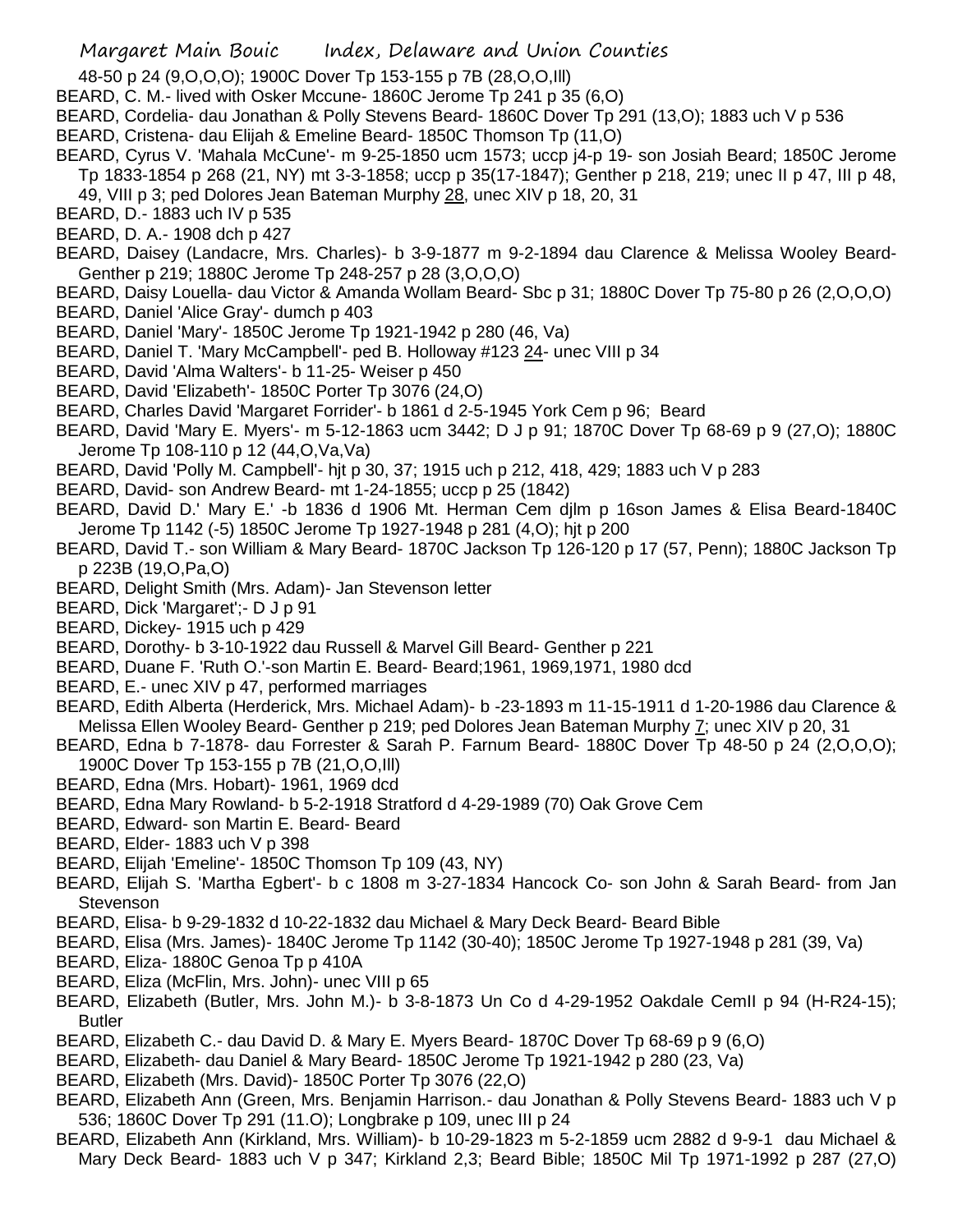48-50 p 24 (9,O,O,O); 1900C Dover Tp 153-155 p 7B (28,O,O,Ill)

BEARD, C. M.- lived with Osker Mccune- 1860C Jerome Tp 241 p 35 (6,O)

BEARD, Cordelia- dau Jonathan & Polly Stevens Beard- 1860C Dover Tp 291 (13,O); 1883 uch V p 536

BEARD, Cristena- dau Elijah & Emeline Beard- 1850C Thomson Tp (11,O)

BEARD, Cyrus V. 'Mahala McCune'- m 9-25-1850 ucm 1573; uccp j4-p 19- son Josiah Beard; 1850C Jerome Tp 1833-1854 p 268 (21, NY) mt 3-3-1858; uccp p 35(17-1847); Genther p 218, 219; unec II p 47, III p 48, 49, VIII p 3; ped Dolores Jean Bateman Murphy 28, unec XIV p 18, 20, 31

BEARD, D.- 1883 uch IV p 535

BEARD, D. A.- 1908 dch p 427

BEARD, Daisey (Landacre, Mrs. Charles)- b 3-9-1877 m 9-2-1894 dau Clarence & Melissa Wooley Beard- Genther p 219; 1880C Jerome Tp 248-257 p 28 (3,O,O,O)

BEARD, Daisy Louella- dau Victor & Amanda Wollam Beard- Sbc p 31; 1880C Dover Tp 75-80 p 26 (2,O,O,O)

BEARD, Daniel 'Alice Gray'- dumch p 403

BEARD, Daniel 'Mary'- 1850C Jerome Tp 1921-1942 p 280 (46, Va)

BEARD, Daniel T. 'Mary McCampbell'- ped B. Holloway #123 24- unec VIII p 34

BEARD, David 'Alma Walters'- b 11-25- Weiser p 450

BEARD, David 'Elizabeth'- 1850C Porter Tp 3076 (24,O)

BEARD, Charles David 'Margaret Forrider'- b 1861 d 2-5-1945 York Cem p 96; Beard

BEARD, David 'Mary E. Myers'- m 5-12-1863 ucm 3442; D J p 91; 1870C Dover Tp 68-69 p 9 (27,O); 1880C Jerome Tp 108-110 p 12 (44,O,Va,Va)

BEARD, David 'Polly M. Campbell'- hjt p 30, 37; 1915 uch p 212, 418, 429; 1883 uch V p 283

BEARD, David- son Andrew Beard- mt 1-24-1855; uccp p 25 (1842)

BEARD, David D.' Mary E.' -b 1836 d 1906 Mt. Herman Cem djlm p 16son James & Elisa Beard-1840C Jerome Tp 1142 (-5) 1850C Jerome Tp 1927-1948 p 281 (4,O); hjt p 200

BEARD, David T.- son William & Mary Beard- 1870C Jackson Tp 126-120 p 17 (57, Penn); 1880C Jackson Tp p 223B (19,O,Pa,O)

BEARD, Delight Smith (Mrs. Adam)- Jan Stevenson letter

BEARD, Dick 'Margaret';- D J p 91

BEARD, Dickey- 1915 uch p 429

BEARD, Dorothy- b 3-10-1922 dau Russell & Marvel Gill Beard- Genther p 221

BEARD, Duane F. 'Ruth O.'-son Martin E. Beard- Beard;1961, 1969,1971, 1980 dcd

BEARD, E.- unec XIV p 47, performed marriages

BEARD, Edith Alberta (Herderick, Mrs. Michael Adam)- b -23-1893 m 11-15-1911 d 1-20-1986 dau Clarence & Melissa Ellen Wooley Beard- Genther p 219; ped Dolores Jean Bateman Murphy 7; unec XIV p 20, 31

BEARD, Edna b 7-1878- dau Forrester & Sarah P. Farnum Beard- 1880C Dover Tp 48-50 p 24 (2,O,O,O); 1900C Dover Tp 153-155 p 7B (21,O,O,Ill)

BEARD, Edna (Mrs. Hobart)- 1961, 1969 dcd

BEARD, Edna Mary Rowland- b 5-2-1918 Stratford d 4-29-1989 (70) Oak Grove Cem

BEARD, Edward- son Martin E. Beard- Beard

BEARD, Elder- 1883 uch V p 398

BEARD, Elijah 'Emeline'- 1850C Thomson Tp 109 (43, NY)

BEARD, Elijah S. 'Martha Egbert'- b c 1808 m 3-27-1834 Hancock Co- son John & Sarah Beard- from Jan Stevenson

BEARD, Elisa- b 9-29-1832 d 10-22-1832 dau Michael & Mary Deck Beard- Beard Bible

BEARD, Elisa (Mrs. James)- 1840C Jerome Tp 1142 (30-40); 1850C Jerome Tp 1927-1948 p 281 (39, Va)

BEARD, Eliza- 1880C Genoa Tp p 410A

BEARD, Eliza (McFlin, Mrs. John)- unec VIII p 65

BEARD, Elizabeth (Butler, Mrs. John M.)- b 3-8-1873 Un Co d 4-29-1952 Oakdale CemII p 94 (H-R24-15); Butler

BEARD, Elizabeth C.- dau David D. & Mary E. Myers Beard- 1870C Dover Tp 68-69 p 9 (6,O)

BEARD, Elizabeth- dau Daniel & Mary Beard- 1850C Jerome Tp 1921-1942 p 280 (23, Va)

BEARD, Elizabeth (Mrs. David)- 1850C Porter Tp 3076 (22,O)

BEARD, Elizabeth Ann (Green, Mrs. Benjamin Harrison.- dau Jonathan & Polly Stevens Beard- 1883 uch V p 536; 1860C Dover Tp 291 (11.O); Longbrake p 109, unec III p 24

BEARD, Elizabeth Ann (Kirkland, Mrs. William)- b 10-29-1823 m 5-2-1859 ucm 2882 d 9-9-1 dau Michael & Mary Deck Beard- 1883 uch V p 347; Kirkland 2,3; Beard Bible; 1850C Mil Tp 1971-1992 p 287 (27,O)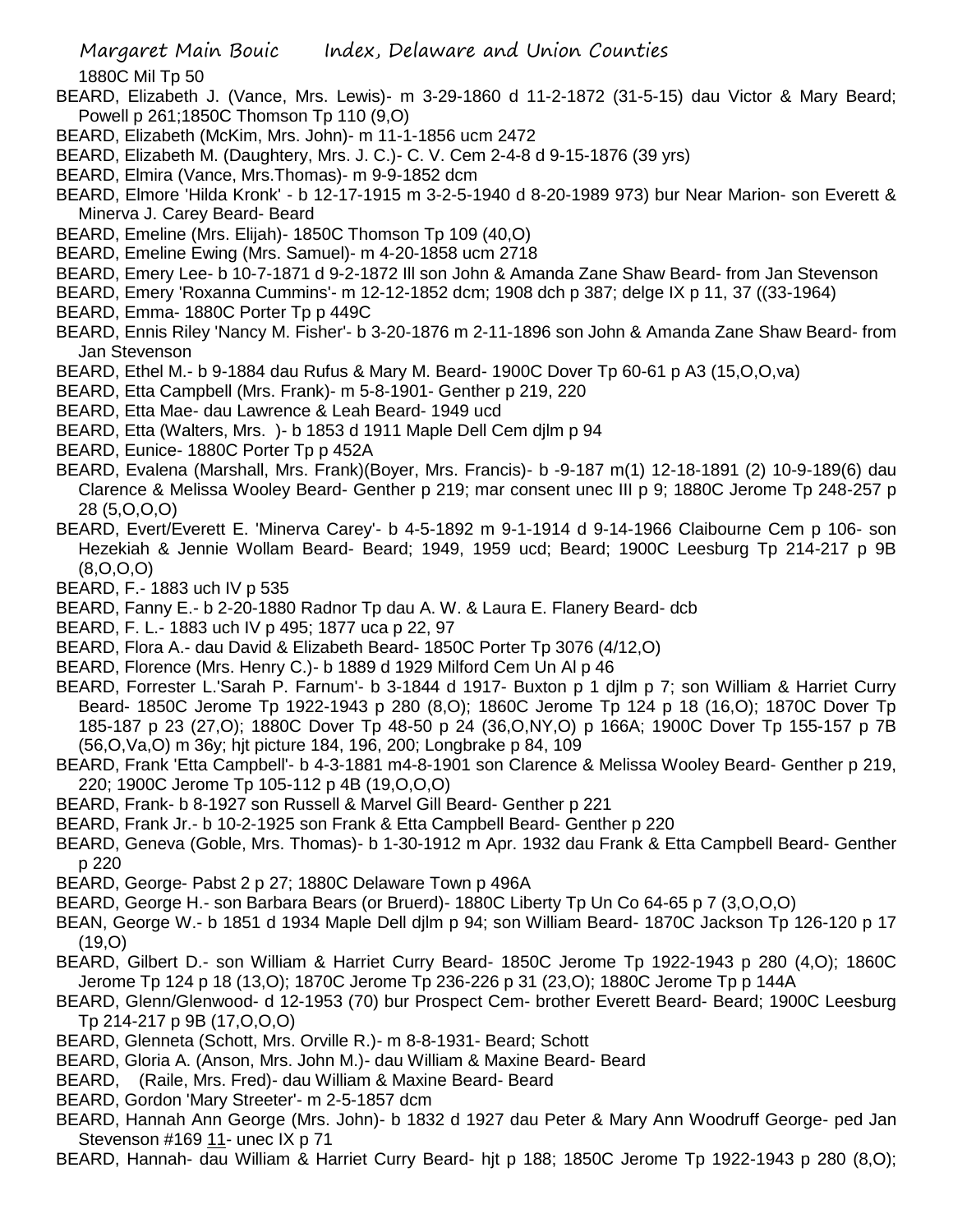1880C Mil Tp 50

BEARD, Elizabeth J. (Vance, Mrs. Lewis)- m 3-29-1860 d 11-2-1872 (31-5-15) dau Victor & Mary Beard; Powell p 261;1850C Thomson Tp 110 (9,O)

BEARD, Elizabeth (McKim, Mrs. John)- m 11-1-1856 ucm 2472

BEARD, Elizabeth M. (Daughtery, Mrs. J. C.)- C. V. Cem 2-4-8 d 9-15-1876 (39 yrs)

BEARD, Elmira (Vance, Mrs.Thomas)- m 9-9-1852 dcm

BEARD, Elmore 'Hilda Kronk' - b 12-17-1915 m 3-2-5-1940 d 8-20-1989 973) bur Near Marion- son Everett & Minerva J. Carey Beard- Beard

BEARD, Emeline (Mrs. Elijah)- 1850C Thomson Tp 109 (40,O)

BEARD, Emeline Ewing (Mrs. Samuel)- m 4-20-1858 ucm 2718

BEARD, Emery Lee- b 10-7-1871 d 9-2-1872 Ill son John & Amanda Zane Shaw Beard- from Jan Stevenson

BEARD, Emery 'Roxanna Cummins'- m 12-12-1852 dcm; 1908 dch p 387; delge IX p 11, 37 ((33-1964)

BEARD, Emma- 1880C Porter Tp p 449C

BEARD, Ennis Riley 'Nancy M. Fisher'- b 3-20-1876 m 2-11-1896 son John & Amanda Zane Shaw Beard- from Jan Stevenson

BEARD, Ethel M.- b 9-1884 dau Rufus & Mary M. Beard- 1900C Dover Tp 60-61 p A3 (15,O,O,va)

BEARD, Etta Campbell (Mrs. Frank)- m 5-8-1901- Genther p 219, 220

BEARD, Etta Mae- dau Lawrence & Leah Beard- 1949 ucd

BEARD, Etta (Walters, Mrs. )- b 1853 d 1911 Maple Dell Cem djlm p 94

BEARD, Eunice- 1880C Porter Tp p 452A

BEARD, Evalena (Marshall, Mrs. Frank)(Boyer, Mrs. Francis)- b -9-187 m(1) 12-18-1891 (2) 10-9-189(6) dau Clarence & Melissa Wooley Beard- Genther p 219; mar consent unec III p 9; 1880C Jerome Tp 248-257 p 28 (5,O,O,O)

BEARD, Evert/Everett E. 'Minerva Carey'- b 4-5-1892 m 9-1-1914 d 9-14-1966 Claibourne Cem p 106- son Hezekiah & Jennie Wollam Beard- Beard; 1949, 1959 ucd; Beard; 1900C Leesburg Tp 214-217 p 9B (8,O,O,O)

BEARD, F.- 1883 uch IV p 535

BEARD, Fanny E.- b 2-20-1880 Radnor Tp dau A. W. & Laura E. Flanery Beard- dcb

BEARD, F. L.- 1883 uch IV p 495; 1877 uca p 22, 97

BEARD, Flora A.- dau David & Elizabeth Beard- 1850C Porter Tp 3076 (4/12,O)

BEARD, Florence (Mrs. Henry C.)- b 1889 d 1929 Milford Cem Un Al p 46

BEARD, Forrester L.'Sarah P. Farnum'- b 3-1844 d 1917- Buxton p 1 djlm p 7; son William & Harriet Curry Beard- 1850C Jerome Tp 1922-1943 p 280 (8,O); 1860C Jerome Tp 124 p 18 (16,O); 1870C Dover Tp 185-187 p 23 (27,O); 1880C Dover Tp 48-50 p 24 (36,O,NY,O) p 166A; 1900C Dover Tp 155-157 p 7B (56,O,Va,O) m 36y; hjt picture 184, 196, 200; Longbrake p 84, 109

BEARD, Frank 'Etta Campbell'- b 4-3-1881 m4-8-1901 son Clarence & Melissa Wooley Beard- Genther p 219, 220; 1900C Jerome Tp 105-112 p 4B (19,O,O,O)

BEARD, Frank- b 8-1927 son Russell & Marvel Gill Beard- Genther p 221

BEARD, Frank Jr.- b 10-2-1925 son Frank & Etta Campbell Beard- Genther p 220

BEARD, Geneva (Goble, Mrs. Thomas)- b 1-30-1912 m Apr. 1932 dau Frank & Etta Campbell Beard- Genther p 220

BEARD, George- Pabst 2 p 27; 1880C Delaware Town p 496A

BEARD, George H.- son Barbara Bears (or Bruerd)- 1880C Liberty Tp Un Co 64-65 p 7 (3,O,O,O)

BEAN, George W.- b 1851 d 1934 Maple Dell djlm p 94; son William Beard- 1870C Jackson Tp 126-120 p 17 (19,O)

BEARD, Gilbert D.- son William & Harriet Curry Beard- 1850C Jerome Tp 1922-1943 p 280 (4,O); 1860C Jerome Tp 124 p 18 (13,O); 1870C Jerome Tp 236-226 p 31 (23,O); 1880C Jerome Tp p 144A

BEARD, Glenn/Glenwood- d 12-1953 (70) bur Prospect Cem- brother Everett Beard- Beard; 1900C Leesburg Tp 214-217 p 9B (17,O,O,O)

BEARD, Glenneta (Schott, Mrs. Orville R.)- m 8-8-1931- Beard; Schott

BEARD, Gloria A. (Anson, Mrs. John M.)- dau William & Maxine Beard- Beard

BEARD, (Raile, Mrs. Fred)- dau William & Maxine Beard- Beard

BEARD, Gordon 'Mary Streeter'- m 2-5-1857 dcm

BEARD, Hannah Ann George (Mrs. John)- b 1832 d 1927 dau Peter & Mary Ann Woodruff George- ped Jan Stevenson #169 11- unec IX p 71

BEARD, Hannah- dau William & Harriet Curry Beard- hjt p 188; 1850C Jerome Tp 1922-1943 p 280 (8,O);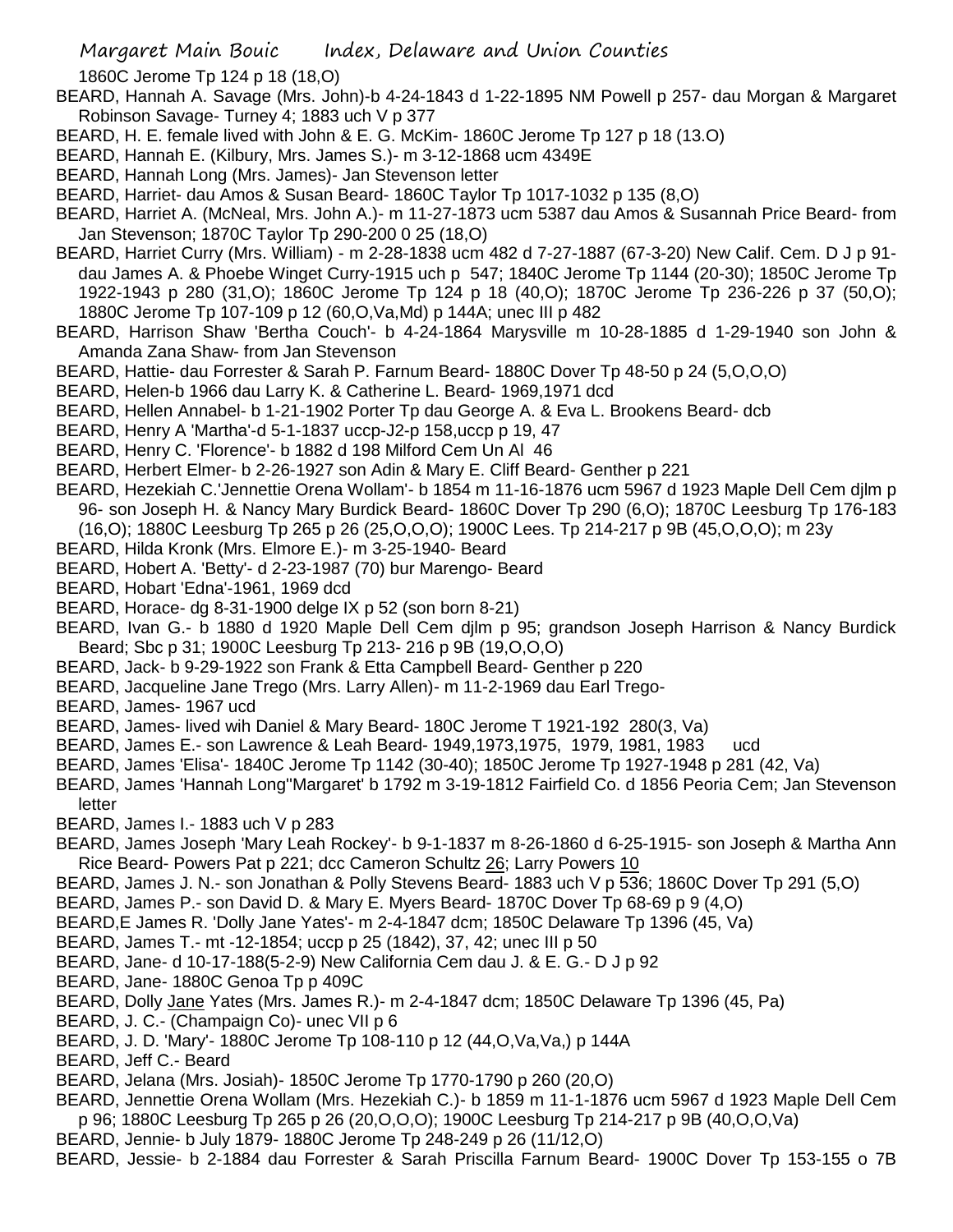1860C Jerome Tp 124 p 18 (18,O)

BEARD, Hannah A. Savage (Mrs. John)-b 4-24-1843 d 1-22-1895 NM Powell p 257- dau Morgan & Margaret Robinson Savage- Turney 4; 1883 uch V p 377

BEARD, H. E. female lived with John & E. G. McKim- 1860C Jerome Tp 127 p 18 (13.O)

BEARD, Hannah E. (Kilbury, Mrs. James S.)- m 3-12-1868 ucm 4349E

BEARD, Hannah Long (Mrs. James)- Jan Stevenson letter

BEARD, Harriet- dau Amos & Susan Beard- 1860C Taylor Tp 1017-1032 p 135 (8,O)

BEARD, Harriet A. (McNeal, Mrs. John A.)- m 11-27-1873 ucm 5387 dau Amos & Susannah Price Beard- from Jan Stevenson; 1870C Taylor Tp 290-200 0 25 (18,O)

BEARD, Harriet Curry (Mrs. William) - m 2-28-1838 ucm 482 d 7-27-1887 (67-3-20) New Calif. Cem. D J p 91- dau James A. & Phoebe Winget Curry-1915 uch p 547; 1840C Jerome Tp 1144 (20-30); 1850C Jerome Tp 1922-1943 p 280 (31,O); 1860C Jerome Tp 124 p 18 (40,O); 1870C Jerome Tp 236-226 p 37 (50,O); 1880C Jerome Tp 107-109 p 12 (60,O,Va,Md) p 144A; unec III p 482

BEARD, Harrison Shaw 'Bertha Couch'- b 4-24-1864 Marysville m 10-28-1885 d 1-29-1940 son John & Amanda Zana Shaw- from Jan Stevenson

BEARD, Hattie- dau Forrester & Sarah P. Farnum Beard- 1880C Dover Tp 48-50 p 24 (5,O,O,O)

BEARD, Helen-b 1966 dau Larry K. & Catherine L. Beard- 1969,1971 dcd

BEARD, Hellen Annabel- b 1-21-1902 Porter Tp dau George A. & Eva L. Brookens Beard- dcb

BEARD, Henry A 'Martha'-d 5-1-1837 uccp-J2-p 158,uccp p 19, 47

BEARD, Henry C. 'Florence'- b 1882 d 198 Milford Cem Un Al 46

BEARD, Herbert Elmer- b 2-26-1927 son Adin & Mary E. Cliff Beard- Genther p 221

BEARD, Hezekiah C.'Jennettie Orena Wollam'- b 1854 m 11-16-1876 ucm 5967 d 1923 Maple Dell Cem djlm p 96- son Joseph H. & Nancy Mary Burdick Beard- 1860C Dover Tp 290 (6,O); 1870C Leesburg Tp 176-183 (16,O); 1880C Leesburg Tp 265 p 26 (25,O,O,O); 1900C Lees. Tp 214-217 p 9B (45,O,O,O); m 23y

BEARD, Hilda Kronk (Mrs. Elmore E.)- m 3-25-1940- Beard

BEARD, Hobert A. 'Betty'- d 2-23-1987 (70) bur Marengo- Beard

BEARD, Hobart 'Edna'-1961, 1969 dcd

BEARD, Horace- dg 8-31-1900 delge IX p 52 (son born 8-21)

BEARD, Ivan G.- b 1880 d 1920 Maple Dell Cem djlm p 95; grandson Joseph Harrison & Nancy Burdick Beard; Sbc p 31; 1900C Leesburg Tp 213- 216 p 9B (19,O,O,O)

BEARD, Jack- b 9-29-1922 son Frank & Etta Campbell Beard- Genther p 220

BEARD, Jacqueline Jane Trego (Mrs. Larry Allen)- m 11-2-1969 dau Earl Trego-

BEARD, James- 1967 ucd

BEARD, James- lived wih Daniel & Mary Beard- 180C Jerome T 1921-192  280(3, Va)

BEARD, James E.- son Lawrence & Leah Beard- 1949,1973,1975,  1979, 1981, 1983      ucd

BEARD, James 'Elisa'- 1840C Jerome Tp 1142 (30-40); 1850C Jerome Tp 1927-1948 p 281 (42, Va)

BEARD, James 'Hannah Long''Margaret' b 1792 m 3-19-1812 Fairfield Co. d 1856 Peoria Cem; Jan Stevenson letter

BEARD, James I.- 1883 uch V p 283

BEARD, James Joseph 'Mary Leah Rockey'- b 9-1-1837 m 8-26-1860 d 6-25-1915- son Joseph & Martha Ann Rice Beard- Powers Pat p 221; dcc Cameron Schultz 26; Larry Powers 10

BEARD, James J. N.- son Jonathan & Polly Stevens Beard- 1883 uch V p 536; 1860C Dover Tp 291 (5,O)

BEARD, James P.- son David D. & Mary E. Myers Beard- 1870C Dover Tp 68-69 p 9 (4,O)

BEARD,E James R. 'Dolly Jane Yates'- m 2-4-1847 dcm; 1850C Delaware Tp 1396 (45, Va)

BEARD, James T.- mt -12-1854; uccp p 25 (1842), 37, 42; unec III p 50

BEARD, Jane- d 10-17-188(5-2-9) New California Cem dau J. & E. G.- D J p 92

BEARD, Jane- 1880C Genoa Tp p 409C

BEARD, Dolly Jane Yates (Mrs. James R.)- m 2-4-1847 dcm; 1850C Delaware Tp 1396 (45, Pa)

BEARD, J. C.- (Champaign Co)- unec VII p 6

BEARD, J. D. 'Mary'- 1880C Jerome Tp 108-110 p 12 (44,O,Va,Va,) p 144A

BEARD, Jeff C.- Beard

BEARD, Jelana (Mrs. Josiah)- 1850C Jerome Tp 1770-1790 p 260 (20,O)

BEARD, Jennettie Orena Wollam (Mrs. Hezekiah C.)- b 1859 m 11-1-1876 ucm 5967 d 1923 Maple Dell Cem p 96; 1880C Leesburg Tp 265 p 26 (20,O,O,O); 1900C Leesburg Tp 214-217 p 9B (40,O,O,Va)

BEARD, Jennie- b July 1879- 1880C Jerome Tp 248-249 p 26 (11/12,O)

BEARD, Jessie- b 2-1884 dau Forrester & Sarah Priscilla Farnum Beard- 1900C Dover Tp 153-155 o 7B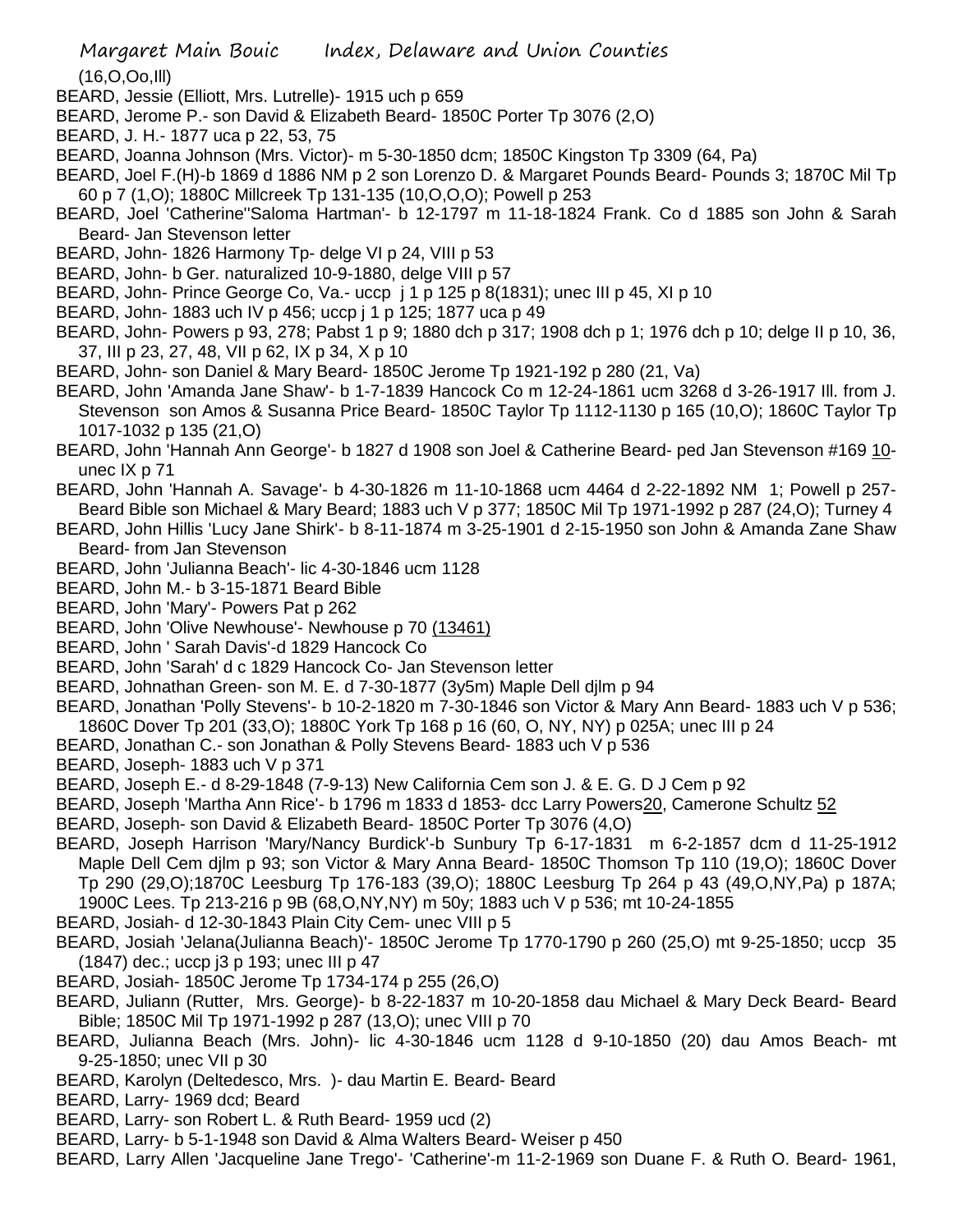(16,O,Oo,Ill)

BEARD, Jessie (Elliott, Mrs. Lutrelle)- 1915 uch p 659

BEARD, Jerome P.- son David & Elizabeth Beard- 1850C Porter Tp 3076 (2,O)

BEARD, J. H.- 1877 uca p 22, 53, 75

BEARD, Joanna Johnson (Mrs. Victor)- m 5-30-1850 dcm; 1850C Kingston Tp 3309 (64, Pa)

BEARD, Joel F.(H)-b 1869 d 1886 NM p 2 son Lorenzo D. & Margaret Pounds Beard- Pounds 3; 1870C Mil Tp 60 p 7 (1,O); 1880C Millcreek Tp 131-135 (10,O,O,O); Powell p 253

BEARD, Joel 'Catherine''Saloma Hartman'- b 12-1797 m 11-18-1824 Frank. Co d 1885 son John & Sarah Beard- Jan Stevenson letter

BEARD, John- 1826 Harmony Tp- delge VI p 24, VIII p 53

BEARD, John- b Ger. naturalized 10-9-1880, delge VIII p 57

BEARD, John- Prince George Co, Va.- uccp j 1 p 125 p 8(1831); unec III p 45, XI p 10

BEARD, John- 1883 uch IV p 456; uccp j 1 p 125; 1877 uca p 49

BEARD, John- Powers p 93, 278; Pabst 1 p 9; 1880 dch p 317; 1908 dch p 1; 1976 dch p 10; delge II p 10, 36, 37, III p 23, 27, 48, VII p 62, IX p 34, X p 10

BEARD, John- son Daniel & Mary Beard- 1850C Jerome Tp 1921-192 p 280 (21, Va)

BEARD, John 'Amanda Jane Shaw'- b 1-7-1839 Hancock Co m 12-24-1861 ucm 3268 d 3-26-1917 Ill. from J. Stevenson son Amos & Susanna Price Beard- 1850C Taylor Tp 1112-1130 p 165 (10,O); 1860C Taylor Tp 1017-1032 p 135 (21,O)

BEARD, John 'Hannah Ann George'- b 1827 d 1908 son Joel & Catherine Beard- ped Jan Stevenson #169 10- unec IX p 71

BEARD, John 'Hannah A. Savage'- b 4-30-1826 m 11-10-1868 ucm 4464 d 2-22-1892 NM 1; Powell p 257- Beard Bible son Michael & Mary Beard; 1883 uch V p 377; 1850C Mil Tp 1971-1992 p 287 (24,O); Turney 4

BEARD, John Hillis 'Lucy Jane Shirk'- b 8-11-1874 m 3-25-1901 d 2-15-1950 son John & Amanda Zane Shaw Beard- from Jan Stevenson

BEARD, John 'Julianna Beach'- lic 4-30-1846 ucm 1128

BEARD, John M.- b 3-15-1871 Beard Bible

BEARD, John 'Mary'- Powers Pat p 262

BEARD, John 'Olive Newhouse'- Newhouse p 70 (13461)

BEARD, John ' Sarah Davis'-d 1829 Hancock Co

BEARD, John 'Sarah' d c 1829 Hancock Co- Jan Stevenson letter

BEARD, Johnathan Green- son M. E. d 7-30-1877 (3y5m) Maple Dell djlm p 94

BEARD, Jonathan 'Polly Stevens'- b 10-2-1820 m 7-30-1846 son Victor & Mary Ann Beard- 1883 uch V p 536; 1860C Dover Tp 201 (33,O); 1880C York Tp 168 p 16 (60, O, NY, NY) p 025A; unec III p 24

BEARD, Jonathan C.- son Jonathan & Polly Stevens Beard- 1883 uch V p 536

BEARD, Joseph- 1883 uch V p 371

BEARD, Joseph E.- d 8-29-1848 (7-9-13) New California Cem son J. & E. G. D J Cem p 92

BEARD, Joseph 'Martha Ann Rice'- b 1796 m 1833 d 1853- dcc Larry Powers20, Camerone Schultz 52

BEARD, Joseph- son David & Elizabeth Beard- 1850C Porter Tp 3076 (4,O)

BEARD, Joseph Harrison 'Mary/Nancy Burdick'-b Sunbury Tp 6-17-1831 m 6-2-1857 dcm d 11-25-1912 Maple Dell Cem djlm p 93; son Victor & Mary Anna Beard- 1850C Thomson Tp 110 (19,O); 1860C Dover Tp 290 (29,O);1870C Leesburg Tp 176-183 (39,O); 1880C Leesburg Tp 264 p 43 (49,O,NY,Pa) p 187A; 1900C Lees. Tp 213-216 p 9B (68,O,NY,NY) m 50y; 1883 uch V p 536; mt 10-24-1855

BEARD, Josiah- d 12-30-1843 Plain City Cem- unec VIII p 5

BEARD, Josiah 'Jelana(Julianna Beach)'- 1850C Jerome Tp 1770-1790 p 260 (25,O) mt 9-25-1850; uccp 35 (1847) dec.; uccp j3 p 193; unec III p 47

BEARD, Josiah- 1850C Jerome Tp 1734-174 p 255 (26,O)

BEARD, Juliann (Rutter, Mrs. George)- b 8-22-1837 m 10-20-1858 dau Michael & Mary Deck Beard- Beard Bible; 1850C Mil Tp 1971-1992 p 287 (13,O); unec VIII p 70

BEARD, Julianna Beach (Mrs. John)- lic 4-30-1846 ucm 1128 d 9-10-1850 (20) dau Amos Beach- mt 9-25-1850; unec VII p 30

BEARD, Karolyn (Deltedesco, Mrs. )- dau Martin E. Beard- Beard

BEARD, Larry- 1969 dcd; Beard

BEARD, Larry- son Robert L. & Ruth Beard- 1959 ucd (2)

BEARD, Larry- b 5-1-1948 son David & Alma Walters Beard- Weiser p 450

BEARD, Larry Allen 'Jacqueline Jane Trego'- 'Catherine'-m 11-2-1969 son Duane F. & Ruth O. Beard- 1961,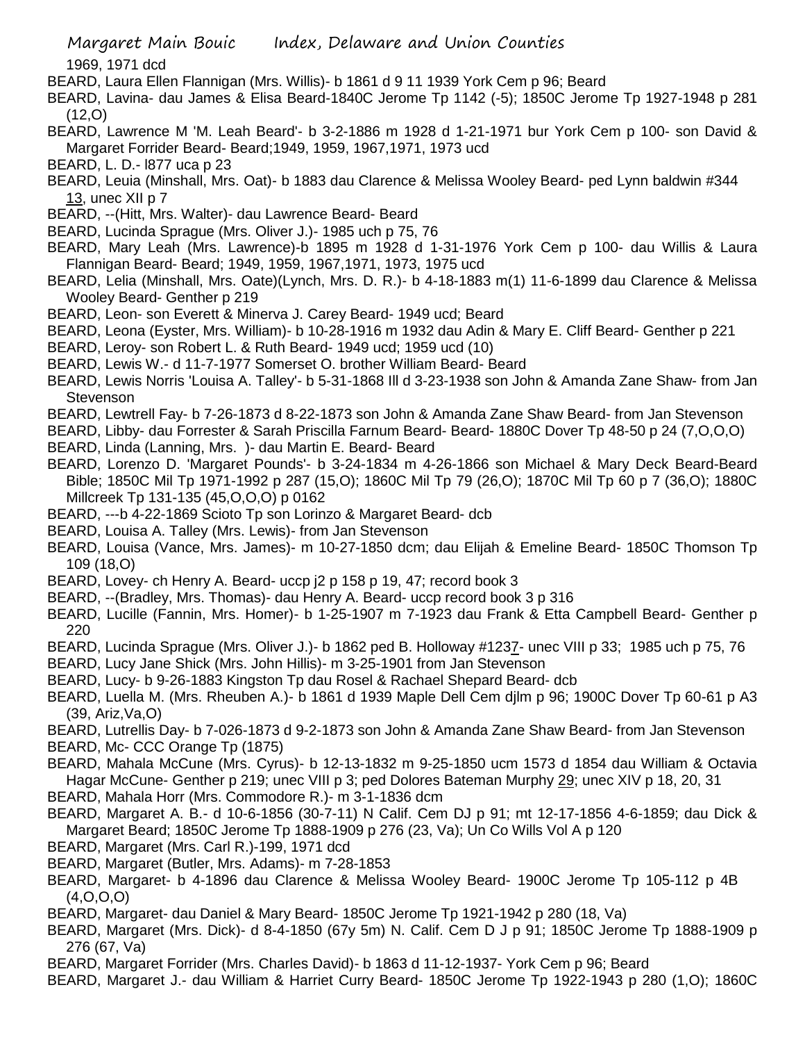1969, 1971 dcd

BEARD, Laura Ellen Flannigan (Mrs. Willis)- b 1861 d 9 11 1939 York Cem p 96; Beard

BEARD, Lavina- dau James & Elisa Beard-1840C Jerome Tp 1142 (-5); 1850C Jerome Tp 1927-1948 p 281 (12,O)

BEARD, Lawrence M 'M. Leah Beard'- b 3-2-1886 m 1928 d 1-21-1971 bur York Cem p 100- son David & Margaret Forrider Beard- Beard;1949, 1959, 1967,1971, 1973 ucd

BEARD, L. D.- l877 uca p 23

BEARD, Leuia (Minshall, Mrs. Oat)- b 1883 dau Clarence & Melissa Wooley Beard- ped Lynn baldwin #344 13, unec XII p 7

BEARD, --(Hitt, Mrs. Walter)- dau Lawrence Beard- Beard

BEARD, Lucinda Sprague (Mrs. Oliver J.)- 1985 uch p 75, 76

BEARD, Mary Leah (Mrs. Lawrence)-b 1895 m 1928 d 1-31-1976 York Cem p 100- dau Willis & Laura Flannigan Beard- Beard; 1949, 1959, 1967,1971, 1973, 1975 ucd

BEARD, Lelia (Minshall, Mrs. Oate)(Lynch, Mrs. D. R.)- b 4-18-1883 m(1) 11-6-1899 dau Clarence & Melissa Wooley Beard- Genther p 219

BEARD, Leon- son Everett & Minerva J. Carey Beard- 1949 ucd; Beard

BEARD, Leona (Eyster, Mrs. William)- b 10-28-1916 m 1932 dau Adin & Mary E. Cliff Beard- Genther p 221

BEARD, Leroy- son Robert L. & Ruth Beard- 1949 ucd; 1959 ucd (10)

BEARD, Lewis W.- d 11-7-1977 Somerset O. brother William Beard- Beard

BEARD, Lewis Norris 'Louisa A. Talley'- b 5-31-1868 Ill d 3-23-1938 son John & Amanda Zane Shaw- from Jan Stevenson

BEARD, Lewtrell Fay- b 7-26-1873 d 8-22-1873 son John & Amanda Zane Shaw Beard- from Jan Stevenson

BEARD, Libby- dau Forrester & Sarah Priscilla Farnum Beard- Beard- 1880C Dover Tp 48-50 p 24 (7,O,O,O)

BEARD, Linda (Lanning, Mrs. )- dau Martin E. Beard- Beard

BEARD, Lorenzo D. 'Margaret Pounds'- b 3-24-1834 m 4-26-1866 son Michael & Mary Deck Beard-Beard Bible; 1850C Mil Tp 1971-1992 p 287 (15,O); 1860C Mil Tp 79 (26,O); 1870C Mil Tp 60 p 7 (36,O); 1880C Millcreek Tp 131-135 (45,O,O,O) p 0162

BEARD, ---b 4-22-1869 Scioto Tp son Lorinzo & Margaret Beard- dcb

BEARD, Louisa A. Talley (Mrs. Lewis)- from Jan Stevenson

BEARD, Louisa (Vance, Mrs. James)- m 10-27-1850 dcm; dau Elijah & Emeline Beard- 1850C Thomson Tp 109 (18,O)

BEARD, Lovey- ch Henry A. Beard- uccp j2 p 158 p 19, 47; record book 3

BEARD, --(Bradley, Mrs. Thomas)- dau Henry A. Beard- uccp record book 3 p 316

BEARD, Lucille (Fannin, Mrs. Homer)- b 1-25-1907 m 7-1923 dau Frank & Etta Campbell Beard- Genther p 220

BEARD, Lucinda Sprague (Mrs. Oliver J.)- b 1862 ped B. Holloway #1237- unec VIII p 33; 1985 uch p 75, 76

BEARD, Lucy Jane Shick (Mrs. John Hillis)- m 3-25-1901 from Jan Stevenson

BEARD, Lucy- b 9-26-1883 Kingston Tp dau Rosel & Rachael Shepard Beard- dcb

BEARD, Luella M. (Mrs. Rheuben A.)- b 1861 d 1939 Maple Dell Cem djlm p 96; 1900C Dover Tp 60-61 p A3 (39, Ariz,Va,O)

BEARD, Lutrellis Day- b 7-026-1873 d 9-2-1873 son John & Amanda Zane Shaw Beard- from Jan Stevenson

BEARD, Mc- CCC Orange Tp (1875)

BEARD, Mahala McCune (Mrs. Cyrus)- b 12-13-1832 m 9-25-1850 ucm 1573 d 1854 dau William & Octavia Hagar McCune- Genther p 219; unec VIII p 3; ped Dolores Bateman Murphy 29; unec XIV p 18, 20, 31

BEARD, Mahala Horr (Mrs. Commodore R.)- m 3-1-1836 dcm

BEARD, Margaret A. B.- d 10-6-1856 (30-7-11) N Calif. Cem DJ p 91; mt 12-17-1856 4-6-1859; dau Dick & Margaret Beard; 1850C Jerome Tp 1888-1909 p 276 (23, Va); Un Co Wills Vol A p 120

BEARD, Margaret (Mrs. Carl R.)-199, 1971 dcd

BEARD, Margaret (Butler, Mrs. Adams)- m 7-28-1853

BEARD, Margaret- b 4-1896 dau Clarence & Melissa Wooley Beard- 1900C Jerome Tp 105-112 p 4B (4,O,O,O)

BEARD, Margaret- dau Daniel & Mary Beard- 1850C Jerome Tp 1921-1942 p 280 (18, Va)

BEARD, Margaret (Mrs. Dick)- d 8-4-1850 (67y 5m) N. Calif. Cem D J p 91; 1850C Jerome Tp 1888-1909 p 276 (67, Va)

BEARD, Margaret Forrider (Mrs. Charles David)- b 1863 d 11-12-1937- York Cem p 96; Beard

BEARD, Margaret J.- dau William & Harriet Curry Beard- 1850C Jerome Tp 1922-1943 p 280 (1,O); 1860C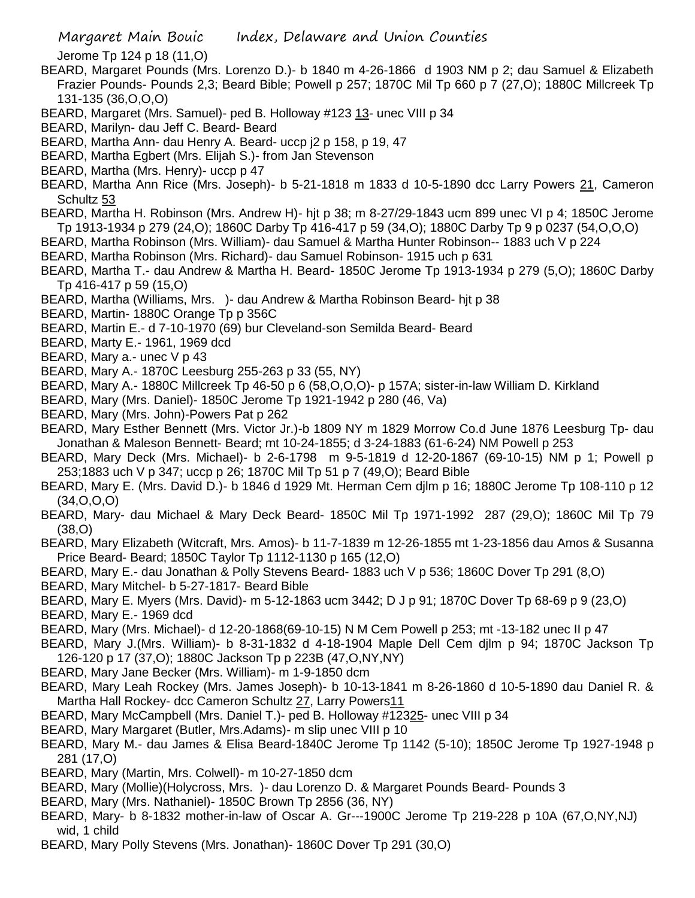Jerome Tp 124 p 18 (11,O)

BEARD, Margaret Pounds (Mrs. Lorenzo D.)- b 1840 m 4-26-1866 d 1903 NM p 2; dau Samuel & Elizabeth Frazier Pounds- Pounds 2,3; Beard Bible; Powell p 257; 1870C Mil Tp 660 p 7 (27,O); 1880C Millcreek Tp 131-135 (36,O,O,O)

BEARD, Margaret (Mrs. Samuel)- ped B. Holloway #123 13- unec VIII p 34

BEARD, Marilyn- dau Jeff C. Beard- Beard

BEARD, Martha Ann- dau Henry A. Beard- uccp j2 p 158, p 19, 47

BEARD, Martha Egbert (Mrs. Elijah S.)- from Jan Stevenson

BEARD, Martha (Mrs. Henry)- uccp p 47

BEARD, Martha Ann Rice (Mrs. Joseph)- b 5-21-1818 m 1833 d 10-5-1890 dcc Larry Powers 21, Cameron Schultz 53

BEARD, Martha H. Robinson (Mrs. Andrew H)- hjt p 38; m 8-27/29-1843 ucm 899 unec VI p 4; 1850C Jerome Tp 1913-1934 p 279 (24,O); 1860C Darby Tp 416-417 p 59 (34,O); 1880C Darby Tp 9 p 0237 (54,O,O,O)

BEARD, Martha Robinson (Mrs. William)- dau Samuel & Martha Hunter Robinson-- 1883 uch V p 224

BEARD, Martha Robinson (Mrs. Richard)- dau Samuel Robinson- 1915 uch p 631

BEARD, Martha T.- dau Andrew & Martha H. Beard- 1850C Jerome Tp 1913-1934 p 279 (5,O); 1860C Darby Tp 416-417 p 59 (15,O)

BEARD, Martha (Williams, Mrs. )- dau Andrew & Martha Robinson Beard- hjt p 38

BEARD, Martin- 1880C Orange Tp p 356C

BEARD, Martin E.- d 7-10-1970 (69) bur Cleveland-son Semilda Beard- Beard

BEARD, Marty E.- 1961, 1969 dcd

BEARD, Mary a.- unec V p 43

BEARD, Mary A.- 1870C Leesburg 255-263 p 33 (55, NY)

BEARD, Mary A.- 1880C Millcreek Tp 46-50 p 6 (58,O,O,O)- p 157A; sister-in-law William D. Kirkland

BEARD, Mary (Mrs. Daniel)- 1850C Jerome Tp 1921-1942 p 280 (46, Va)

BEARD, Mary (Mrs. John)-Powers Pat p 262

BEARD, Mary Esther Bennett (Mrs. Victor Jr.)-b 1809 NY m 1829 Morrow Co.d June 1876 Leesburg Tp- dau Jonathan & Maleson Bennett- Beard; mt 10-24-1855; d 3-24-1883 (61-6-24) NM Powell p 253

BEARD, Mary Deck (Mrs. Michael)- b 2-6-1798 m 9-5-1819 d 12-20-1867 (69-10-15) NM p 1; Powell p 253;1883 uch V p 347; uccp p 26; 1870C Mil Tp 51 p 7 (49,O); Beard Bible

BEARD, Mary E. (Mrs. David D.)- b 1846 d 1929 Mt. Herman Cem djlm p 16; 1880C Jerome Tp 108-110 p 12 (34,O,O,O)

BEARD, Mary- dau Michael & Mary Deck Beard- 1850C Mil Tp 1971-1992 287 (29,O); 1860C Mil Tp 79 (38,O)

BEARD, Mary Elizabeth (Witcraft, Mrs. Amos)- b 11-7-1839 m 12-26-1855 mt 1-23-1856 dau Amos & Susanna Price Beard- Beard; 1850C Taylor Tp 1112-1130 p 165 (12,O)

BEARD, Mary E.- dau Jonathan & Polly Stevens Beard- 1883 uch V p 536; 1860C Dover Tp 291 (8,O)

BEARD, Mary Mitchel- b 5-27-1817- Beard Bible

BEARD, Mary E. Myers (Mrs. David)- m 5-12-1863 ucm 3442; D J p 91; 1870C Dover Tp 68-69 p 9 (23,O)

BEARD, Mary E.- 1969 dcd

BEARD, Mary (Mrs. Michael)- d 12-20-1868(69-10-15) N M Cem Powell p 253; mt -13-182 unec II p 47

BEARD, Mary J.(Mrs. William)- b 8-31-1832 d 4-18-1904 Maple Dell Cem djlm p 94; 1870C Jackson Tp 126-120 p 17 (37,O); 1880C Jackson Tp p 223B (47,O,NY,NY)

BEARD, Mary Jane Becker (Mrs. William)- m 1-9-1850 dcm

BEARD, Mary Leah Rockey (Mrs. James Joseph)- b 10-13-1841 m 8-26-1860 d 10-5-1890 dau Daniel R. & Martha Hall Rockey- dcc Cameron Schultz 27, Larry Powers11

BEARD, Mary McCampbell (Mrs. Daniel T.)- ped B. Holloway #12325- unec VIII p 34

BEARD, Mary Margaret (Butler, Mrs.Adams)- m slip unec VIII p 10

BEARD, Mary M.- dau James & Elisa Beard-1840C Jerome Tp 1142 (5-10); 1850C Jerome Tp 1927-1948 p 281 (17,O)

BEARD, Mary (Martin, Mrs. Colwell)- m 10-27-1850 dcm

BEARD, Mary (Mollie)(Holycross, Mrs. )- dau Lorenzo D. & Margaret Pounds Beard- Pounds 3

BEARD, Mary (Mrs. Nathaniel)- 1850C Brown Tp 2856 (36, NY)

BEARD, Mary- b 8-1832 mother-in-law of Oscar A. Gr---1900C Jerome Tp 219-228 p 10A (67,O,NY,NJ) wid, 1 child

BEARD, Mary Polly Stevens (Mrs. Jonathan)- 1860C Dover Tp 291 (30,O)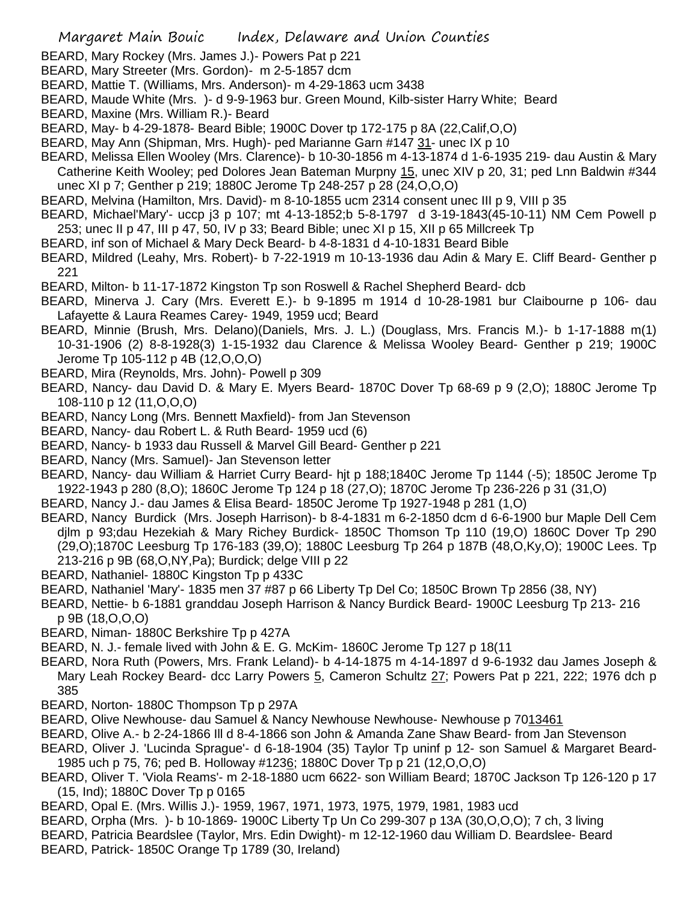BEARD, Mary Rockey (Mrs. James J.)- Powers Pat p 221

BEARD, Mary Streeter (Mrs. Gordon)- m 2-5-1857 dcm

BEARD, Mattie T. (Williams, Mrs. Anderson)- m 4-29-1863 ucm 3438

BEARD, Maude White (Mrs. )- d 9-9-1963 bur. Green Mound, Kilb-sister Harry White; Beard

BEARD, Maxine (Mrs. William R.)- Beard

BEARD, May- b 4-29-1878- Beard Bible; 1900C Dover tp 172-175 p 8A (22,Calif,O,O)

BEARD, May Ann (Shipman, Mrs. Hugh)- ped Marianne Garn #147 31- unec IX p 10

BEARD, Melissa Ellen Wooley (Mrs. Clarence)- b 10-30-1856 m 4-13-1874 d 1-6-1935 219- dau Austin & Mary Catherine Keith Wooley; ped Dolores Jean Bateman Murpny 15, unec XIV p 20, 31; ped Lnn Baldwin #344 unec XI p 7; Genther p 219; 1880C Jerome Tp 248-257 p 28 (24,O,O,O)

BEARD, Melvina (Hamilton, Mrs. David)- m 8-10-1855 ucm 2314 consent unec III p 9, VIII p 35

BEARD, Michael'Mary'- uccp j3 p 107; mt 4-13-1852;b 5-8-1797 d 3-19-1843(45-10-11) NM Cem Powell p 253; unec II p 47, III p 47, 50, IV p 33; Beard Bible; unec XI p 15, XII p 65 Millcreek Tp

BEARD, inf son of Michael & Mary Deck Beard- b 4-8-1831 d 4-10-1831 Beard Bible

BEARD, Mildred (Leahy, Mrs. Robert)- b 7-22-1919 m 10-13-1936 dau Adin & Mary E. Cliff Beard- Genther p 221

BEARD, Milton- b 11-17-1872 Kingston Tp son Roswell & Rachel Shepherd Beard- dcb

BEARD, Minerva J. Cary (Mrs. Everett E.)- b 9-1895 m 1914 d 10-28-1981 bur Claibourne p 106- dau Lafayette & Laura Reames Carey- 1949, 1959 ucd; Beard

BEARD, Minnie (Brush, Mrs. Delano)(Daniels, Mrs. J. L.) (Douglass, Mrs. Francis M.)- b 1-17-1888 m(1) 10-31-1906 (2) 8-8-1928(3) 1-15-1932 dau Clarence & Melissa Wooley Beard- Genther p 219; 1900C Jerome Tp 105-112 p 4B (12,O,O,O)

BEARD, Mira (Reynolds, Mrs. John)- Powell p 309

BEARD, Nancy- dau David D. & Mary E. Myers Beard- 1870C Dover Tp 68-69 p 9 (2,O); 1880C Jerome Tp 108-110 p 12 (11,O,O,O)

BEARD, Nancy Long (Mrs. Bennett Maxfield)- from Jan Stevenson

BEARD, Nancy- dau Robert L. & Ruth Beard- 1959 ucd (6)

BEARD, Nancy- b 1933 dau Russell & Marvel Gill Beard- Genther p 221

BEARD, Nancy (Mrs. Samuel)- Jan Stevenson letter

BEARD, Nancy- dau William & Harriet Curry Beard- hjt p 188;1840C Jerome Tp 1144 (-5); 1850C Jerome Tp 1922-1943 p 280 (8,O); 1860C Jerome Tp 124 p 18 (27,O); 1870C Jerome Tp 236-226 p 31 (31,O)

BEARD, Nancy J.- dau James & Elisa Beard- 1850C Jerome Tp 1927-1948 p 281 (1,O)

BEARD, Nancy Burdick (Mrs. Joseph Harrison)- b 8-4-1831 m 6-2-1850 dcm d 6-6-1900 bur Maple Dell Cem djlm p 93;dau Hezekiah & Mary Richey Burdick- 1850C Thomson Tp 110 (19,O) 1860C Dover Tp 290 (29,O);1870C Leesburg Tp 176-183 (39,O); 1880C Leesburg Tp 264 p 187B (48,O,Ky,O); 1900C Lees. Tp 213-216 p 9B (68,O,NY,Pa); Burdick; delge VIII p 22

BEARD, Nathaniel- 1880C Kingston Tp p 433C

BEARD, Nathaniel 'Mary'- 1835 men 37 #87 p 66 Liberty Tp Del Co; 1850C Brown Tp 2856 (38, NY)

BEARD, Nettie- b 6-1881 granddau Joseph Harrison & Nancy Burdick Beard- 1900C Leesburg Tp 213- 216 p 9B (18,O,O,O)

BEARD, Niman- 1880C Berkshire Tp p 427A

BEARD, N. J.- female lived with John & E. G. McKim- 1860C Jerome Tp 127 p 18(11

BEARD, Nora Ruth (Powers, Mrs. Frank Leland)- b 4-14-1875 m 4-14-1897 d 9-6-1932 dau James Joseph & Mary Leah Rockey Beard- dcc Larry Powers 5, Cameron Schultz 27; Powers Pat p 221, 222; 1976 dch p 385

BEARD, Norton- 1880C Thompson Tp p 297A

BEARD, Olive Newhouse- dau Samuel & Nancy Newhouse Newhouse- Newhouse p 7013461

BEARD, Olive A.- b 2-24-1866 Ill d 8-4-1866 son John & Amanda Zane Shaw Beard- from Jan Stevenson

BEARD, Oliver J. 'Lucinda Sprague'- d 6-18-1904 (35) Taylor Tp uninf p 12- son Samuel & Margaret Beard- 1985 uch p 75, 76; ped B. Holloway #1236; 1880C Dover Tp p 21 (12,O,O,O)

BEARD, Oliver T. 'Viola Reams'- m 2-18-1880 ucm 6622- son William Beard; 1870C Jackson Tp 126-120 p 17 (15, Ind); 1880C Dover Tp p 0165

BEARD, Opal E. (Mrs. Willis J.)- 1959, 1967, 1971, 1973, 1975, 1979, 1981, 1983 ucd

BEARD, Orpha (Mrs. )- b 10-1869- 1900C Liberty Tp Un Co 299-307 p 13A (30,O,O,O); 7 ch, 3 living

BEARD, Patricia Beardslee (Taylor, Mrs. Edin Dwight)- m 12-12-1960 dau William D. Beardslee- Beard

BEARD, Patrick- 1850C Orange Tp 1789 (30, Ireland)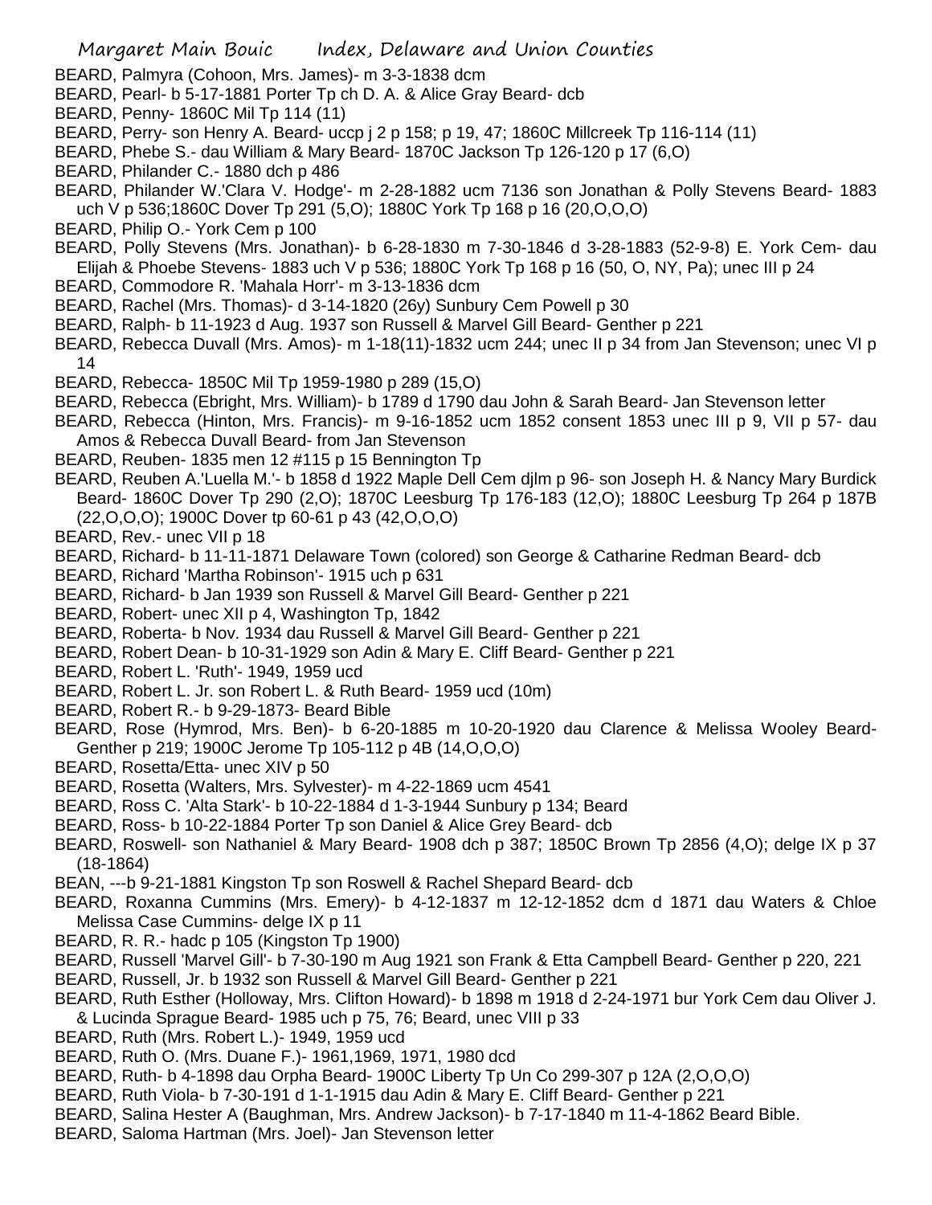BEARD, Palmyra (Cohoon, Mrs. James)- m 3-3-1838 dcm

BEARD, Pearl- b 5-17-1881 Porter Tp ch D. A. & Alice Gray Beard- dcb

BEARD, Penny- 1860C Mil Tp 114 (11)

BEARD, Perry- son Henry A. Beard- uccp j 2 p 158; p 19, 47; 1860C Millcreek Tp 116-114 (11)

BEARD, Phebe S.- dau William & Mary Beard- 1870C Jackson Tp 126-120 p 17 (6,O)

BEARD, Philander C.- 1880 dch p 486

BEARD, Philander W.'Clara V. Hodge'- m 2-28-1882 ucm 7136 son Jonathan & Polly Stevens Beard- 1883 uch V p 536;1860C Dover Tp 291 (5,O); 1880C York Tp 168 p 16 (20,O,O,O)

BEARD, Philip O.- York Cem p 100

BEARD, Polly Stevens (Mrs. Jonathan)- b 6-28-1830 m 7-30-1846 d 3-28-1883 (52-9-8) E. York Cem- dau Elijah & Phoebe Stevens- 1883 uch V p 536; 1880C York Tp 168 p 16 (50, O, NY, Pa); unec III p 24

BEARD, Commodore R. 'Mahala Horr'- m 3-13-1836 dcm

BEARD, Rachel (Mrs. Thomas)- d 3-14-1820 (26y) Sunbury Cem Powell p 30

BEARD, Ralph- b 11-1923 d Aug. 1937 son Russell & Marvel Gill Beard- Genther p 221

BEARD, Rebecca Duvall (Mrs. Amos)- m 1-18(11)-1832 ucm 244; unec II p 34 from Jan Stevenson; unec VI p 14

BEARD, Rebecca- 1850C Mil Tp 1959-1980 p 289 (15,O)

BEARD, Rebecca (Ebright, Mrs. William)- b 1789 d 1790 dau John & Sarah Beard- Jan Stevenson letter

BEARD, Rebecca (Hinton, Mrs. Francis)- m 9-16-1852 ucm 1852 consent 1853 unec III p 9, VII p 57- dau Amos & Rebecca Duvall Beard- from Jan Stevenson

BEARD, Reuben- 1835 men 12 #115 p 15 Bennington Tp

BEARD, Reuben A.'Luella M.'- b 1858 d 1922 Maple Dell Cem djlm p 96- son Joseph H. & Nancy Mary Burdick Beard- 1860C Dover Tp 290 (2,O); 1870C Leesburg Tp 176-183 (12,O); 1880C Leesburg Tp 264 p 187B (22,O,O,O); 1900C Dover tp 60-61 p 43 (42,O,O,O)

BEARD, Rev.- unec VII p 18

BEARD, Richard- b 11-11-1871 Delaware Town (colored) son George & Catharine Redman Beard- dcb

BEARD, Richard 'Martha Robinson'- 1915 uch p 631

BEARD, Richard- b Jan 1939 son Russell & Marvel Gill Beard- Genther p 221

BEARD, Robert- unec XII p 4, Washington Tp, 1842

BEARD, Roberta- b Nov. 1934 dau Russell & Marvel Gill Beard- Genther p 221

BEARD, Robert Dean- b 10-31-1929 son Adin & Mary E. Cliff Beard- Genther p 221

BEARD, Robert L. 'Ruth'- 1949, 1959 ucd

BEARD, Robert L. Jr. son Robert L. & Ruth Beard- 1959 ucd (10m)

BEARD, Robert R.- b 9-29-1873- Beard Bible

BEARD, Rose (Hymrod, Mrs. Ben)- b 6-20-1885 m 10-20-1920 dau Clarence & Melissa Wooley Beard- Genther p 219; 1900C Jerome Tp 105-112 p 4B (14,O,O,O)

BEARD, Rosetta/Etta- unec XIV p 50

BEARD, Rosetta (Walters, Mrs. Sylvester)- m 4-22-1869 ucm 4541

BEARD, Ross C. 'Alta Stark'- b 10-22-1884 d 1-3-1944 Sunbury p 134; Beard

BEARD, Ross- b 10-22-1884 Porter Tp son Daniel & Alice Grey Beard- dcb

BEARD, Roswell- son Nathaniel & Mary Beard- 1908 dch p 387; 1850C Brown Tp 2856 (4,O); delge IX p 37 (18-1864)

BEAN, ---b 9-21-1881 Kingston Tp son Roswell & Rachel Shepard Beard- dcb

BEARD, Roxanna Cummins (Mrs. Emery)- b 4-12-1837 m 12-12-1852 dcm d 1871 dau Waters & Chloe Melissa Case Cummins- delge IX p 11

BEARD, R. R.- hadc p 105 (Kingston Tp 1900)

BEARD, Russell 'Marvel Gill'- b 7-30-190 m Aug 1921 son Frank & Etta Campbell Beard- Genther p 220, 221

BEARD, Russell, Jr. b 1932 son Russell & Marvel Gill Beard- Genther p 221

BEARD, Ruth Esther (Holloway, Mrs. Clifton Howard)- b 1898 m 1918 d 2-24-1971 bur York Cem dau Oliver J. & Lucinda Sprague Beard- 1985 uch p 75, 76; Beard, unec VIII p 33

BEARD, Ruth (Mrs. Robert L.)- 1949, 1959 ucd

BEARD, Ruth O. (Mrs. Duane F.)- 1961,1969, 1971, 1980 dcd

BEARD, Ruth- b 4-1898 dau Orpha Beard- 1900C Liberty Tp Un Co 299-307 p 12A (2,O,O,O)

BEARD, Ruth Viola- b 7-30-191 d 1-1-1915 dau Adin & Mary E. Cliff Beard- Genther p 221

BEARD, Salina Hester A (Baughman, Mrs. Andrew Jackson)- b 7-17-1840 m 11-4-1862 Beard Bible.

BEARD, Saloma Hartman (Mrs. Joel)- Jan Stevenson letter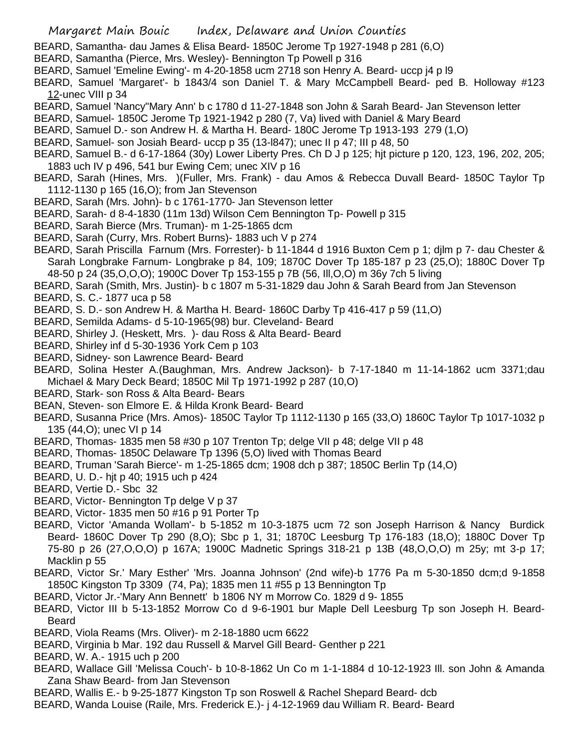BEARD, Samantha- dau James & Elisa Beard- 1850C Jerome Tp 1927-1948 p 281 (6,O)

BEARD, Samantha (Pierce, Mrs. Wesley)- Bennington Tp Powell p 316

BEARD, Samuel 'Emeline Ewing'- m 4-20-1858 ucm 2718 son Henry A. Beard- uccp j4 p l9

BEARD, Samuel 'Margaret'- b 1843/4 son Daniel T. & Mary McCampbell Beard- ped B. Holloway #123 12-unec VIII p 34

BEARD, Samuel 'Nancy''Mary Ann' b c 1780 d 11-27-1848 son John & Sarah Beard- Jan Stevenson letter

BEARD, Samuel- 1850C Jerome Tp 1921-1942 p 280 (7, Va) lived with Daniel & Mary Beard

BEARD, Samuel D.- son Andrew H. & Martha H. Beard- 180C Jerome Tp 1913-193 279 (1,O)

BEARD, Samuel- son Josiah Beard- uccp p 35 (13-l847); unec II p 47; III p 48, 50

BEARD, Samuel B.- d 6-17-1864 (30y) Lower Liberty Pres. Ch D J p 125; hjt picture p 120, 123, 196, 202, 205; 1883 uch IV p 496, 541 bur Ewing Cem; unec XIV p 16

BEARD, Sarah (Hines, Mrs. )(Fuller, Mrs. Frank) - dau Amos & Rebecca Duvall Beard- 1850C Taylor Tp 1112-1130 p 165 (16,O); from Jan Stevenson

BEARD, Sarah (Mrs. John)- b c 1761-1770- Jan Stevenson letter

BEARD, Sarah- d 8-4-1830 (11m 13d) Wilson Cem Bennington Tp- Powell p 315

BEARD, Sarah Bierce (Mrs. Truman)- m 1-25-1865 dcm

BEARD, Sarah (Curry, Mrs. Robert Burns)- 1883 uch V p 274

BEARD, Sarah Priscilla Farnum (Mrs. Forrester)- b 11-1844 d 1916 Buxton Cem p 1; djlm p 7- dau Chester & Sarah Longbrake Farnum- Longbrake p 84, 109; 1870C Dover Tp 185-187 p 23 (25,O); 1880C Dover Tp 48-50 p 24 (35,O,O,O); 1900C Dover Tp 153-155 p 7B (56, Ill,O,O) m 36y 7ch 5 living

BEARD, Sarah (Smith, Mrs. Justin)- b c 1807 m 5-31-1829 dau John & Sarah Beard from Jan Stevenson

BEARD, S. C.- 1877 uca p 58

BEARD, S. D.- son Andrew H. & Martha H. Beard- 1860C Darby Tp 416-417 p 59 (11,O)

BEARD, Semilda Adams- d 5-10-1965(98) bur. Cleveland- Beard

BEARD, Shirley J. (Heskett, Mrs. )- dau Ross & Alta Beard- Beard

BEARD, Shirley inf d 5-30-1936 York Cem p 103

BEARD, Sidney- son Lawrence Beard- Beard

BEARD, Solina Hester A.(Baughman, Mrs. Andrew Jackson)- b 7-17-1840 m 11-14-1862 ucm 3371;dau Michael & Mary Deck Beard; 1850C Mil Tp 1971-1992 p 287 (10,O)

BEARD, Stark- son Ross & Alta Beard- Bears

BEAN, Steven- son Elmore E. & Hilda Kronk Beard- Beard

BEARD, Susanna Price (Mrs. Amos)- 1850C Taylor Tp 1112-1130 p 165 (33,O) 1860C Taylor Tp 1017-1032 p 135 (44,O); unec VI p 14

BEARD, Thomas- 1835 men 58 #30 p 107 Trenton Tp; delge VII p 48; delge VII p 48

BEARD, Thomas- 1850C Delaware Tp 1396 (5,O) lived with Thomas Beard

BEARD, Truman 'Sarah Bierce'- m 1-25-1865 dcm; 1908 dch p 387; 1850C Berlin Tp (14,O)

BEARD, U. D.- hjt p 40; 1915 uch p 424

BEARD, Vertie D.- Sbc 32

BEARD, Victor- Bennington Tp delge V p 37

BEARD, Victor- 1835 men 50 #16 p 91 Porter Tp

BEARD, Victor 'Amanda Wollam'- b 5-1852 m 10-3-1875 ucm 72 son Joseph Harrison & Nancy Burdick Beard- 1860C Dover Tp 290 (8,O); Sbc p 1, 31; 1870C Leesburg Tp 176-183 (18,O); 1880C Dover Tp 75-80 p 26 (27,O,O,O) p 167A; 1900C Madnetic Springs 318-21 p 13B (48,O,O,O) m 25y; mt 3-p 17; Macklin p 55

BEARD, Victor Sr.' Mary Esther' 'Mrs. Joanna Johnson' (2nd wife)-b 1776 Pa m 5-30-1850 dcm;d 9-1858 1850C Kingston Tp 3309 (74, Pa); 1835 men 11 #55 p 13 Bennington Tp

BEARD, Victor Jr.-'Mary Ann Bennett' b 1806 NY m Morrow Co. 1829 d 9- 1855

BEARD, Victor III b 5-13-1852 Morrow Co d 9-6-1901 bur Maple Dell Leesburg Tp son Joseph H. Beard- Beard

BEARD, Viola Reams (Mrs. Oliver)- m 2-18-1880 ucm 6622

BEARD, Virginia b Mar. 192 dau Russell & Marvel Gill Beard- Genther p 221

BEARD, W. A.- 1915 uch p 200

BEARD, Wallace Gill 'Melissa Couch'- b 10-8-1862 Un Co m 1-1-1884 d 10-12-1923 Ill. son John & Amanda Zana Shaw Beard- from Jan Stevenson

BEARD, Wallis E.- b 9-25-1877 Kingston Tp son Roswell & Rachel Shepard Beard- dcb

BEARD, Wanda Louise (Raile, Mrs. Frederick E.)- j 4-12-1969 dau William R. Beard- Beard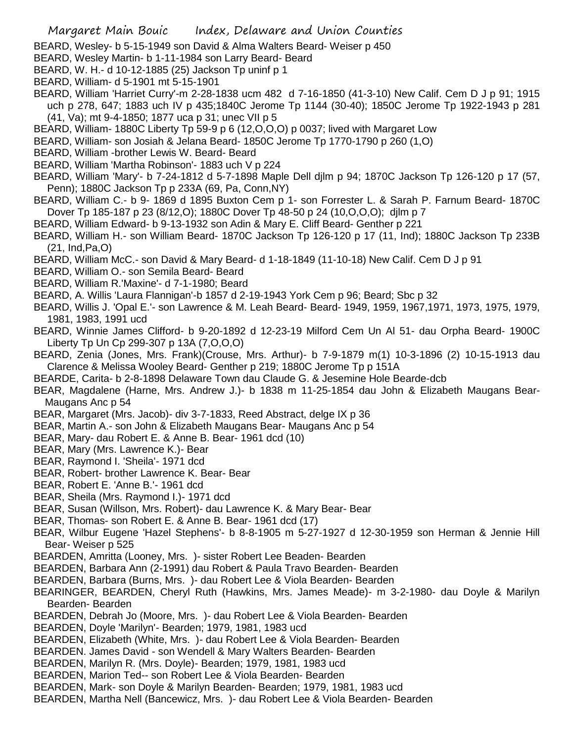BEARD, Wesley- b 5-15-1949 son David & Alma Walters Beard- Weiser p 450

BEARD, Wesley Martin- b 1-11-1984 son Larry Beard- Beard

BEARD, W. H.- d 10-12-1885 (25) Jackson Tp uninf p 1

BEARD, William- d 5-1901 mt 5-15-1901

BEARD, William 'Harriet Curry'-m 2-28-1838 ucm 482 d 7-16-1850 (41-3-10) New Calif. Cem D J p 91; 1915 uch p 278, 647; 1883 uch IV p 435;1840C Jerome Tp 1144 (30-40); 1850C Jerome Tp 1922-1943 p 281 (41, Va); mt 9-4-1850; 1877 uca p 31; unec VII p 5

BEARD, William- 1880C Liberty Tp 59-9 p 6 (12,O,O,O) p 0037; lived with Margaret Low

BEARD, William- son Josiah & Jelana Beard- 1850C Jerome Tp 1770-1790 p 260 (1,O)

BEARD, William -brother Lewis W. Beard- Beard

BEARD, William 'Martha Robinson'- 1883 uch V p 224

BEARD, William 'Mary'- b 7-24-1812 d 5-7-1898 Maple Dell djlm p 94; 1870C Jackson Tp 126-120 p 17 (57, Penn); 1880C Jackson Tp p 233A (69, Pa, Conn,NY)

BEARD, William C.- b 9- 1869 d 1895 Buxton Cem p 1- son Forrester L. & Sarah P. Farnum Beard- 1870C Dover Tp 185-187 p 23 (8/12,O); 1880C Dover Tp 48-50 p 24 (10,O,O,O); djlm p 7

BEARD, William Edward- b 9-13-1932 son Adin & Mary E. Cliff Beard- Genther p 221

BEARD, William H.- son William Beard- 1870C Jackson Tp 126-120 p 17 (11, Ind); 1880C Jackson Tp 233B (21, Ind,Pa,O)

BEARD, William McC.- son David & Mary Beard- d 1-18-1849 (11-10-18) New Calif. Cem D J p 91

BEARD, William O.- son Semila Beard- Beard

BEARD, William R.'Maxine'- d 7-1-1980; Beard

BEARD, A. Willis 'Laura Flannigan'-b 1857 d 2-19-1943 York Cem p 96; Beard; Sbc p 32

BEARD, Willis J. 'Opal E.'- son Lawrence & M. Leah Beard- Beard- 1949, 1959, 1967,1971, 1973, 1975, 1979, 1981, 1983, 1991 ucd

BEARD, Winnie James Clifford- b 9-20-1892 d 12-23-19 Milford Cem Un Al 51- dau Orpha Beard- 1900C Liberty Tp Un Cp 299-307 p 13A (7,O,O,O)

BEARD, Zenia (Jones, Mrs. Frank)(Crouse, Mrs. Arthur)- b 7-9-1879 m(1) 10-3-1896 (2) 10-15-1913 dau Clarence & Melissa Wooley Beard- Genther p 219; 1880C Jerome Tp p 151A

BEARDE, Carita- b 2-8-1898 Delaware Town dau Claude G. & Jesemine Hole Bearde-dcb

BEAR, Magdalene (Harne, Mrs. Andrew J.)- b 1838 m 11-25-1854 dau John & Elizabeth Maugans Bear- Maugans Anc p 54

BEAR, Margaret (Mrs. Jacob)- div 3-7-1833, Reed Abstract, delge IX p 36

BEAR, Martin A.- son John & Elizabeth Maugans Bear- Maugans Anc p 54

BEAR, Mary- dau Robert E. & Anne B. Bear- 1961 dcd (10)

BEAR, Mary (Mrs. Lawrence K.)- Bear

BEAR, Raymond I. 'Sheila'- 1971 dcd

BEAR, Robert- brother Lawrence K. Bear- Bear

BEAR, Robert E. 'Anne B.'- 1961 dcd

BEAR, Sheila (Mrs. Raymond I.)- 1971 dcd

BEAR, Susan (Willson, Mrs. Robert)- dau Lawrence K. & Mary Bear- Bear

BEAR, Thomas- son Robert E. & Anne B. Bear- 1961 dcd (17)

BEAR, Wilbur Eugene 'Hazel Stephens'- b 8-8-1905 m 5-27-1927 d 12-30-1959 son Herman & Jennie Hill Bear- Weiser p 525

BEARDEN, Amritta (Looney, Mrs. )- sister Robert Lee Beaden- Bearden

BEARDEN, Barbara Ann (2-1991) dau Robert & Paula Travo Bearden- Bearden

BEARDEN, Barbara (Burns, Mrs. )- dau Robert Lee & Viola Bearden- Bearden

BEARINGER, BEARDEN, Cheryl Ruth (Hawkins, Mrs. James Meade)- m 3-2-1980- dau Doyle & Marilyn Bearden- Bearden

BEARDEN, Debrah Jo (Moore, Mrs. )- dau Robert Lee & Viola Bearden- Bearden

BEARDEN, Doyle 'Marilyn'- Bearden; 1979, 1981, 1983 ucd

BEARDEN, Elizabeth (White, Mrs. )- dau Robert Lee & Viola Bearden- Bearden

BEARDEN. James David - son Wendell & Mary Walters Bearden- Bearden

BEARDEN, Marilyn R. (Mrs. Doyle)- Bearden; 1979, 1981, 1983 ucd

BEARDEN, Marion Ted-- son Robert Lee & Viola Bearden- Bearden

BEARDEN, Mark- son Doyle & Marilyn Bearden- Bearden; 1979, 1981, 1983 ucd

BEARDEN, Martha Nell (Bancewicz, Mrs. )- dau Robert Lee & Viola Bearden- Bearden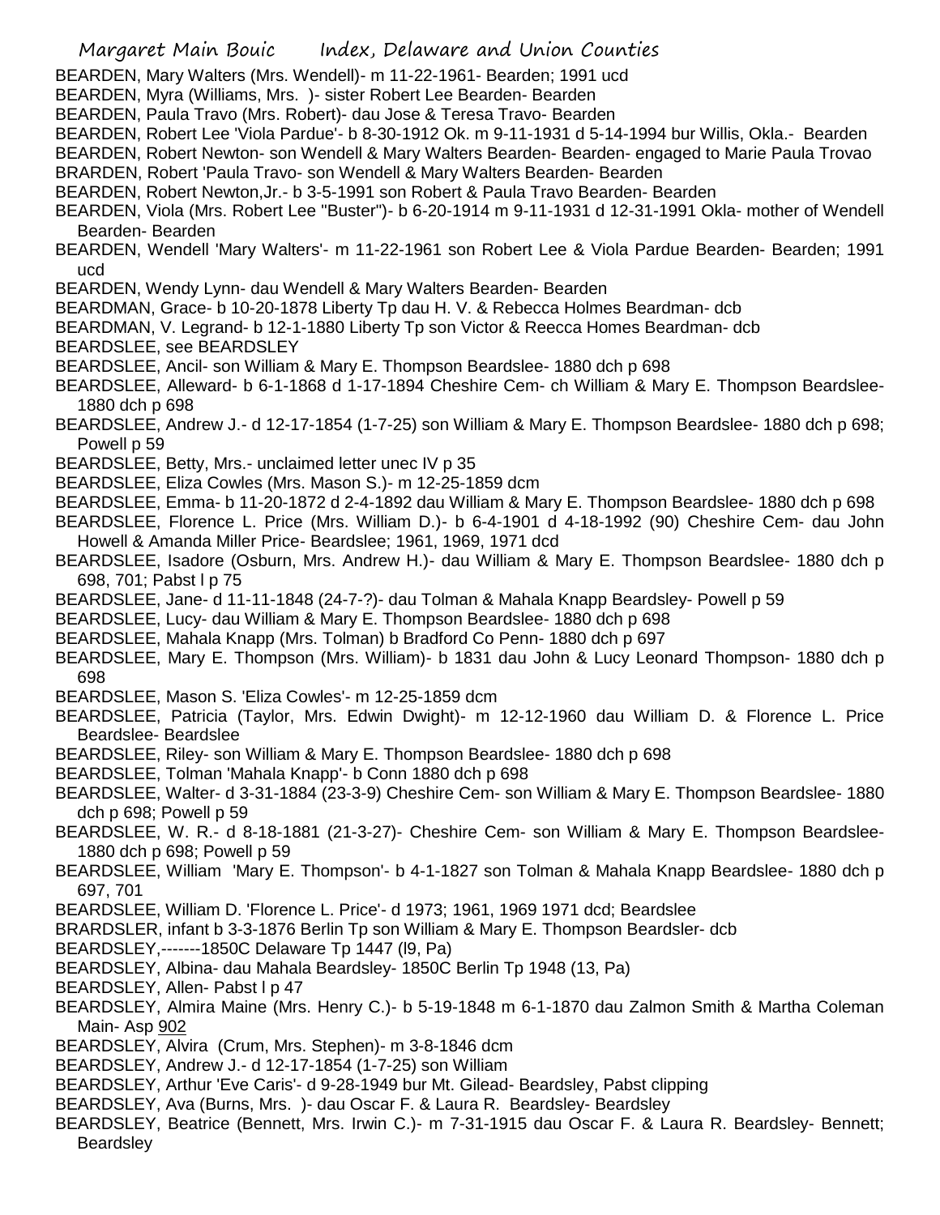BEARDEN, Mary Walters (Mrs. Wendell)- m 11-22-1961- Bearden; 1991 ucd

BEARDEN, Myra (Williams, Mrs. )- sister Robert Lee Bearden- Bearden

BEARDEN, Paula Travo (Mrs. Robert)- dau Jose & Teresa Travo- Bearden

BEARDEN, Robert Lee 'Viola Pardue'- b 8-30-1912 Ok. m 9-11-1931 d 5-14-1994 bur Willis, Okla.- Bearden

BEARDEN, Robert Newton- son Wendell & Mary Walters Bearden- Bearden- engaged to Marie Paula Trovao

BRARDEN, Robert 'Paula Travo- son Wendell & Mary Walters Bearden- Bearden

BEARDEN, Robert Newton,Jr.- b 3-5-1991 son Robert & Paula Travo Bearden- Bearden

BEARDEN, Viola (Mrs. Robert Lee "Buster")- b 6-20-1914 m 9-11-1931 d 12-31-1991 Okla- mother of Wendell Bearden- Bearden

BEARDEN, Wendell 'Mary Walters'- m 11-22-1961 son Robert Lee & Viola Pardue Bearden- Bearden; 1991 ucd

BEARDEN, Wendy Lynn- dau Wendell & Mary Walters Bearden- Bearden

BEARDMAN, Grace- b 10-20-1878 Liberty Tp dau H. V. & Rebecca Holmes Beardman- dcb

BEARDMAN, V. Legrand- b 12-1-1880 Liberty Tp son Victor & Reecca Homes Beardman- dcb

BEARDSLEE, see BEARDSLEY

BEARDSLEE, Ancil- son William & Mary E. Thompson Beardslee- 1880 dch p 698

BEARDSLEE, Alleward- b 6-1-1868 d 1-17-1894 Cheshire Cem- ch William & Mary E. Thompson Beardslee- 1880 dch p 698

BEARDSLEE, Andrew J.- d 12-17-1854 (1-7-25) son William & Mary E. Thompson Beardslee- 1880 dch p 698; Powell p 59

BEARDSLEE, Betty, Mrs.- unclaimed letter unec IV p 35

BEARDSLEE, Eliza Cowles (Mrs. Mason S.)- m 12-25-1859 dcm

BEARDSLEE, Emma- b 11-20-1872 d 2-4-1892 dau William & Mary E. Thompson Beardslee- 1880 dch p 698

BEARDSLEE, Florence L. Price (Mrs. William D.)- b 6-4-1901 d 4-18-1992 (90) Cheshire Cem- dau John Howell & Amanda Miller Price- Beardslee; 1961, 1969, 1971 dcd

BEARDSLEE, Isadore (Osburn, Mrs. Andrew H.)- dau William & Mary E. Thompson Beardslee- 1880 dch p 698, 701; Pabst l p 75

BEARDSLEE, Jane- d 11-11-1848 (24-7-?)- dau Tolman & Mahala Knapp Beardsley- Powell p 59

BEARDSLEE, Lucy- dau William & Mary E. Thompson Beardslee- 1880 dch p 698

BEARDSLEE, Mahala Knapp (Mrs. Tolman) b Bradford Co Penn- 1880 dch p 697

BEARDSLEE, Mary E. Thompson (Mrs. William)- b 1831 dau John & Lucy Leonard Thompson- 1880 dch p 698

BEARDSLEE, Mason S. 'Eliza Cowles'- m 12-25-1859 dcm

BEARDSLEE, Patricia (Taylor, Mrs. Edwin Dwight)- m 12-12-1960 dau William D. & Florence L. Price Beardslee- Beardslee

BEARDSLEE, Riley- son William & Mary E. Thompson Beardslee- 1880 dch p 698

BEARDSLEE, Tolman 'Mahala Knapp'- b Conn 1880 dch p 698

BEARDSLEE, Walter- d 3-31-1884 (23-3-9) Cheshire Cem- son William & Mary E. Thompson Beardslee- 1880 dch p 698; Powell p 59

BEARDSLEE, W. R.- d 8-18-1881 (21-3-27)- Cheshire Cem- son William & Mary E. Thompson Beardslee- 1880 dch p 698; Powell p 59

BEARDSLEE, William 'Mary E. Thompson'- b 4-1-1827 son Tolman & Mahala Knapp Beardslee- 1880 dch p 697, 701

BEARDSLEE, William D. 'Florence L. Price'- d 1973; 1961, 1969 1971 dcd; Beardslee

BRARDSLER, infant b 3-3-1876 Berlin Tp son William & Mary E. Thompson Beardsler- dcb

BEARDSLEY,-------1850C Delaware Tp 1447 (l9, Pa)

BEARDSLEY, Albina- dau Mahala Beardsley- 1850C Berlin Tp 1948 (13, Pa)

BEARDSLEY, Allen- Pabst l p 47

BEARDSLEY, Almira Maine (Mrs. Henry C.)- b 5-19-1848 m 6-1-1870 dau Zalmon Smith & Martha Coleman Main- Asp 902

BEARDSLEY, Alvira (Crum, Mrs. Stephen)- m 3-8-1846 dcm

BEARDSLEY, Andrew J.- d 12-17-1854 (1-7-25) son William

BEARDSLEY, Arthur 'Eve Caris'- d 9-28-1949 bur Mt. Gilead- Beardsley, Pabst clipping

BEARDSLEY, Ava (Burns, Mrs. )- dau Oscar F. & Laura R. Beardsley- Beardsley

BEARDSLEY, Beatrice (Bennett, Mrs. Irwin C.)- m 7-31-1915 dau Oscar F. & Laura R. Beardsley- Bennett; Beardsley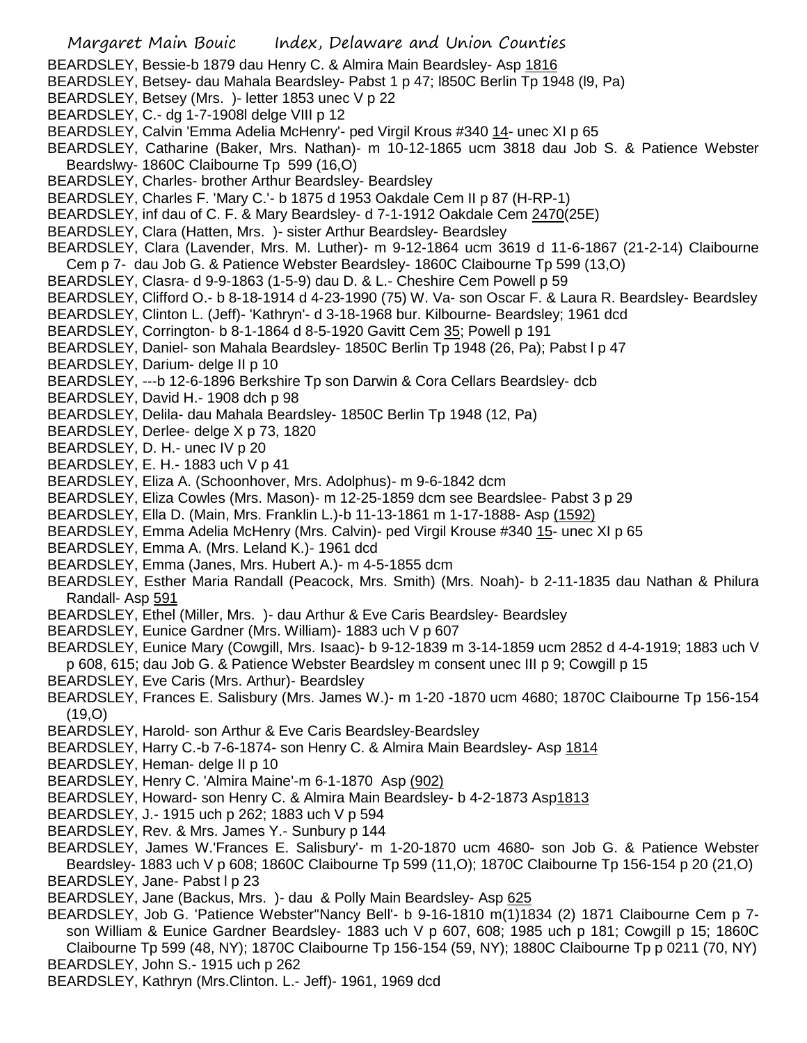BEARDSLEY, Bessie-b 1879 dau Henry C. & Almira Main Beardsley- Asp 1816

BEARDSLEY, Betsey- dau Mahala Beardsley- Pabst 1 p 47; l850C Berlin Tp 1948 (l9, Pa)

BEARDSLEY, Betsey (Mrs. )- letter 1853 unec V p 22

BEARDSLEY, C.- dg 1-7-1908l delge VIII p 12

BEARDSLEY, Calvin 'Emma Adelia McHenry'- ped Virgil Krous #340 14- unec XI p 65

BEARDSLEY, Catharine (Baker, Mrs. Nathan)- m 10-12-1865 ucm 3818 dau Job S. & Patience Webster Beardslwy- 1860C Claibourne Tp 599 (16,O)

BEARDSLEY, Charles- brother Arthur Beardsley- Beardsley

BEARDSLEY, Charles F. 'Mary C.'- b 1875 d 1953 Oakdale Cem II p 87 (H-RP-1)

BEARDSLEY, inf dau of C. F. & Mary Beardsley- d 7-1-1912 Oakdale Cem 2470(25E)

BEARDSLEY, Clara (Hatten, Mrs. )- sister Arthur Beardsley- Beardsley

BEARDSLEY, Clara (Lavender, Mrs. M. Luther)- m 9-12-1864 ucm 3619 d 11-6-1867 (21-2-14) Claibourne Cem p 7- dau Job G. & Patience Webster Beardsley- 1860C Claibourne Tp 599 (13,O)

BEARDSLEY, Clasra- d 9-9-1863 (1-5-9) dau D. & L.- Cheshire Cem Powell p 59

BEARDSLEY, Clifford O.- b 8-18-1914 d 4-23-1990 (75) W. Va- son Oscar F. & Laura R. Beardsley- Beardsley

BEARDSLEY, Clinton L. (Jeff)- 'Kathryn'- d 3-18-1968 bur. Kilbourne- Beardsley; 1961 dcd

BEARDSLEY, Corrington- b 8-1-1864 d 8-5-1920 Gavitt Cem 35; Powell p 191

BEARDSLEY, Daniel- son Mahala Beardsley- 1850C Berlin Tp 1948 (26, Pa); Pabst l p 47

BEARDSLEY, Darium- delge II p 10

BEARDSLEY, ---b 12-6-1896 Berkshire Tp son Darwin & Cora Cellars Beardsley- dcb

BEARDSLEY, David H.- 1908 dch p 98

BEARDSLEY, Delila- dau Mahala Beardsley- 1850C Berlin Tp 1948 (12, Pa)

BEARDSLEY, Derlee- delge X p 73, 1820

BEARDSLEY, D. H.- unec IV p 20

BEARDSLEY, E. H.- 1883 uch V p 41

BEARDSLEY, Eliza A. (Schoonhover, Mrs. Adolphus)- m 9-6-1842 dcm

BEARDSLEY, Eliza Cowles (Mrs. Mason)- m 12-25-1859 dcm see Beardslee- Pabst 3 p 29

BEARDSLEY, Ella D. (Main, Mrs. Franklin L.)-b 11-13-1861 m 1-17-1888- Asp (1592)

BEARDSLEY, Emma Adelia McHenry (Mrs. Calvin)- ped Virgil Krouse #340 15- unec XI p 65

BEARDSLEY, Emma A. (Mrs. Leland K.)- 1961 dcd

BEARDSLEY, Emma (Janes, Mrs. Hubert A.)- m 4-5-1855 dcm

BEARDSLEY, Esther Maria Randall (Peacock, Mrs. Smith) (Mrs. Noah)- b 2-11-1835 dau Nathan & Philura Randall- Asp 591

BEARDSLEY, Ethel (Miller, Mrs. )- dau Arthur & Eve Caris Beardsley- Beardsley

BEARDSLEY, Eunice Gardner (Mrs. William)- 1883 uch V p 607

BEARDSLEY, Eunice Mary (Cowgill, Mrs. Isaac)- b 9-12-1839 m 3-14-1859 ucm 2852 d 4-4-1919; 1883 uch V p 608, 615; dau Job G. & Patience Webster Beardsley m consent unec III p 9; Cowgill p 15

BEARDSLEY, Eve Caris (Mrs. Arthur)- Beardsley

BEARDSLEY, Frances E. Salisbury (Mrs. James W.)- m 1-20 -1870 ucm 4680; 1870C Claibourne Tp 156-154 (19,O)

BEARDSLEY, Harold- son Arthur & Eve Caris Beardsley-Beardsley

BEARDSLEY, Harry C.-b 7-6-1874- son Henry C. & Almira Main Beardsley- Asp 1814

BEARDSLEY, Heman- delge II p 10

BEARDSLEY, Henry C. 'Almira Maine'-m 6-1-1870 Asp (902)

BEARDSLEY, Howard- son Henry C. & Almira Main Beardsley- b 4-2-1873 Asp1813

BEARDSLEY, J.- 1915 uch p 262; 1883 uch V p 594

BEARDSLEY, Rev. & Mrs. James Y.- Sunbury p 144

BEARDSLEY, James W.'Frances E. Salisbury'- m 1-20-1870 ucm 4680- son Job G. & Patience Webster Beardsley- 1883 uch V p 608; 1860C Claibourne Tp 599 (11,O); 1870C Claibourne Tp 156-154 p 20 (21,O)

BEARDSLEY, Jane- Pabst l p 23

BEARDSLEY, Jane (Backus, Mrs. )- dau & Polly Main Beardsley- Asp 625

BEARDSLEY, Job G. 'Patience Webster''Nancy Bell'- b 9-16-1810 m(1)1834 (2) 1871 Claibourne Cem p 7- son William & Eunice Gardner Beardsley- 1883 uch V p 607, 608; 1985 uch p 181; Cowgill p 15; 1860C Claibourne Tp 599 (48, NY); 1870C Claibourne Tp 156-154 (59, NY); 1880C Claibourne Tp p 0211 (70, NY)

BEARDSLWY, John S.- 1915 uch p 262

BEARDSLEY, Kathryn (Mrs.Clinton. L.- Jeff)- 1961, 1969 dcd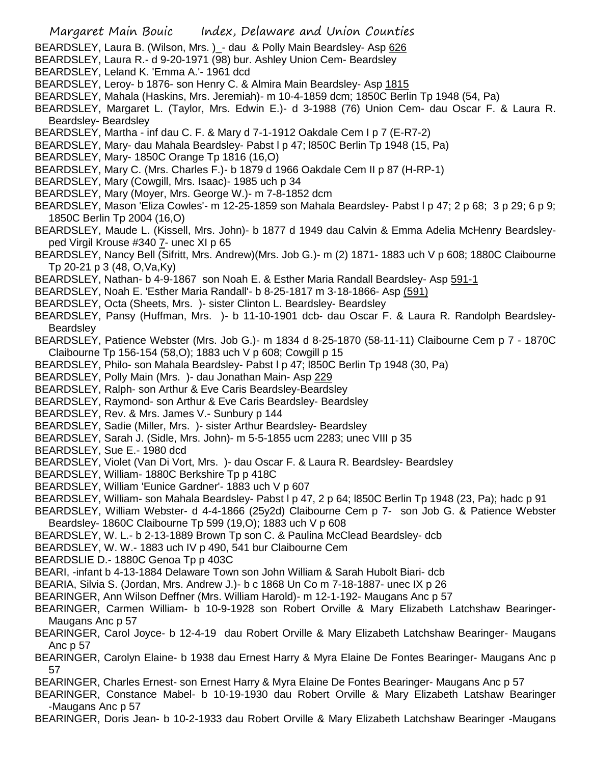BEARDSLEY, Laura B. (Wilson, Mrs. )_- dau & Polly Main Beardsley- Asp 626

BEARDSLEY, Laura R.- d 9-20-1971 (98) bur. Ashley Union Cem- Beardsley

BEARDSLEY, Leland K. 'Emma A.'- 1961 dcd

BEARDSLEY, Leroy- b 1876- son Henry C. & Almira Main Beardsley- Asp 1815

BEARDSLEY, Mahala (Haskins, Mrs. Jeremiah)- m 10-4-1859 dcm; 1850C Berlin Tp 1948 (54, Pa)

BEARDSLEY, Margaret L. (Taylor, Mrs. Edwin E.)- d 3-1988 (76) Union Cem- dau Oscar F. & Laura R. Beardsley- Beardsley

BEARDSLEY, Martha - inf dau C. F. & Mary d 7-1-1912 Oakdale Cem I p 7 (E-R7-2)

BEARDSLEY, Mary- dau Mahala Beardsley- Pabst I p 47; l850C Berlin Tp 1948 (15, Pa)

BEARDSLEY, Mary- 1850C Orange Tp 1816 (16,O)

BEARDSLEY, Mary C. (Mrs. Charles F.)- b 1879 d 1966 Oakdale Cem II p 87 (H-RP-1)

BEARDSLEY, Mary (Cowgill, Mrs. Isaac)- 1985 uch p 34

BEARDSLEY, Mary (Moyer, Mrs. George W.)- m 7-8-1852 dcm

BEARDSLEY, Mason 'Eliza Cowles'- m 12-25-1859 son Mahala Beardsley- Pabst I p 47; 2 p 68; 3 p 29; 6 p 9; 1850C Berlin Tp 2004 (16,O)

BEARDSLEY, Maude L. (Kissell, Mrs. John)- b 1877 d 1949 dau Calvin & Emma Adelia McHenry Beardsley-ped Virgil Krouse #340 7- unec XI p 65

BEARDSLEY, Nancy Bell (Sifritt, Mrs. Andrew)(Mrs. Job G.)- m (2) 1871- 1883 uch V p 608; 1880C Claibourne Tp 20-21 p 3 (48, O,Va,Ky)

BEARDSLEY, Nathan- b 4-9-1867 son Noah E. & Esther Maria Randall Beardsley- Asp 591-1

BEARDSLEY, Noah E. 'Esther Maria Randall'- b 8-25-1817 m 3-18-1866- Asp (591)

BEARDSLEY, Octa (Sheets, Mrs. )- sister Clinton L. Beardsley- Beardsley

BEARDSLEY, Pansy (Huffman, Mrs. )- b 11-10-1901 dcb- dau Oscar F. & Laura R. Randolph Beardsley-Beardsley

BEARDSLEY, Patience Webster (Mrs. Job G.)- m 1834 d 8-25-1870 (58-11-11) Claibourne Cem p 7 - 1870C Claibourne Tp 156-154 (58,O); 1883 uch V p 608; Cowgill p 15

BEARDSLEY, Philo- son Mahala Beardsley- Pabst I p 47; l850C Berlin Tp 1948 (30, Pa)

BEARDSLEY, Polly Main (Mrs. )- dau Jonathan Main- Asp 229

BEARDSLEY, Ralph- son Arthur & Eve Caris Beardsley-Beardsley

BEARDSLEY, Raymond- son Arthur & Eve Caris Beardsley- Beardsley

BEARDSLEY, Rev. & Mrs. James V.- Sunbury p 144

BEARDSLEY, Sadie (Miller, Mrs. )- sister Arthur Beardsley- Beardsley

BEARDSLEY, Sarah J. (Sidle, Mrs. John)- m 5-5-1855 ucm 2283; unec VIII p 35

BEARDSLEY, Sue E.- 1980 dcd

BEARDSLEY, Violet (Van Di Vort, Mrs. )- dau Oscar F. & Laura R. Beardsley- Beardsley

BEARDSLEY, William- 1880C Berkshire Tp p 418C

BEARDSLEY, William 'Eunice Gardner'- 1883 uch V p 607

BEARDSLEY, William- son Mahala Beardsley- Pabst I p 47, 2 p 64; l850C Berlin Tp 1948 (23, Pa); hadc p 91

BEARDSLEY, William Webster- d 4-4-1866 (25y2d) Claibourne Cem p 7- son Job G. & Patience Webster Beardsley- 1860C Claibourne Tp 599 (19,O); 1883 uch V p 608

BEARDSLEY, W. L.- b 2-13-1889 Brown Tp son C. & Paulina McClead Beardsley- dcb

BEARDSLEY, W. W.- 1883 uch IV p 490, 541 bur Claibourne Cem

BEARDSLIE D.- 1880C Genoa Tp p 403C

BEARI, -infant b 4-13-1884 Delaware Town son John William & Sarah Hubolt Biari- dcb

BEARIA, Silvia S. (Jordan, Mrs. Andrew J.)- b c 1868 Un Co m 7-18-1887- unec IX p 26

BEARINGER, Ann Wilson Deffner (Mrs. William Harold)- m 12-1-192- Maugans Anc p 57

BEARINGER, Carmen William- b 10-9-1928 son Robert Orville & Mary Elizabeth Latchshaw Bearinger-Maugans Anc p 57

BEARINGER, Carol Joyce- b 12-4-19 dau Robert Orville & Mary Elizabeth Latchshaw Bearinger- Maugans Anc p 57

BEARINGER, Carolyn Elaine- b 1938 dau Ernest Harry & Myra Elaine De Fontes Bearinger- Maugans Anc p 57

BEARINGER, Charles Ernest- son Ernest Harry & Myra Elaine De Fontes Bearinger- Maugans Anc p 57

BEARINGER, Constance Mabel- b 10-19-1930 dau Robert Orville & Mary Elizabeth Latshaw Bearinger -Maugans Anc p 57

BEARINGER, Doris Jean- b 10-2-1933 dau Robert Orville & Mary Elizabeth Latchshaw Bearinger -Maugans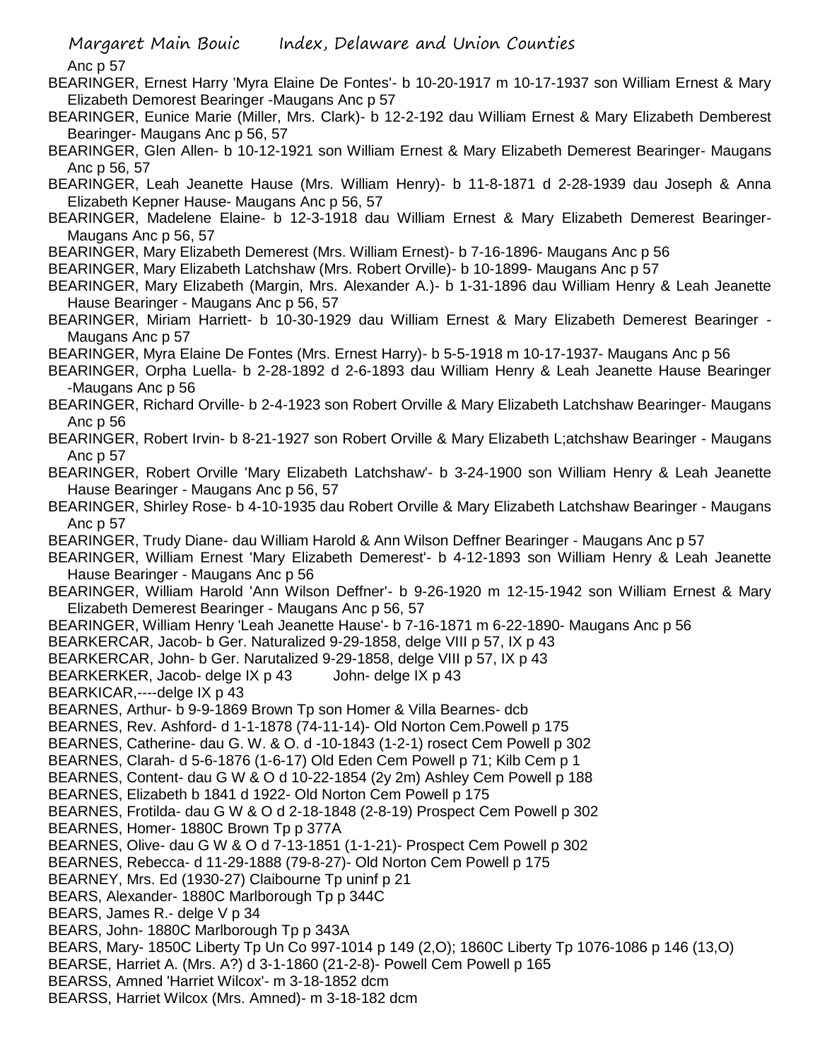Anc p 57

BEARINGER, Ernest Harry 'Myra Elaine De Fontes'- b 10-20-1917 m 10-17-1937 son William Ernest & Mary Elizabeth Demorest Bearinger -Maugans Anc p 57

BEARINGER, Eunice Marie (Miller, Mrs. Clark)- b 12-2-192 dau William Ernest & Mary Elizabeth Demberest Bearinger- Maugans Anc p 56, 57

BEARINGER, Glen Allen- b 10-12-1921 son William Ernest & Mary Elizabeth Demerest Bearinger- Maugans Anc p 56, 57

BEARINGER, Leah Jeanette Hause (Mrs. William Henry)- b 11-8-1871 d 2-28-1939 dau Joseph & Anna Elizabeth Kepner Hause- Maugans Anc p 56, 57

BEARINGER, Madelene Elaine- b 12-3-1918 dau William Ernest & Mary Elizabeth Demerest Bearinger- Maugans Anc p 56, 57

BEARINGER, Mary Elizabeth Demerest (Mrs. William Ernest)- b 7-16-1896- Maugans Anc p 56

BEARINGER, Mary Elizabeth Latchshaw (Mrs. Robert Orville)- b 10-1899- Maugans Anc p 57

BEARINGER, Mary Elizabeth (Margin, Mrs. Alexander A.)- b 1-31-1896 dau William Henry & Leah Jeanette Hause Bearinger - Maugans Anc p 56, 57

BEARINGER, Miriam Harriett- b 10-30-1929 dau William Ernest & Mary Elizabeth Demerest Bearinger - Maugans Anc p 57

BEARINGER, Myra Elaine De Fontes (Mrs. Ernest Harry)- b 5-5-1918 m 10-17-1937- Maugans Anc p 56

BEARINGER, Orpha Luella- b 2-28-1892 d 2-6-1893 dau William Henry & Leah Jeanette Hause Bearinger -Maugans Anc p 56

BEARINGER, Richard Orville- b 2-4-1923 son Robert Orville & Mary Elizabeth Latchshaw Bearinger- Maugans Anc p 56

BEARINGER, Robert Irvin- b 8-21-1927 son Robert Orville & Mary Elizabeth L;atchshaw Bearinger - Maugans Anc p 57

BEARINGER, Robert Orville 'Mary Elizabeth Latchshaw'- b 3-24-1900 son William Henry & Leah Jeanette Hause Bearinger - Maugans Anc p 56, 57

BEARINGER, Shirley Rose- b 4-10-1935 dau Robert Orville & Mary Elizabeth Latchshaw Bearinger - Maugans Anc p 57

BEARINGER, Trudy Diane- dau William Harold & Ann Wilson Deffner Bearinger - Maugans Anc p 57

BEARINGER, William Ernest 'Mary Elizabeth Demerest'- b 4-12-1893 son William Henry & Leah Jeanette Hause Bearinger - Maugans Anc p 56

BEARINGER, William Harold 'Ann Wilson Deffner'- b 9-26-1920 m 12-15-1942 son William Ernest & Mary Elizabeth Demerest Bearinger - Maugans Anc p 56, 57

BEARINGER, William Henry 'Leah Jeanette Hause'- b 7-16-1871 m 6-22-1890- Maugans Anc p 56

BEARKERCAR, Jacob- b Ger. Naturalized 9-29-1858, delge VIII p 57, IX p 43

BEARKERCAR, John- b Ger. Narutalized 9-29-1858, delge VIII p 57, IX p 43

BEARKERKER, Jacob- delge IX p 43 John- delge IX p 43

BEARKICAR,----delge IX p 43

BEARNES, Arthur- b 9-9-1869 Brown Tp son Homer & Villa Bearnes- dcb

BEARNES, Rev. Ashford- d 1-1-1878 (74-11-14)- Old Norton Cem.Powell p 175

BEARNES, Catherine- dau G. W. & O. d -10-1843 (1-2-1) rosect Cem Powell p 302

BEARNES, Clarah- d 5-6-1876 (1-6-17) Old Eden Cem Powell p 71; Kilb Cem p 1

BEARNES, Content- dau G W & O d 10-22-1854 (2y 2m) Ashley Cem Powell p 188

BEARNES, Elizabeth b 1841 d 1922- Old Norton Cem Powell p 175

BEARNES, Frotilda- dau G W & O d 2-18-1848 (2-8-19) Prospect Cem Powell p 302

BEARNES, Homer- 1880C Brown Tp p 377A

BEARNES, Olive- dau G W & O d 7-13-1851 (1-1-21)- Prospect Cem Powell p 302

BEARNES, Rebecca- d 11-29-1888 (79-8-27)- Old Norton Cem Powell p 175

BEARNEY, Mrs. Ed (1930-27) Claibourne Tp uninf p 21

BEARS, Alexander- 1880C Marlborough Tp p 344C

BEARS, James R.- delge V p 34

BEARS, John- 1880C Marlborough Tp p 343A

BEARS, Mary- 1850C Liberty Tp Un Co 997-1014 p 149 (2,O); 1860C Liberty Tp 1076-1086 p 146 (13,O)

BEARSE, Harriet A. (Mrs. A?) d 3-1-1860 (21-2-8)- Powell Cem Powell p 165

BEARSS, Amned 'Harriet Wilcox'- m 3-18-1852 dcm

BEARSS, Harriet Wilcox (Mrs. Amned)- m 3-18-182 dcm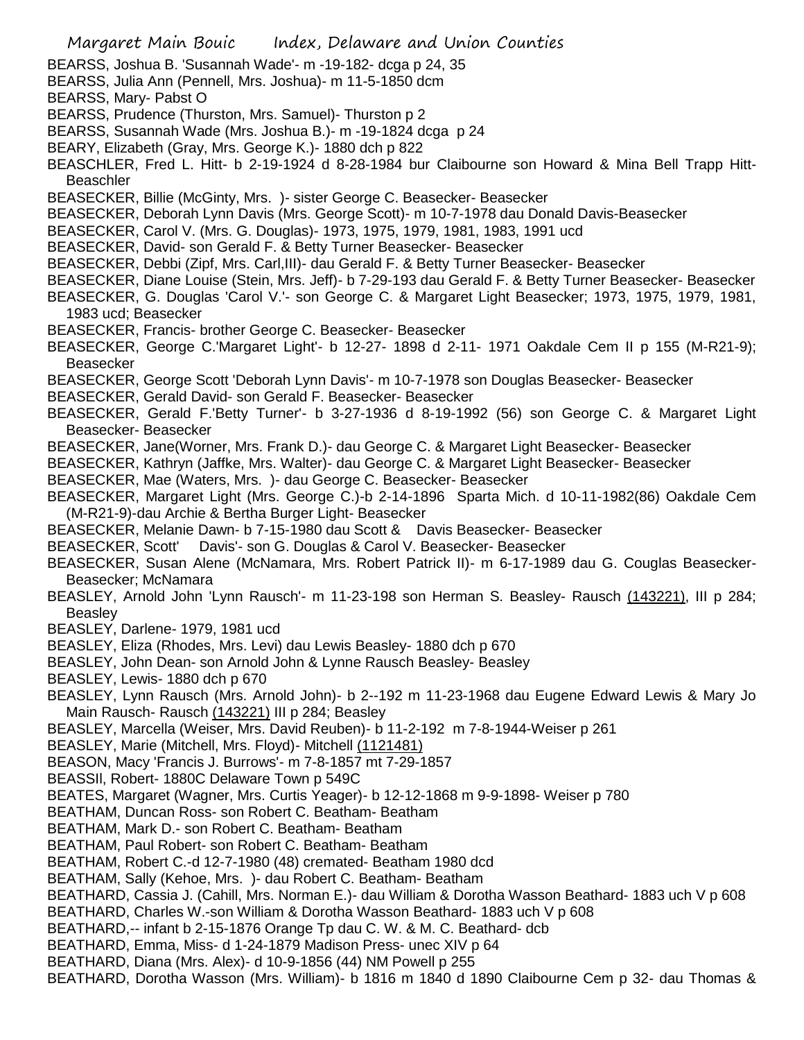BEARSS, Joshua B. 'Susannah Wade'- m -19-182- dcga p 24, 35

BEARSS, Julia Ann (Pennell, Mrs. Joshua)- m 11-5-1850 dcm

BEARSS, Mary- Pabst O

BEARSS, Prudence (Thurston, Mrs. Samuel)- Thurston p 2

BEARSS, Susannah Wade (Mrs. Joshua B.)- m -19-1824 dcga p 24

BEARY, Elizabeth (Gray, Mrs. George K.)- 1880 dch p 822

BEASCHLER, Fred L. Hitt- b 2-19-1924 d 8-28-1984 bur Claibourne son Howard & Mina Bell Trapp Hitt-Beaschler

BEASECKER, Billie (McGinty, Mrs. )- sister George C. Beasecker- Beasecker

BEASECKER, Deborah Lynn Davis (Mrs. George Scott)- m 10-7-1978 dau Donald Davis-Beasecker

BEASECKER, Carol V. (Mrs. G. Douglas)- 1973, 1975, 1979, 1981, 1983, 1991 ucd

BEASECKER, David- son Gerald F. & Betty Turner Beasecker- Beasecker

BEASECKER, Debbi (Zipf, Mrs. Carl,III)- dau Gerald F. & Betty Turner Beasecker- Beasecker

BEASECKER, Diane Louise (Stein, Mrs. Jeff)- b 7-29-193 dau Gerald F. & Betty Turner Beasecker- Beasecker

BEASECKER, G. Douglas 'Carol V.'- son George C. & Margaret Light Beasecker; 1973, 1975, 1979, 1981, 1983 ucd; Beasecker

BEASECKER, Francis- brother George C. Beasecker- Beasecker

BEASECKER, George C.'Margaret Light'- b 12-27- 1898 d 2-11- 1971 Oakdale Cem II p 155 (M-R21-9); Beasecker

BEASECKER, George Scott 'Deborah Lynn Davis'- m 10-7-1978 son Douglas Beasecker- Beasecker

BEASECKER, Gerald David- son Gerald F. Beasecker- Beasecker

BEASECKER, Gerald F.'Betty Turner'- b 3-27-1936 d 8-19-1992 (56) son George C. & Margaret Light Beasecker- Beasecker

BEASECKER, Jane(Worner, Mrs. Frank D.)- dau George C. & Margaret Light Beasecker- Beasecker

BEASECKER, Kathryn (Jaffke, Mrs. Walter)- dau George C. & Margaret Light Beasecker- Beasecker

BEASECKER, Mae (Waters, Mrs. )- dau George C. Beasecker- Beasecker

BEASECKER, Margaret Light (Mrs. George C.)-b 2-14-1896 Sparta Mich. d 10-11-1982(86) Oakdale Cem (M-R21-9)-dau Archie & Bertha Burger Light- Beasecker

BEASECKER, Melanie Dawn- b 7-15-1980 dau Scott & Davis Beasecker- Beasecker

BEASECKER, Scott' Davis'- son G. Douglas & Carol V. Beasecker- Beasecker

BEASECKER, Susan Alene (McNamara, Mrs. Robert Patrick II)- m 6-17-1989 dau G. Couglas Beasecker-Beasecker; McNamara

BEASLEY, Arnold John 'Lynn Rausch'- m 11-23-198 son Herman S. Beasley- Rausch (143221), III p 284; Beasley

BEASLEY, Darlene- 1979, 1981 ucd

BEASLEY, Eliza (Rhodes, Mrs. Levi) dau Lewis Beasley- 1880 dch p 670

BEASLEY, John Dean- son Arnold John & Lynne Rausch Beasley- Beasley

BEASLEY, Lewis- 1880 dch p 670

BEASLEY, Lynn Rausch (Mrs. Arnold John)- b 2--192 m 11-23-1968 dau Eugene Edward Lewis & Mary Jo Main Rausch- Rausch (143221) III p 284; Beasley

BEASLEY, Marcella (Weiser, Mrs. David Reuben)- b 11-2-192 m 7-8-1944-Weiser p 261

BEASLEY, Marie (Mitchell, Mrs. Floyd)- Mitchell (1121481)

BEASON, Macy 'Francis J. Burrows'- m 7-8-1857 mt 7-29-1857

BEASSIl, Robert- 1880C Delaware Town p 549C

BEATES, Margaret (Wagner, Mrs. Curtis Yeager)- b 12-12-1868 m 9-9-1898- Weiser p 780

BEATHAM, Duncan Ross- son Robert C. Beatham- Beatham

BEATHAM, Mark D.- son Robert C. Beatham- Beatham

BEATHAM, Paul Robert- son Robert C. Beatham- Beatham

BEATHAM, Robert C.-d 12-7-1980 (48) cremated- Beatham 1980 dcd

BEATHAM, Sally (Kehoe, Mrs. )- dau Robert C. Beatham- Beatham

BEATHARD, Cassia J. (Cahill, Mrs. Norman E.)- dau William & Dorotha Wasson Beathard- 1883 uch V p 608

BEATHARD, Charles W.-son William & Dorotha Wasson Beathard- 1883 uch V p 608

BEATHARD,-- infant b 2-15-1876 Orange Tp dau C. W. & M. C. Beathard- dcb

BEATHARD, Emma, Miss- d 1-24-1879 Madison Press- unec XIV p 64

BEATHARD, Diana (Mrs. Alex)- d 10-9-1856 (44) NM Powell p 255

BEATHARD, Dorotha Wasson (Mrs. William)- b 1816 m 1840 d 1890 Claibourne Cem p 32- dau Thomas &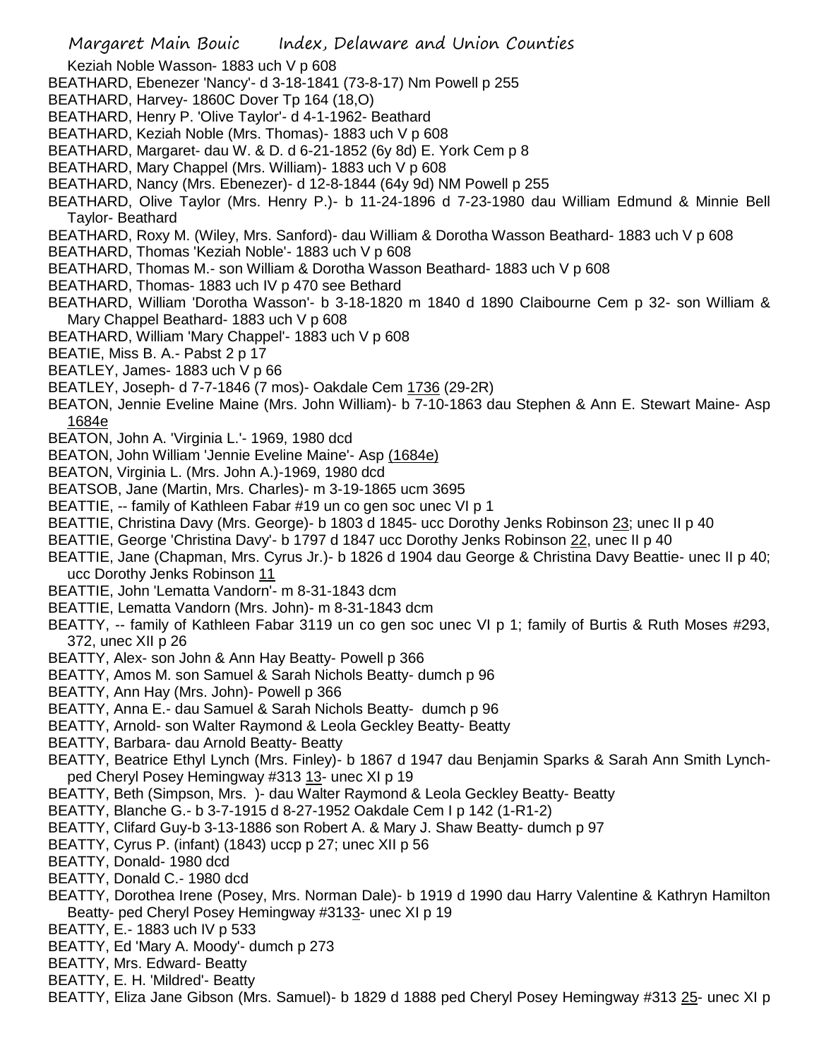Keziah Noble Wasson- 1883 uch V p 608

BEATHARD, Ebenezer 'Nancy'- d 3-18-1841 (73-8-17) Nm Powell p 255

BEATHARD, Harvey- 1860C Dover Tp 164 (18,O)

BEATHARD, Henry P. 'Olive Taylor'- d 4-1-1962- Beathard

BEATHARD, Keziah Noble (Mrs. Thomas)- 1883 uch V p 608

BEATHARD, Margaret- dau W. & D. d 6-21-1852 (6y 8d) E. York Cem p 8

BEATHARD, Mary Chappel (Mrs. William)- 1883 uch V p 608

BEATHARD, Nancy (Mrs. Ebenezer)- d 12-8-1844 (64y 9d) NM Powell p 255

BEATHARD, Olive Taylor (Mrs. Henry P.)- b 11-24-1896 d 7-23-1980 dau William Edmund & Minnie Bell Taylor- Beathard

BEATHARD, Roxy M. (Wiley, Mrs. Sanford)- dau William & Dorotha Wasson Beathard- 1883 uch V p 608

BEATHARD, Thomas 'Keziah Noble'- 1883 uch V p 608

BEATHARD, Thomas M.- son William & Dorotha Wasson Beathard- 1883 uch V p 608

BEATHARD, Thomas- 1883 uch IV p 470 see Bethard

BEATHARD, William 'Dorotha Wasson'- b 3-18-1820 m 1840 d 1890 Claibourne Cem p 32- son William & Mary Chappel Beathard- 1883 uch V p 608

BEATHARD, William 'Mary Chappel'- 1883 uch V p 608

BEATIE, Miss B. A.- Pabst 2 p 17

BEATLEY, James- 1883 uch V p 66

BEATLEY, Joseph- d 7-7-1846 (7 mos)- Oakdale Cem 1736 (29-2R)

BEATON, Jennie Eveline Maine (Mrs. John William)- b 7-10-1863 dau Stephen & Ann E. Stewart Maine- Asp 1684e

BEATON, John A. 'Virginia L.'- 1969, 1980 dcd

BEATON, John William 'Jennie Eveline Maine'- Asp (1684e)

BEATON, Virginia L. (Mrs. John A.)-1969, 1980 dcd

BEATSOB, Jane (Martin, Mrs. Charles)- m 3-19-1865 ucm 3695

BEATTIE, -- family of Kathleen Fabar #19 un co gen soc unec VI p 1

BEATTIE, Christina Davy (Mrs. George)- b 1803 d 1845- ucc Dorothy Jenks Robinson 23; unec II p 40

BEATTIE, George 'Christina Davy'- b 1797 d 1847 ucc Dorothy Jenks Robinson 22, unec II p 40

BEATTIE, Jane (Chapman, Mrs. Cyrus Jr.)- b 1826 d 1904 dau George & Christina Davy Beattie- unec II p 40; ucc Dorothy Jenks Robinson 11

BEATTIE, John 'Lematta Vandorn'- m 8-31-1843 dcm

BEATTIE, Lematta Vandorn (Mrs. John)- m 8-31-1843 dcm

BEATTY, -- family of Kathleen Fabar 3119 un co gen soc unec VI p 1; family of Burtis & Ruth Moses #293, 372, unec XII p 26

BEATTY, Alex- son John & Ann Hay Beatty- Powell p 366

BEATTY, Amos M. son Samuel & Sarah Nichols Beatty- dumch p 96

BEATTY, Ann Hay (Mrs. John)- Powell p 366

BEATTY, Anna E.- dau Samuel & Sarah Nichols Beatty- dumch p 96

BEATTY, Arnold- son Walter Raymond & Leola Geckley Beatty- Beatty

BEATTY, Barbara- dau Arnold Beatty- Beatty

BEATTY, Beatrice Ethyl Lynch (Mrs. Finley)- b 1867 d 1947 dau Benjamin Sparks & Sarah Ann Smith Lynch- ped Cheryl Posey Hemingway #313 13- unec XI p 19

BEATTY, Beth (Simpson, Mrs. )- dau Walter Raymond & Leola Geckley Beatty- Beatty

BEATTY, Blanche G.- b 3-7-1915 d 8-27-1952 Oakdale Cem I p 142 (1-R1-2)

BEATTY, Clifard Guy-b 3-13-1886 son Robert A. & Mary J. Shaw Beatty- dumch p 97

BEATTY, Cyrus P. (infant) (1843) uccp p 27; unec XII p 56

BEATTY, Donald- 1980 dcd

BEATTY, Donald C.- 1980 dcd

BEATTY, Dorothea Irene (Posey, Mrs. Norman Dale)- b 1919 d 1990 dau Harry Valentine & Kathryn Hamilton Beatty- ped Cheryl Posey Hemingway #3133- unec XI p 19

BEATTY, E.- 1883 uch IV p 533

BEATTY, Ed 'Mary A. Moody'- dumch p 273

BEATTY, Mrs. Edward- Beatty

BEATTY, E. H. 'Mildred'- Beatty

BEATTY, Eliza Jane Gibson (Mrs. Samuel)- b 1829 d 1888 ped Cheryl Posey Hemingway #313 25- unec XI p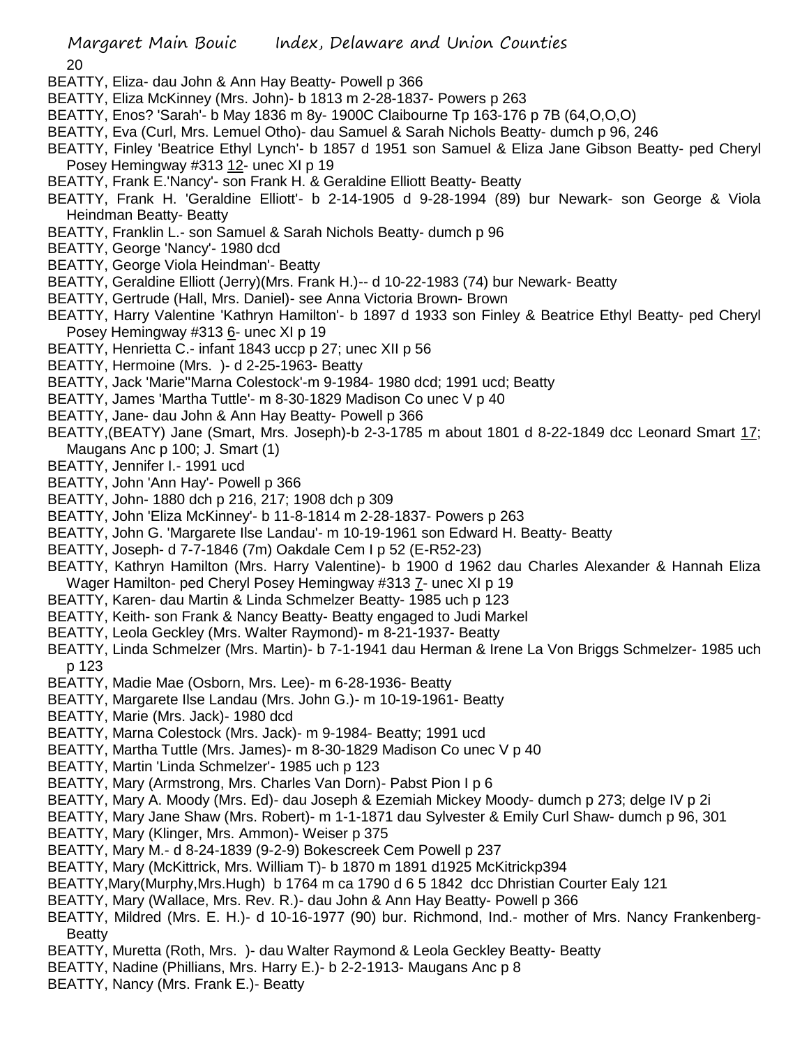BEATTY, Eliza- dau John & Ann Hay Beatty- Powell p 366

BEATTY, Eliza McKinney (Mrs. John)- b 1813 m 2-28-1837- Powers p 263

BEATTY, Enos? 'Sarah'- b May 1836 m 8y- 1900C Claibourne Tp 163-176 p 7B (64,O,O,O)

BEATTY, Eva (Curl, Mrs. Lemuel Otho)- dau Samuel & Sarah Nichols Beatty- dumch p 96, 246

BEATTY, Finley 'Beatrice Ethyl Lynch'- b 1857 d 1951 son Samuel & Eliza Jane Gibson Beatty- ped Cheryl Posey Hemingway #313 12- unec XI p 19

BEATTY, Frank E.'Nancy'- son Frank H. & Geraldine Elliott Beatty- Beatty

BEATTY, Frank H. 'Geraldine Elliott'- b 2-14-1905 d 9-28-1994 (89) bur Newark- son George & Viola Heindman Beatty- Beatty

BEATTY, Franklin L.- son Samuel & Sarah Nichols Beatty- dumch p 96

BEATTY, George 'Nancy'- 1980 dcd

BEATTY, George Viola Heindman'- Beatty

BEATTY, Geraldine Elliott (Jerry)(Mrs. Frank H.)-- d 10-22-1983 (74) bur Newark- Beatty

BEATTY, Gertrude (Hall, Mrs. Daniel)- see Anna Victoria Brown- Brown

BEATTY, Harry Valentine 'Kathryn Hamilton'- b 1897 d 1933 son Finley & Beatrice Ethyl Beatty- ped Cheryl Posey Hemingway #313 6- unec XI p 19

BEATTY, Henrietta C.- infant 1843 uccp p 27; unec XII p 56

BEATTY, Hermoine (Mrs. )- d 2-25-1963- Beatty

BEATTY, Jack 'Marie''Marna Colestock'-m 9-1984- 1980 dcd; 1991 ucd; Beatty

BEATTY, James 'Martha Tuttle'- m 8-30-1829 Madison Co unec V p 40

BEATTY, Jane- dau John & Ann Hay Beatty- Powell p 366

BEATTY,(BEATY) Jane (Smart, Mrs. Joseph)-b 2-3-1785 m about 1801 d 8-22-1849 dcc Leonard Smart 17; Maugans Anc p 100; J. Smart (1)

BEATTY, Jennifer I.- 1991 ucd

BEATTY, John 'Ann Hay'- Powell p 366

BEATTY, John- 1880 dch p 216, 217; 1908 dch p 309

BEATTY, John 'Eliza McKinney'- b 11-8-1814 m 2-28-1837- Powers p 263

BEATTY, John G. 'Margarete Ilse Landau'- m 10-19-1961 son Edward H. Beatty- Beatty

BEATTY, Joseph- d 7-7-1846 (7m) Oakdale Cem I p 52 (E-R52-23)

BEATTY, Kathryn Hamilton (Mrs. Harry Valentine)- b 1900 d 1962 dau Charles Alexander & Hannah Eliza Wager Hamilton- ped Cheryl Posey Hemingway #313 7- unec XI p 19

BEATTY, Karen- dau Martin & Linda Schmelzer Beatty- 1985 uch p 123

BEATTY, Keith- son Frank & Nancy Beatty- Beatty engaged to Judi Markel

BEATTY, Leola Geckley (Mrs. Walter Raymond)- m 8-21-1937- Beatty

BEATTY, Linda Schmelzer (Mrs. Martin)- b 7-1-1941 dau Herman & Irene La Von Briggs Schmelzer- 1985 uch p 123

BEATTY, Madie Mae (Osborn, Mrs. Lee)- m 6-28-1936- Beatty

BEATTY, Margarete Ilse Landau (Mrs. John G.)- m 10-19-1961- Beatty

BEATTY, Marie (Mrs. Jack)- 1980 dcd

BEATTY, Marna Colestock (Mrs. Jack)- m 9-1984- Beatty; 1991 ucd

BEATTY, Martha Tuttle (Mrs. James)- m 8-30-1829 Madison Co unec V p 40

BEATTY, Martin 'Linda Schmelzer'- 1985 uch p 123

BEATTY, Mary (Armstrong, Mrs. Charles Van Dorn)- Pabst Pion I p 6

BEATTY, Mary A. Moody (Mrs. Ed)- dau Joseph & Ezemiah Mickey Moody- dumch p 273; delge IV p 2i

BEATTY, Mary Jane Shaw (Mrs. Robert)- m 1-1-1871 dau Sylvester & Emily Curl Shaw- dumch p 96, 301

BEATTY, Mary (Klinger, Mrs. Ammon)- Weiser p 375

BEATTY, Mary M.- d 8-24-1839 (9-2-9) Bokescreek Cem Powell p 237

BEATTY, Mary (McKittrick, Mrs. William T)- b 1870 m 1891 d1925 McKitrickp394

BEATTY,Mary(Murphy,Mrs.Hugh) b 1764 m ca 1790 d 6 5 1842 dcc Dhristian Courter Ealy 121

BEATTY, Mary (Wallace, Mrs. Rev. R.)- dau John & Ann Hay Beatty- Powell p 366

BEATTY, Mildred (Mrs. E. H.)- d 10-16-1977 (90) bur. Richmond, Ind.- mother of Mrs. Nancy Frankenberg- Beatty

BEATTY, Muretta (Roth, Mrs. )- dau Walter Raymond & Leola Geckley Beatty- Beatty

BEATTY, Nadine (Phillians, Mrs. Harry E.)- b 2-2-1913- Maugans Anc p 8

BEATTY, Nancy (Mrs. Frank E.)- Beatty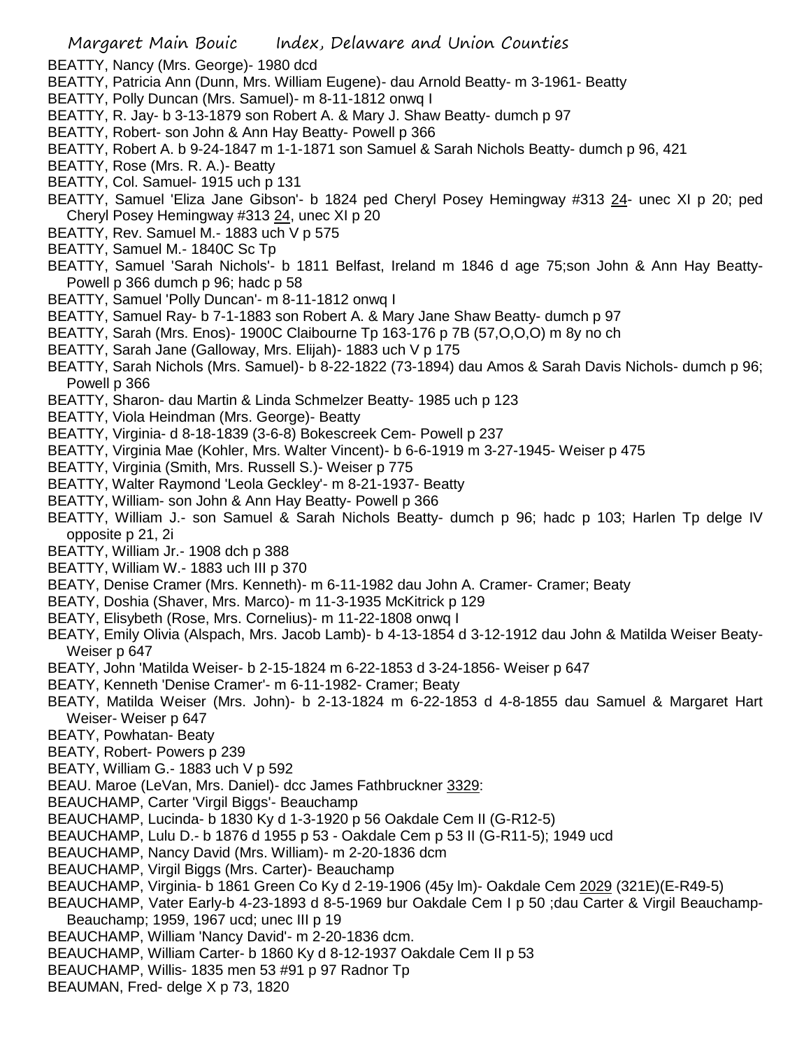BEATTY, Nancy (Mrs. George)- 1980 dcd
BEATTY, Patricia Ann (Dunn, Mrs. William Eugene)- dau Arnold Beatty- m 3-1961- Beatty
BEATTY, Polly Duncan (Mrs. Samuel)- m 8-11-1812 onwq I
BEATTY, R. Jay- b 3-13-1879 son Robert A. & Mary J. Shaw Beatty- dumch p 97
BEATTY, Robert- son John & Ann Hay Beatty- Powell p 366
BEATTY, Robert A. b 9-24-1847 m 1-1-1871 son Samuel & Sarah Nichols Beatty- dumch p 96, 421
BEATTY, Rose (Mrs. R. A.)- Beatty
BEATTY, Col. Samuel- 1915 uch p 131
BEATTY, Samuel 'Eliza Jane Gibson'- b 1824 ped Cheryl Posey Hemingway #313 24- unec XI p 20; ped Cheryl Posey Hemingway #313 24, unec XI p 20
BEATTY, Rev. Samuel M.- 1883 uch V p 575
BEATTY, Samuel M.- 1840C Sc Tp
BEATTY, Samuel 'Sarah Nichols'- b 1811 Belfast, Ireland m 1846 d age 75;son John & Ann Hay Beatty- Powell p 366 dumch p 96; hadc p 58
BEATTY, Samuel 'Polly Duncan'- m 8-11-1812 onwq I
BEATTY, Samuel Ray- b 7-1-1883 son Robert A. & Mary Jane Shaw Beatty- dumch p 97
BEATTY, Sarah (Mrs. Enos)- 1900C Claibourne Tp 163-176 p 7B (57,O,O,O) m 8y no ch
BEATTY, Sarah Jane (Galloway, Mrs. Elijah)- 1883 uch V p 175
BEATTY, Sarah Nichols (Mrs. Samuel)- b 8-22-1822 (73-1894) dau Amos & Sarah Davis Nichols- dumch p 96; Powell p 366
BEATTY, Sharon- dau Martin & Linda Schmelzer Beatty- 1985 uch p 123
BEATTY, Viola Heindman (Mrs. George)- Beatty
BEATTY, Virginia- d 8-18-1839 (3-6-8) Bokescreek Cem- Powell p 237
BEATTY, Virginia Mae (Kohler, Mrs. Walter Vincent)- b 6-6-1919 m 3-27-1945- Weiser p 475
BEATTY, Virginia (Smith, Mrs. Russell S.)- Weiser p 775
BEATTY, Walter Raymond 'Leola Geckley'- m 8-21-1937- Beatty
BEATTY, William- son John & Ann Hay Beatty- Powell p 366
BEATTY, William J.- son Samuel & Sarah Nichols Beatty- dumch p 96; hadc p 103; Harlen Tp delge IV opposite p 21, 2i
BEATTY, William Jr.- 1908 dch p 388
BEATTY, William W.- 1883 uch III p 370
BEATY, Denise Cramer (Mrs. Kenneth)- m 6-11-1982 dau John A. Cramer- Cramer; Beaty
BEATY, Doshia (Shaver, Mrs. Marco)- m 11-3-1935 McKitrick p 129
BEATY, Elisybeth (Rose, Mrs. Cornelius)- m 11-22-1808 onwq I
BEATY, Emily Olivia (Alspach, Mrs. Jacob Lamb)- b 4-13-1854 d 3-12-1912 dau John & Matilda Weiser Beaty- Weiser p 647
BEATY, John 'Matilda Weiser- b 2-15-1824 m 6-22-1853 d 3-24-1856- Weiser p 647
BEATY, Kenneth 'Denise Cramer'- m 6-11-1982- Cramer; Beaty
BEATY, Matilda Weiser (Mrs. John)- b 2-13-1824 m 6-22-1853 d 4-8-1855 dau Samuel & Margaret Hart Weiser- Weiser p 647
BEATY, Powhatan- Beaty
BEATY, Robert- Powers p 239
BEATY, William G.- 1883 uch V p 592
BEAU. Maroe (LeVan, Mrs. Daniel)- dcc James Fathbruckner 3329:
BEAUCHAMP, Carter 'Virgil Biggs'- Beauchamp
BEAUCHAMP, Lucinda- b 1830 Ky d 1-3-1920 p 56 Oakdale Cem II (G-R12-5)
BEAUCHAMP, Lulu D.- b 1876 d 1955 p 53 - Oakdale Cem p 53 II (G-R11-5); 1949 ucd
BEAUCHAMP, Nancy David (Mrs. William)- m 2-20-1836 dcm
BEAUCHAMP, Virgil Biggs (Mrs. Carter)- Beauchamp
BEAUCHAMP, Virginia- b 1861 Green Co Ky d 2-19-1906 (45y lm)- Oakdale Cem 2029 (321E)(E-R49-5)
BEAUCHAMP, Vater Early-b 4-23-1893 d 8-5-1969 bur Oakdale Cem I p 50 ;dau Carter & Virgil Beauchamp- Beauchamp; 1959, 1967 ucd; unec III p 19
BEAUCHAMP, William 'Nancy David'- m 2-20-1836 dcm.
BEAUCHAMP, William Carter- b 1860 Ky d 8-12-1937 Oakdale Cem II p 53
BEAUCHAMP, Willis- 1835 men 53 #91 p 97 Radnor Tp
BEAUMAN, Fred- delge X p 73, 1820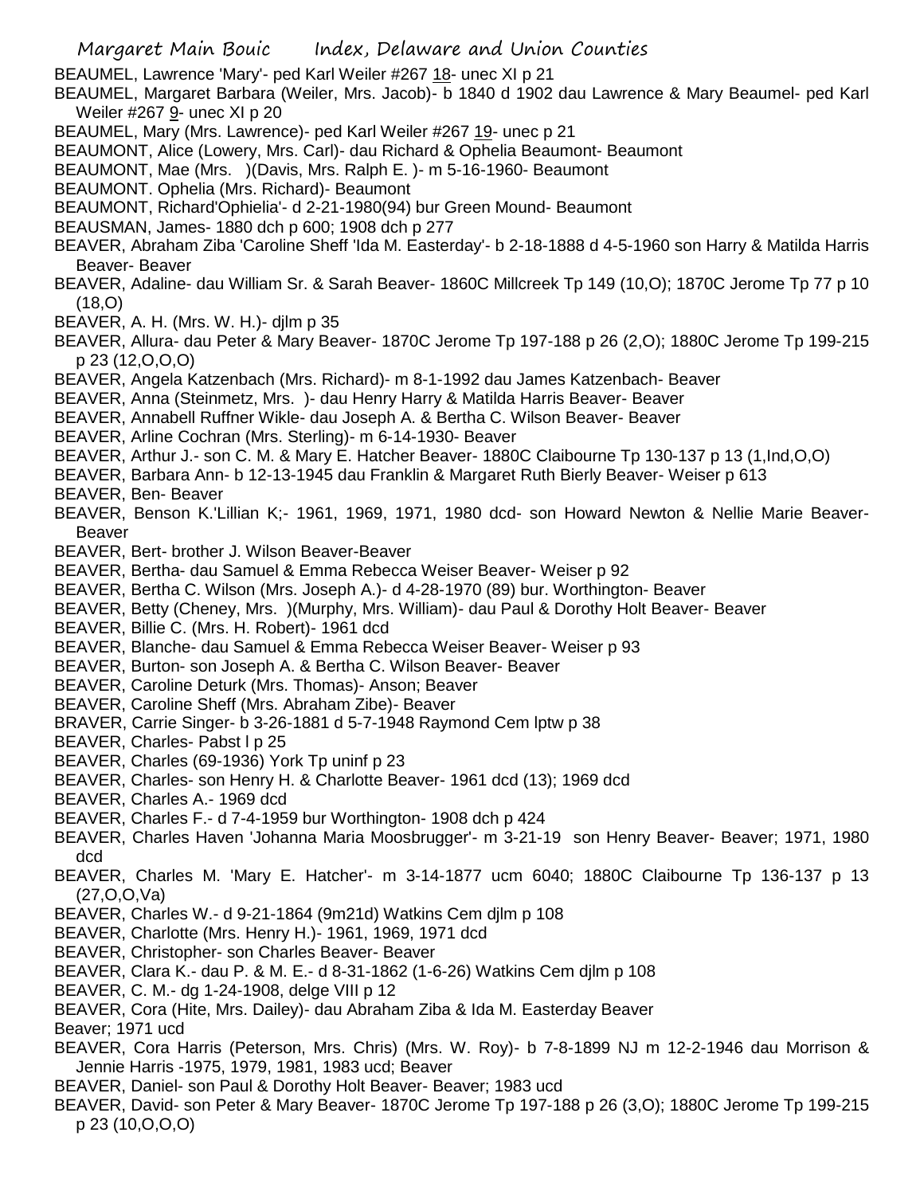BEAUMEL, Lawrence 'Mary'- ped Karl Weiler #267 18- unec XI p 21

BEAUMEL, Margaret Barbara (Weiler, Mrs. Jacob)- b 1840 d 1902 dau Lawrence & Mary Beaumel- ped Karl Weiler #267 9- unec XI p 20

BEAUMEL, Mary (Mrs. Lawrence)- ped Karl Weiler #267 19- unec p 21

BEAUMONT, Alice (Lowery, Mrs. Carl)- dau Richard & Ophelia Beaumont- Beaumont

BEAUMONT, Mae (Mrs. )(Davis, Mrs. Ralph E. )- m 5-16-1960- Beaumont

BEAUMONT. Ophelia (Mrs. Richard)- Beaumont

BEAUMONT, Richard'Ophielia'- d 2-21-1980(94) bur Green Mound- Beaumont

BEAUSMAN, James- 1880 dch p 600; 1908 dch p 277

BEAVER, Abraham Ziba 'Caroline Sheff 'Ida M. Easterday'- b 2-18-1888 d 4-5-1960 son Harry & Matilda Harris Beaver- Beaver

BEAVER, Adaline- dau William Sr. & Sarah Beaver- 1860C Millcreek Tp 149 (10,O); 1870C Jerome Tp 77 p 10 (18,O)

BEAVER, A. H. (Mrs. W. H.)- djlm p 35

BEAVER, Allura- dau Peter & Mary Beaver- 1870C Jerome Tp 197-188 p 26 (2,O); 1880C Jerome Tp 199-215 p 23 (12,O,O,O)

BEAVER, Angela Katzenbach (Mrs. Richard)- m 8-1-1992 dau James Katzenbach- Beaver

BEAVER, Anna (Steinmetz, Mrs. )- dau Henry Harry & Matilda Harris Beaver- Beaver

BEAVER, Annabell Ruffner Wikle- dau Joseph A. & Bertha C. Wilson Beaver- Beaver

BEAVER, Arline Cochran (Mrs. Sterling)- m 6-14-1930- Beaver

BEAVER, Arthur J.- son C. M. & Mary E. Hatcher Beaver- 1880C Claibourne Tp 130-137 p 13 (1,Ind,O,O)

BEAVER, Barbara Ann- b 12-13-1945 dau Franklin & Margaret Ruth Bierly Beaver- Weiser p 613

BEAVER, Ben- Beaver

BEAVER, Benson K.'Lillian K;- 1961, 1969, 1971, 1980 dcd- son Howard Newton & Nellie Marie Beaver- Beaver

BEAVER, Bert- brother J. Wilson Beaver-Beaver

BEAVER, Bertha- dau Samuel & Emma Rebecca Weiser Beaver- Weiser p 92

BEAVER, Bertha C. Wilson (Mrs. Joseph A.)- d 4-28-1970 (89) bur. Worthington- Beaver

BEAVER, Betty (Cheney, Mrs. )(Murphy, Mrs. William)- dau Paul & Dorothy Holt Beaver- Beaver

BEAVER, Billie C. (Mrs. H. Robert)- 1961 dcd

BEAVER, Blanche- dau Samuel & Emma Rebecca Weiser Beaver- Weiser p 93

BEAVER, Burton- son Joseph A. & Bertha C. Wilson Beaver- Beaver

BEAVER, Caroline Deturk (Mrs. Thomas)- Anson; Beaver

BEAVER, Caroline Sheff (Mrs. Abraham Zibe)- Beaver

BRAVER, Carrie Singer- b 3-26-1881 d 5-7-1948 Raymond Cem lptw p 38

BEAVER, Charles- Pabst I p 25

BEAVER, Charles (69-1936) York Tp uninf p 23

BEAVER, Charles- son Henry H. & Charlotte Beaver- 1961 dcd (13); 1969 dcd

BEAVER, Charles A.- 1969 dcd

BEAVER, Charles F.- d 7-4-1959 bur Worthington- 1908 dch p 424

BEAVER, Charles Haven 'Johanna Maria Moosbrugger'- m 3-21-19 son Henry Beaver- Beaver; 1971, 1980 dcd

BEAVER, Charles M. 'Mary E. Hatcher'- m 3-14-1877 ucm 6040; 1880C Claibourne Tp 136-137 p 13 (27,O,O,Va)

BEAVER, Charles W.- d 9-21-1864 (9m21d) Watkins Cem djlm p 108

BEAVER, Charlotte (Mrs. Henry H.)- 1961, 1969, 1971 dcd

BEAVER, Christopher- son Charles Beaver- Beaver

BEAVER, Clara K.- dau P. & M. E.- d 8-31-1862 (1-6-26) Watkins Cem djlm p 108

BEAVER, C. M.- dg 1-24-1908, delge VIII p 12

BEAVER, Cora (Hite, Mrs. Dailey)- dau Abraham Ziba & Ida M. Easterday Beaver
Beaver; 1971 ucd

BEAVER, Cora Harris (Peterson, Mrs. Chris) (Mrs. W. Roy)- b 7-8-1899 NJ m 12-2-1946 dau Morrison & Jennie Harris -1975, 1979, 1981, 1983 ucd; Beaver

BEAVER, Daniel- son Paul & Dorothy Holt Beaver- Beaver; 1983 ucd

BEAVER, David- son Peter & Mary Beaver- 1870C Jerome Tp 197-188 p 26 (3,O); 1880C Jerome Tp 199-215 p 23 (10,O,O,O)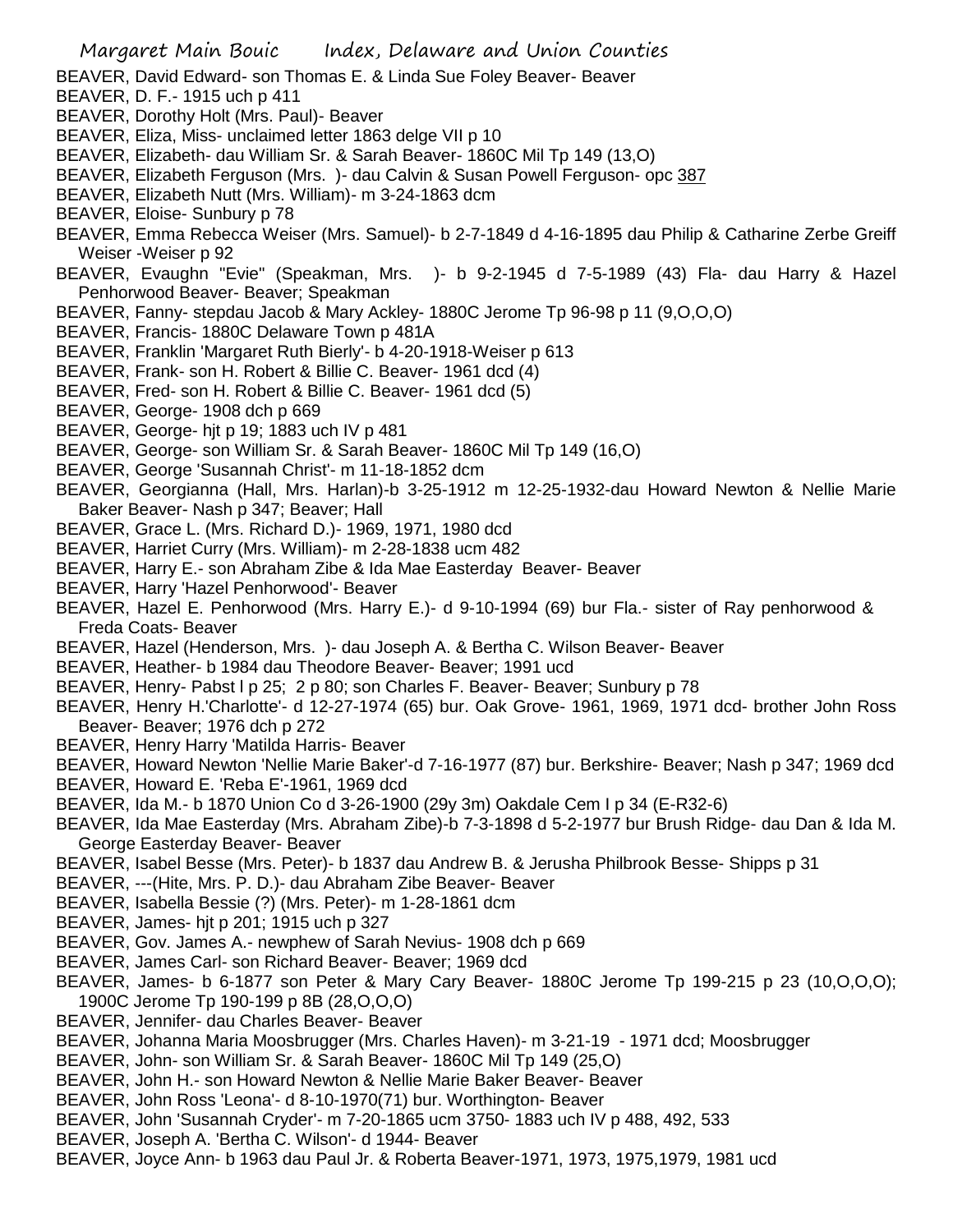BEAVER, David Edward- son Thomas E. & Linda Sue Foley Beaver- Beaver

BEAVER, D. F.- 1915 uch p 411

BEAVER, Dorothy Holt (Mrs. Paul)- Beaver

BEAVER, Eliza, Miss- unclaimed letter 1863 delge VII p 10

BEAVER, Elizabeth- dau William Sr. & Sarah Beaver- 1860C Mil Tp 149 (13,O)

BEAVER, Elizabeth Ferguson (Mrs. )- dau Calvin & Susan Powell Ferguson- opc 387

BEAVER, Elizabeth Nutt (Mrs. William)- m 3-24-1863 dcm

BEAVER, Eloise- Sunbury p 78

BEAVER, Emma Rebecca Weiser (Mrs. Samuel)- b 2-7-1849 d 4-16-1895 dau Philip & Catharine Zerbe Greiff Weiser -Weiser p 92

BEAVER, Evaughn "Evie" (Speakman, Mrs. )- b 9-2-1945 d 7-5-1989 (43) Fla- dau Harry & Hazel Penhorwood Beaver- Beaver; Speakman

BEAVER, Fanny- stepdau Jacob & Mary Ackley- 1880C Jerome Tp 96-98 p 11 (9,O,O,O)

BEAVER, Francis- 1880C Delaware Town p 481A

BEAVER, Franklin 'Margaret Ruth Bierly'- b 4-20-1918-Weiser p 613

BEAVER, Frank- son H. Robert & Billie C. Beaver- 1961 dcd (4)

BEAVER, Fred- son H. Robert & Billie C. Beaver- 1961 dcd (5)

BEAVER, George- 1908 dch p 669

BEAVER, George- hjt p 19; 1883 uch IV p 481

BEAVER, George- son William Sr. & Sarah Beaver- 1860C Mil Tp 149 (16,O)

BEAVER, George 'Susannah Christ'- m 11-18-1852 dcm

BEAVER, Georgianna (Hall, Mrs. Harlan)-b 3-25-1912 m 12-25-1932-dau Howard Newton & Nellie Marie Baker Beaver- Nash p 347; Beaver; Hall

BEAVER, Grace L. (Mrs. Richard D.)- 1969, 1971, 1980 dcd

BEAVER, Harriet Curry (Mrs. William)- m 2-28-1838 ucm 482

BEAVER, Harry E.- son Abraham Zibe & Ida Mae Easterday Beaver- Beaver

BEAVER, Harry 'Hazel Penhorwood'- Beaver

BEAVER, Hazel E. Penhorwood (Mrs. Harry E.)- d 9-10-1994 (69) bur Fla.- sister of Ray penhorwood & Freda Coats- Beaver

BEAVER, Hazel (Henderson, Mrs. )- dau Joseph A. & Bertha C. Wilson Beaver- Beaver

BEAVER, Heather- b 1984 dau Theodore Beaver- Beaver; 1991 ucd

BEAVER, Henry- Pabst l p 25; 2 p 80; son Charles F. Beaver- Beaver; Sunbury p 78

BEAVER, Henry H.'Charlotte'- d 12-27-1974 (65) bur. Oak Grove- 1961, 1969, 1971 dcd- brother John Ross Beaver- Beaver; 1976 dch p 272

BEAVER, Henry Harry 'Matilda Harris- Beaver

BEAVER, Howard Newton 'Nellie Marie Baker'-d 7-16-1977 (87) bur. Berkshire- Beaver; Nash p 347; 1969 dcd

BEAVER, Howard E. 'Reba E'-1961, 1969 dcd

BEAVER, Ida M.- b 1870 Union Co d 3-26-1900 (29y 3m) Oakdale Cem I p 34 (E-R32-6)

BEAVER, Ida Mae Easterday (Mrs. Abraham Zibe)-b 7-3-1898 d 5-2-1977 bur Brush Ridge- dau Dan & Ida M. George Easterday Beaver- Beaver

BEAVER, Isabel Besse (Mrs. Peter)- b 1837 dau Andrew B. & Jerusha Philbrook Besse- Shipps p 31

BEAVER, ---(Hite, Mrs. P. D.)- dau Abraham Zibe Beaver- Beaver

BEAVER, Isabella Bessie (?) (Mrs. Peter)- m 1-28-1861 dcm

BEAVER, James- hjt p 201; 1915 uch p 327

BEAVER, Gov. James A.- newphew of Sarah Nevius- 1908 dch p 669

BEAVER, James Carl- son Richard Beaver- Beaver; 1969 dcd

BEAVER, James- b 6-1877 son Peter & Mary Cary Beaver- 1880C Jerome Tp 199-215 p 23 (10,O,O,O); 1900C Jerome Tp 190-199 p 8B (28,O,O,O)

BEAVER, Jennifer- dau Charles Beaver- Beaver

BEAVER, Johanna Maria Moosbrugger (Mrs. Charles Haven)- m 3-21-19 - 1971 dcd; Moosbrugger

BEAVER, John- son William Sr. & Sarah Beaver- 1860C Mil Tp 149 (25,O)

BEAVER, John H.- son Howard Newton & Nellie Marie Baker Beaver- Beaver

BEAVER, John Ross 'Leona'- d 8-10-1970(71) bur. Worthington- Beaver

BEAVER, John 'Susannah Cryder'- m 7-20-1865 ucm 3750- 1883 uch IV p 488, 492, 533

BEAVER, Joseph A. 'Bertha C. Wilson'- d 1944- Beaver

BEAVER, Joyce Ann- b 1963 dau Paul Jr. & Roberta Beaver-1971, 1973, 1975,1979, 1981 ucd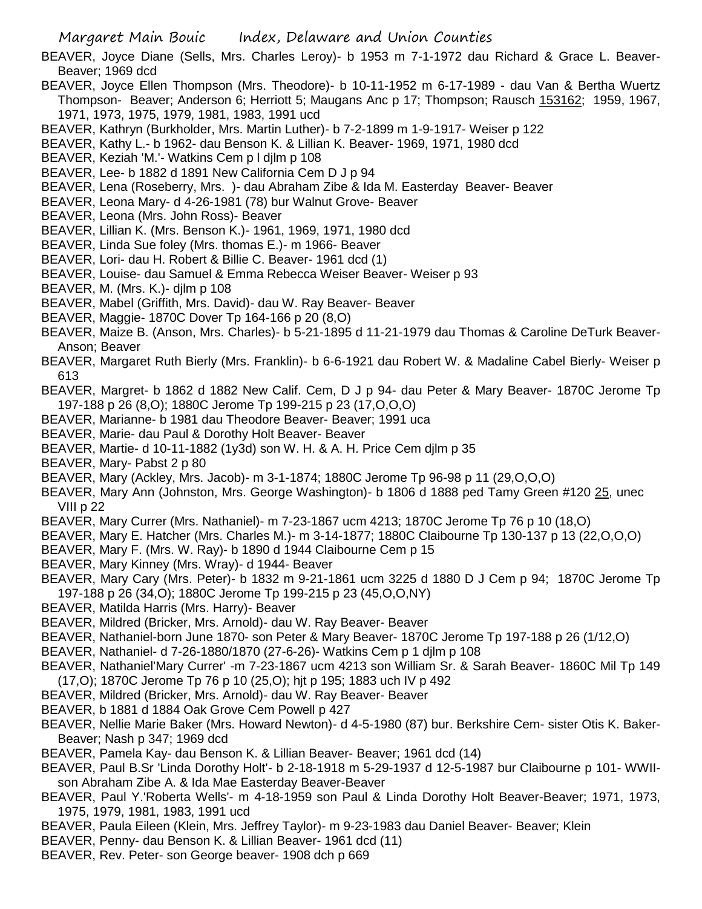BEAVER, Joyce Diane (Sells, Mrs. Charles Leroy)- b 1953 m 7-1-1972 dau Richard & Grace L. Beaver-Beaver; 1969 dcd

BEAVER, Joyce Ellen Thompson (Mrs. Theodore)- b 10-11-1952 m 6-17-1989 - dau Van & Bertha Wuertz Thompson- Beaver; Anderson 6; Herriott 5; Maugans Anc p 17; Thompson; Rausch 153162; 1959, 1967, 1971, 1973, 1975, 1979, 1981, 1983, 1991 ucd

BEAVER, Kathryn (Burkholder, Mrs. Martin Luther)- b 7-2-1899 m 1-9-1917- Weiser p 122

BEAVER, Kathy L.- b 1962- dau Benson K. & Lillian K. Beaver- 1969, 1971, 1980 dcd

BEAVER, Keziah 'M.'- Watkins Cem p l djlm p 108

BEAVER, Lee- b 1882 d 1891 New California Cem D J p 94

BEAVER, Lena (Roseberry, Mrs. )- dau Abraham Zibe & Ida M. Easterday Beaver- Beaver

BEAVER, Leona Mary- d 4-26-1981 (78) bur Walnut Grove- Beaver

BEAVER, Leona (Mrs. John Ross)- Beaver

BEAVER, Lillian K. (Mrs. Benson K.)- 1961, 1969, 1971, 1980 dcd

BEAVER, Linda Sue foley (Mrs. thomas E.)- m 1966- Beaver

BEAVER, Lori- dau H. Robert & Billie C. Beaver- 1961 dcd (1)

BEAVER, Louise- dau Samuel & Emma Rebecca Weiser Beaver- Weiser p 93

BEAVER, M. (Mrs. K.)- djlm p 108

BEAVER, Mabel (Griffith, Mrs. David)- dau W. Ray Beaver- Beaver

BEAVER, Maggie- 1870C Dover Tp 164-166 p 20 (8,O)

BEAVER, Maize B. (Anson, Mrs. Charles)- b 5-21-1895 d 11-21-1979 dau Thomas & Caroline DeTurk Beaver-Anson; Beaver

BEAVER, Margaret Ruth Bierly (Mrs. Franklin)- b 6-6-1921 dau Robert W. & Madaline Cabel Bierly- Weiser p 613

BEAVER, Margret- b 1862 d 1882 New Calif. Cem, D J p 94- dau Peter & Mary Beaver- 1870C Jerome Tp 197-188 p 26 (8,O); 1880C Jerome Tp 199-215 p 23 (17,O,O,O)

BEAVER, Marianne- b 1981 dau Theodore Beaver- Beaver; 1991 uca

BEAVER, Marie- dau Paul & Dorothy Holt Beaver- Beaver

BEAVER, Martie- d 10-11-1882 (1y3d) son W. H. & A. H. Price Cem djlm p 35

BEAVER, Mary- Pabst 2 p 80

BEAVER, Mary (Ackley, Mrs. Jacob)- m 3-1-1874; 1880C Jerome Tp 96-98 p 11 (29,O,O,O)

BEAVER, Mary Ann (Johnston, Mrs. George Washington)- b 1806 d 1888 ped Tamy Green #120 25, unec VIII p 22

BEAVER, Mary Currer (Mrs. Nathaniel)- m 7-23-1867 ucm 4213; 1870C Jerome Tp 76 p 10 (18,O)

BEAVER, Mary E. Hatcher (Mrs. Charles M.)- m 3-14-1877; 1880C Claibourne Tp 130-137 p 13 (22,O,O,O)

BEAVER, Mary F. (Mrs. W. Ray)- b 1890 d 1944 Claibourne Cem p 15

BEAVER, Mary Kinney (Mrs. Wray)- d 1944- Beaver

BEAVER, Mary Cary (Mrs. Peter)- b 1832 m 9-21-1861 ucm 3225 d 1880 D J Cem p 94; 1870C Jerome Tp 197-188 p 26 (34,O); 1880C Jerome Tp 199-215 p 23 (45,O,O,NY)

BEAVER, Matilda Harris (Mrs. Harry)- Beaver

BEAVER, Mildred (Bricker, Mrs. Arnold)- dau W. Ray Beaver- Beaver

BEAVER, Nathaniel-born June 1870- son Peter & Mary Beaver- 1870C Jerome Tp 197-188 p 26 (1/12,O)

BEAVER, Nathaniel- d 7-26-1880/1870 (27-6-26)- Watkins Cem p 1 djlm p 108

BEAVER, Nathaniel'Mary Currer' -m 7-23-1867 ucm 4213 son William Sr. & Sarah Beaver- 1860C Mil Tp 149 (17,O); 1870C Jerome Tp 76 p 10 (25,O); hjt p 195; 1883 uch IV p 492

BEAVER, Mildred (Bricker, Mrs. Arnold)- dau W. Ray Beaver- Beaver

BEAVER, b 1881 d 1884 Oak Grove Cem Powell p 427

BEAVER, Nellie Marie Baker (Mrs. Howard Newton)- d 4-5-1980 (87) bur. Berkshire Cem- sister Otis K. Baker-Beaver; Nash p 347; 1969 dcd

BEAVER, Pamela Kay- dau Benson K. & Lillian Beaver- Beaver; 1961 dcd (14)

BEAVER, Paul B.Sr 'Linda Dorothy Holt'- b 2-18-1918 m 5-29-1937 d 12-5-1987 bur Claibourne p 101- WWII-son Abraham Zibe A. & Ida Mae Easterday Beaver-Beaver

BEAVER, Paul Y.'Roberta Wells'- m 4-18-1959 son Paul & Linda Dorothy Holt Beaver-Beaver; 1971, 1973, 1975, 1979, 1981, 1983, 1991 ucd

BEAVER, Paula Eileen (Klein, Mrs. Jeffrey Taylor)- m 9-23-1983 dau Daniel Beaver- Beaver; Klein

BEAVER, Penny- dau Benson K. & Lillian Beaver- 1961 dcd (11)

BEAVER, Rev. Peter- son George beaver- 1908 dch p 669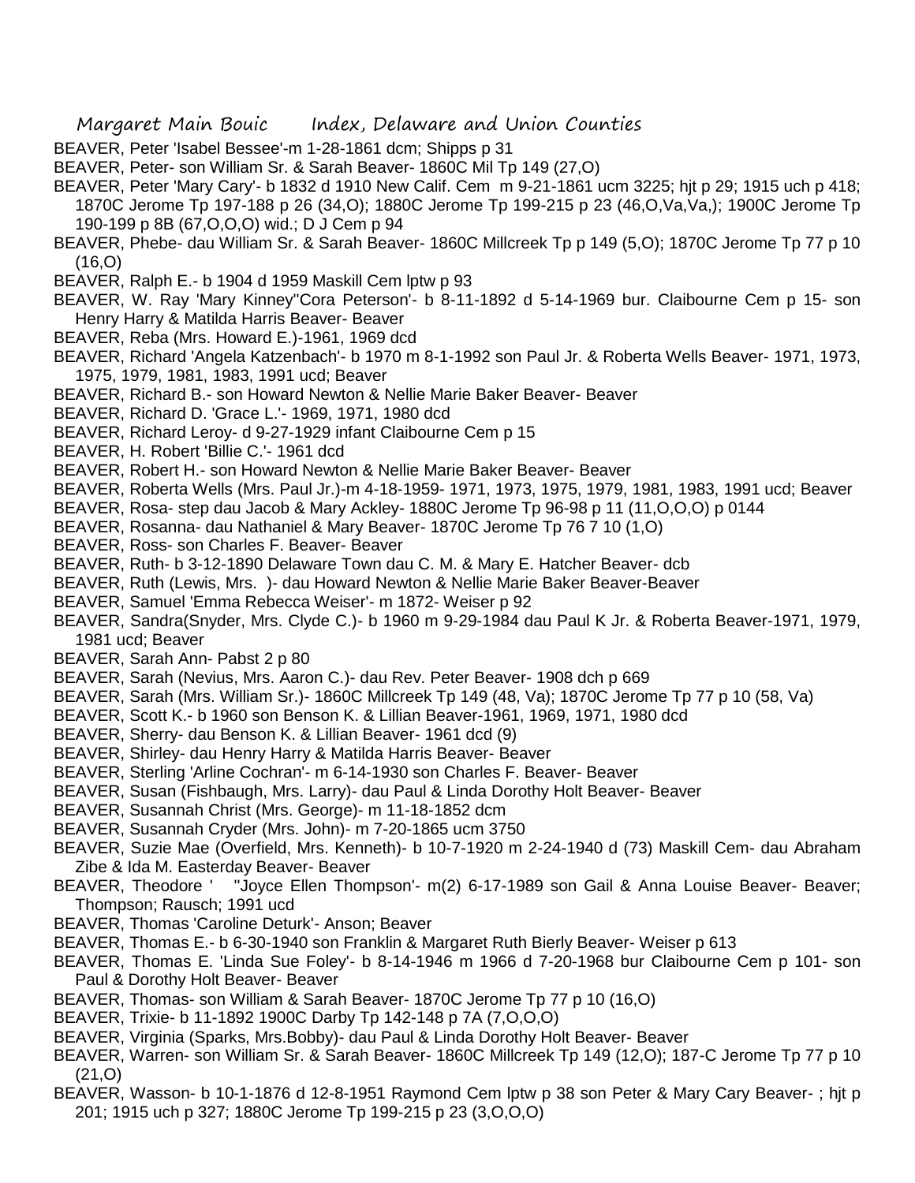BEAVER, Peter 'Isabel Bessee'-m 1-28-1861 dcm; Shipps p 31

BEAVER, Peter- son William Sr. & Sarah Beaver- 1860C Mil Tp 149 (27,O)

BEAVER, Peter 'Mary Cary'- b 1832 d 1910 New Calif. Cem m 9-21-1861 ucm 3225; hjt p 29; 1915 uch p 418; 1870C Jerome Tp 197-188 p 26 (34,O); 1880C Jerome Tp 199-215 p 23 (46,O,Va,Va,); 1900C Jerome Tp 190-199 p 8B (67,O,O,O) wid.; D J Cem p 94

BEAVER, Phebe- dau William Sr. & Sarah Beaver- 1860C Millcreek Tp p 149 (5,O); 1870C Jerome Tp 77 p 10 (16,O)

BEAVER, Ralph E.- b 1904 d 1959 Maskill Cem lptw p 93

BEAVER, W. Ray 'Mary Kinney''Cora Peterson'- b 8-11-1892 d 5-14-1969 bur. Claibourne Cem p 15- son Henry Harry & Matilda Harris Beaver- Beaver

BEAVER, Reba (Mrs. Howard E.)-1961, 1969 dcd

BEAVER, Richard 'Angela Katzenbach'- b 1970 m 8-1-1992 son Paul Jr. & Roberta Wells Beaver- 1971, 1973, 1975, 1979, 1981, 1983, 1991 ucd; Beaver

BEAVER, Richard B.- son Howard Newton & Nellie Marie Baker Beaver- Beaver

BEAVER, Richard D. 'Grace L.'- 1969, 1971, 1980 dcd

BEAVER, Richard Leroy- d 9-27-1929 infant Claibourne Cem p 15

BEAVER, H. Robert 'Billie C.'- 1961 dcd

BEAVER, Robert H.- son Howard Newton & Nellie Marie Baker Beaver- Beaver

BEAVER, Roberta Wells (Mrs. Paul Jr.)-m 4-18-1959- 1971, 1973, 1975, 1979, 1981, 1983, 1991 ucd; Beaver

BEAVER, Rosa- step dau Jacob & Mary Ackley- 1880C Jerome Tp 96-98 p 11 (11,O,O,O) p 0144

BEAVER, Rosanna- dau Nathaniel & Mary Beaver- 1870C Jerome Tp 76 7 10 (1,O)

BEAVER, Ross- son Charles F. Beaver- Beaver

BEAVER, Ruth- b 3-12-1890 Delaware Town dau C. M. & Mary E. Hatcher Beaver- dcb

BEAVER, Ruth (Lewis, Mrs. )- dau Howard Newton & Nellie Marie Baker Beaver-Beaver

BEAVER, Samuel 'Emma Rebecca Weiser'- m 1872- Weiser p 92

BEAVER, Sandra(Snyder, Mrs. Clyde C.)- b 1960 m 9-29-1984 dau Paul K Jr. & Roberta Beaver-1971, 1979, 1981 ucd; Beaver

BEAVER, Sarah Ann- Pabst 2 p 80

BEAVER, Sarah (Nevius, Mrs. Aaron C.)- dau Rev. Peter Beaver- 1908 dch p 669

BEAVER, Sarah (Mrs. William Sr.)- 1860C Millcreek Tp 149 (48, Va); 1870C Jerome Tp 77 p 10 (58, Va)

BEAVER, Scott K.- b 1960 son Benson K. & Lillian Beaver-1961, 1969, 1971, 1980 dcd

BEAVER, Sherry- dau Benson K. & Lillian Beaver- 1961 dcd (9)

BEAVER, Shirley- dau Henry Harry & Matilda Harris Beaver- Beaver

BEAVER, Sterling 'Arline Cochran'- m 6-14-1930 son Charles F. Beaver- Beaver

BEAVER, Susan (Fishbaugh, Mrs. Larry)- dau Paul & Linda Dorothy Holt Beaver- Beaver

BEAVER, Susannah Christ (Mrs. George)- m 11-18-1852 dcm

BEAVER, Susannah Cryder (Mrs. John)- m 7-20-1865 ucm 3750

BEAVER, Suzie Mae (Overfield, Mrs. Kenneth)- b 10-7-1920 m 2-24-1940 d (73) Maskill Cem- dau Abraham Zibe & Ida M. Easterday Beaver- Beaver

BEAVER, Theodore ' ''Joyce Ellen Thompson'- m(2) 6-17-1989 son Gail & Anna Louise Beaver- Beaver; Thompson; Rausch; 1991 ucd

BEAVER, Thomas 'Caroline Deturk'- Anson; Beaver

BEAVER, Thomas E.- b 6-30-1940 son Franklin & Margaret Ruth Bierly Beaver- Weiser p 613

BEAVER, Thomas E. 'Linda Sue Foley'- b 8-14-1946 m 1966 d 7-20-1968 bur Claibourne Cem p 101- son Paul & Dorothy Holt Beaver- Beaver

BEAVER, Thomas- son William & Sarah Beaver- 1870C Jerome Tp 77 p 10 (16,O)

BEAVER, Trixie- b 11-1892 1900C Darby Tp 142-148 p 7A (7,O,O,O)

BEAVER, Virginia (Sparks, Mrs.Bobby)- dau Paul & Linda Dorothy Holt Beaver- Beaver

BEAVER, Warren- son William Sr. & Sarah Beaver- 1860C Millcreek Tp 149 (12,O); 187-C Jerome Tp 77 p 10 (21,O)

BEAVER, Wasson- b 10-1-1876 d 12-8-1951 Raymond Cem lptw p 38 son Peter & Mary Cary Beaver- ; hjt p 201; 1915 uch p 327; 1880C Jerome Tp 199-215 p 23 (3,O,O,O)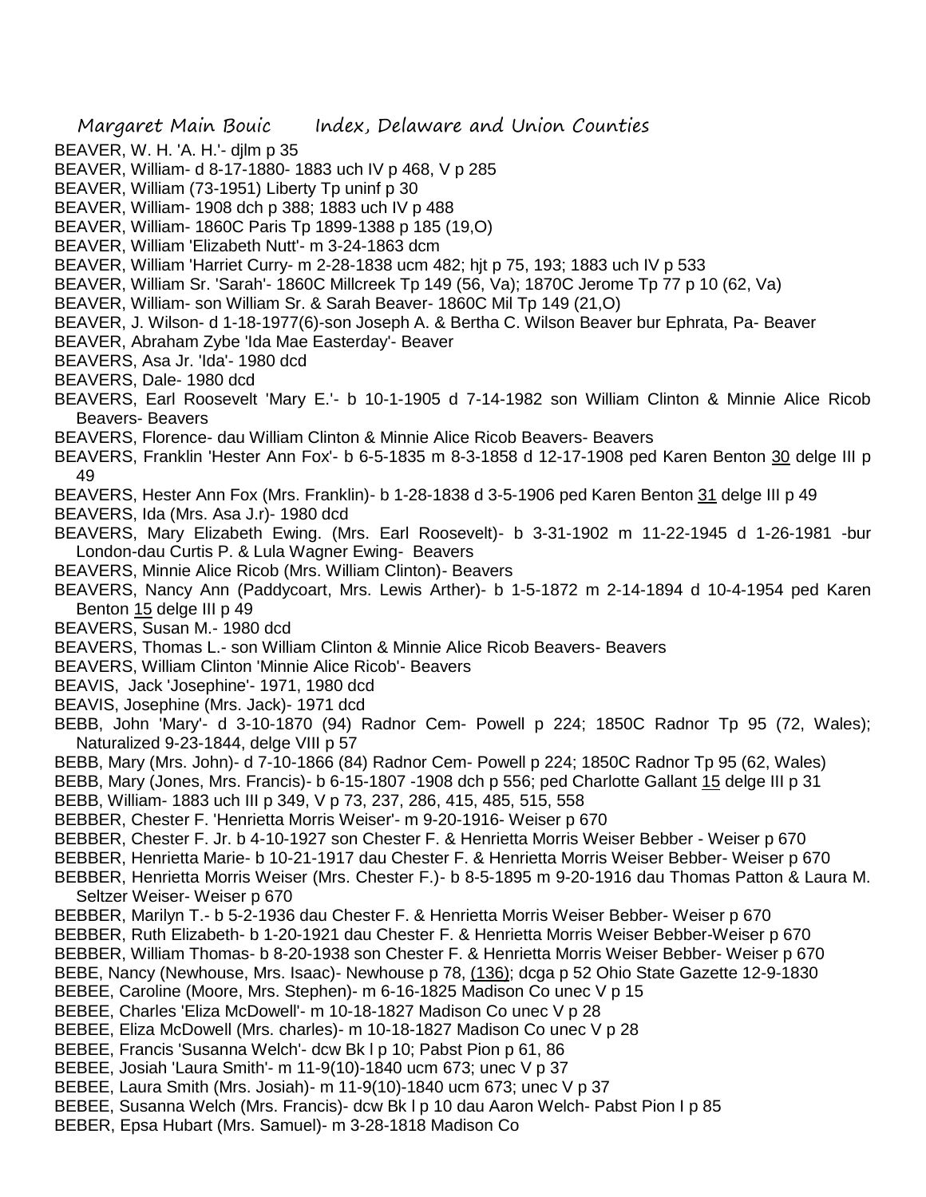BEAVER, W. H. 'A. H.'- djlm p 35
BEAVER, William- d 8-17-1880- 1883 uch IV p 468, V p 285
BEAVER, William (73-1951) Liberty Tp uninf p 30
BEAVER, William- 1908 dch p 388; 1883 uch IV p 488
BEAVER, William- 1860C Paris Tp 1899-1388 p 185 (19,O)
BEAVER, William 'Elizabeth Nutt'- m 3-24-1863 dcm
BEAVER, William 'Harriet Curry- m 2-28-1838 ucm 482; hjt p 75, 193; 1883 uch IV p 533
BEAVER, William Sr. 'Sarah'- 1860C Millcreek Tp 149 (56, Va); 1870C Jerome Tp 77 p 10 (62, Va)
BEAVER, William- son William Sr. & Sarah Beaver- 1860C Mil Tp 149 (21,O)
BEAVER, J. Wilson- d 1-18-1977(6)-son Joseph A. & Bertha C. Wilson Beaver bur Ephrata, Pa- Beaver
BEAVER, Abraham Zybe 'Ida Mae Easterday'- Beaver
BEAVERS, Asa Jr. 'Ida'- 1980 dcd
BEAVERS, Dale- 1980 dcd
BEAVERS, Earl Roosevelt 'Mary E.'- b 10-1-1905 d 7-14-1982 son William Clinton & Minnie Alice Ricob Beavers- Beavers
BEAVERS, Florence- dau William Clinton & Minnie Alice Ricob Beavers- Beavers
BEAVERS, Franklin 'Hester Ann Fox'- b 6-5-1835 m 8-3-1858 d 12-17-1908 ped Karen Benton 30 delge III p 49
BEAVERS, Hester Ann Fox (Mrs. Franklin)- b 1-28-1838 d 3-5-1906 ped Karen Benton 31 delge III p 49
BEAVERS, Ida (Mrs. Asa J.r)- 1980 dcd
BEAVERS, Mary Elizabeth Ewing. (Mrs. Earl Roosevelt)- b 3-31-1902 m 11-22-1945 d 1-26-1981 -bur London-dau Curtis P. & Lula Wagner Ewing- Beavers
BEAVERS, Minnie Alice Ricob (Mrs. William Clinton)- Beavers
BEAVERS, Nancy Ann (Paddycoart, Mrs. Lewis Arther)- b 1-5-1872 m 2-14-1894 d 10-4-1954 ped Karen Benton 15 delge III p 49
BEAVERS, Susan M.- 1980 dcd
BEAVERS, Thomas L.- son William Clinton & Minnie Alice Ricob Beavers- Beavers
BEAVERS, William Clinton 'Minnie Alice Ricob'- Beavers
BEAVIS, Jack 'Josephine'- 1971, 1980 dcd
BEAVIS, Josephine (Mrs. Jack)- 1971 dcd
BEBB, John 'Mary'- d 3-10-1870 (94) Radnor Cem- Powell p 224; 1850C Radnor Tp 95 (72, Wales); Naturalized 9-23-1844, delge VIII p 57
BEBB, Mary (Mrs. John)- d 7-10-1866 (84) Radnor Cem- Powell p 224; 1850C Radnor Tp 95 (62, Wales)
BEBB, Mary (Jones, Mrs. Francis)- b 6-15-1807 -1908 dch p 556; ped Charlotte Gallant 15 delge III p 31
BEBB, William- 1883 uch III p 349, V p 73, 237, 286, 415, 485, 515, 558
BEBBER, Chester F. 'Henrietta Morris Weiser'- m 9-20-1916- Weiser p 670
BEBBER, Chester F. Jr. b 4-10-1927 son Chester F. & Henrietta Morris Weiser Bebber - Weiser p 670
BEBBER, Henrietta Marie- b 10-21-1917 dau Chester F. & Henrietta Morris Weiser Bebber- Weiser p 670
BEBBER, Henrietta Morris Weiser (Mrs. Chester F.)- b 8-5-1895 m 9-20-1916 dau Thomas Patton & Laura M. Seltzer Weiser- Weiser p 670
BEBBER, Marilyn T.- b 5-2-1936 dau Chester F. & Henrietta Morris Weiser Bebber- Weiser p 670
BEBBER, Ruth Elizabeth- b 1-20-1921 dau Chester F. & Henrietta Morris Weiser Bebber-Weiser p 670
BEBBER, William Thomas- b 8-20-1938 son Chester F. & Henrietta Morris Weiser Bebber- Weiser p 670
BEBE, Nancy (Newhouse, Mrs. Isaac)- Newhouse p 78, (136); dcga p 52 Ohio State Gazette 12-9-1830
BEBEE, Caroline (Moore, Mrs. Stephen)- m 6-16-1825 Madison Co unec V p 15
BEBEE, Charles 'Eliza McDowell'- m 10-18-1827 Madison Co unec V p 28
BEBEE, Eliza McDowell (Mrs. charles)- m 10-18-1827 Madison Co unec V p 28
BEBEE, Francis 'Susanna Welch'- dcw Bk l p 10; Pabst Pion p 61, 86
BEBEE, Josiah 'Laura Smith'- m 11-9(10)-1840 ucm 673; unec V p 37
BEBEE, Laura Smith (Mrs. Josiah)- m 11-9(10)-1840 ucm 673; unec V p 37
BEBEE, Susanna Welch (Mrs. Francis)- dcw Bk l p 10 dau Aaron Welch- Pabst Pion I p 85
BEBER, Epsa Hubart (Mrs. Samuel)- m 3-28-1818 Madison Co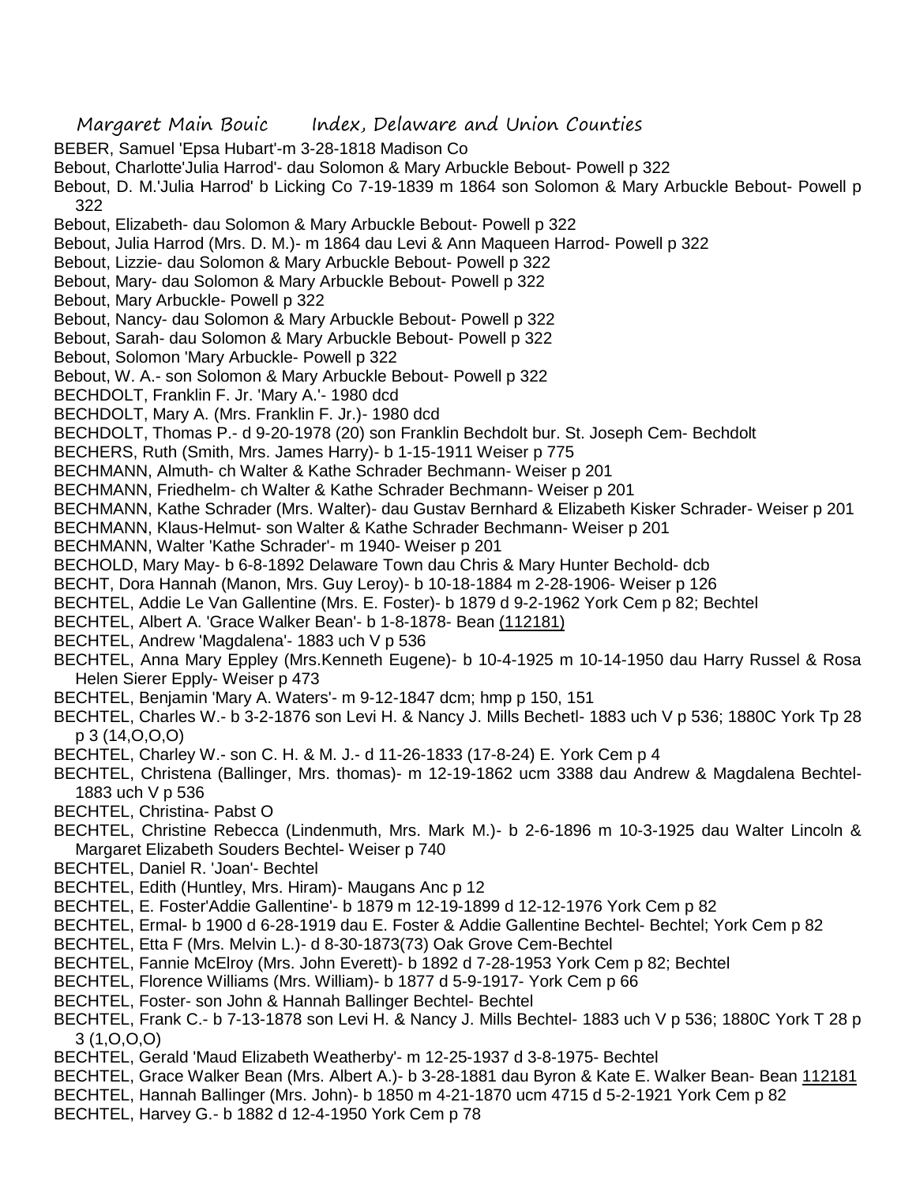BEBER, Samuel 'Epsa Hubart'-m 3-28-1818 Madison Co

Bebout, Charlotte'Julia Harrod'- dau Solomon & Mary Arbuckle Bebout- Powell p 322

Bebout, D. M.'Julia Harrod' b Licking Co 7-19-1839 m 1864 son Solomon & Mary Arbuckle Bebout- Powell p 322

Bebout, Elizabeth- dau Solomon & Mary Arbuckle Bebout- Powell p 322

Bebout, Julia Harrod (Mrs. D. M.)- m 1864 dau Levi & Ann Maqueen Harrod- Powell p 322

Bebout, Lizzie- dau Solomon & Mary Arbuckle Bebout- Powell p 322

Bebout, Mary- dau Solomon & Mary Arbuckle Bebout- Powell p 322

Bebout, Mary Arbuckle- Powell p 322

Bebout, Nancy- dau Solomon & Mary Arbuckle Bebout- Powell p 322

Bebout, Sarah- dau Solomon & Mary Arbuckle Bebout- Powell p 322

Bebout, Solomon 'Mary Arbuckle- Powell p 322

Bebout, W. A.- son Solomon & Mary Arbuckle Bebout- Powell p 322

BECHDOLT, Franklin F. Jr. 'Mary A.'- 1980 dcd

BECHDOLT, Mary A. (Mrs. Franklin F. Jr.)- 1980 dcd

BECHDOLT, Thomas P.- d 9-20-1978 (20) son Franklin Bechdolt bur. St. Joseph Cem- Bechdolt

BECHERS, Ruth (Smith, Mrs. James Harry)- b 1-15-1911 Weiser p 775

BECHMANN, Almuth- ch Walter & Kathe Schrader Bechmann- Weiser p 201

BECHMANN, Friedhelm- ch Walter & Kathe Schrader Bechmann- Weiser p 201

BECHMANN, Kathe Schrader (Mrs. Walter)- dau Gustav Bernhard & Elizabeth Kisker Schrader- Weiser p 201

BECHMANN, Klaus-Helmut- son Walter & Kathe Schrader Bechmann- Weiser p 201

BECHMANN, Walter 'Kathe Schrader'- m 1940- Weiser p 201

BECHOLD, Mary May- b 6-8-1892 Delaware Town dau Chris & Mary Hunter Bechold- dcb

BECHT, Dora Hannah (Manon, Mrs. Guy Leroy)- b 10-18-1884 m 2-28-1906- Weiser p 126

BECHTEL, Addie Le Van Gallentine (Mrs. E. Foster)- b 1879 d 9-2-1962 York Cem p 82; Bechtel

BECHTEL, Albert A. 'Grace Walker Bean'- b 1-8-1878- Bean (112181)

BECHTEL, Andrew 'Magdalena'- 1883 uch V p 536

BECHTEL, Anna Mary Eppley (Mrs.Kenneth Eugene)- b 10-4-1925 m 10-14-1950 dau Harry Russel & Rosa Helen Sierer Epply- Weiser p 473

BECHTEL, Benjamin 'Mary A. Waters'- m 9-12-1847 dcm; hmp p 150, 151

BECHTEL, Charles W.- b 3-2-1876 son Levi H. & Nancy J. Mills Bechetl- 1883 uch V p 536; 1880C York Tp 28 p 3 (14,O,O,O)

BECHTEL, Charley W.- son C. H. & M. J.- d 11-26-1833 (17-8-24) E. York Cem p 4

BECHTEL, Christena (Ballinger, Mrs. thomas)- m 12-19-1862 ucm 3388 dau Andrew & Magdalena Bechtel- 1883 uch V p 536

BECHTEL, Christina- Pabst O

BECHTEL, Christine Rebecca (Lindenmuth, Mrs. Mark M.)- b 2-6-1896 m 10-3-1925 dau Walter Lincoln & Margaret Elizabeth Souders Bechtel- Weiser p 740

BECHTEL, Daniel R. 'Joan'- Bechtel

BECHTEL, Edith (Huntley, Mrs. Hiram)- Maugans Anc p 12

BECHTEL, E. Foster'Addie Gallentine'- b 1879 m 12-19-1899 d 12-12-1976 York Cem p 82

BECHTEL, Ermal- b 1900 d 6-28-1919 dau E. Foster & Addie Gallentine Bechtel- Bechtel; York Cem p 82

BECHTEL, Etta F (Mrs. Melvin L.)- d 8-30-1873(73) Oak Grove Cem-Bechtel

BECHTEL, Fannie McElroy (Mrs. John Everett)- b 1892 d 7-28-1953 York Cem p 82; Bechtel

BECHTEL, Florence Williams (Mrs. William)- b 1877 d 5-9-1917- York Cem p 66

BECHTEL, Foster- son John & Hannah Ballinger Bechtel- Bechtel

BECHTEL, Frank C.- b 7-13-1878 son Levi H. & Nancy J. Mills Bechtel- 1883 uch V p 536; 1880C York T 28 p 3 (1,O,O,O)

BECHTEL, Gerald 'Maud Elizabeth Weatherby'- m 12-25-1937 d 3-8-1975- Bechtel

BECHTEL, Grace Walker Bean (Mrs. Albert A.)- b 3-28-1881 dau Byron & Kate E. Walker Bean- Bean 112181

BECHTEL, Hannah Ballinger (Mrs. John)- b 1850 m 4-21-1870 ucm 4715 d 5-2-1921 York Cem p 82

BECHTEL, Harvey G.- b 1882 d 12-4-1950 York Cem p 78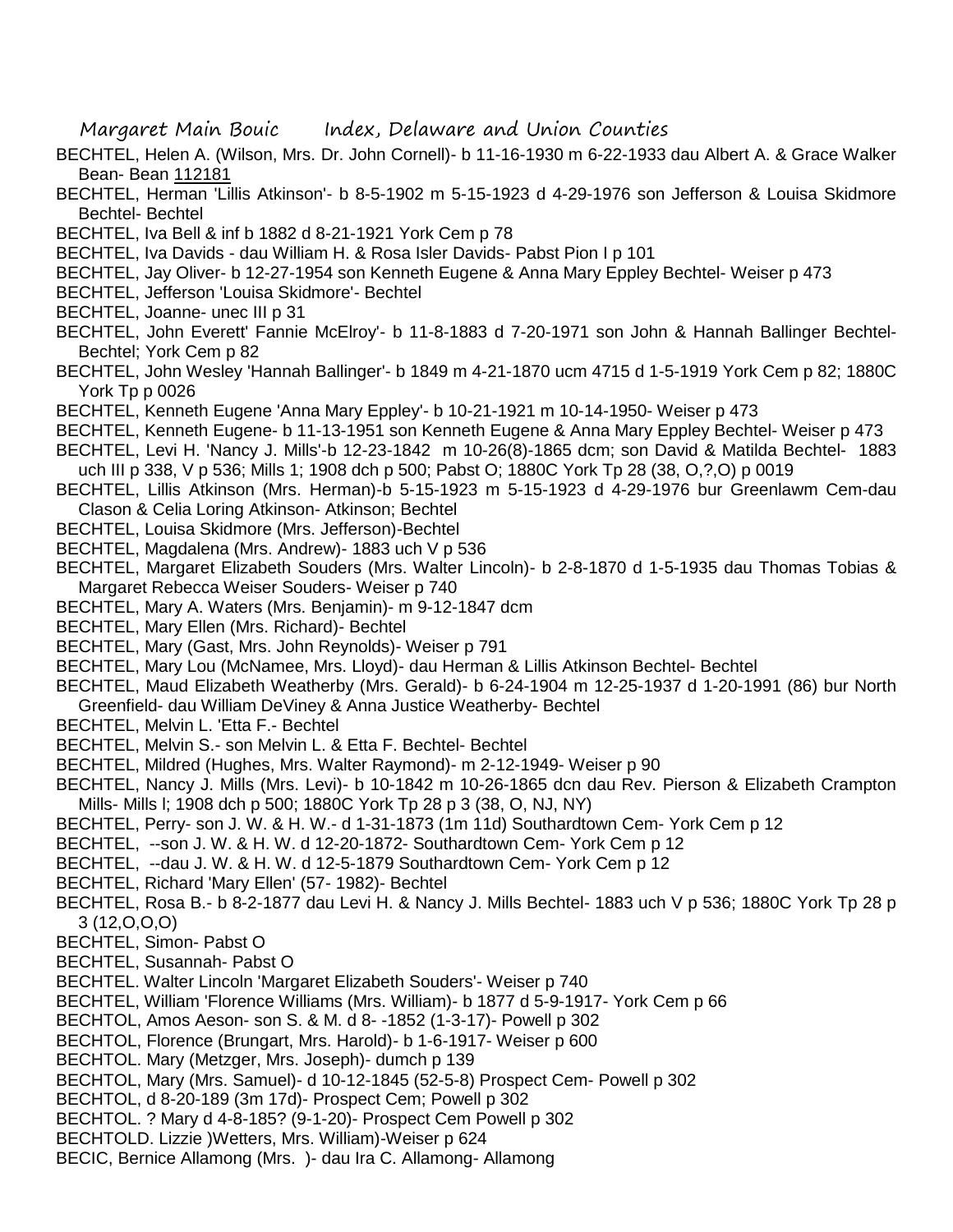BECHTEL, Helen A. (Wilson, Mrs. Dr. John Cornell)- b 11-16-1930 m 6-22-1933 dau Albert A. & Grace Walker Bean- Bean 112181

BECHTEL, Herman 'Lillis Atkinson'- b 8-5-1902 m 5-15-1923 d 4-29-1976 son Jefferson & Louisa Skidmore Bechtel- Bechtel

BECHTEL, Iva Bell & inf b 1882 d 8-21-1921 York Cem p 78

BECHTEL, Iva Davids - dau William H. & Rosa Isler Davids- Pabst Pion I p 101

BECHTEL, Jay Oliver- b 12-27-1954 son Kenneth Eugene & Anna Mary Eppley Bechtel- Weiser p 473

BECHTEL, Jefferson 'Louisa Skidmore'- Bechtel

BECHTEL, Joanne- unec III p 31

BECHTEL, John Everett' Fannie McElroy'- b 11-8-1883 d 7-20-1971 son John & Hannah Ballinger Bechtel- Bechtel; York Cem p 82

BECHTEL, John Wesley 'Hannah Ballinger'- b 1849 m 4-21-1870 ucm 4715 d 1-5-1919 York Cem p 82; 1880C York Tp p 0026

BECHTEL, Kenneth Eugene 'Anna Mary Eppley'- b 10-21-1921 m 10-14-1950- Weiser p 473

BECHTEL, Kenneth Eugene- b 11-13-1951 son Kenneth Eugene & Anna Mary Eppley Bechtel- Weiser p 473

BECHTEL, Levi H. 'Nancy J. Mills'-b 12-23-1842 m 10-26(8)-1865 dcm; son David & Matilda Bechtel- 1883 uch III p 338, V p 536; Mills 1; 1908 dch p 500; Pabst O; 1880C York Tp 28 (38, O,?,O) p 0019

BECHTEL, Lillis Atkinson (Mrs. Herman)-b 5-15-1923 m 5-15-1923 d 4-29-1976 bur Greenlawm Cem-dau Clason & Celia Loring Atkinson- Atkinson; Bechtel

BECHTEL, Louisa Skidmore (Mrs. Jefferson)-Bechtel

BECHTEL, Magdalena (Mrs. Andrew)- 1883 uch V p 536

BECHTEL, Margaret Elizabeth Souders (Mrs. Walter Lincoln)- b 2-8-1870 d 1-5-1935 dau Thomas Tobias & Margaret Rebecca Weiser Souders- Weiser p 740

BECHTEL, Mary A. Waters (Mrs. Benjamin)- m 9-12-1847 dcm

BECHTEL, Mary Ellen (Mrs. Richard)- Bechtel

BECHTEL, Mary (Gast, Mrs. John Reynolds)- Weiser p 791

BECHTEL, Mary Lou (McNamee, Mrs. Lloyd)- dau Herman & Lillis Atkinson Bechtel- Bechtel

BECHTEL, Maud Elizabeth Weatherby (Mrs. Gerald)- b 6-24-1904 m 12-25-1937 d 1-20-1991 (86) bur North Greenfield- dau William DeViney & Anna Justice Weatherby- Bechtel

BECHTEL, Melvin L. 'Etta F.- Bechtel

BECHTEL, Melvin S.- son Melvin L. & Etta F. Bechtel- Bechtel

BECHTEL, Mildred (Hughes, Mrs. Walter Raymond)- m 2-12-1949- Weiser p 90

BECHTEL, Nancy J. Mills (Mrs. Levi)- b 10-1842 m 10-26-1865 dcn dau Rev. Pierson & Elizabeth Crampton Mills- Mills l; 1908 dch p 500; 1880C York Tp 28 p 3 (38, O, NJ, NY)

BECHTEL, Perry- son J. W. & H. W.- d 1-31-1873 (1m 11d) Southardtown Cem- York Cem p 12

BECHTEL, --son J. W. & H. W. d 12-20-1872- Southardtown Cem- York Cem p 12

BECHTEL, --dau J. W. & H. W. d 12-5-1879 Southardtown Cem- York Cem p 12

BECHTEL, Richard 'Mary Ellen' (57- 1982)- Bechtel

BECHTEL, Rosa B.- b 8-2-1877 dau Levi H. & Nancy J. Mills Bechtel- 1883 uch V p 536; 1880C York Tp 28 p 3 (12,O,O,O)

BECHTEL, Simon- Pabst O

BECHTEL, Susannah- Pabst O

BECHTEL. Walter Lincoln 'Margaret Elizabeth Souders'- Weiser p 740

BECHTEL, William 'Florence Williams (Mrs. William)- b 1877 d 5-9-1917- York Cem p 66

BECHTOL, Amos Aeson- son S. & M. d 8- -1852 (1-3-17)- Powell p 302

BECHTOL, Florence (Brungart, Mrs. Harold)- b 1-6-1917- Weiser p 600

BECHTOL. Mary (Metzger, Mrs. Joseph)- dumch p 139

BECHTOL, Mary (Mrs. Samuel)- d 10-12-1845 (52-5-8) Prospect Cem- Powell p 302

BECHTOL, d 8-20-189 (3m 17d)- Prospect Cem; Powell p 302

BECHTOL. ? Mary d 4-8-185? (9-1-20)- Prospect Cem Powell p 302

BECHTOLD. Lizzie )Wetters, Mrs. William)-Weiser p 624

BECIC, Bernice Allamong (Mrs. )- dau Ira C. Allamong- Allamong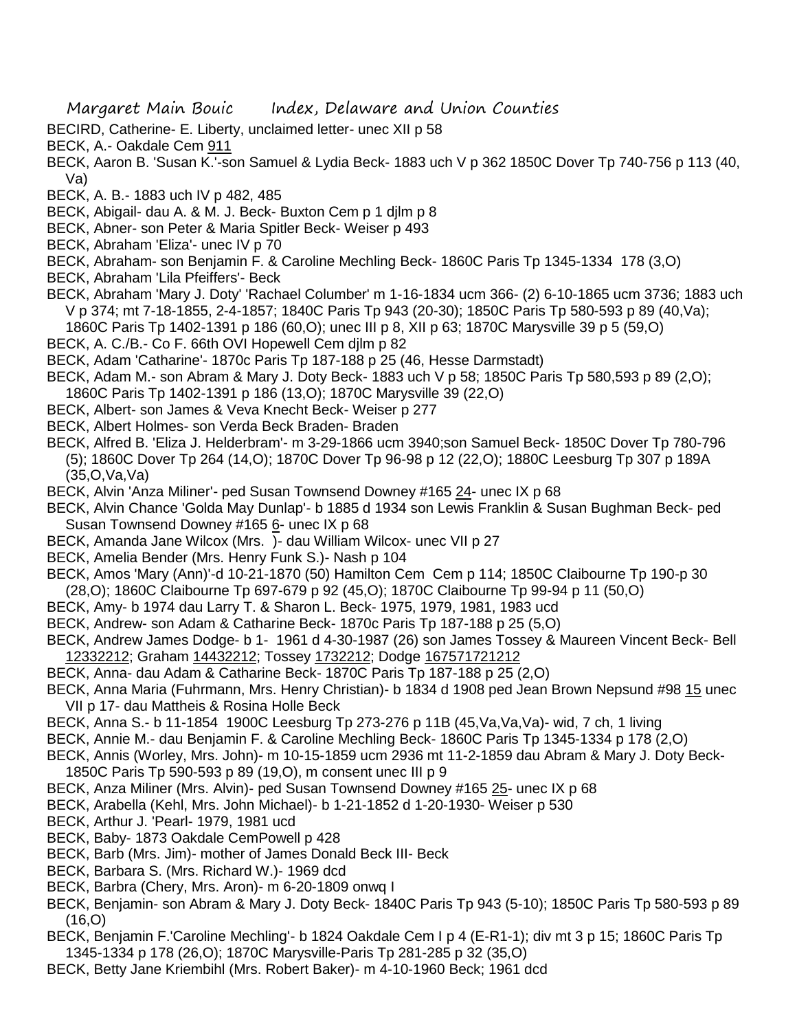BECIRD, Catherine- E. Liberty, unclaimed letter- unec XII p 58

BECK, A.- Oakdale Cem 911

BECK, Aaron B. 'Susan K.'-son Samuel & Lydia Beck- 1883 uch V p 362 1850C Dover Tp 740-756 p 113 (40, Va)

BECK, A. B.- 1883 uch IV p 482, 485

BECK, Abigail- dau A. & M. J. Beck- Buxton Cem p 1 djlm p 8

BECK, Abner- son Peter & Maria Spitler Beck- Weiser p 493

BECK, Abraham 'Eliza'- unec IV p 70

BECK, Abraham- son Benjamin F. & Caroline Mechling Beck- 1860C Paris Tp 1345-1334 178 (3,O)

BECK, Abraham 'Lila Pfeiffers'- Beck

BECK, Abraham 'Mary J. Doty' 'Rachael Columber' m 1-16-1834 ucm 366- (2) 6-10-1865 ucm 3736; 1883 uch V p 374; mt 7-18-1855, 2-4-1857; 1840C Paris Tp 943 (20-30); 1850C Paris Tp 580-593 p 89 (40,Va); 1860C Paris Tp 1402-1391 p 186 (60,O); unec III p 8, XII p 63; 1870C Marysville 39 p 5 (59,O)

BECK, A. C./B.- Co F. 66th OVI Hopewell Cem djlm p 82

BECK, Adam 'Catharine'- 1870c Paris Tp 187-188 p 25 (46, Hesse Darmstadt)

BECK, Adam M.- son Abram & Mary J. Doty Beck- 1883 uch V p 58; 1850C Paris Tp 580,593 p 89 (2,O); 1860C Paris Tp 1402-1391 p 186 (13,O); 1870C Marysville 39 (22,O)

BECK, Albert- son James & Veva Knecht Beck- Weiser p 277

BECK, Albert Holmes- son Verda Beck Braden- Braden

BECK, Alfred B. 'Eliza J. Helderbram'- m 3-29-1866 ucm 3940;son Samuel Beck- 1850C Dover Tp 780-796 (5); 1860C Dover Tp 264 (14,O); 1870C Dover Tp 96-98 p 12 (22,O); 1880C Leesburg Tp 307 p 189A (35,O,Va,Va)

BECK, Alvin 'Anza Miliner'- ped Susan Townsend Downey #165 24- unec IX p 68

BECK, Alvin Chance 'Golda May Dunlap'- b 1885 d 1934 son Lewis Franklin & Susan Bughman Beck- ped Susan Townsend Downey #165 6- unec IX p 68

BECK, Amanda Jane Wilcox (Mrs. )- dau William Wilcox- unec VII p 27

BECK, Amelia Bender (Mrs. Henry Funk S.)- Nash p 104

BECK, Amos 'Mary (Ann)'-d 10-21-1870 (50) Hamilton Cem Cem p 114; 1850C Claibourne Tp 190-p 30 (28,O); 1860C Claibourne Tp 697-679 p 92 (45,O); 1870C Claibourne Tp 99-94 p 11 (50,O)

BECK, Amy- b 1974 dau Larry T. & Sharon L. Beck- 1975, 1979, 1981, 1983 ucd

BECK, Andrew- son Adam & Catharine Beck- 1870c Paris Tp 187-188 p 25 (5,O)

BECK, Andrew James Dodge- b 1- 1961 d 4-30-1987 (26) son James Tossey & Maureen Vincent Beck- Bell 12332212; Graham 14432212; Tossey 1732212; Dodge 167571721212

BECK, Anna- dau Adam & Catharine Beck- 1870C Paris Tp 187-188 p 25 (2,O)

BECK, Anna Maria (Fuhrmann, Mrs. Henry Christian)- b 1834 d 1908 ped Jean Brown Nepsund #98 15 unec VII p 17- dau Mattheis & Rosina Holle Beck

BECK, Anna S.- b 11-1854 1900C Leesburg Tp 273-276 p 11B (45,Va,Va,Va)- wid, 7 ch, 1 living

BECK, Annie M.- dau Benjamin F. & Caroline Mechling Beck- 1860C Paris Tp 1345-1334 p 178 (2,O)

BECK, Annis (Worley, Mrs. John)- m 10-15-1859 ucm 2936 mt 11-2-1859 dau Abram & Mary J. Doty Beck- 1850C Paris Tp 590-593 p 89 (19,O), m consent unec III p 9

BECK, Anza Miliner (Mrs. Alvin)- ped Susan Townsend Downey #165 25- unec IX p 68

BECK, Arabella (Kehl, Mrs. John Michael)- b 1-21-1852 d 1-20-1930- Weiser p 530

BECK, Arthur J. 'Pearl- 1979, 1981 ucd

BECK, Baby- 1873 Oakdale CemPowell p 428

BECK, Barb (Mrs. Jim)- mother of James Donald Beck III- Beck

BECK, Barbara S. (Mrs. Richard W.)- 1969 dcd

BECK, Barbra (Chery, Mrs. Aron)- m 6-20-1809 onwq I

BECK, Benjamin- son Abram & Mary J. Doty Beck- 1840C Paris Tp 943 (5-10); 1850C Paris Tp 580-593 p 89 (16,O)

BECK, Benjamin F.'Caroline Mechling'- b 1824 Oakdale Cem I p 4 (E-R1-1); div mt 3 p 15; 1860C Paris Tp 1345-1334 p 178 (26,O); 1870C Marysville-Paris Tp 281-285 p 32 (35,O)

BECK, Betty Jane Kriembihl (Mrs. Robert Baker)- m 4-10-1960 Beck; 1961 dcd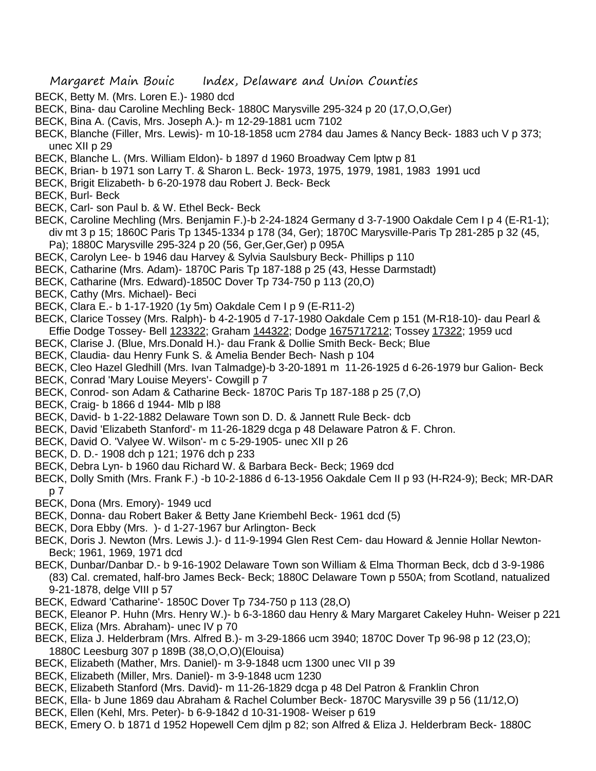BECK, Betty M. (Mrs. Loren E.)- 1980 dcd

BECK, Bina- dau Caroline Mechling Beck- 1880C Marysville 295-324 p 20 (17,O,O,Ger)

BECK, Bina A. (Cavis, Mrs. Joseph A.)- m 12-29-1881 ucm 7102

BECK, Blanche (Filler, Mrs. Lewis)- m 10-18-1858 ucm 2784 dau James & Nancy Beck- 1883 uch V p 373; unec XII p 29

BECK, Blanche L. (Mrs. William Eldon)- b 1897 d 1960 Broadway Cem lptw p 81

BECK, Brian- b 1971 son Larry T. & Sharon L. Beck- 1973, 1975, 1979, 1981, 1983 1991 ucd

BECK, Brigit Elizabeth- b 6-20-1978 dau Robert J. Beck- Beck

BECK, Burl- Beck

BECK, Carl- son Paul b. & W. Ethel Beck- Beck

BECK, Caroline Mechling (Mrs. Benjamin F.)-b 2-24-1824 Germany d 3-7-1900 Oakdale Cem I p 4 (E-R1-1); div mt 3 p 15; 1860C Paris Tp 1345-1334 p 178 (34, Ger); 1870C Marysville-Paris Tp 281-285 p 32 (45, Pa); 1880C Marysville 295-324 p 20 (56, Ger,Ger,Ger) p 095A

BECK, Carolyn Lee- b 1946 dau Harvey & Sylvia Saulsbury Beck- Phillips p 110

BECK, Catharine (Mrs. Adam)- 1870C Paris Tp 187-188 p 25 (43, Hesse Darmstadt)

BECK, Catharine (Mrs. Edward)-1850C Dover Tp 734-750 p 113 (20,O)

BECK, Cathy (Mrs. Michael)- Beci

BECK, Clara E.- b 1-17-1920 (1y 5m) Oakdale Cem I p 9 (E-R11-2)

BECK, Clarice Tossey (Mrs. Ralph)- b 4-2-1905 d 7-17-1980 Oakdale Cem p 151 (M-R18-10)- dau Pearl & Effie Dodge Tossey- Bell 123322; Graham 144322; Dodge 1675717212; Tossey 17322; 1959 ucd

BECK, Clarise J. (Blue, Mrs.Donald H.)- dau Frank & Dollie Smith Beck- Beck; Blue

BECK, Claudia- dau Henry Funk S. & Amelia Bender Bech- Nash p 104

BECK, Cleo Hazel Gledhill (Mrs. Ivan Talmadge)-b 3-20-1891 m 11-26-1925 d 6-26-1979 bur Galion- Beck

BECK, Conrad 'Mary Louise Meyers'- Cowgill p 7

BECK, Conrod- son Adam & Catharine Beck- 1870C Paris Tp 187-188 p 25 (7,O)

BECK, Craig- b 1866 d 1944- Mlb p l88

BECK, David- b 1-22-1882 Delaware Town son D. D. & Jannett Rule Beck- dcb

BECK, David 'Elizabeth Stanford'- m 11-26-1829 dcga p 48 Delaware Patron & F. Chron.

BECK, David O. 'Valyee W. Wilson'- m c 5-29-1905- unec XII p 26

BECK, D. D.- 1908 dch p 121; 1976 dch p 233

BECK, Debra Lyn- b 1960 dau Richard W. & Barbara Beck- Beck; 1969 dcd

BECK, Dolly Smith (Mrs. Frank F.) -b 10-2-1886 d 6-13-1956 Oakdale Cem II p 93 (H-R24-9); Beck; MR-DAR p 7

BECK, Dona (Mrs. Emory)- 1949 ucd

BECK, Donna- dau Robert Baker & Betty Jane Kriembehl Beck- 1961 dcd (5)

BECK, Dora Ebby (Mrs. )- d 1-27-1967 bur Arlington- Beck

BECK, Doris J. Newton (Mrs. Lewis J.)- d 11-9-1994 Glen Rest Cem- dau Howard & Jennie Hollar Newton- Beck; 1961, 1969, 1971 dcd

BECK, Dunbar/Danbar D.- b 9-16-1902 Delaware Town son William & Elma Thorman Beck, dcb d 3-9-1986 (83) Cal. cremated, half-bro James Beck- Beck; 1880C Delaware Town p 550A; from Scotland, natualized 9-21-1878, delge VIII p 57

BECK, Edward 'Catharine'- 1850C Dover Tp 734-750 p 113 (28,O)

BECK, Eleanor P. Huhn (Mrs. Henry W.)- b 6-3-1860 dau Henry & Mary Margaret Cakeley Huhn- Weiser p 221

BECK, Eliza (Mrs. Abraham)- unec IV p 70

BECK, Eliza J. Helderbram (Mrs. Alfred B.)- m 3-29-1866 ucm 3940; 1870C Dover Tp 96-98 p 12 (23,O); 1880C Leesburg 307 p 189B (38,O,O,O)(Elouisa)

BECK, Elizabeth (Mather, Mrs. Daniel)- m 3-9-1848 ucm 1300 unec VII p 39

BECK, Elizabeth (Miller, Mrs. Daniel)- m 3-9-1848 ucm 1230

BECK, Elizabeth Stanford (Mrs. David)- m 11-26-1829 dcga p 48 Del Patron & Franklin Chron

BECK, Ella- b June 1869 dau Abraham & Rachel Columber Beck- 1870C Marysville 39 p 56 (11/12,O)

BECK, Ellen (Kehl, Mrs. Peter)- b 6-9-1842 d 10-31-1908- Weiser p 619

BECK, Emery O. b 1871 d 1952 Hopewell Cem djlm p 82; son Alfred & Eliza J. Helderbram Beck- 1880C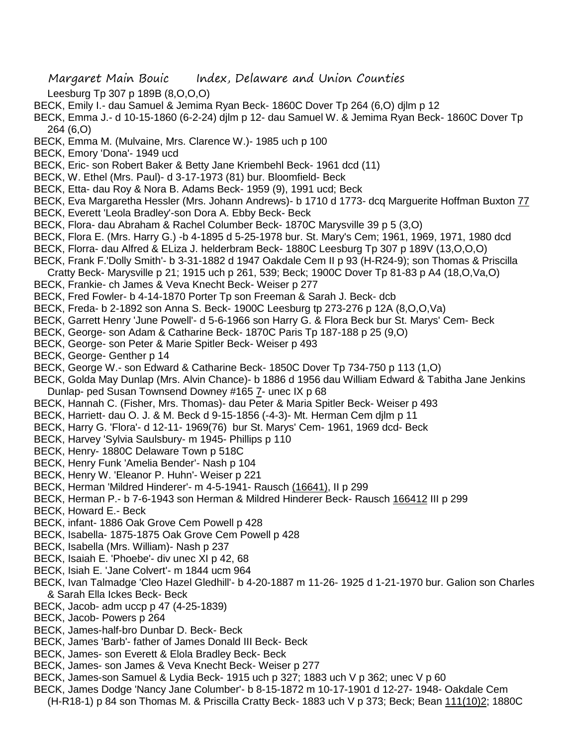Leesburg Tp 307 p 189B (8,O,O,O)

BECK, Emily I.- dau Samuel & Jemima Ryan Beck- 1860C Dover Tp 264 (6,O) djlm p 12

BECK, Emma J.- d 10-15-1860 (6-2-24) djlm p 12- dau Samuel W. & Jemima Ryan Beck- 1860C Dover Tp 264 (6,O)

BECK, Emma M. (Mulvaine, Mrs. Clarence W.)- 1985 uch p 100

BECK, Emory 'Dona'- 1949 ucd

BECK, Eric- son Robert Baker & Betty Jane Kriembehl Beck- 1961 dcd (11)

BECK, W. Ethel (Mrs. Paul)- d 3-17-1973 (81) bur. Bloomfield- Beck

BECK, Etta- dau Roy & Nora B. Adams Beck- 1959 (9), 1991 ucd; Beck

BECK, Eva Margaretha Hessler (Mrs. Johann Andrews)- b 1710 d 1773- dcq Marguerite Hoffman Buxton 77

BECK, Everett 'Leola Bradley'-son Dora A. Ebby Beck- Beck

BECK, Flora- dau Abraham & Rachel Columber Beck- 1870C Marysville 39 p 5 (3,O)

BECK, Flora E. (Mrs. Harry G.) -b 4-1895 d 5-25-1978 bur. St. Mary's Cem; 1961, 1969, 1971, 1980 dcd

BECK, Florra- dau Alfred & ELiza J. helderbram Beck- 1880C Leesburg Tp 307 p 189V (13,O,O,O)

BECK, Frank F.'Dolly Smith'- b 3-31-1882 d 1947 Oakdale Cem II p 93 (H-R24-9); son Thomas & Priscilla Cratty Beck- Marysville p 21; 1915 uch p 261, 539; Beck; 1900C Dover Tp 81-83 p A4 (18,O,Va,O)

BECK, Frankie- ch James & Veva Knecht Beck- Weiser p 277

BECK, Fred Fowler- b 4-14-1870 Porter Tp son Freeman & Sarah J. Beck- dcb

BECK, Freda- b 2-1892 son Anna S. Beck- 1900C Leesburg tp 273-276 p 12A (8,O,O,Va)

BECK, Garrett Henry 'June Powell'- d 5-6-1966 son Harry G. & Flora Beck bur St. Marys' Cem- Beck

BECK, George- son Adam & Catharine Beck- 1870C Paris Tp 187-188 p 25 (9,O)

BECK, George- son Peter & Marie Spitler Beck- Weiser p 493

BECK, George- Genther p 14

BECK, George W.- son Edward & Catharine Beck- 1850C Dover Tp 734-750 p 113 (1,O)

BECK, Golda May Dunlap (Mrs. Alvin Chance)- b 1886 d 1956 dau William Edward & Tabitha Jane Jenkins Dunlap- ped Susan Townsend Downey #165 7- unec IX p 68

BECK, Hannah C. (Fisher, Mrs. Thomas)- dau Peter & Maria Spitler Beck- Weiser p 493

BECK, Harriett- dau O. J. & M. Beck d 9-15-1856 (-4-3)- Mt. Herman Cem djlm p 11

BECK, Harry G. 'Flora'- d 12-11- 1969(76) bur St. Marys' Cem- 1961, 1969 dcd- Beck

BECK, Harvey 'Sylvia Saulsbury- m 1945- Phillips p 110

BECK, Henry- 1880C Delaware Town p 518C

BECK, Henry Funk 'Amelia Bender'- Nash p 104

BECK, Henry W. 'Eleanor P. Huhn'- Weiser p 221

BECK, Herman 'Mildred Hinderer'- m 4-5-1941- Rausch (16641), II p 299

BECK, Herman P.- b 7-6-1943 son Herman & Mildred Hinderer Beck- Rausch 166412 III p 299

BECK, Howard E.- Beck

BECK, infant- 1886 Oak Grove Cem Powell p 428

BECK, Isabella- 1875-1875 Oak Grove Cem Powell p 428

BECK, Isabella (Mrs. William)- Nash p 237

BECK, Isaiah E. 'Phoebe'- div unec XI p 42, 68

BECK, Isiah E. 'Jane Colvert'- m 1844 ucm 964

BECK, Ivan Talmadge 'Cleo Hazel Gledhill'- b 4-20-1887 m 11-26- 1925 d 1-21-1970 bur. Galion son Charles & Sarah Ella Ickes Beck- Beck

BECK, Jacob- adm uccp p 47 (4-25-1839)

BECK, Jacob- Powers p 264

BECK, James-half-bro Dunbar D. Beck- Beck

BECK, James 'Barb'- father of James Donald III Beck- Beck

BECK, James- son Everett & Elola Bradley Beck- Beck

BECK, James- son James & Veva Knecht Beck- Weiser p 277

BECK, James-son Samuel & Lydia Beck- 1915 uch p 327; 1883 uch V p 362; unec V p 60

BECK, James Dodge 'Nancy Jane Columber'- b 8-15-1872 m 10-17-1901 d 12-27- 1948- Oakdale Cem (H-R18-1) p 84 son Thomas M. & Priscilla Cratty Beck- 1883 uch V p 373; Beck; Bean 111(10)2; 1880C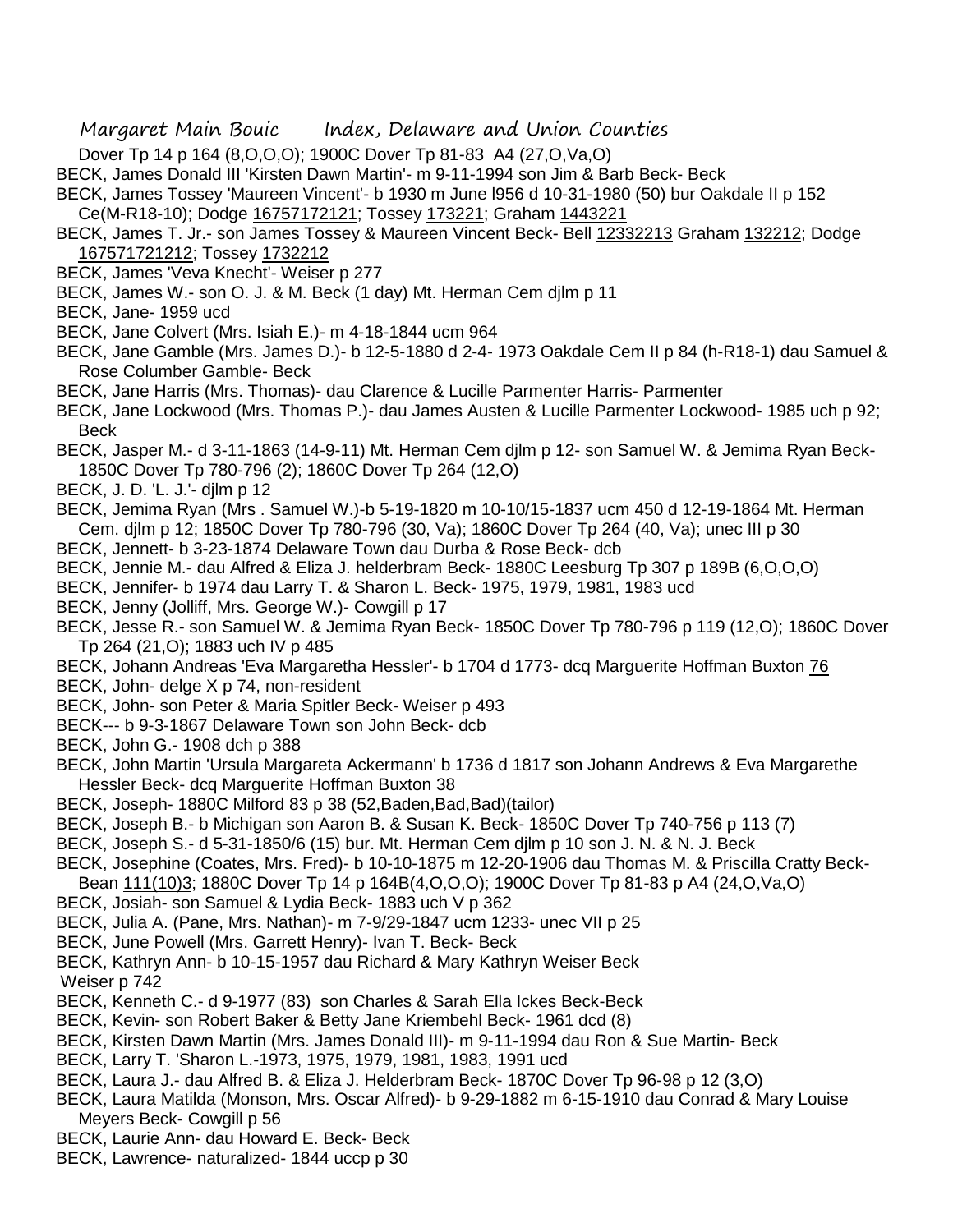Dover Tp 14 p 164 (8,O,O,O); 1900C Dover Tp 81-83 A4 (27,O,Va,O)

BECK, James Donald III 'Kirsten Dawn Martin'- m 9-11-1994 son Jim & Barb Beck- Beck

BECK, James Tossey 'Maureen Vincent'- b 1930 m June l956 d 10-31-1980 (50) bur Oakdale II p 152 Ce(M-R18-10); Dodge 16757172121; Tossey 173221; Graham 1443221

BECK, James T. Jr.- son James Tossey & Maureen Vincent Beck- Bell 12332213 Graham 132212; Dodge 167571721212; Tossey 1732212

BECK, James 'Veva Knecht'- Weiser p 277

BECK, James W.- son O. J. & M. Beck (1 day) Mt. Herman Cem djlm p 11

BECK, Jane- 1959 ucd

BECK, Jane Colvert (Mrs. Isiah E.)- m 4-18-1844 ucm 964

BECK, Jane Gamble (Mrs. James D.)- b 12-5-1880 d 2-4- 1973 Oakdale Cem II p 84 (h-R18-1) dau Samuel & Rose Columber Gamble- Beck

BECK, Jane Harris (Mrs. Thomas)- dau Clarence & Lucille Parmenter Harris- Parmenter

BECK, Jane Lockwood (Mrs. Thomas P.)- dau James Austen & Lucille Parmenter Lockwood- 1985 uch p 92; Beck

BECK, Jasper M.- d 3-11-1863 (14-9-11) Mt. Herman Cem djlm p 12- son Samuel W. & Jemima Ryan Beck- 1850C Dover Tp 780-796 (2); 1860C Dover Tp 264 (12,O)

BECK, J. D. 'L. J.'- djlm p 12

BECK, Jemima Ryan (Mrs . Samuel W.)-b 5-19-1820 m 10-10/15-1837 ucm 450 d 12-19-1864 Mt. Herman Cem. djlm p 12; 1850C Dover Tp 780-796 (30, Va); 1860C Dover Tp 264 (40, Va); unec III p 30

BECK, Jennett- b 3-23-1874 Delaware Town dau Durba & Rose Beck- dcb

BECK, Jennie M.- dau Alfred & Eliza J. helderbram Beck- 1880C Leesburg Tp 307 p 189B (6,O,O,O)

BECK, Jennifer- b 1974 dau Larry T. & Sharon L. Beck- 1975, 1979, 1981, 1983 ucd

BECK, Jenny (Jolliff, Mrs. George W.)- Cowgill p 17

BECK, Jesse R.- son Samuel W. & Jemima Ryan Beck- 1850C Dover Tp 780-796 p 119 (12,O); 1860C Dover Tp 264 (21,O); 1883 uch IV p 485

BECK, Johann Andreas 'Eva Margaretha Hessler'- b 1704 d 1773- dcq Marguerite Hoffman Buxton 76

BECK, John- delge X p 74, non-resident

BECK, John- son Peter & Maria Spitler Beck- Weiser p 493

BECK--- b 9-3-1867 Delaware Town son John Beck- dcb

BECK, John G.- 1908 dch p 388

BECK, John Martin 'Ursula Margareta Ackermann' b 1736 d 1817 son Johann Andrews & Eva Margarethe Hessler Beck- dcq Marguerite Hoffman Buxton 38

BECK, Joseph- 1880C Milford 83 p 38 (52,Baden,Bad,Bad)(tailor)

BECK, Joseph B.- b Michigan son Aaron B. & Susan K. Beck- 1850C Dover Tp 740-756 p 113 (7)

BECK, Joseph S.- d 5-31-1850/6 (15) bur. Mt. Herman Cem djlm p 10 son J. N. & N. J. Beck

BECK, Josephine (Coates, Mrs. Fred)- b 10-10-1875 m 12-20-1906 dau Thomas M. & Priscilla Cratty Beck- Bean 111(10)3; 1880C Dover Tp 14 p 164B(4,O,O,O); 1900C Dover Tp 81-83 p A4 (24,O,Va,O)

BECK, Josiah- son Samuel & Lydia Beck- 1883 uch V p 362

BECK, Julia A. (Pane, Mrs. Nathan)- m 7-9/29-1847 ucm 1233- unec VII p 25

BECK, June Powell (Mrs. Garrett Henry)- Ivan T. Beck- Beck

BECK, Kathryn Ann- b 10-15-1957 dau Richard & Mary Kathryn Weiser Beck Weiser p 742

BECK, Kenneth C.- d 9-1977 (83) son Charles & Sarah Ella Ickes Beck-Beck

BECK, Kevin- son Robert Baker & Betty Jane Kriembehl Beck- 1961 dcd (8)

BECK, Kirsten Dawn Martin (Mrs. James Donald III)- m 9-11-1994 dau Ron & Sue Martin- Beck

BECK, Larry T. 'Sharon L.-1973, 1975, 1979, 1981, 1983, 1991 ucd

BECK, Laura J.- dau Alfred B. & Eliza J. Helderbram Beck- 1870C Dover Tp 96-98 p 12 (3,O)

BECK, Laura Matilda (Monson, Mrs. Oscar Alfred)- b 9-29-1882 m 6-15-1910 dau Conrad & Mary Louise Meyers Beck- Cowgill p 56

BECK, Laurie Ann- dau Howard E. Beck- Beck

BECK, Lawrence- naturalized- 1844 uccp p 30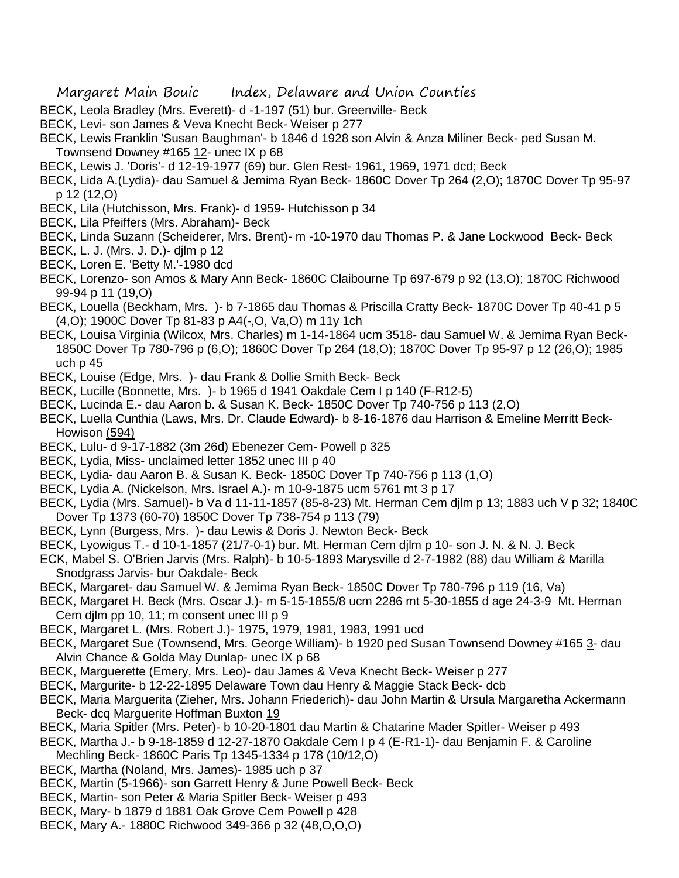BECK, Leola Bradley (Mrs. Everett)- d -1-197 (51) bur. Greenville- Beck

BECK, Levi- son James & Veva Knecht Beck- Weiser p 277

BECK, Lewis Franklin 'Susan Baughman'- b 1846 d 1928 son Alvin & Anza Miliner Beck- ped Susan M. Townsend Downey #165 12- unec IX p 68

BECK, Lewis J. 'Doris'- d 12-19-1977 (69) bur. Glen Rest- 1961, 1969, 1971 dcd; Beck

BECK, Lida A.(Lydia)- dau Samuel & Jemima Ryan Beck- 1860C Dover Tp 264 (2,O); 1870C Dover Tp 95-97 p 12 (12,O)

BECK, Lila (Hutchisson, Mrs. Frank)- d 1959- Hutchisson p 34

BECK, Lila Pfeiffers (Mrs. Abraham)- Beck

BECK, Linda Suzann (Scheiderer, Mrs. Brent)- m -10-1970 dau Thomas P. & Jane Lockwood Beck- Beck

BECK, L. J. (Mrs. J. D.)- djlm p 12

BECK, Loren E. 'Betty M.'-1980 dcd

BECK, Lorenzo- son Amos & Mary Ann Beck- 1860C Claibourne Tp 697-679 p 92 (13,O); 1870C Richwood 99-94 p 11 (19,O)

BECK, Louella (Beckham, Mrs. )- b 7-1865 dau Thomas & Priscilla Cratty Beck- 1870C Dover Tp 40-41 p 5 (4,O); 1900C Dover Tp 81-83 p A4(-,O, Va,O) m 11y 1ch

BECK, Louisa Virginia (Wilcox, Mrs. Charles) m 1-14-1864 ucm 3518- dau Samuel W. & Jemima Ryan Beck- 1850C Dover Tp 780-796 p (6,O); 1860C Dover Tp 264 (18,O); 1870C Dover Tp 95-97 p 12 (26,O); 1985 uch p 45

BECK, Louise (Edge, Mrs. )- dau Frank & Dollie Smith Beck- Beck

BECK, Lucille (Bonnette, Mrs. )- b 1965 d 1941 Oakdale Cem I p 140 (F-R12-5)

BECK, Lucinda E.- dau Aaron b. & Susan K. Beck- 1850C Dover Tp 740-756 p 113 (2,O)

BECK, Luella Cunthia (Laws, Mrs. Dr. Claude Edward)- b 8-16-1876 dau Harrison & Emeline Merritt Beck- Howison (594)

BECK, Lulu- d 9-17-1882 (3m 26d) Ebenezer Cem- Powell p 325

BECK, Lydia, Miss- unclaimed letter 1852 unec III p 40

BECK, Lydia- dau Aaron B. & Susan K. Beck- 1850C Dover Tp 740-756 p 113 (1,O)

BECK, Lydia A. (Nickelson, Mrs. Israel A.)- m 10-9-1875 ucm 5761 mt 3 p 17

BECK, Lydia (Mrs. Samuel)- b Va d 11-11-1857 (85-8-23) Mt. Herman Cem djlm p 13; 1883 uch V p 32; 1840C Dover Tp 1373 (60-70) 1850C Dover Tp 738-754 p 113 (79)

BECK, Lynn (Burgess, Mrs. )- dau Lewis & Doris J. Newton Beck- Beck

BECK, Lyowigus T.- d 10-1-1857 (21/7-0-1) bur. Mt. Herman Cem djlm p 10- son J. N. & N. J. Beck

ECK, Mabel S. O'Brien Jarvis (Mrs. Ralph)- b 10-5-1893 Marysville d 2-7-1982 (88) dau William & Marilla Snodgrass Jarvis- bur Oakdale- Beck

BECK, Margaret- dau Samuel W. & Jemima Ryan Beck- 1850C Dover Tp 780-796 p 119 (16, Va)

BECK, Margaret H. Beck (Mrs. Oscar J.)- m 5-15-1855/8 ucm 2286 mt 5-30-1855 d age 24-3-9 Mt. Herman Cem djlm pp 10, 11; m consent unec III p 9

BECK, Margaret L. (Mrs. Robert J.)- 1975, 1979, 1981, 1983, 1991 ucd

BECK, Margaret Sue (Townsend, Mrs. George William)- b 1920 ped Susan Townsend Downey #165 3- dau Alvin Chance & Golda May Dunlap- unec IX p 68

BECK, Marguerette (Emery, Mrs. Leo)- dau James & Veva Knecht Beck- Weiser p 277

BECK, Margurite- b 12-22-1895 Delaware Town dau Henry & Maggie Stack Beck- dcb

BECK, Maria Marguerita (Zieher, Mrs. Johann Friederich)- dau John Martin & Ursula Margaretha Ackermann Beck- dcq Marguerite Hoffman Buxton 19

BECK, Maria Spitler (Mrs. Peter)- b 10-20-1801 dau Martin & Chatarine Mader Spitler- Weiser p 493

BECK, Martha J.- b 9-18-1859 d 12-27-1870 Oakdale Cem I p 4 (E-R1-1)- dau Benjamin F. & Caroline Mechling Beck- 1860C Paris Tp 1345-1334 p 178 (10/12,O)

BECK, Martha (Noland, Mrs. James)- 1985 uch p 37

BECK, Martin (5-1966)- son Garrett Henry & June Powell Beck- Beck

BECK, Martin- son Peter & Maria Spitler Beck- Weiser p 493

BECK, Mary- b 1879 d 1881 Oak Grove Cem Powell p 428

BECK, Mary A.- 1880C Richwood 349-366 p 32 (48,O,O,O)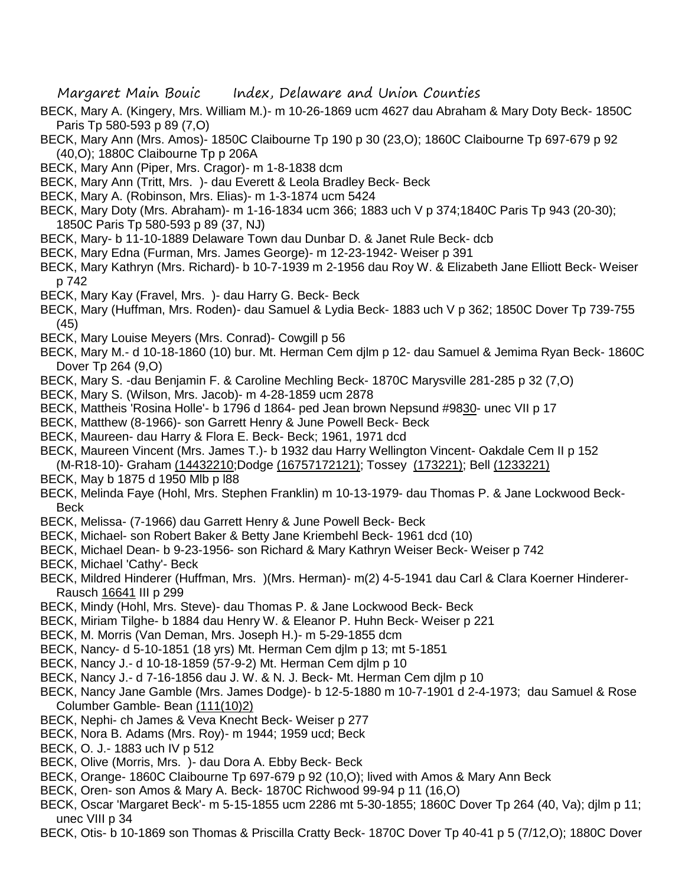BECK, Mary A. (Kingery, Mrs. William M.)- m 10-26-1869 ucm 4627 dau Abraham & Mary Doty Beck- 1850C Paris Tp 580-593 p 89 (7,O)

BECK, Mary Ann (Mrs. Amos)- 1850C Claibourne Tp 190 p 30 (23,O); 1860C Claibourne Tp 697-679 p 92 (40,O); 1880C Claibourne Tp p 206A

BECK, Mary Ann (Piper, Mrs. Cragor)- m 1-8-1838 dcm

BECK, Mary Ann (Tritt, Mrs. )- dau Everett & Leola Bradley Beck- Beck

BECK, Mary A. (Robinson, Mrs. Elias)- m 1-3-1874 ucm 5424

BECK, Mary Doty (Mrs. Abraham)- m 1-16-1834 ucm 366; 1883 uch V p 374;1840C Paris Tp 943 (20-30); 1850C Paris Tp 580-593 p 89 (37, NJ)

BECK, Mary- b 11-10-1889 Delaware Town dau Dunbar D. & Janet Rule Beck- dcb

BECK, Mary Edna (Furman, Mrs. James George)- m 12-23-1942- Weiser p 391

BECK, Mary Kathryn (Mrs. Richard)- b 10-7-1939 m 2-1956 dau Roy W. & Elizabeth Jane Elliott Beck- Weiser p 742

BECK, Mary Kay (Fravel, Mrs. )- dau Harry G. Beck- Beck

BECK, Mary (Huffman, Mrs. Roden)- dau Samuel & Lydia Beck- 1883 uch V p 362; 1850C Dover Tp 739-755 (45)

BECK, Mary Louise Meyers (Mrs. Conrad)- Cowgill p 56

BECK, Mary M.- d 10-18-1860 (10) bur. Mt. Herman Cem djlm p 12- dau Samuel & Jemima Ryan Beck- 1860C Dover Tp 264 (9,O)

BECK, Mary S. -dau Benjamin F. & Caroline Mechling Beck- 1870C Marysville 281-285 p 32 (7,O)

BECK, Mary S. (Wilson, Mrs. Jacob)- m 4-28-1859 ucm 2878

BECK, Mattheis 'Rosina Holle'- b 1796 d 1864- ped Jean brown Nepsund #9830- unec VII p 17

BECK, Matthew (8-1966)- son Garrett Henry & June Powell Beck- Beck

BECK, Maureen- dau Harry & Flora E. Beck- Beck; 1961, 1971 dcd

BECK, Maureen Vincent (Mrs. James T.)- b 1932 dau Harry Wellington Vincent- Oakdale Cem II p 152 (M-R18-10)- Graham (14432210;Dodge (16757172121); Tossey (173221); Bell (1233221)

BECK, May b 1875 d 1950 Mlb p l88

BECK, Melinda Faye (Hohl, Mrs. Stephen Franklin) m 10-13-1979- dau Thomas P. & Jane Lockwood Beck- Beck

BECK, Melissa- (7-1966) dau Garrett Henry & June Powell Beck- Beck

BECK, Michael- son Robert Baker & Betty Jane Kriembehl Beck- 1961 dcd (10)

BECK, Michael Dean- b 9-23-1956- son Richard & Mary Kathryn Weiser Beck- Weiser p 742

BECK, Michael 'Cathy'- Beck

BECK, Mildred Hinderer (Huffman, Mrs. )(Mrs. Herman)- m(2) 4-5-1941 dau Carl & Clara Koerner Hinderer- Rausch 16641 III p 299

BECK, Mindy (Hohl, Mrs. Steve)- dau Thomas P. & Jane Lockwood Beck- Beck

BECK, Miriam Tilghe- b 1884 dau Henry W. & Eleanor P. Huhn Beck- Weiser p 221

BECK, M. Morris (Van Deman, Mrs. Joseph H.)- m 5-29-1855 dcm

BECK, Nancy- d 5-10-1851 (18 yrs) Mt. Herman Cem djlm p 13; mt 5-1851

BECK, Nancy J.- d 10-18-1859 (57-9-2) Mt. Herman Cem djlm p 10

BECK, Nancy J.- d 7-16-1856 dau J. W. & N. J. Beck- Mt. Herman Cem djlm p 10

BECK, Nancy Jane Gamble (Mrs. James Dodge)- b 12-5-1880 m 10-7-1901 d 2-4-1973; dau Samuel & Rose Columber Gamble- Bean (111(10)2)

BECK, Nephi- ch James & Veva Knecht Beck- Weiser p 277

BECK, Nora B. Adams (Mrs. Roy)- m 1944; 1959 ucd; Beck

BECK, O. J.- 1883 uch IV p 512

BECK, Olive (Morris, Mrs. )- dau Dora A. Ebby Beck- Beck

BECK, Orange- 1860C Claibourne Tp 697-679 p 92 (10,O); lived with Amos & Mary Ann Beck

BECK, Oren- son Amos & Mary A. Beck- 1870C Richwood 99-94 p 11 (16,O)

BECK, Oscar 'Margaret Beck'- m 5-15-1855 ucm 2286 mt 5-30-1855; 1860C Dover Tp 264 (40, Va); djlm p 11; unec VIII p 34

BECK, Otis- b 10-1869 son Thomas & Priscilla Cratty Beck- 1870C Dover Tp 40-41 p 5 (7/12,O); 1880C Dover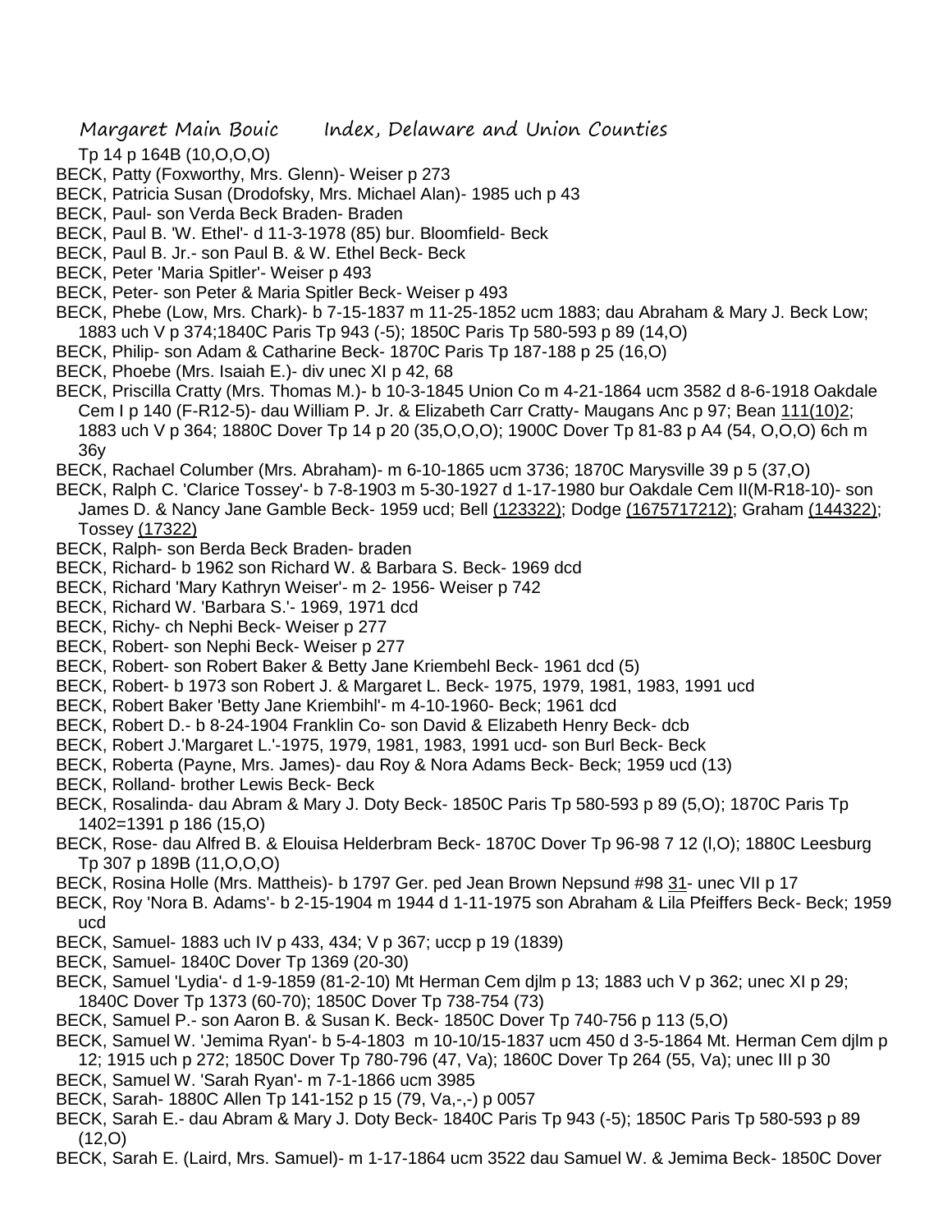Tp 14 p 164B (10,O,O,O)

BECK, Patty (Foxworthy, Mrs. Glenn)- Weiser p 273

BECK, Patricia Susan (Drodofsky, Mrs. Michael Alan)- 1985 uch p 43

BECK, Paul- son Verda Beck Braden- Braden

BECK, Paul B. 'W. Ethel'- d 11-3-1978 (85) bur. Bloomfield- Beck

BECK, Paul B. Jr.- son Paul B. & W. Ethel Beck- Beck

BECK, Peter 'Maria Spitler'- Weiser p 493

BECK, Peter- son Peter & Maria Spitler Beck- Weiser p 493

BECK, Phebe (Low, Mrs. Chark)- b 7-15-1837 m 11-25-1852 ucm 1883; dau Abraham & Mary J. Beck Low; 1883 uch V p 374;1840C Paris Tp 943 (-5); 1850C Paris Tp 580-593 p 89 (14,O)

BECK, Philip- son Adam & Catharine Beck- 1870C Paris Tp 187-188 p 25 (16,O)

BECK, Phoebe (Mrs. Isaiah E.)- div unec XI p 42, 68

BECK, Priscilla Cratty (Mrs. Thomas M.)- b 10-3-1845 Union Co m 4-21-1864 ucm 3582 d 8-6-1918 Oakdale Cem I p 140 (F-R12-5)- dau William P. Jr. & Elizabeth Carr Cratty- Maugans Anc p 97; Bean 111(10)2; 1883 uch V p 364; 1880C Dover Tp 14 p 20 (35,O,O,O); 1900C Dover Tp 81-83 p A4 (54, O,O,O) 6ch m 36y

BECK, Rachael Columber (Mrs. Abraham)- m 6-10-1865 ucm 3736; 1870C Marysville 39 p 5 (37,O)

BECK, Ralph C. 'Clarice Tossey'- b 7-8-1903 m 5-30-1927 d 1-17-1980 bur Oakdale Cem II(M-R18-10)- son James D. & Nancy Jane Gamble Beck- 1959 ucd; Bell (123322); Dodge (1675717212); Graham (144322); Tossey (17322)

BECK, Ralph- son Berda Beck Braden- braden

BECK, Richard- b 1962 son Richard W. & Barbara S. Beck- 1969 dcd

BECK, Richard 'Mary Kathryn Weiser'- m 2- 1956- Weiser p 742

BECK, Richard W. 'Barbara S.'- 1969, 1971 dcd

BECK, Richy- ch Nephi Beck- Weiser p 277

BECK, Robert- son Nephi Beck- Weiser p 277

BECK, Robert- son Robert Baker & Betty Jane Kriembehl Beck- 1961 dcd (5)

BECK, Robert- b 1973 son Robert J. & Margaret L. Beck- 1975, 1979, 1981, 1983, 1991 ucd

BECK, Robert Baker 'Betty Jane Kriembihl'- m 4-10-1960- Beck; 1961 dcd

BECK, Robert D.- b 8-24-1904 Franklin Co- son David & Elizabeth Henry Beck- dcb

BECK, Robert J.'Margaret L.'-1975, 1979, 1981, 1983, 1991 ucd- son Burl Beck- Beck

BECK, Roberta (Payne, Mrs. James)- dau Roy & Nora Adams Beck- Beck; 1959 ucd (13)

BECK, Rolland- brother Lewis Beck- Beck

BECK, Rosalinda- dau Abram & Mary J. Doty Beck- 1850C Paris Tp 580-593 p 89 (5,O); 1870C Paris Tp 1402=1391 p 186 (15,O)

BECK, Rose- dau Alfred B. & Elouisa Helderbram Beck- 1870C Dover Tp 96-98 7 12 (l,O); 1880C Leesburg Tp 307 p 189B (11,O,O,O)

BECK, Rosina Holle (Mrs. Mattheis)- b 1797 Ger. ped Jean Brown Nepsund #98 31- unec VII p 17

BECK, Roy 'Nora B. Adams'- b 2-15-1904 m 1944 d 1-11-1975 son Abraham & Lila Pfeiffers Beck- Beck; 1959 ucd

BECK, Samuel- 1883 uch IV p 433, 434; V p 367; uccp p 19 (1839)

BECK, Samuel- 1840C Dover Tp 1369 (20-30)

BECK, Samuel 'Lydia'- d 1-9-1859 (81-2-10) Mt Herman Cem djlm p 13; 1883 uch V p 362; unec XI p 29; 1840C Dover Tp 1373 (60-70); 1850C Dover Tp 738-754 (73)

BECK, Samuel P.- son Aaron B. & Susan K. Beck- 1850C Dover Tp 740-756 p 113 (5,O)

BECK, Samuel W. 'Jemima Ryan'- b 5-4-1803 m 10-10/15-1837 ucm 450 d 3-5-1864 Mt. Herman Cem djlm p 12; 1915 uch p 272; 1850C Dover Tp 780-796 (47, Va); 1860C Dover Tp 264 (55, Va); unec III p 30

BECK, Samuel W. 'Sarah Ryan'- m 7-1-1866 ucm 3985

BECK, Sarah- 1880C Allen Tp 141-152 p 15 (79, Va,-,-) p 0057

BECK, Sarah E.- dau Abram & Mary J. Doty Beck- 1840C Paris Tp 943 (-5); 1850C Paris Tp 580-593 p 89 (12,O)

BECK, Sarah E. (Laird, Mrs. Samuel)- m 1-17-1864 ucm 3522 dau Samuel W. & Jemima Beck- 1850C Dover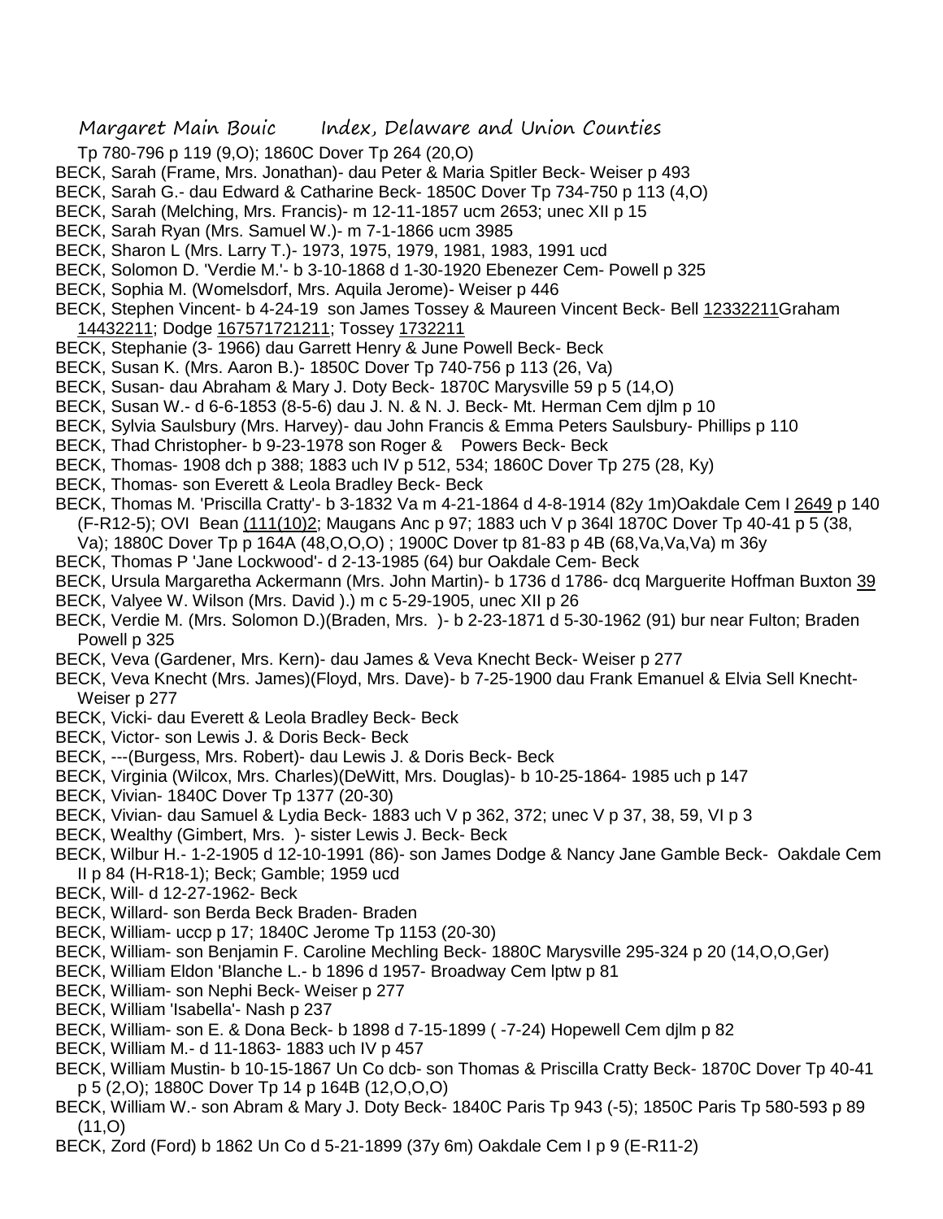Tp 780-796 p 119 (9,O); 1860C Dover Tp 264 (20,O)

BECK, Sarah (Frame, Mrs. Jonathan)- dau Peter & Maria Spitler Beck- Weiser p 493

BECK, Sarah G.- dau Edward & Catharine Beck- 1850C Dover Tp 734-750 p 113 (4,O)

BECK, Sarah (Melching, Mrs. Francis)- m 12-11-1857 ucm 2653; unec XII p 15

BECK, Sarah Ryan (Mrs. Samuel W.)- m 7-1-1866 ucm 3985

BECK, Sharon L (Mrs. Larry T.)- 1973, 1975, 1979, 1981, 1983, 1991 ucd

BECK, Solomon D. 'Verdie M.'- b 3-10-1868 d 1-30-1920 Ebenezer Cem- Powell p 325

BECK, Sophia M. (Womelsdorf, Mrs. Aquila Jerome)- Weiser p 446

BECK, Stephen Vincent- b 4-24-19 son James Tossey & Maureen Vincent Beck- Bell 12332211Graham 14432211; Dodge 167571721211; Tossey 1732211

BECK, Stephanie (3- 1966) dau Garrett Henry & June Powell Beck- Beck

BECK, Susan K. (Mrs. Aaron B.)- 1850C Dover Tp 740-756 p 113 (26, Va)

BECK, Susan- dau Abraham & Mary J. Doty Beck- 1870C Marysville 59 p 5 (14,O)

BECK, Susan W.- d 6-6-1853 (8-5-6) dau J. N. & N. J. Beck- Mt. Herman Cem djlm p 10

BECK, Sylvia Saulsbury (Mrs. Harvey)- dau John Francis & Emma Peters Saulsbury- Phillips p 110

BECK, Thad Christopher- b 9-23-1978 son Roger & Powers Beck- Beck

BECK, Thomas- 1908 dch p 388; 1883 uch IV p 512, 534; 1860C Dover Tp 275 (28, Ky)

BECK, Thomas- son Everett & Leola Bradley Beck- Beck

BECK, Thomas M. 'Priscilla Cratty'- b 3-1832 Va m 4-21-1864 d 4-8-1914 (82y 1m)Oakdale Cem I 2649 p 140 (F-R12-5); OVI Bean (111(10)2; Maugans Anc p 97; 1883 uch V p 364l 1870C Dover Tp 40-41 p 5 (38, Va); 1880C Dover Tp p 164A (48,O,O,O) ; 1900C Dover tp 81-83 p 4B (68,Va,Va,Va) m 36y

BECK, Thomas P 'Jane Lockwood'- d 2-13-1985 (64) bur Oakdale Cem- Beck

BECK, Ursula Margaretha Ackermann (Mrs. John Martin)- b 1736 d 1786- dcq Marguerite Hoffman Buxton 39

BECK, Valyee W. Wilson (Mrs. David ).) m c 5-29-1905, unec XII p 26

BECK, Verdie M. (Mrs. Solomon D.)(Braden, Mrs. )- b 2-23-1871 d 5-30-1962 (91) bur near Fulton; Braden Powell p 325

BECK, Veva (Gardener, Mrs. Kern)- dau James & Veva Knecht Beck- Weiser p 277

BECK, Veva Knecht (Mrs. James)(Floyd, Mrs. Dave)- b 7-25-1900 dau Frank Emanuel & Elvia Sell Knecht- Weiser p 277

BECK, Vicki- dau Everett & Leola Bradley Beck- Beck

BECK, Victor- son Lewis J. & Doris Beck- Beck

BECK, ---(Burgess, Mrs. Robert)- dau Lewis J. & Doris Beck- Beck

BECK, Virginia (Wilcox, Mrs. Charles)(DeWitt, Mrs. Douglas)- b 10-25-1864- 1985 uch p 147

BECK, Vivian- 1840C Dover Tp 1377 (20-30)

BECK, Vivian- dau Samuel & Lydia Beck- 1883 uch V p 362, 372; unec V p 37, 38, 59, VI p 3

BECK, Wealthy (Gimbert, Mrs. )- sister Lewis J. Beck- Beck

BECK, Wilbur H.- 1-2-1905 d 12-10-1991 (86)- son James Dodge & Nancy Jane Gamble Beck- Oakdale Cem II p 84 (H-R18-1); Beck; Gamble; 1959 ucd

BECK, Will- d 12-27-1962- Beck

BECK, Willard- son Berda Beck Braden- Braden

BECK, William- uccp p 17; 1840C Jerome Tp 1153 (20-30)

BECK, William- son Benjamin F. Caroline Mechling Beck- 1880C Marysville 295-324 p 20 (14,O,O,Ger)

BECK, William Eldon 'Blanche L.- b 1896 d 1957- Broadway Cem lptw p 81

BECK, William- son Nephi Beck- Weiser p 277

BECK, William 'Isabella'- Nash p 237

BECK, William- son E. & Dona Beck- b 1898 d 7-15-1899 ( -7-24) Hopewell Cem djlm p 82

BECK, William M.- d 11-1863- 1883 uch IV p 457

BECK, William Mustin- b 10-15-1867 Un Co dcb- son Thomas & Priscilla Cratty Beck- 1870C Dover Tp 40-41 p 5 (2,O); 1880C Dover Tp 14 p 164B (12,O,O,O)

BECK, William W.- son Abram & Mary J. Doty Beck- 1840C Paris Tp 943 (-5); 1850C Paris Tp 580-593 p 89 (11,O)

BECK, Zord (Ford) b 1862 Un Co d 5-21-1899 (37y 6m) Oakdale Cem I p 9 (E-R11-2)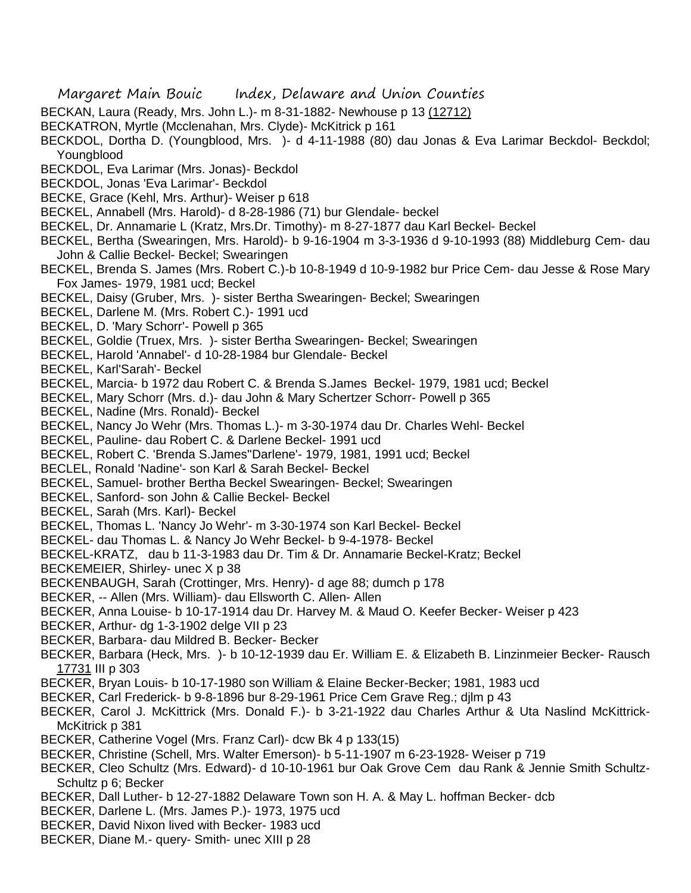BECKAN, Laura (Ready, Mrs. John L.)- m 8-31-1882- Newhouse p 13 (12712)

BECKATRON, Myrtle (Mcclenahan, Mrs. Clyde)- McKitrick p 161

BECKDOL, Dortha D. (Youngblood, Mrs. )- d 4-11-1988 (80) dau Jonas & Eva Larimar Beckdol- Beckdol; Youngblood

BECKDOL, Eva Larimar (Mrs. Jonas)- Beckdol

BECKDOL, Jonas 'Eva Larimar'- Beckdol

BECKE, Grace (Kehl, Mrs. Arthur)- Weiser p 618

BECKEL, Annabell (Mrs. Harold)- d 8-28-1986 (71) bur Glendale- beckel

BECKEL, Dr. Annamarie L (Kratz, Mrs.Dr. Timothy)- m 8-27-1877 dau Karl Beckel- Beckel

BECKEL, Bertha (Swearingen, Mrs. Harold)- b 9-16-1904 m 3-3-1936 d 9-10-1993 (88) Middleburg Cem- dau John & Callie Beckel- Beckel; Swearingen

BECKEL, Brenda S. James (Mrs. Robert C.)-b 10-8-1949 d 10-9-1982 bur Price Cem- dau Jesse & Rose Mary Fox James- 1979, 1981 ucd; Beckel

BECKEL, Daisy (Gruber, Mrs. )- sister Bertha Swearingen- Beckel; Swearingen

BECKEL, Darlene M. (Mrs. Robert C.)- 1991 ucd

BECKEL, D. 'Mary Schorr'- Powell p 365

BECKEL, Goldie (Truex, Mrs. )- sister Bertha Swearingen- Beckel; Swearingen

BECKEL, Harold 'Annabel'- d 10-28-1984 bur Glendale- Beckel

BECKEL, Karl'Sarah'- Beckel

BECKEL, Marcia- b 1972 dau Robert C. & Brenda S.James Beckel- 1979, 1981 ucd; Beckel

BECKEL, Mary Schorr (Mrs. d.)- dau John & Mary Schertzer Schorr- Powell p 365

BECKEL, Nadine (Mrs. Ronald)- Beckel

BECKEL, Nancy Jo Wehr (Mrs. Thomas L.)- m 3-30-1974 dau Dr. Charles Wehl- Beckel

BECKEL, Pauline- dau Robert C. & Darlene Beckel- 1991 ucd

BECKEL, Robert C. 'Brenda S.James''Darlene'- 1979, 1981, 1991 ucd; Beckel

BECLEL, Ronald 'Nadine'- son Karl & Sarah Beckel- Beckel

BECKEL, Samuel- brother Bertha Beckel Swearingen- Beckel; Swearingen

BECKEL, Sanford- son John & Callie Beckel- Beckel

BECKEL, Sarah (Mrs. Karl)- Beckel

BECKEL, Thomas L. 'Nancy Jo Wehr'- m 3-30-1974 son Karl Beckel- Beckel

BECKEL- dau Thomas L. & Nancy Jo Wehr Beckel- b 9-4-1978- Beckel

BECKEL-KRATZ, dau b 11-3-1983 dau Dr. Tim & Dr. Annamarie Beckel-Kratz; Beckel

BECKEMEIER, Shirley- unec X p 38

BECKENBAUGH, Sarah (Crottinger, Mrs. Henry)- d age 88; dumch p 178

BECKER, -- Allen (Mrs. William)- dau Ellsworth C. Allen- Allen

BECKER, Anna Louise- b 10-17-1914 dau Dr. Harvey M. & Maud O. Keefer Becker- Weiser p 423

BECKER, Arthur- dg 1-3-1902 delge VII p 23

BECKER, Barbara- dau Mildred B. Becker- Becker

BECKER, Barbara (Heck, Mrs. )- b 10-12-1939 dau Er. William E. & Elizabeth B. Linzinmeier Becker- Rausch 17731 III p 303

BECKER, Bryan Louis- b 10-17-1980 son William & Elaine Becker-Becker; 1981, 1983 ucd

BECKER, Carl Frederick- b 9-8-1896 bur 8-29-1961 Price Cem Grave Reg.; djlm p 43

BECKER, Carol J. McKittrick (Mrs. Donald F.)- b 3-21-1922 dau Charles Arthur & Uta Naslind McKittrick- McKitrick p 381

BECKER, Catherine Vogel (Mrs. Franz Carl)- dcw Bk 4 p 133(15)

BECKER, Christine (Schell, Mrs. Walter Emerson)- b 5-11-1907 m 6-23-1928- Weiser p 719

BECKER, Cleo Schultz (Mrs. Edward)- d 10-10-1961 bur Oak Grove Cem dau Rank & Jennie Smith Schultz- Schultz p 6; Becker

BECKER, Dall Luther- b 12-27-1882 Delaware Town son H. A. & May L. hoffman Becker- dcb

BECKER, Darlene L. (Mrs. James P.)- 1973, 1975 ucd

BECKER, David Nixon lived with Becker- 1983 ucd

BECKER, Diane M.- query- Smith- unec XIII p 28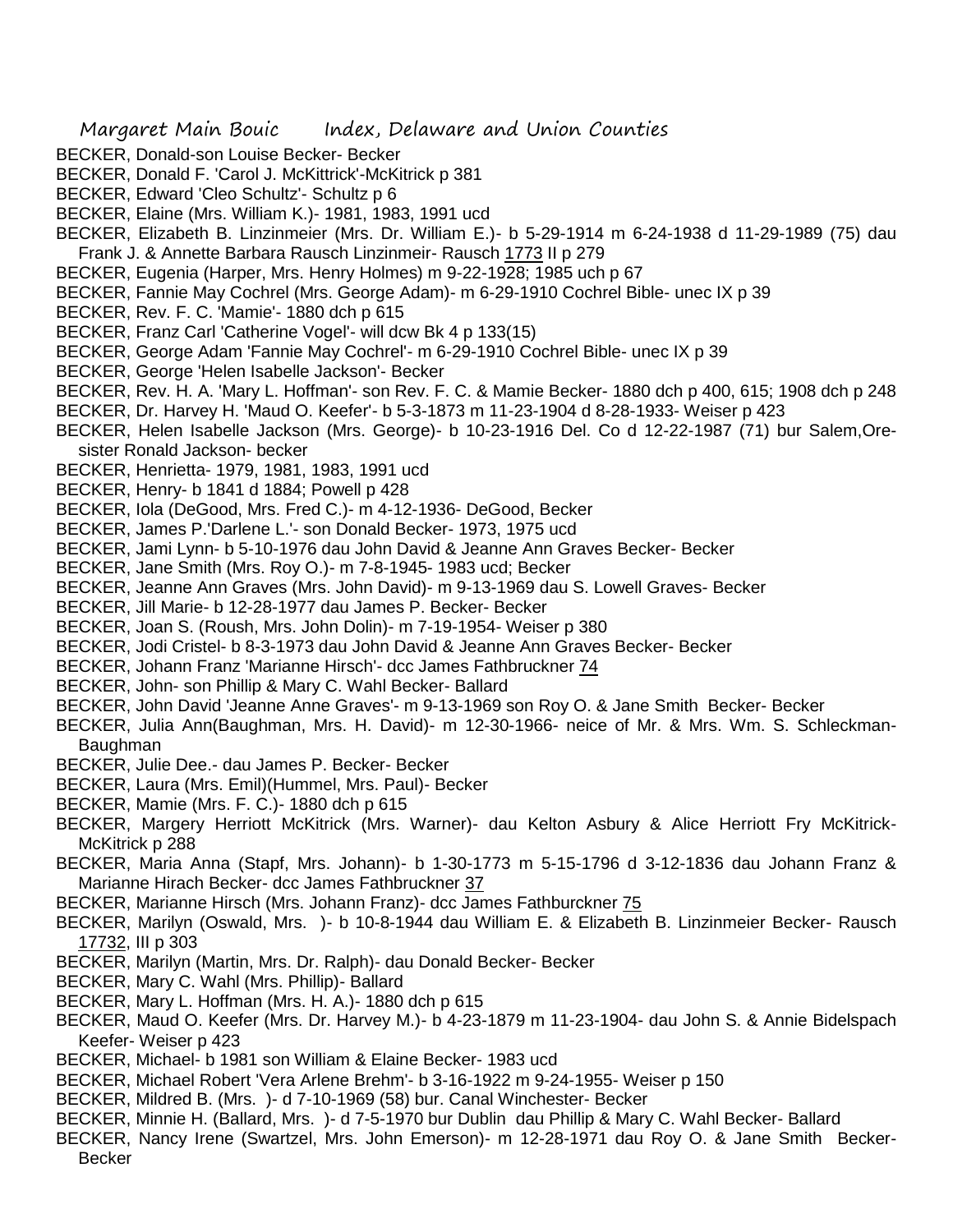BECKER, Donald-son Louise Becker- Becker

BECKER, Donald F. 'Carol J. McKittrick'-McKitrick p 381

BECKER, Edward 'Cleo Schultz'- Schultz p 6

BECKER, Elaine (Mrs. William K.)- 1981, 1983, 1991 ucd

BECKER, Elizabeth B. Linzinmeier (Mrs. Dr. William E.)- b 5-29-1914 m 6-24-1938 d 11-29-1989 (75) dau Frank J. & Annette Barbara Rausch Linzinmeir- Rausch 1773 II p 279

BECKER, Eugenia (Harper, Mrs. Henry Holmes) m 9-22-1928; 1985 uch p 67

BECKER, Fannie May Cochrel (Mrs. George Adam)- m 6-29-1910 Cochrel Bible- unec IX p 39

BECKER, Rev. F. C. 'Mamie'- 1880 dch p 615

BECKER, Franz Carl 'Catherine Vogel'- will dcw Bk 4 p 133(15)

BECKER, George Adam 'Fannie May Cochrel'- m 6-29-1910 Cochrel Bible- unec IX p 39

BECKER, George 'Helen Isabelle Jackson'- Becker

BECKER, Rev. H. A. 'Mary L. Hoffman'- son Rev. F. C. & Mamie Becker- 1880 dch p 400, 615; 1908 dch p 248

BECKER, Dr. Harvey H. 'Maud O. Keefer'- b 5-3-1873 m 11-23-1904 d 8-28-1933- Weiser p 423

BECKER, Helen Isabelle Jackson (Mrs. George)- b 10-23-1916 Del. Co d 12-22-1987 (71) bur Salem,Ore- sister Ronald Jackson- becker

BECKER, Henrietta- 1979, 1981, 1983, 1991 ucd

BECKER, Henry- b 1841 d 1884; Powell p 428

BECKER, Iola (DeGood, Mrs. Fred C.)- m 4-12-1936- DeGood, Becker

BECKER, James P.'Darlene L.'- son Donald Becker- 1973, 1975 ucd

BECKER, Jami Lynn- b 5-10-1976 dau John David & Jeanne Ann Graves Becker- Becker

BECKER, Jane Smith (Mrs. Roy O.)- m 7-8-1945- 1983 ucd; Becker

BECKER, Jeanne Ann Graves (Mrs. John David)- m 9-13-1969 dau S. Lowell Graves- Becker

BECKER, Jill Marie- b 12-28-1977 dau James P. Becker- Becker

BECKER, Joan S. (Roush, Mrs. John Dolin)- m 7-19-1954- Weiser p 380

BECKER, Jodi Cristel- b 8-3-1973 dau John David & Jeanne Ann Graves Becker- Becker

BECKER, Johann Franz 'Marianne Hirsch'- dcc James Fathbruckner 74

BECKER, John- son Phillip & Mary C. Wahl Becker- Ballard

BECKER, John David 'Jeanne Anne Graves'- m 9-13-1969 son Roy O. & Jane Smith Becker- Becker

BECKER, Julia Ann(Baughman, Mrs. H. David)- m 12-30-1966- neice of Mr. & Mrs. Wm. S. Schleckman- Baughman

BECKER, Julie Dee.- dau James P. Becker- Becker

BECKER, Laura (Mrs. Emil)(Hummel, Mrs. Paul)- Becker

BECKER, Mamie (Mrs. F. C.)- 1880 dch p 615

BECKER, Margery Herriott McKitrick (Mrs. Warner)- dau Kelton Asbury & Alice Herriott Fry McKitrick- McKitrick p 288

BECKER, Maria Anna (Stapf, Mrs. Johann)- b 1-30-1773 m 5-15-1796 d 3-12-1836 dau Johann Franz & Marianne Hirach Becker- dcc James Fathbruckner 37

BECKER, Marianne Hirsch (Mrs. Johann Franz)- dcc James Fathburckner 75

BECKER, Marilyn (Oswald, Mrs. )- b 10-8-1944 dau William E. & Elizabeth B. Linzinmeier Becker- Rausch 17732, III p 303

BECKER, Marilyn (Martin, Mrs. Dr. Ralph)- dau Donald Becker- Becker

BECKER, Mary C. Wahl (Mrs. Phillip)- Ballard

BECKER, Mary L. Hoffman (Mrs. H. A.)- 1880 dch p 615

BECKER, Maud O. Keefer (Mrs. Dr. Harvey M.)- b 4-23-1879 m 11-23-1904- dau John S. & Annie Bidelspach Keefer- Weiser p 423

BECKER, Michael- b 1981 son William & Elaine Becker- 1983 ucd

BECKER, Michael Robert 'Vera Arlene Brehm'- b 3-16-1922 m 9-24-1955- Weiser p 150

BECKER, Mildred B. (Mrs. )- d 7-10-1969 (58) bur. Canal Winchester- Becker

BECKER, Minnie H. (Ballard, Mrs. )- d 7-5-1970 bur Dublin dau Phillip & Mary C. Wahl Becker- Ballard

BECKER, Nancy Irene (Swartzel, Mrs. John Emerson)- m 12-28-1971 dau Roy O. & Jane Smith Becker- Becker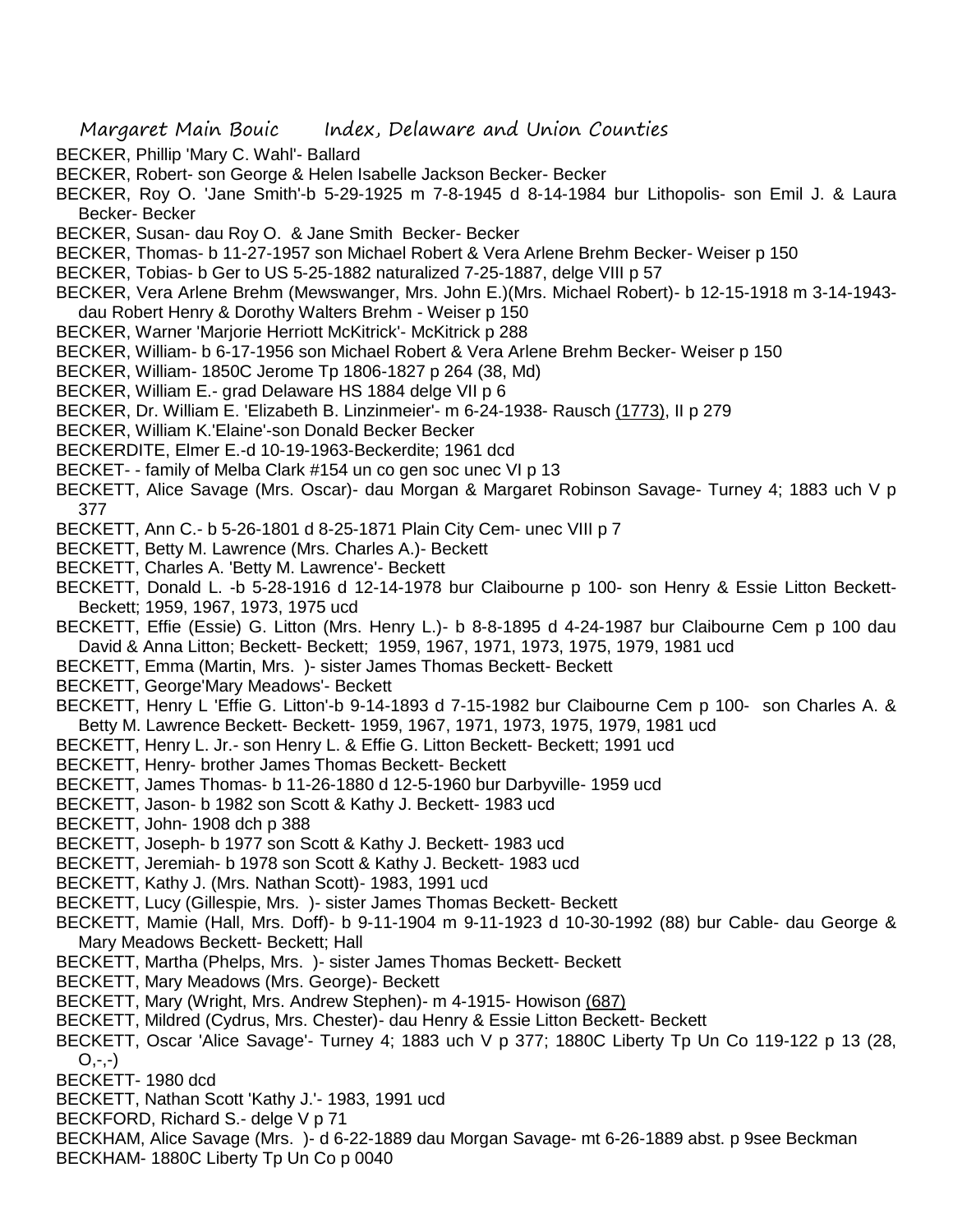BECKER, Phillip 'Mary C. Wahl'- Ballard

BECKER, Robert- son George & Helen Isabelle Jackson Becker- Becker

BECKER, Roy O. 'Jane Smith'-b 5-29-1925 m 7-8-1945 d 8-14-1984 bur Lithopolis- son Emil J. & Laura Becker- Becker

BECKER, Susan- dau Roy O. & Jane Smith Becker- Becker

BECKER, Thomas- b 11-27-1957 son Michael Robert & Vera Arlene Brehm Becker- Weiser p 150

BECKER, Tobias- b Ger to US 5-25-1882 naturalized 7-25-1887, delge VIII p 57

BECKER, Vera Arlene Brehm (Mewswanger, Mrs. John E.)(Mrs. Michael Robert)- b 12-15-1918 m 3-14-1943- dau Robert Henry & Dorothy Walters Brehm - Weiser p 150

BECKER, Warner 'Marjorie Herriott McKitrick'- McKitrick p 288

BECKER, William- b 6-17-1956 son Michael Robert & Vera Arlene Brehm Becker- Weiser p 150

BECKER, William- 1850C Jerome Tp 1806-1827 p 264 (38, Md)

BECKER, William E.- grad Delaware HS 1884 delge VII p 6

BECKER, Dr. William E. 'Elizabeth B. Linzinmeier'- m 6-24-1938- Rausch (1773), II p 279

BECKER, William K.'Elaine'-son Donald Becker Becker

BECKERDITE, Elmer E.-d 10-19-1963-Beckerdite; 1961 dcd

BECKET- - family of Melba Clark #154 un co gen soc unec VI p 13

BECKETT, Alice Savage (Mrs. Oscar)- dau Morgan & Margaret Robinson Savage- Turney 4; 1883 uch V p 377

BECKETT, Ann C.- b 5-26-1801 d 8-25-1871 Plain City Cem- unec VIII p 7

BECKETT, Betty M. Lawrence (Mrs. Charles A.)- Beckett

BECKETT, Charles A. 'Betty M. Lawrence'- Beckett

BECKETT, Donald L. -b 5-28-1916 d 12-14-1978 bur Claibourne p 100- son Henry & Essie Litton Beckett- Beckett; 1959, 1967, 1973, 1975 ucd

BECKETT, Effie (Essie) G. Litton (Mrs. Henry L.)- b 8-8-1895 d 4-24-1987 bur Claibourne Cem p 100 dau David & Anna Litton; Beckett- Beckett; 1959, 1967, 1971, 1973, 1975, 1979, 1981 ucd

BECKETT, Emma (Martin, Mrs. )- sister James Thomas Beckett- Beckett

BECKETT, George'Mary Meadows'- Beckett

BECKETT, Henry L 'Effie G. Litton'-b 9-14-1893 d 7-15-1982 bur Claibourne Cem p 100- son Charles A. & Betty M. Lawrence Beckett- Beckett- 1959, 1967, 1971, 1973, 1975, 1979, 1981 ucd

BECKETT, Henry L. Jr.- son Henry L. & Effie G. Litton Beckett- Beckett; 1991 ucd

BECKETT, Henry- brother James Thomas Beckett- Beckett

BECKETT, James Thomas- b 11-26-1880 d 12-5-1960 bur Darbyville- 1959 ucd

BECKETT, Jason- b 1982 son Scott & Kathy J. Beckett- 1983 ucd

BECKETT, John- 1908 dch p 388

BECKETT, Joseph- b 1977 son Scott & Kathy J. Beckett- 1983 ucd

BECKETT, Jeremiah- b 1978 son Scott & Kathy J. Beckett- 1983 ucd

BECKETT, Kathy J. (Mrs. Nathan Scott)- 1983, 1991 ucd

BECKETT, Lucy (Gillespie, Mrs. )- sister James Thomas Beckett- Beckett

BECKETT, Mamie (Hall, Mrs. Doff)- b 9-11-1904 m 9-11-1923 d 10-30-1992 (88) bur Cable- dau George & Mary Meadows Beckett- Beckett; Hall

BECKETT, Martha (Phelps, Mrs. )- sister James Thomas Beckett- Beckett

BECKETT, Mary Meadows (Mrs. George)- Beckett

BECKETT, Mary (Wright, Mrs. Andrew Stephen)- m 4-1915- Howison (687)

BECKETT, Mildred (Cydrus, Mrs. Chester)- dau Henry & Essie Litton Beckett- Beckett

BECKETT, Oscar 'Alice Savage'- Turney 4; 1883 uch V p 377; 1880C Liberty Tp Un Co 119-122 p 13 (28, O,-,-)

BECKETT- 1980 dcd

BECKETT, Nathan Scott 'Kathy J.'- 1983, 1991 ucd

BECKFORD, Richard S.- delge V p 71

BECKHAM, Alice Savage (Mrs. )- d 6-22-1889 dau Morgan Savage- mt 6-26-1889 abst. p 9see Beckman

BECKHAM- 1880C Liberty Tp Un Co p 0040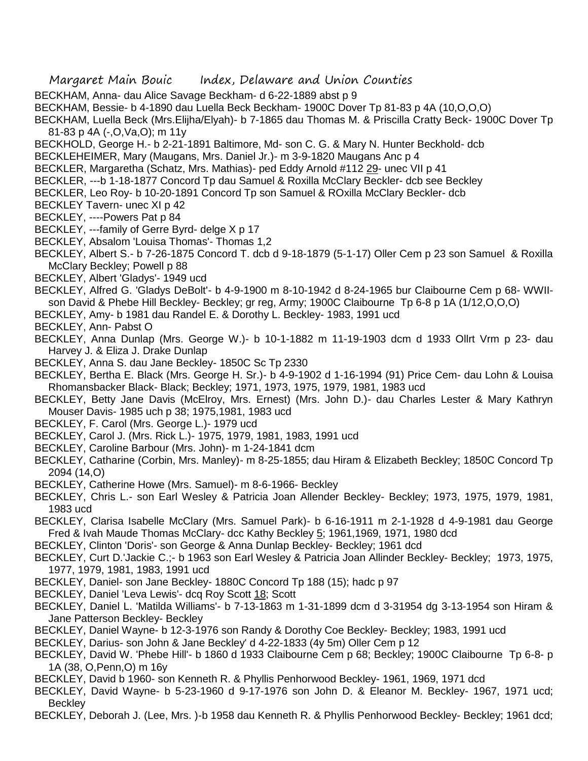BECKHAM, Anna- dau Alice Savage Beckham- d 6-22-1889 abst p 9

BECKHAM, Bessie- b 4-1890 dau Luella Beck Beckham- 1900C Dover Tp 81-83 p 4A (10,O,O,O)

BECKHAM, Luella Beck (Mrs.Elijha/Elyah)- b 7-1865 dau Thomas M. & Priscilla Cratty Beck- 1900C Dover Tp 81-83 p 4A (-,O,Va,O); m 11y

BECKHOLD, George H.- b 2-21-1891 Baltimore, Md- son C. G. & Mary N. Hunter Beckhold- dcb

BECKLEHEIMER, Mary (Maugans, Mrs. Daniel Jr.)- m 3-9-1820 Maugans Anc p 4

BECKLER, Margaretha (Schatz, Mrs. Mathias)- ped Eddy Arnold #112 29- unec VII p 41

BECKLER, ---b 1-18-1877 Concord Tp dau Samuel & Roxilla McClary Beckler- dcb see Beckley

BECKLER, Leo Roy- b 10-20-1891 Concord Tp son Samuel & ROxilla McClary Beckler- dcb

BECKLEY Tavern- unec XI p 42

BECKLEY, ----Powers Pat p 84

BECKLEY, ---family of Gerre Byrd- delge X p 17

BECKLEY, Absalom 'Louisa Thomas'- Thomas 1,2

BECKLEY, Albert S.- b 7-26-1875 Concord T. dcb d 9-18-1879 (5-1-17) Oller Cem p 23 son Samuel & Roxilla McClary Beckley; Powell p 88

BECKLEY, Albert 'Gladys'- 1949 ucd

BECKLEY, Alfred G. 'Gladys DeBolt'- b 4-9-1900 m 8-10-1942 d 8-24-1965 bur Claibourne Cem p 68- WWII- son David & Phebe Hill Beckley- Beckley; gr reg, Army; 1900C Claibourne Tp 6-8 p 1A (1/12,O,O,O)

BECKLEY, Amy- b 1981 dau Randel E. & Dorothy L. Beckley- 1983, 1991 ucd

BECKLEY, Ann- Pabst O

BECKLEY, Anna Dunlap (Mrs. George W.)- b 10-1-1882 m 11-19-1903 dcm d 1933 Ollrt Vrm p 23- dau Harvey J. & Eliza J. Drake Dunlap

BECKLEY, Anna S. dau Jane Beckley- 1850C Sc Tp 2330

BECKLEY, Bertha E. Black (Mrs. George H. Sr.)- b 4-9-1902 d 1-16-1994 (91) Price Cem- dau Lohn & Louisa Rhomansbacker Black- Black; Beckley; 1971, 1973, 1975, 1979, 1981, 1983 ucd

BECKLEY, Betty Jane Davis (McElroy, Mrs. Ernest) (Mrs. John D.)- dau Charles Lester & Mary Kathryn Mouser Davis- 1985 uch p 38; 1975,1981, 1983 ucd

BECKLEY, F. Carol (Mrs. George L.)- 1979 ucd

BECKLEY, Carol J. (Mrs. Rick L.)- 1975, 1979, 1981, 1983, 1991 ucd

BECKLEY, Caroline Barbour (Mrs. John)- m 1-24-1841 dcm

BECKLEY, Catharine (Corbin, Mrs. Manley)- m 8-25-1855; dau Hiram & Elizabeth Beckley; 1850C Concord Tp 2094 (14,O)

BECKLEY, Catherine Howe (Mrs. Samuel)- m 8-6-1966- Beckley

BECKLEY, Chris L.- son Earl Wesley & Patricia Joan Allender Beckley- Beckley; 1973, 1975, 1979, 1981, 1983 ucd

BECKLEY, Clarisa Isabelle McClary (Mrs. Samuel Park)- b 6-16-1911 m 2-1-1928 d 4-9-1981 dau George Fred & Ivah Maude Thomas McClary- dcc Kathy Beckley 5; 1961,1969, 1971, 1980 dcd

BECKLEY, Clinton 'Doris'- son George & Anna Dunlap Beckley- Beckley; 1961 dcd

BECKLEY, Curt D.'Jackie C.;- b 1963 son Earl Wesley & Patricia Joan Allinder Beckley- Beckley; 1973, 1975, 1977, 1979, 1981, 1983, 1991 ucd

BECKLEY, Daniel- son Jane Beckley- 1880C Concord Tp 188 (15); hadc p 97

BECKLEY, Daniel 'Leva Lewis'- dcq Roy Scott 18; Scott

BECKLEY, Daniel L. 'Matilda Williams'- b 7-13-1863 m 1-31-1899 dcm d 3-31954 dg 3-13-1954 son Hiram & Jane Patterson Beckley- Beckley

BECKLEY, Daniel Wayne- b 12-3-1976 son Randy & Dorothy Coe Beckley- Beckley; 1983, 1991 ucd

BECKLEY, Darius- son John & Jane Beckley' d 4-22-1833 (4y 5m) Oller Cem p 12

BECKLEY, David W. 'Phebe Hill'- b 1860 d 1933 Claibourne Cem p 68; Beckley; 1900C Claibourne Tp 6-8- p 1A (38, O,Penn,O) m 16y

BECKLEY, David b 1960- son Kenneth R. & Phyllis Penhorwood Beckley- 1961, 1969, 1971 dcd

BECKLEY, David Wayne- b 5-23-1960 d 9-17-1976 son John D. & Eleanor M. Beckley- 1967, 1971 ucd; Beckley

BECKLEY, Deborah J. (Lee, Mrs. )-b 1958 dau Kenneth R. & Phyllis Penhorwood Beckley- Beckley; 1961 dcd;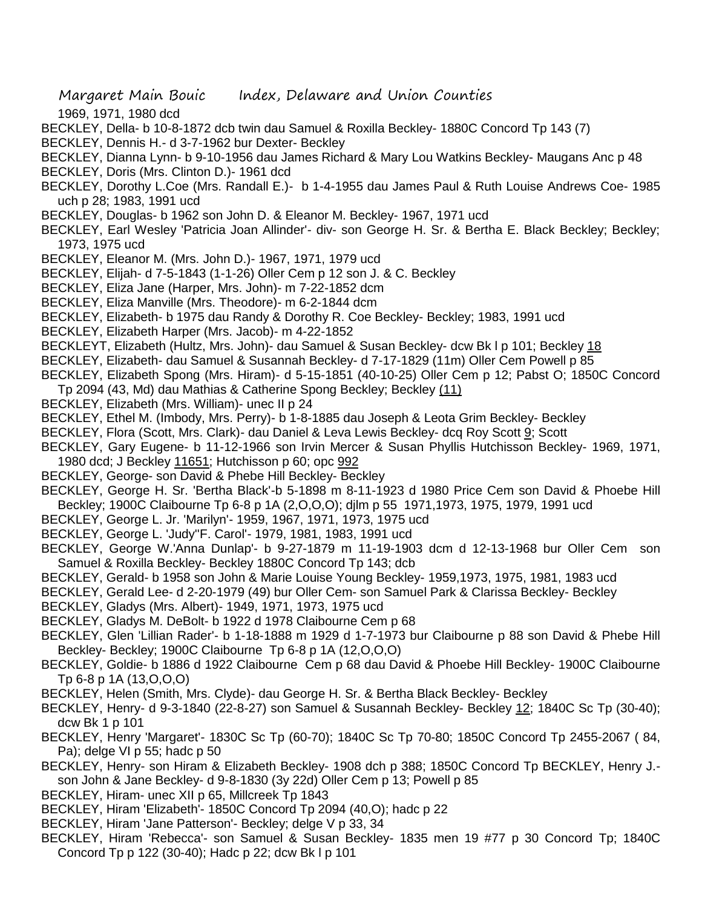1969, 1971, 1980 dcd

BECKLEY, Della- b 10-8-1872 dcb twin dau Samuel & Roxilla Beckley- 1880C Concord Tp 143 (7)

BECKLEY, Dennis H.- d 3-7-1962 bur Dexter- Beckley

BECKLEY, Dianna Lynn- b 9-10-1956 dau James Richard & Mary Lou Watkins Beckley- Maugans Anc p 48

BECKLEY, Doris (Mrs. Clinton D.)- 1961 dcd

BECKLEY, Dorothy L.Coe (Mrs. Randall E.)- b 1-4-1955 dau James Paul & Ruth Louise Andrews Coe- 1985 uch p 28; 1983, 1991 ucd

BECKLEY, Douglas- b 1962 son John D. & Eleanor M. Beckley- 1967, 1971 ucd

BECKLEY, Earl Wesley 'Patricia Joan Allinder'- div- son George H. Sr. & Bertha E. Black Beckley; Beckley; 1973, 1975 ucd

BECKLEY, Eleanor M. (Mrs. John D.)- 1967, 1971, 1979 ucd

BECKLEY, Elijah- d 7-5-1843 (1-1-26) Oller Cem p 12 son J. & C. Beckley

BECKLEY, Eliza Jane (Harper, Mrs. John)- m 7-22-1852 dcm

BECKLEY, Eliza Manville (Mrs. Theodore)- m 6-2-1844 dcm

BECKLEY, Elizabeth- b 1975 dau Randy & Dorothy R. Coe Beckley- Beckley; 1983, 1991 ucd

BECKLEY, Elizabeth Harper (Mrs. Jacob)- m 4-22-1852

BECKLEYT, Elizabeth (Hultz, Mrs. John)- dau Samuel & Susan Beckley- dcw Bk l p 101; Beckley 18

BECKLEY, Elizabeth- dau Samuel & Susannah Beckley- d 7-17-1829 (11m) Oller Cem Powell p 85

BECKLEY, Elizabeth Spong (Mrs. Hiram)- d 5-15-1851 (40-10-25) Oller Cem p 12; Pabst O; 1850C Concord Tp 2094 (43, Md) dau Mathias & Catherine Spong Beckley; Beckley (11)

BECKLEY, Elizabeth (Mrs. William)- unec II p 24

BECKLEY, Ethel M. (Imbody, Mrs. Perry)- b 1-8-1885 dau Joseph & Leota Grim Beckley- Beckley

BECKLEY, Flora (Scott, Mrs. Clark)- dau Daniel & Leva Lewis Beckley- dcq Roy Scott 9; Scott

BECKLEY, Gary Eugene- b 11-12-1966 son Irvin Mercer & Susan Phyllis Hutchisson Beckley- 1969, 1971, 1980 dcd; J Beckley 11651; Hutchisson p 60; opc 992

BECKLEY, George- son David & Phebe Hill Beckley- Beckley

BECKLEY, George H. Sr. 'Bertha Black'-b 5-1898 m 8-11-1923 d 1980 Price Cem son David & Phoebe Hill Beckley; 1900C Claibourne Tp 6-8 p 1A (2,O,O,O); djlm p 55 1971,1973, 1975, 1979, 1991 ucd

BECKLEY, George L. Jr. 'Marilyn'- 1959, 1967, 1971, 1973, 1975 ucd

BECKLEY, George L. 'Judy''F. Carol'- 1979, 1981, 1983, 1991 ucd

BECKLEY, George W.'Anna Dunlap'- b 9-27-1879 m 11-19-1903 dcm d 12-13-1968 bur Oller Cem son Samuel & Roxilla Beckley- Beckley 1880C Concord Tp 143; dcb

BECKLEY, Gerald- b 1958 son John & Marie Louise Young Beckley- 1959,1973, 1975, 1981, 1983 ucd

BECKLEY, Gerald Lee- d 2-20-1979 (49) bur Oller Cem- son Samuel Park & Clarissa Beckley- Beckley

BECKLEY, Gladys (Mrs. Albert)- 1949, 1971, 1973, 1975 ucd

BECKLEY, Gladys M. DeBolt- b 1922 d 1978 Claibourne Cem p 68

BECKLEY, Glen 'Lillian Rader'- b 1-18-1888 m 1929 d 1-7-1973 bur Claibourne p 88 son David & Phebe Hill Beckley- Beckley; 1900C Claibourne Tp 6-8 p 1A (12,O,O,O)

BECKLEY, Goldie- b 1886 d 1922 Claibourne Cem p 68 dau David & Phoebe Hill Beckley- 1900C Claibourne Tp 6-8 p 1A (13,O,O,O)

BECKLEY, Helen (Smith, Mrs. Clyde)- dau George H. Sr. & Bertha Black Beckley- Beckley

BECKLEY, Henry- d 9-3-1840 (22-8-27) son Samuel & Susannah Beckley- Beckley 12; 1840C Sc Tp (30-40); dcw Bk 1 p 101

BECKLEY, Henry 'Margaret'- 1830C Sc Tp (60-70); 1840C Sc Tp 70-80; 1850C Concord Tp 2455-2067 ( 84, Pa); delge VI p 55; hadc p 50

BECKLEY, Henry- son Hiram & Elizabeth Beckley- 1908 dch p 388; 1850C Concord Tp BECKLEY, Henry J.- son John & Jane Beckley- d 9-8-1830 (3y 22d) Oller Cem p 13; Powell p 85

BECKLEY, Hiram- unec XII p 65, Millcreek Tp 1843

BECKLEY, Hiram 'Elizabeth'- 1850C Concord Tp 2094 (40,O); hadc p 22

BECKLEY, Hiram 'Jane Patterson'- Beckley; delge V p 33, 34

BECKLEY, Hiram 'Rebecca'- son Samuel & Susan Beckley- 1835 men 19 #77 p 30 Concord Tp; 1840C Concord Tp p 122 (30-40); Hadc p 22; dcw Bk l p 101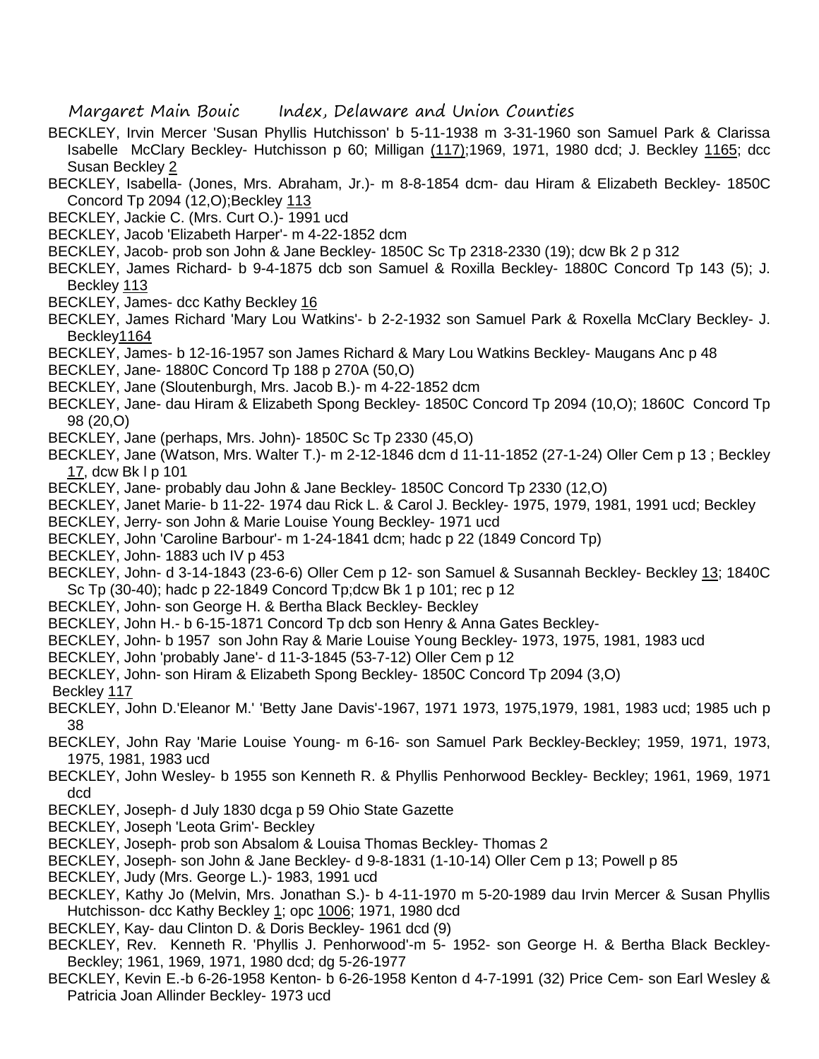BECKLEY, Irvin Mercer 'Susan Phyllis Hutchisson' b 5-11-1938 m 3-31-1960 son Samuel Park & Clarissa Isabelle McClary Beckley- Hutchisson p 60; Milligan (117);1969, 1971, 1980 dcd; J. Beckley 1165; dcc Susan Beckley 2

BECKLEY, Isabella- (Jones, Mrs. Abraham, Jr.)- m 8-8-1854 dcm- dau Hiram & Elizabeth Beckley- 1850C Concord Tp 2094 (12,O);Beckley 113

BECKLEY, Jackie C. (Mrs. Curt O.)- 1991 ucd

BECKLEY, Jacob 'Elizabeth Harper'- m 4-22-1852 dcm

BECKLEY, Jacob- prob son John & Jane Beckley- 1850C Sc Tp 2318-2330 (19); dcw Bk 2 p 312

BECKLEY, James Richard- b 9-4-1875 dcb son Samuel & Roxilla Beckley- 1880C Concord Tp 143 (5); J. Beckley 113

BECKLEY, James- dcc Kathy Beckley 16

BECKLEY, James Richard 'Mary Lou Watkins'- b 2-2-1932 son Samuel Park & Roxella McClary Beckley- J. Beckley1164

BECKLEY, James- b 12-16-1957 son James Richard & Mary Lou Watkins Beckley- Maugans Anc p 48

BECKLEY, Jane- 1880C Concord Tp 188 p 270A (50,O)

BECKLEY, Jane (Sloutenburgh, Mrs. Jacob B.)- m 4-22-1852 dcm

BECKLEY, Jane- dau Hiram & Elizabeth Spong Beckley- 1850C Concord Tp 2094 (10,O); 1860C Concord Tp 98 (20,O)

BECKLEY, Jane (perhaps, Mrs. John)- 1850C Sc Tp 2330 (45,O)

BECKLEY, Jane (Watson, Mrs. Walter T.)- m 2-12-1846 dcm d 11-11-1852 (27-1-24) Oller Cem p 13 ; Beckley 17, dcw Bk l p 101

BECKLEY, Jane- probably dau John & Jane Beckley- 1850C Concord Tp 2330 (12,O)

BECKLEY, Janet Marie- b 11-22- 1974 dau Rick L. & Carol J. Beckley- 1975, 1979, 1981, 1991 ucd; Beckley

BECKLEY, Jerry- son John & Marie Louise Young Beckley- 1971 ucd

BECKLEY, John 'Caroline Barbour'- m 1-24-1841 dcm; hadc p 22 (1849 Concord Tp)

BECKLEY, John- 1883 uch IV p 453

BECKLEY, John- d 3-14-1843 (23-6-6) Oller Cem p 12- son Samuel & Susannah Beckley- Beckley 13; 1840C Sc Tp (30-40); hadc p 22-1849 Concord Tp;dcw Bk 1 p 101; rec p 12

BECKLEY, John- son George H. & Bertha Black Beckley- Beckley

BECKLEY, John H.- b 6-15-1871 Concord Tp dcb son Henry & Anna Gates Beckley-

BECKLEY, John- b 1957 son John Ray & Marie Louise Young Beckley- 1973, 1975, 1981, 1983 ucd

BECKLEY, John 'probably Jane'- d 11-3-1845 (53-7-12) Oller Cem p 12

BECKLEY, John- son Hiram & Elizabeth Spong Beckley- 1850C Concord Tp 2094 (3,O)
Beckley 117

BECKLEY, John D.'Eleanor M.' 'Betty Jane Davis'-1967, 1971 1973, 1975,1979, 1981, 1983 ucd; 1985 uch p 38

BECKLEY, John Ray 'Marie Louise Young- m 6-16- son Samuel Park Beckley-Beckley; 1959, 1971, 1973, 1975, 1981, 1983 ucd

BECKLEY, John Wesley- b 1955 son Kenneth R. & Phyllis Penhorwood Beckley- Beckley; 1961, 1969, 1971 dcd

BECKLEY, Joseph- d July 1830 dcga p 59 Ohio State Gazette

BECKLEY, Joseph 'Leota Grim'- Beckley

BECKLEY, Joseph- prob son Absalom & Louisa Thomas Beckley- Thomas 2

BECKLEY, Joseph- son John & Jane Beckley- d 9-8-1831 (1-10-14) Oller Cem p 13; Powell p 85

BECKLEY, Judy (Mrs. George L.)- 1983, 1991 ucd

BECKLEY, Kathy Jo (Melvin, Mrs. Jonathan S.)- b 4-11-1970 m 5-20-1989 dau Irvin Mercer & Susan Phyllis Hutchisson- dcc Kathy Beckley 1; opc 1006; 1971, 1980 dcd

BECKLEY, Kay- dau Clinton D. & Doris Beckley- 1961 dcd (9)

BECKLEY, Rev. Kenneth R. 'Phyllis J. Penhorwood'-m 5- 1952- son George H. & Bertha Black Beckley- Beckley; 1961, 1969, 1971, 1980 dcd; dg 5-26-1977

BECKLEY, Kevin E.-b 6-26-1958 Kenton- b 6-26-1958 Kenton d 4-7-1991 (32) Price Cem- son Earl Wesley & Patricia Joan Allinder Beckley- 1973 ucd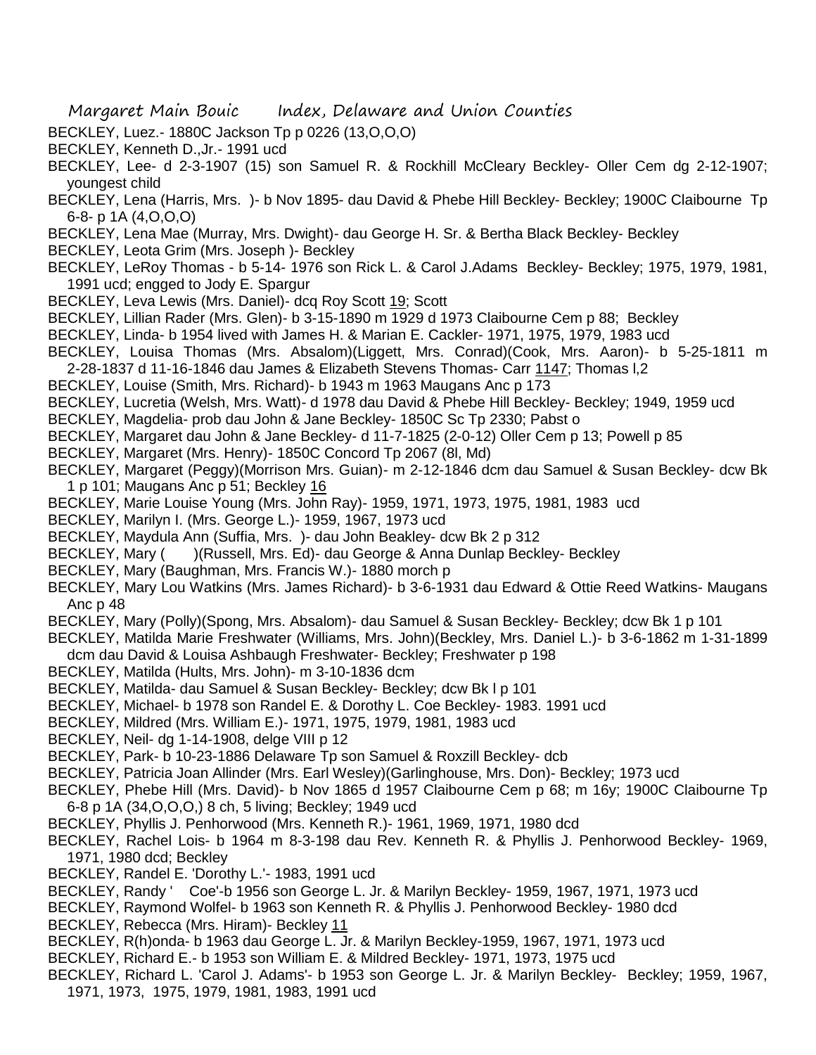BECKLEY, Luez.- 1880C Jackson Tp p 0226 (13,O,O,O)

BECKLEY, Kenneth D.,Jr.- 1991 ucd

BECKLEY, Lee- d 2-3-1907 (15) son Samuel R. & Rockhill McCleary Beckley- Oller Cem dg 2-12-1907; youngest child

BECKLEY, Lena (Harris, Mrs. )- b Nov 1895- dau David & Phebe Hill Beckley- Beckley; 1900C Claibourne Tp 6-8- p 1A (4,O,O,O)

BECKLEY, Lena Mae (Murray, Mrs. Dwight)- dau George H. Sr. & Bertha Black Beckley- Beckley

BECKLEY, Leota Grim (Mrs. Joseph )- Beckley

BECKLEY, LeRoy Thomas - b 5-14- 1976 son Rick L. & Carol J.Adams Beckley- Beckley; 1975, 1979, 1981, 1991 ucd; engged to Jody E. Spargur

BECKLEY, Leva Lewis (Mrs. Daniel)- dcq Roy Scott 19; Scott

BECKLEY, Lillian Rader (Mrs. Glen)- b 3-15-1890 m 1929 d 1973 Claibourne Cem p 88; Beckley

BECKLEY, Linda- b 1954 lived with James H. & Marian E. Cackler- 1971, 1975, 1979, 1983 ucd

BECKLEY, Louisa Thomas (Mrs. Absalom)(Liggett, Mrs. Conrad)(Cook, Mrs. Aaron)- b 5-25-1811 m 2-28-1837 d 11-16-1846 dau James & Elizabeth Stevens Thomas- Carr 1147; Thomas l,2

BECKLEY, Louise (Smith, Mrs. Richard)- b 1943 m 1963 Maugans Anc p 173

BECKLEY, Lucretia (Welsh, Mrs. Watt)- d 1978 dau David & Phebe Hill Beckley- Beckley; 1949, 1959 ucd

BECKLEY, Magdelia- prob dau John & Jane Beckley- 1850C Sc Tp 2330; Pabst o

BECKLEY, Margaret dau John & Jane Beckley- d 11-7-1825 (2-0-12) Oller Cem p 13; Powell p 85

BECKLEY, Margaret (Mrs. Henry)- 1850C Concord Tp 2067 (8l, Md)

BECKLEY, Margaret (Peggy)(Morrison Mrs. Guian)- m 2-12-1846 dcm dau Samuel & Susan Beckley- dcw Bk 1 p 101; Maugans Anc p 51; Beckley 16

BECKLEY, Marie Louise Young (Mrs. John Ray)- 1959, 1971, 1973, 1975, 1981, 1983 ucd

BECKLEY, Marilyn I. (Mrs. George L.)- 1959, 1967, 1973 ucd

BECKLEY, Maydula Ann (Suffia, Mrs. )- dau John Beakley- dcw Bk 2 p 312

BECKLEY, Mary (  )(Russell, Mrs. Ed)- dau George & Anna Dunlap Beckley- Beckley

BECKLEY, Mary (Baughman, Mrs. Francis W.)- 1880 morch p

BECKLEY, Mary Lou Watkins (Mrs. James Richard)- b 3-6-1931 dau Edward & Ottie Reed Watkins- Maugans Anc p 48

BECKLEY, Mary (Polly)(Spong, Mrs. Absalom)- dau Samuel & Susan Beckley- Beckley; dcw Bk 1 p 101

BECKLEY, Matilda Marie Freshwater (Williams, Mrs. John)(Beckley, Mrs. Daniel L.)- b 3-6-1862 m 1-31-1899 dcm dau David & Louisa Ashbaugh Freshwater- Beckley; Freshwater p 198

BECKLEY, Matilda (Hults, Mrs. John)- m 3-10-1836 dcm

BECKLEY, Matilda- dau Samuel & Susan Beckley- Beckley; dcw Bk l p 101

BECKLEY, Michael- b 1978 son Randel E. & Dorothy L. Coe Beckley- 1983. 1991 ucd

BECKLEY, Mildred (Mrs. William E.)- 1971, 1975, 1979, 1981, 1983 ucd

BECKLEY, Neil- dg 1-14-1908, delge VIII p 12

BECKLEY, Park- b 10-23-1886 Delaware Tp son Samuel & Roxzill Beckley- dcb

BECKLEY, Patricia Joan Allinder (Mrs. Earl Wesley)(Garlinghouse, Mrs. Don)- Beckley; 1973 ucd

BECKLEY, Phebe Hill (Mrs. David)- b Nov 1865 d 1957 Claibourne Cem p 68; m 16y; 1900C Claibourne Tp 6-8 p 1A (34,O,O,O,) 8 ch, 5 living; Beckley; 1949 ucd

BECKLEY, Phyllis J. Penhorwood (Mrs. Kenneth R.)- 1961, 1969, 1971, 1980 dcd

BECKLEY, Rachel Lois- b 1964 m 8-3-198 dau Rev. Kenneth R. & Phyllis J. Penhorwood Beckley- 1969, 1971, 1980 dcd; Beckley

BECKLEY, Randel E. 'Dorothy L.'- 1983, 1991 ucd

BECKLEY, Randy '  Coe'-b 1956 son George L. Jr. & Marilyn Beckley- 1959, 1967, 1971, 1973 ucd

BECKLEY, Raymond Wolfel- b 1963 son Kenneth R. & Phyllis J. Penhorwood Beckley- 1980 dcd

BECKLEY, Rebecca (Mrs. Hiram)- Beckley 11

BECKLEY, R(h)onda- b 1963 dau George L. Jr. & Marilyn Beckley-1959, 1967, 1971, 1973 ucd

BECKLEY, Richard E.- b 1953 son William E. & Mildred Beckley- 1971, 1973, 1975 ucd

BECKLEY, Richard L. 'Carol J. Adams'- b 1953 son George L. Jr. & Marilyn Beckley- Beckley; 1959, 1967, 1971, 1973, 1975, 1979, 1981, 1983, 1991 ucd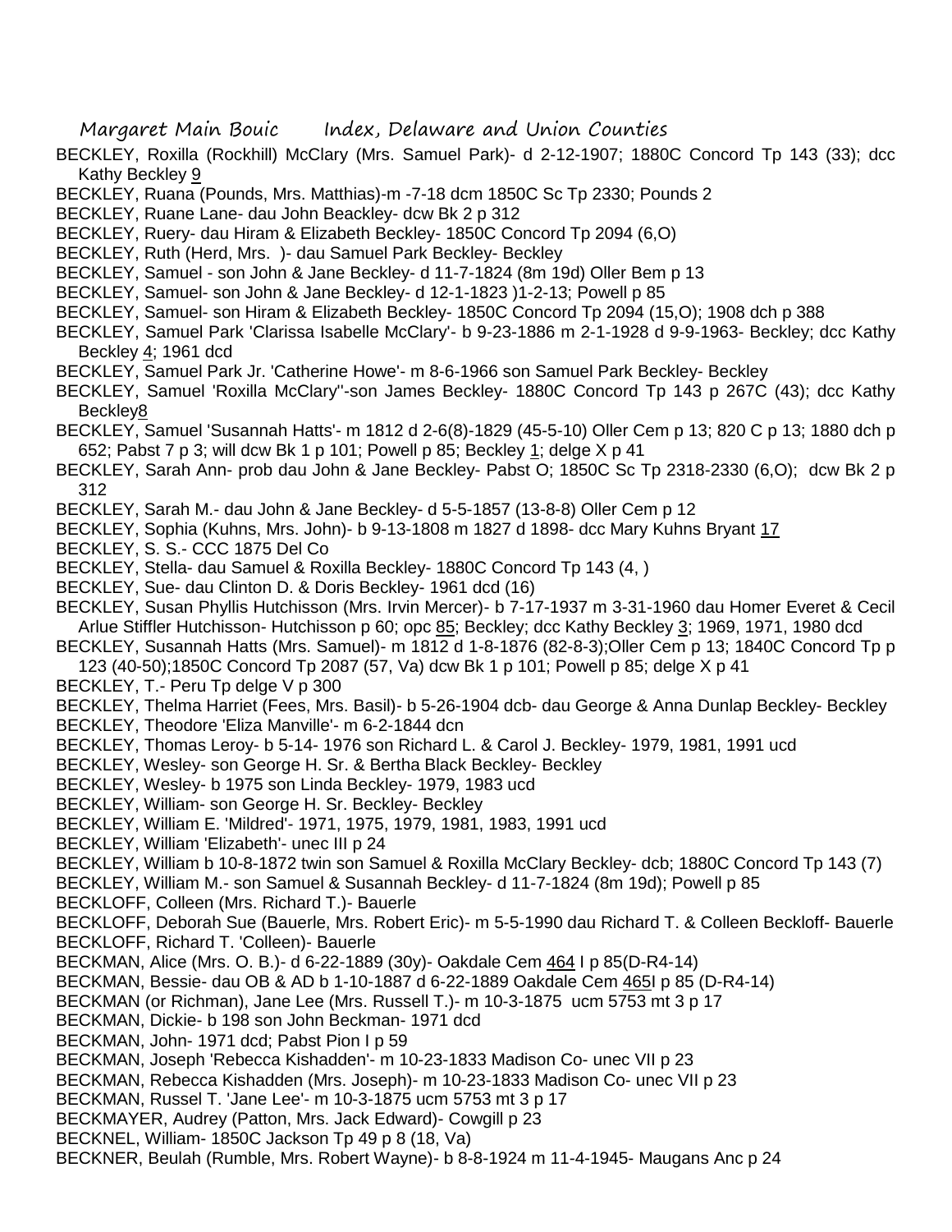BECKLEY, Roxilla (Rockhill) McClary (Mrs. Samuel Park)- d 2-12-1907; 1880C Concord Tp 143 (33); dcc Kathy Beckley 9

BECKLEY, Ruana (Pounds, Mrs. Matthias)-m -7-18 dcm 1850C Sc Tp 2330; Pounds 2

BECKLEY, Ruane Lane- dau John Beackley- dcw Bk 2 p 312

BECKLEY, Ruery- dau Hiram & Elizabeth Beckley- 1850C Concord Tp 2094 (6,O)

BECKLEY, Ruth (Herd, Mrs. )- dau Samuel Park Beckley- Beckley

BECKLEY, Samuel - son John & Jane Beckley- d 11-7-1824 (8m 19d) Oller Bem p 13

BECKLEY, Samuel- son John & Jane Beckley- d 12-1-1823 )1-2-13; Powell p 85

BECKLEY, Samuel- son Hiram & Elizabeth Beckley- 1850C Concord Tp 2094 (15,O); 1908 dch p 388

BECKLEY, Samuel Park 'Clarissa Isabelle McClary'- b 9-23-1886 m 2-1-1928 d 9-9-1963- Beckley; dcc Kathy Beckley 4; 1961 dcd

BECKLEY, Samuel Park Jr. 'Catherine Howe'- m 8-6-1966 son Samuel Park Beckley- Beckley

BECKLEY, Samuel 'Roxilla McClary''-son James Beckley- 1880C Concord Tp 143 p 267C (43); dcc Kathy Beckley8

BECKLEY, Samuel 'Susannah Hatts'- m 1812 d 2-6(8)-1829 (45-5-10) Oller Cem p 13; 820 C p 13; 1880 dch p 652; Pabst 7 p 3; will dcw Bk 1 p 101; Powell p 85; Beckley 1; delge X p 41

BECKLEY, Sarah Ann- prob dau John & Jane Beckley- Pabst O; 1850C Sc Tp 2318-2330 (6,O); dcw Bk 2 p 312

BECKLEY, Sarah M.- dau John & Jane Beckley- d 5-5-1857 (13-8-8) Oller Cem p 12

BECKLEY, Sophia (Kuhns, Mrs. John)- b 9-13-1808 m 1827 d 1898- dcc Mary Kuhns Bryant 17

BECKLEY, S. S.- CCC 1875 Del Co

BECKLEY, Stella- dau Samuel & Roxilla Beckley- 1880C Concord Tp 143 (4, )

BECKLEY, Sue- dau Clinton D. & Doris Beckley- 1961 dcd (16)

BECKLEY, Susan Phyllis Hutchisson (Mrs. Irvin Mercer)- b 7-17-1937 m 3-31-1960 dau Homer Everet & Cecil Arlue Stiffler Hutchisson- Hutchisson p 60; opc 85; Beckley; dcc Kathy Beckley 3; 1969, 1971, 1980 dcd

BECKLEY, Susannah Hatts (Mrs. Samuel)- m 1812 d 1-8-1876 (82-8-3);Oller Cem p 13; 1840C Concord Tp p 123 (40-50);1850C Concord Tp 2087 (57, Va) dcw Bk 1 p 101; Powell p 85; delge X p 41

BECKLEY, T.- Peru Tp delge V p 300

BECKLEY, Thelma Harriet (Fees, Mrs. Basil)- b 5-26-1904 dcb- dau George & Anna Dunlap Beckley- Beckley

BECKLEY, Theodore 'Eliza Manville'- m 6-2-1844 dcn

BECKLEY, Thomas Leroy- b 5-14- 1976 son Richard L. & Carol J. Beckley- 1979, 1981, 1991 ucd

BECKLEY, Wesley- son George H. Sr. & Bertha Black Beckley- Beckley

BECKLEY, Wesley- b 1975 son Linda Beckley- 1979, 1983 ucd

BECKLEY, William- son George H. Sr. Beckley- Beckley

BECKLEY, William E. 'Mildred'- 1971, 1975, 1979, 1981, 1983, 1991 ucd

BECKLEY, William 'Elizabeth'- unec III p 24

BECKLEY, William b 10-8-1872 twin son Samuel & Roxilla McClary Beckley- dcb; 1880C Concord Tp 143 (7)

BECKLOFF, William M.- son Samuel & Susannah Beckley- d 11-7-1824 (8m 19d); Powell p 85

BECKLOFF, Colleen (Mrs. Richard T.)- Bauerle

BECKLOFF, Deborah Sue (Bauerle, Mrs. Robert Eric)- m 5-5-1990 dau Richard T. & Colleen Beckloff- Bauerle

BECKLOFF, Richard T. 'Colleen)- Bauerle

BECKMAN, Alice (Mrs. O. B.)- d 6-22-1889 (30y)- Oakdale Cem 464 I p 85(D-R4-14)

BECKMAN, Bessie- dau OB & AD b 1-10-1887 d 6-22-1889 Oakdale Cem 465I p 85 (D-R4-14)

BECKMAN (or Richman), Jane Lee (Mrs. Russell T.)- m 10-3-1875 ucm 5753 mt 3 p 17

BECKMAN, Dickie- b 198 son John Beckman- 1971 dcd

BECKMAN, John- 1971 dcd; Pabst Pion I p 59

BECKMAN, Joseph 'Rebecca Kishadden'- m 10-23-1833 Madison Co- unec VII p 23

BECKMAN, Rebecca Kishadden (Mrs. Joseph)- m 10-23-1833 Madison Co- unec VII p 23

BECKMAN, Russel T. 'Jane Lee'- m 10-3-1875 ucm 5753 mt 3 p 17

BECKMAYER, Audrey (Patton, Mrs. Jack Edward)- Cowgill p 23

BECKNEL, William- 1850C Jackson Tp 49 p 8 (18, Va)

BECKNER, Beulah (Rumble, Mrs. Robert Wayne)- b 8-8-1924 m 11-4-1945- Maugans Anc p 24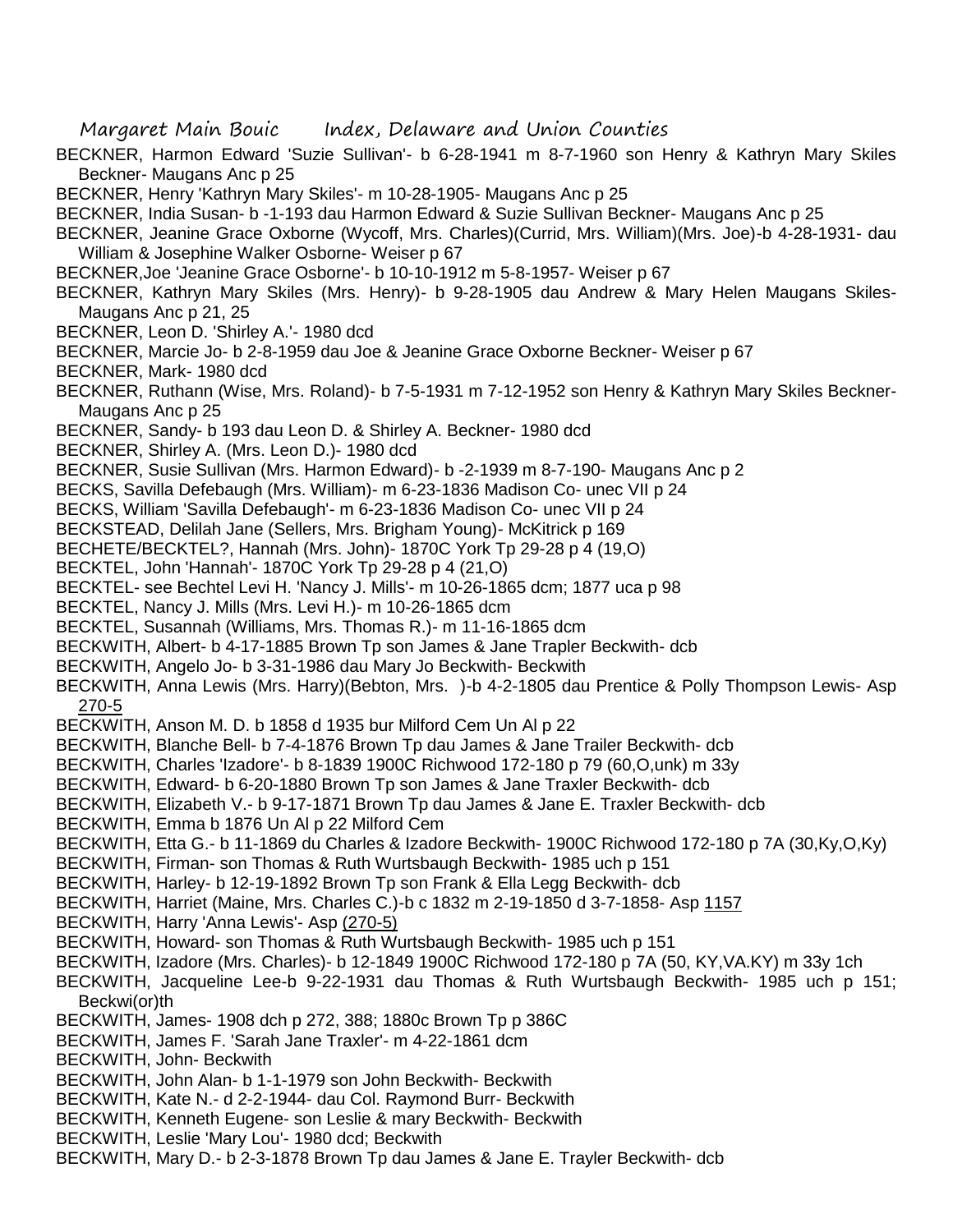BECKNER, Harmon Edward 'Suzie Sullivan'- b 6-28-1941 m 8-7-1960 son Henry & Kathryn Mary Skiles Beckner- Maugans Anc p 25

BECKNER, Henry 'Kathryn Mary Skiles'- m 10-28-1905- Maugans Anc p 25

BECKNER, India Susan- b -1-193 dau Harmon Edward & Suzie Sullivan Beckner- Maugans Anc p 25

BECKNER, Jeanine Grace Oxborne (Wycoff, Mrs. Charles)(Currid, Mrs. William)(Mrs. Joe)-b 4-28-1931- dau William & Josephine Walker Osborne- Weiser p 67

BECKNER,Joe 'Jeanine Grace Osborne'- b 10-10-1912 m 5-8-1957- Weiser p 67

BECKNER, Kathryn Mary Skiles (Mrs. Henry)- b 9-28-1905 dau Andrew & Mary Helen Maugans Skiles- Maugans Anc p 21, 25

BECKNER, Leon D. 'Shirley A.'- 1980 dcd

BECKNER, Marcie Jo- b 2-8-1959 dau Joe & Jeanine Grace Oxborne Beckner- Weiser p 67

BECKNER, Mark- 1980 dcd

BECKNER, Ruthann (Wise, Mrs. Roland)- b 7-5-1931 m 7-12-1952 son Henry & Kathryn Mary Skiles Beckner- Maugans Anc p 25

BECKNER, Sandy- b 193 dau Leon D. & Shirley A. Beckner- 1980 dcd

BECKNER, Shirley A. (Mrs. Leon D.)- 1980 dcd

BECKNER, Susie Sullivan (Mrs. Harmon Edward)- b -2-1939 m 8-7-190- Maugans Anc p 2

BECKS, Savilla Defebaugh (Mrs. William)- m 6-23-1836 Madison Co- unec VII p 24

BECKS, William 'Savilla Defebaugh'- m 6-23-1836 Madison Co- unec VII p 24

BECKSTEAD, Delilah Jane (Sellers, Mrs. Brigham Young)- McKitrick p 169

BECHETE/BECKTEL?, Hannah (Mrs. John)- 1870C York Tp 29-28 p 4 (19,O)

BECKTEL, John 'Hannah'- 1870C York Tp 29-28 p 4 (21,O)

BECKTEL- see Bechtel Levi H. 'Nancy J. Mills'- m 10-26-1865 dcm; 1877 uca p 98

BECKTEL, Nancy J. Mills (Mrs. Levi H.)- m 10-26-1865 dcm

BECKTEL, Susannah (Williams, Mrs. Thomas R.)- m 11-16-1865 dcm

BECKWITH, Albert- b 4-17-1885 Brown Tp son James & Jane Trapler Beckwith- dcb

BECKWITH, Angelo Jo- b 3-31-1986 dau Mary Jo Beckwith- Beckwith

BECKWITH, Anna Lewis (Mrs. Harry)(Bebton, Mrs. )-b 4-2-1805 dau Prentice & Polly Thompson Lewis- Asp 270-5

BECKWITH, Anson M. D. b 1858 d 1935 bur Milford Cem Un Al p 22

BECKWITH, Blanche Bell- b 7-4-1876 Brown Tp dau James & Jane Trailer Beckwith- dcb

BECKWITH, Charles 'Izadore'- b 8-1839 1900C Richwood 172-180 p 79 (60,O,unk) m 33y

BECKWITH, Edward- b 6-20-1880 Brown Tp son James & Jane Traxler Beckwith- dcb

BECKWITH, Elizabeth V.- b 9-17-1871 Brown Tp dau James & Jane E. Traxler Beckwith- dcb

BECKWITH, Emma b 1876 Un Al p 22 Milford Cem

BECKWITH, Etta G.- b 11-1869 du Charles & Izadore Beckwith- 1900C Richwood 172-180 p 7A (30,Ky,O,Ky)

BECKWITH, Firman- son Thomas & Ruth Wurtsbaugh Beckwith- 1985 uch p 151

BECKWITH, Harley- b 12-19-1892 Brown Tp son Frank & Ella Legg Beckwith- dcb

BECKWITH, Harriet (Maine, Mrs. Charles C.)-b c 1832 m 2-19-1850 d 3-7-1858- Asp 1157

BECKWITH, Harry 'Anna Lewis'- Asp (270-5)

BECKWITH, Howard- son Thomas & Ruth Wurtsbaugh Beckwith- 1985 uch p 151

BECKWITH, Izadore (Mrs. Charles)- b 12-1849 1900C Richwood 172-180 p 7A (50, KY,VA.KY) m 33y 1ch

BECKWITH, Jacqueline Lee-b 9-22-1931 dau Thomas & Ruth Wurtsbaugh Beckwith- 1985 uch p 151; Beckwi(or)th

BECKWITH, James- 1908 dch p 272, 388; 1880c Brown Tp p 386C

BECKWITH, James F. 'Sarah Jane Traxler'- m 4-22-1861 dcm

BECKWITH, John- Beckwith

BECKWITH, John Alan- b 1-1-1979 son John Beckwith- Beckwith

BECKWITH, Kate N.- d 2-2-1944- dau Col. Raymond Burr- Beckwith

BECKWITH, Kenneth Eugene- son Leslie & mary Beckwith- Beckwith

BECKWITH, Leslie 'Mary Lou'- 1980 dcd; Beckwith

BECKWITH, Mary D.- b 2-3-1878 Brown Tp dau James & Jane E. Trayler Beckwith- dcb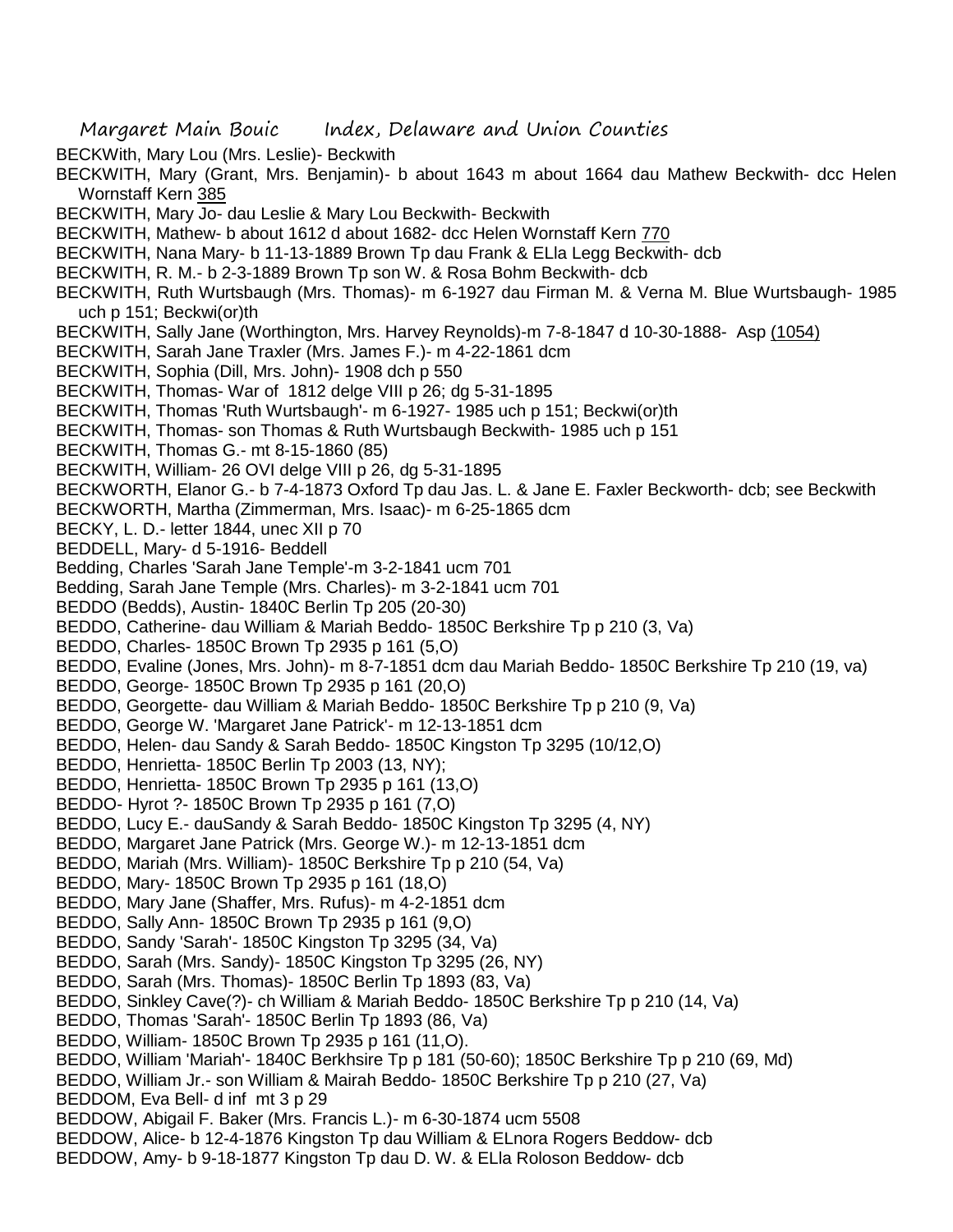BECKWith, Mary Lou (Mrs. Leslie)- Beckwith
BECKWITH, Mary (Grant, Mrs. Benjamin)- b about 1643 m about 1664 dau Mathew Beckwith- dcc Helen Wornstaff Kern 385
BECKWITH, Mary Jo- dau Leslie & Mary Lou Beckwith- Beckwith
BECKWITH, Mathew- b about 1612 d about 1682- dcc Helen Wornstaff Kern 770
BECKWITH, Nana Mary- b 11-13-1889 Brown Tp dau Frank & ELla Legg Beckwith- dcb
BECKWITH, R. M.- b 2-3-1889 Brown Tp son W. & Rosa Bohm Beckwith- dcb
BECKWITH, Ruth Wurtsbaugh (Mrs. Thomas)- m 6-1927 dau Firman M. & Verna M. Blue Wurtsbaugh- 1985 uch p 151; Beckwi(or)th
BECKWITH, Sally Jane (Worthington, Mrs. Harvey Reynolds)-m 7-8-1847 d 10-30-1888- Asp (1054)
BECKWITH, Sarah Jane Traxler (Mrs. James F.)- m 4-22-1861 dcm
BECKWITH, Sophia (Dill, Mrs. John)- 1908 dch p 550
BECKWITH, Thomas- War of 1812 delge VIII p 26; dg 5-31-1895
BECKWITH, Thomas 'Ruth Wurtsbaugh'- m 6-1927- 1985 uch p 151; Beckwi(or)th
BECKWITH, Thomas- son Thomas & Ruth Wurtsbaugh Beckwith- 1985 uch p 151
BECKWITH, Thomas G.- mt 8-15-1860 (85)
BECKWITH, William- 26 OVI delge VIII p 26, dg 5-31-1895
BECKWORTH, Elanor G.- b 7-4-1873 Oxford Tp dau Jas. L. & Jane E. Faxler Beckworth- dcb; see Beckwith
BECKWORTH, Martha (Zimmerman, Mrs. Isaac)- m 6-25-1865 dcm
BECKY, L. D.- letter 1844, unec XII p 70
BEDDELL, Mary- d 5-1916- Beddell
Bedding, Charles 'Sarah Jane Temple'-m 3-2-1841 ucm 701
Bedding, Sarah Jane Temple (Mrs. Charles)- m 3-2-1841 ucm 701
BEDDO (Bedds), Austin- 1840C Berlin Tp 205 (20-30)
BEDDO, Catherine- dau William & Mariah Beddo- 1850C Berkshire Tp p 210 (3, Va)
BEDDO, Charles- 1850C Brown Tp 2935 p 161 (5,O)
BEDDO, Evaline (Jones, Mrs. John)- m 8-7-1851 dcm dau Mariah Beddo- 1850C Berkshire Tp 210 (19, va)
BEDDO, George- 1850C Brown Tp 2935 p 161 (20,O)
BEDDO, Georgette- dau William & Mariah Beddo- 1850C Berkshire Tp p 210 (9, Va)
BEDDO, George W. 'Margaret Jane Patrick'- m 12-13-1851 dcm
BEDDO, Helen- dau Sandy & Sarah Beddo- 1850C Kingston Tp 3295 (10/12,O)
BEDDO, Henrietta- 1850C Berlin Tp 2003 (13, NY);
BEDDO, Henrietta- 1850C Brown Tp 2935 p 161 (13,O)
BEDDO- Hyrot ?- 1850C Brown Tp 2935 p 161 (7,O)
BEDDO, Lucy E.- dauSandy & Sarah Beddo- 1850C Kingston Tp 3295 (4, NY)
BEDDO, Margaret Jane Patrick (Mrs. George W.)- m 12-13-1851 dcm
BEDDO, Mariah (Mrs. William)- 1850C Berkshire Tp p 210 (54, Va)
BEDDO, Mary- 1850C Brown Tp 2935 p 161 (18,O)
BEDDO, Mary Jane (Shaffer, Mrs. Rufus)- m 4-2-1851 dcm
BEDDO, Sally Ann- 1850C Brown Tp 2935 p 161 (9,O)
BEDDO, Sandy 'Sarah'- 1850C Kingston Tp 3295 (34, Va)
BEDDO, Sarah (Mrs. Sandy)- 1850C Kingston Tp 3295 (26, NY)
BEDDO, Sarah (Mrs. Thomas)- 1850C Berlin Tp 1893 (83, Va)
BEDDO, Sinkley Cave(?)- ch William & Mariah Beddo- 1850C Berkshire Tp p 210 (14, Va)
BEDDO, Thomas 'Sarah'- 1850C Berlin Tp 1893 (86, Va)
BEDDO, William- 1850C Brown Tp 2935 p 161 (11,O).
BEDDO, William 'Mariah'- 1840C Berkhsire Tp p 181 (50-60); 1850C Berkshire Tp p 210 (69, Md)
BEDDO, William Jr.- son William & Mairah Beddo- 1850C Berkshire Tp p 210 (27, Va)
BEDDOM, Eva Bell- d inf mt 3 p 29
BEDDOW, Abigail F. Baker (Mrs. Francis L.)- m 6-30-1874 ucm 5508
BEDDOW, Alice- b 12-4-1876 Kingston Tp dau William & ELnora Rogers Beddow- dcb
BEDDOW, Amy- b 9-18-1877 Kingston Tp dau D. W. & ELla Roloson Beddow- dcb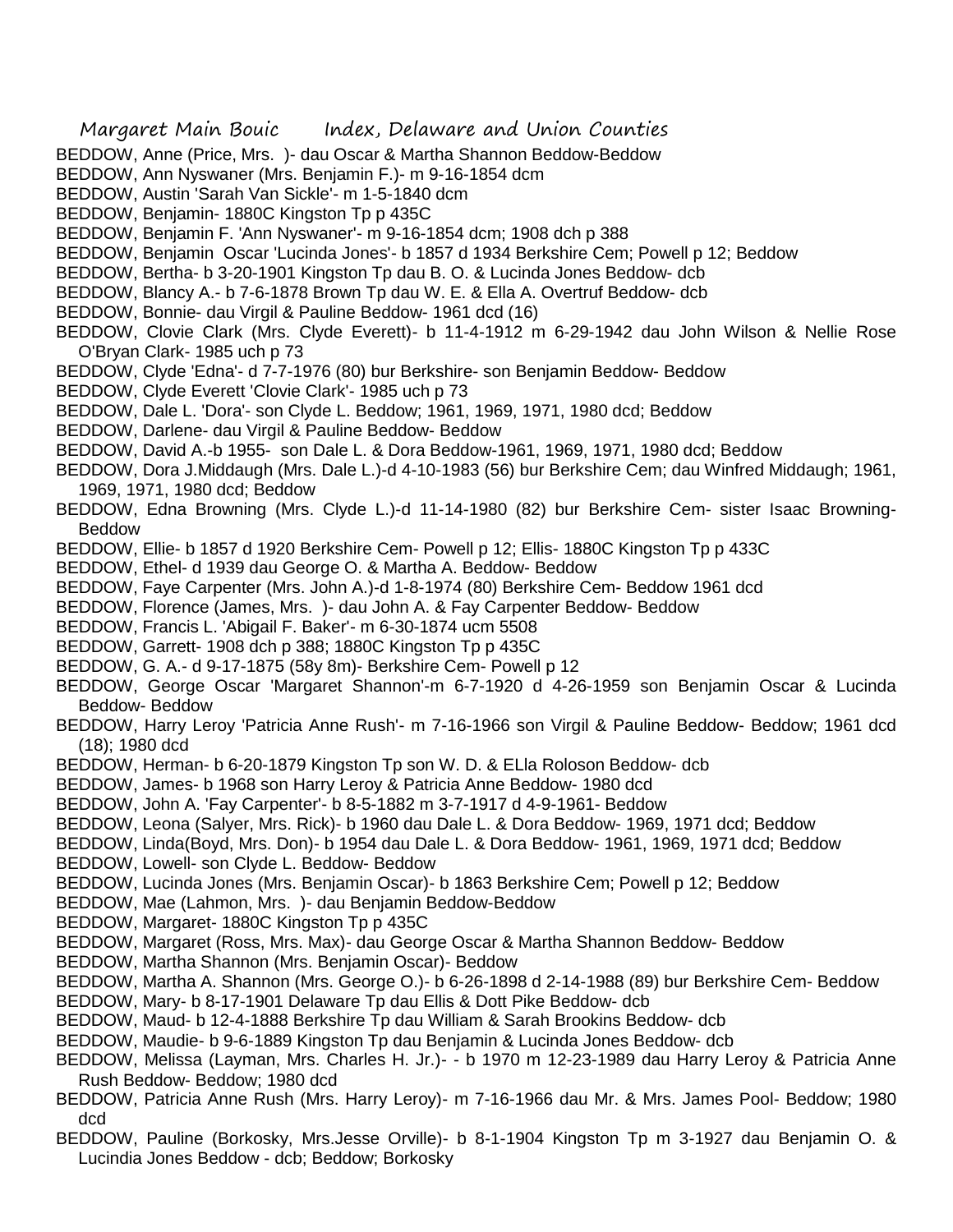BEDDOW, Anne (Price, Mrs. )- dau Oscar & Martha Shannon Beddow-Beddow
BEDDOW, Ann Nyswaner (Mrs. Benjamin F.)- m 9-16-1854 dcm
BEDDOW, Austin 'Sarah Van Sickle'- m 1-5-1840 dcm
BEDDOW, Benjamin- 1880C Kingston Tp p 435C
BEDDOW, Benjamin F. 'Ann Nyswaner'- m 9-16-1854 dcm; 1908 dch p 388
BEDDOW, Benjamin Oscar 'Lucinda Jones'- b 1857 d 1934 Berkshire Cem; Powell p 12; Beddow
BEDDOW, Bertha- b 3-20-1901 Kingston Tp dau B. O. & Lucinda Jones Beddow- dcb
BEDDOW, Blancy A.- b 7-6-1878 Brown Tp dau W. E. & Ella A. Overtruf Beddow- dcb
BEDDOW, Bonnie- dau Virgil & Pauline Beddow- 1961 dcd (16)
BEDDOW, Clovie Clark (Mrs. Clyde Everett)- b 11-4-1912 m 6-29-1942 dau John Wilson & Nellie Rose O'Bryan Clark- 1985 uch p 73
BEDDOW, Clyde 'Edna'- d 7-7-1976 (80) bur Berkshire- son Benjamin Beddow- Beddow
BEDDOW, Clyde Everett 'Clovie Clark'- 1985 uch p 73
BEDDOW, Dale L. 'Dora'- son Clyde L. Beddow; 1961, 1969, 1971, 1980 dcd; Beddow
BEDDOW, Darlene- dau Virgil & Pauline Beddow- Beddow
BEDDOW, David A.-b 1955- son Dale L. & Dora Beddow-1961, 1969, 1971, 1980 dcd; Beddow
BEDDOW, Dora J.Middaugh (Mrs. Dale L.)-d 4-10-1983 (56) bur Berkshire Cem; dau Winfred Middaugh; 1961, 1969, 1971, 1980 dcd; Beddow
BEDDOW, Edna Browning (Mrs. Clyde L.)-d 11-14-1980 (82) bur Berkshire Cem- sister Isaac Browning-Beddow
BEDDOW, Ellie- b 1857 d 1920 Berkshire Cem- Powell p 12; Ellis- 1880C Kingston Tp p 433C
BEDDOW, Ethel- d 1939 dau George O. & Martha A. Beddow- Beddow
BEDDOW, Faye Carpenter (Mrs. John A.)-d 1-8-1974 (80) Berkshire Cem- Beddow 1961 dcd
BEDDOW, Florence (James, Mrs. )- dau John A. & Fay Carpenter Beddow- Beddow
BEDDOW, Francis L. 'Abigail F. Baker'- m 6-30-1874 ucm 5508
BEDDOW, Garrett- 1908 dch p 388; 1880C Kingston Tp p 435C
BEDDOW, G. A.- d 9-17-1875 (58y 8m)- Berkshire Cem- Powell p 12
BEDDOW, George Oscar 'Margaret Shannon'-m 6-7-1920 d 4-26-1959 son Benjamin Oscar & Lucinda Beddow- Beddow
BEDDOW, Harry Leroy 'Patricia Anne Rush'- m 7-16-1966 son Virgil & Pauline Beddow- Beddow; 1961 dcd (18); 1980 dcd
BEDDOW, Herman- b 6-20-1879 Kingston Tp son W. D. & ELla Roloson Beddow- dcb
BEDDOW, James- b 1968 son Harry Leroy & Patricia Anne Beddow- 1980 dcd
BEDDOW, John A. 'Fay Carpenter'- b 8-5-1882 m 3-7-1917 d 4-9-1961- Beddow
BEDDOW, Leona (Salyer, Mrs. Rick)- b 1960 dau Dale L. & Dora Beddow- 1969, 1971 dcd; Beddow
BEDDOW, Linda(Boyd, Mrs. Don)- b 1954 dau Dale L. & Dora Beddow- 1961, 1969, 1971 dcd; Beddow
BEDDOW, Lowell- son Clyde L. Beddow- Beddow
BEDDOW, Lucinda Jones (Mrs. Benjamin Oscar)- b 1863 Berkshire Cem; Powell p 12; Beddow
BEDDOW, Mae (Lahmon, Mrs. )- dau Benjamin Beddow-Beddow
BEDDOW, Margaret- 1880C Kingston Tp p 435C
BEDDOW, Margaret (Ross, Mrs. Max)- dau George Oscar & Martha Shannon Beddow- Beddow
BEDDOW, Martha Shannon (Mrs. Benjamin Oscar)- Beddow
BEDDOW, Martha A. Shannon (Mrs. George O.)- b 6-26-1898 d 2-14-1988 (89) bur Berkshire Cem- Beddow
BEDDOW, Mary- b 8-17-1901 Delaware Tp dau Ellis & Dott Pike Beddow- dcb
BEDDOW, Maud- b 12-4-1888 Berkshire Tp dau William & Sarah Brookins Beddow- dcb
BEDDOW, Maudie- b 9-6-1889 Kingston Tp dau Benjamin & Lucinda Jones Beddow- dcb
BEDDOW, Melissa (Layman, Mrs. Charles H. Jr.)- - b 1970 m 12-23-1989 dau Harry Leroy & Patricia Anne Rush Beddow- Beddow; 1980 dcd
BEDDOW, Patricia Anne Rush (Mrs. Harry Leroy)- m 7-16-1966 dau Mr. & Mrs. James Pool- Beddow; 1980 dcd
BEDDOW, Pauline (Borkosky, Mrs.Jesse Orville)- b 8-1-1904 Kingston Tp m 3-1927 dau Benjamin O. & Lucindia Jones Beddow - dcb; Beddow; Borkosky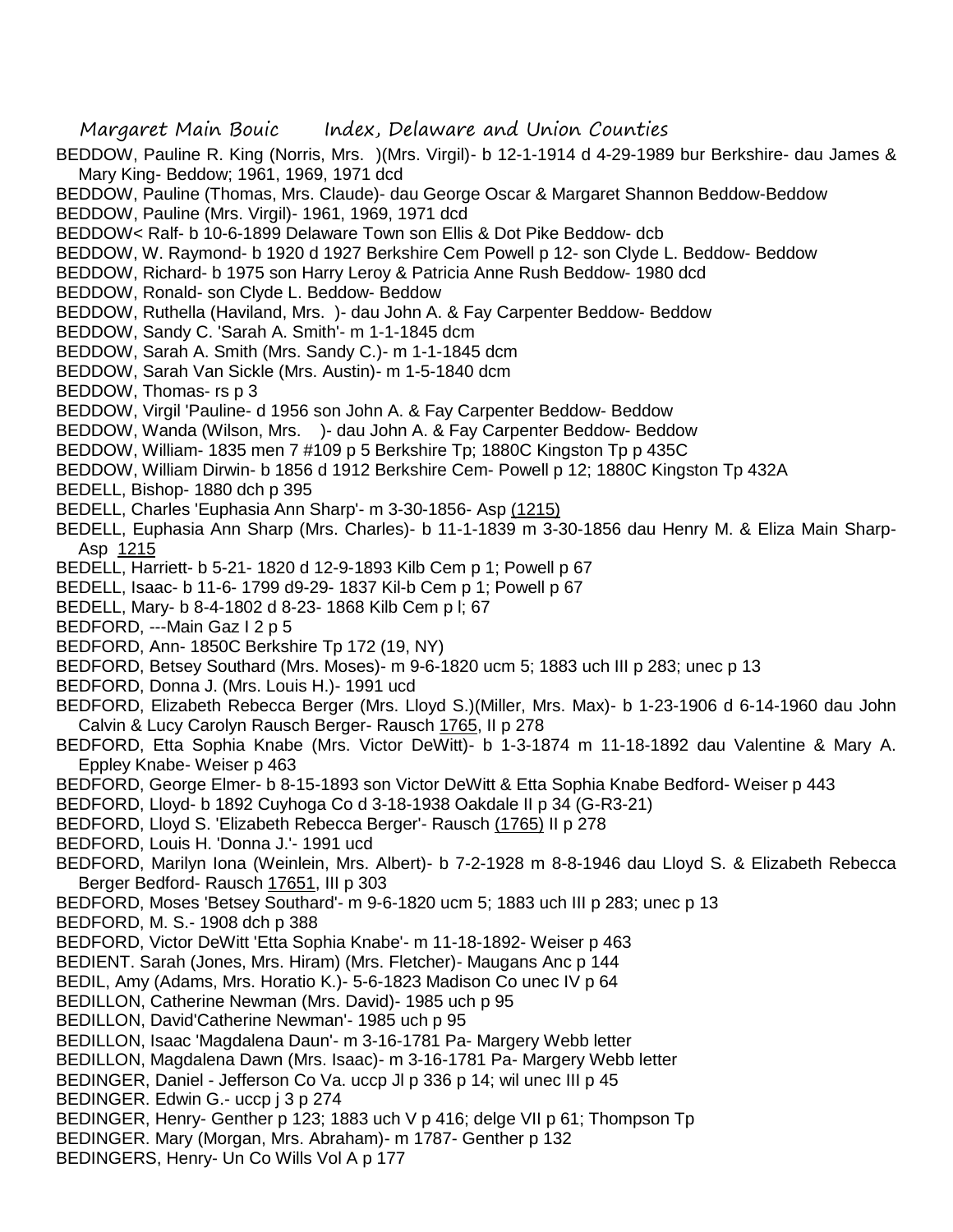BEDDOW, Pauline R. King (Norris, Mrs. )(Mrs. Virgil)- b 12-1-1914 d 4-29-1989 bur Berkshire- dau James & Mary King- Beddow; 1961, 1969, 1971 dcd

BEDDOW, Pauline (Thomas, Mrs. Claude)- dau George Oscar & Margaret Shannon Beddow-Beddow

BEDDOW, Pauline (Mrs. Virgil)- 1961, 1969, 1971 dcd

BEDDOW< Ralf- b 10-6-1899 Delaware Town son Ellis & Dot Pike Beddow- dcb

BEDDOW, W. Raymond- b 1920 d 1927 Berkshire Cem Powell p 12- son Clyde L. Beddow- Beddow

BEDDOW, Richard- b 1975 son Harry Leroy & Patricia Anne Rush Beddow- 1980 dcd

BEDDOW, Ronald- son Clyde L. Beddow- Beddow

BEDDOW, Ruthella (Haviland, Mrs. )- dau John A. & Fay Carpenter Beddow- Beddow

BEDDOW, Sandy C. 'Sarah A. Smith'- m 1-1-1845 dcm

BEDDOW, Sarah A. Smith (Mrs. Sandy C.)- m 1-1-1845 dcm

BEDDOW, Sarah Van Sickle (Mrs. Austin)- m 1-5-1840 dcm

BEDDOW, Thomas- rs p 3

BEDDOW, Virgil 'Pauline- d 1956 son John A. & Fay Carpenter Beddow- Beddow

BEDDOW, Wanda (Wilson, Mrs. )- dau John A. & Fay Carpenter Beddow- Beddow

BEDDOW, William- 1835 men 7 #109 p 5 Berkshire Tp; 1880C Kingston Tp p 435C

BEDDOW, William Dirwin- b 1856 d 1912 Berkshire Cem- Powell p 12; 1880C Kingston Tp 432A

BEDELL, Bishop- 1880 dch p 395

BEDELL, Charles 'Euphasia Ann Sharp'- m 3-30-1856- Asp (1215)

BEDELL, Euphasia Ann Sharp (Mrs. Charles)- b 11-1-1839 m 3-30-1856 dau Henry M. & Eliza Main Sharp- Asp 1215

BEDELL, Harriett- b 5-21- 1820 d 12-9-1893 Kilb Cem p 1; Powell p 67

BEDELL, Isaac- b 11-6- 1799 d9-29- 1837 Kil-b Cem p 1; Powell p 67

BEDELL, Mary- b 8-4-1802 d 8-23- 1868 Kilb Cem p l; 67

BEDFORD, ---Main Gaz I 2 p 5

BEDFORD, Ann- 1850C Berkshire Tp 172 (19, NY)

BEDFORD, Betsey Southard (Mrs. Moses)- m 9-6-1820 ucm 5; 1883 uch III p 283; unec p 13

BEDFORD, Donna J. (Mrs. Louis H.)- 1991 ucd

BEDFORD, Elizabeth Rebecca Berger (Mrs. Lloyd S.)(Miller, Mrs. Max)- b 1-23-1906 d 6-14-1960 dau John Calvin & Lucy Carolyn Rausch Berger- Rausch 1765, II p 278

BEDFORD, Etta Sophia Knabe (Mrs. Victor DeWitt)- b 1-3-1874 m 11-18-1892 dau Valentine & Mary A. Eppley Knabe- Weiser p 463

BEDFORD, George Elmer- b 8-15-1893 son Victor DeWitt & Etta Sophia Knabe Bedford- Weiser p 443

BEDFORD, Lloyd- b 1892 Cuyhoga Co d 3-18-1938 Oakdale II p 34 (G-R3-21)

BEDFORD, Lloyd S. 'Elizabeth Rebecca Berger'- Rausch (1765) II p 278

BEDFORD, Louis H. 'Donna J.'- 1991 ucd

BEDFORD, Marilyn Iona (Weinlein, Mrs. Albert)- b 7-2-1928 m 8-8-1946 dau Lloyd S. & Elizabeth Rebecca Berger Bedford- Rausch 17651, III p 303

BEDFORD, Moses 'Betsey Southard'- m 9-6-1820 ucm 5; 1883 uch III p 283; unec p 13

BEDFORD, M. S.- 1908 dch p 388

BEDFORD, Victor DeWitt 'Etta Sophia Knabe'- m 11-18-1892- Weiser p 463

BEDIENT. Sarah (Jones, Mrs. Hiram) (Mrs. Fletcher)- Maugans Anc p 144

BEDIL, Amy (Adams, Mrs. Horatio K.)- 5-6-1823 Madison Co unec IV p 64

BEDILLON, Catherine Newman (Mrs. David)- 1985 uch p 95

BEDILLON, David'Catherine Newman'- 1985 uch p 95

BEDILLON, Isaac 'Magdalena Daun'- m 3-16-1781 Pa- Margery Webb letter

BEDILLON, Magdalena Dawn (Mrs. Isaac)- m 3-16-1781 Pa- Margery Webb letter

BEDINGER, Daniel - Jefferson Co Va. uccp Jl p 336 p 14; wil unec III p 45

BEDINGER. Edwin G.- uccp j 3 p 274

BEDINGER, Henry- Genther p 123; 1883 uch V p 416; delge VII p 61; Thompson Tp

BEDINGER. Mary (Morgan, Mrs. Abraham)- m 1787- Genther p 132

BEDINGERS, Henry- Un Co Wills Vol A p 177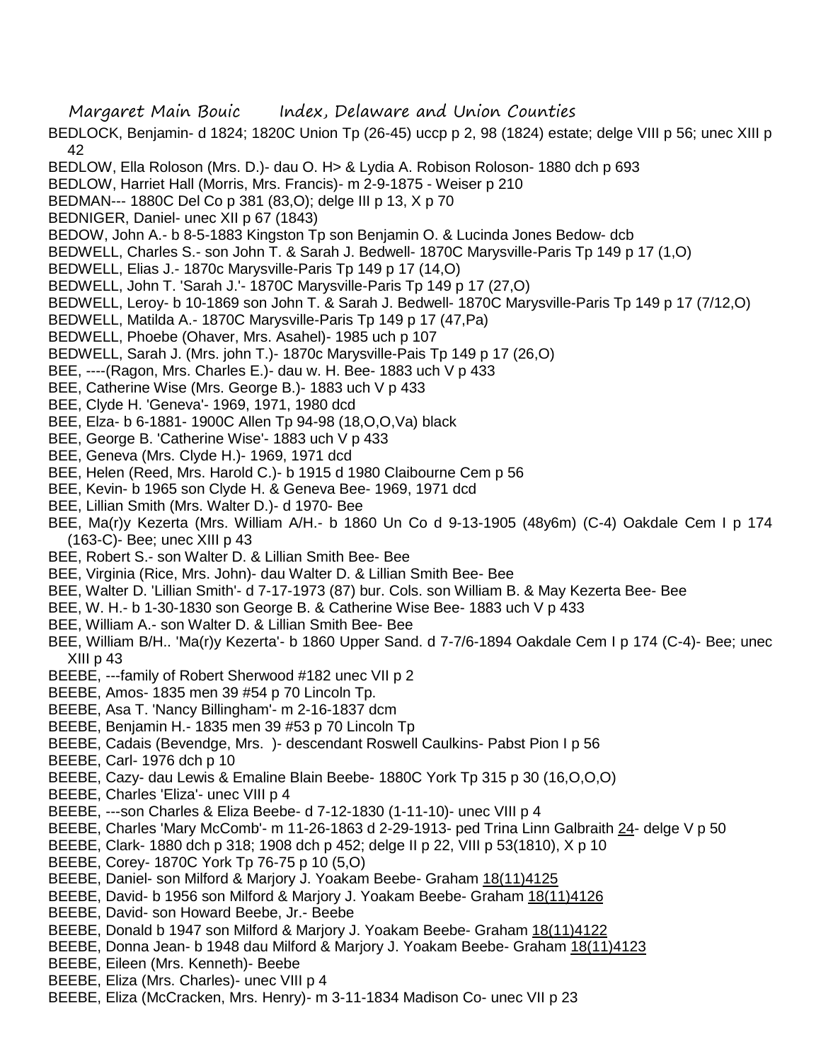BEDLOCK, Benjamin- d 1824; 1820C Union Tp (26-45) uccp p 2, 98 (1824) estate; delge VIII p 56; unec XIII p 42

BEDLOW, Ella Roloson (Mrs. D.)- dau O. H> & Lydia A. Robison Roloson- 1880 dch p 693

BEDLOW, Harriet Hall (Morris, Mrs. Francis)- m 2-9-1875 - Weiser p 210

BEDMAN--- 1880C Del Co p 381 (83,O); delge III p 13, X p 70

BEDNIGER, Daniel- unec XII p 67 (1843)

BEDOW, John A.- b 8-5-1883 Kingston Tp son Benjamin O. & Lucinda Jones Bedow- dcb

BEDWELL, Charles S.- son John T. & Sarah J. Bedwell- 1870C Marysville-Paris Tp 149 p 17 (1,O)

BEDWELL, Elias J.- 1870c Marysville-Paris Tp 149 p 17 (14,O)

BEDWELL, John T. 'Sarah J.'- 1870C Marysville-Paris Tp 149 p 17 (27,O)

BEDWELL, Leroy- b 10-1869 son John T. & Sarah J. Bedwell- 1870C Marysville-Paris Tp 149 p 17 (7/12,O)

BEDWELL, Matilda A.- 1870C Marysville-Paris Tp 149 p 17 (47,Pa)

BEDWELL, Phoebe (Ohaver, Mrs. Asahel)- 1985 uch p 107

BEDWELL, Sarah J. (Mrs. john T.)- 1870c Marysville-Pais Tp 149 p 17 (26,O)

BEE, ----(Ragon, Mrs. Charles E.)- dau w. H. Bee- 1883 uch V p 433

BEE, Catherine Wise (Mrs. George B.)- 1883 uch V p 433

BEE, Clyde H. 'Geneva'- 1969, 1971, 1980 dcd

BEE, Elza- b 6-1881- 1900C Allen Tp 94-98 (18,O,O,Va) black

BEE, George B. 'Catherine Wise'- 1883 uch V p 433

BEE, Geneva (Mrs. Clyde H.)- 1969, 1971 dcd

BEE, Helen (Reed, Mrs. Harold C.)- b 1915 d 1980 Claibourne Cem p 56

BEE, Kevin- b 1965 son Clyde H. & Geneva Bee- 1969, 1971 dcd

BEE, Lillian Smith (Mrs. Walter D.)- d 1970- Bee

BEE, Ma(r)y Kezerta (Mrs. William A/H.- b 1860 Un Co d 9-13-1905 (48y6m) (C-4) Oakdale Cem I p 174 (163-C)- Bee; unec XIII p 43

BEE, Robert S.- son Walter D. & Lillian Smith Bee- Bee

BEE, Virginia (Rice, Mrs. John)- dau Walter D. & Lillian Smith Bee- Bee

BEE, Walter D. 'Lillian Smith'- d 7-17-1973 (87) bur. Cols. son William B. & May Kezerta Bee- Bee

BEE, W. H.- b 1-30-1830 son George B. & Catherine Wise Bee- 1883 uch V p 433

BEE, William A.- son Walter D. & Lillian Smith Bee- Bee

BEE, William B/H.. 'Ma(r)y Kezerta'- b 1860 Upper Sand. d 7-7/6-1894 Oakdale Cem I p 174 (C-4)- Bee; unec XIII p 43

BEEBE, ---family of Robert Sherwood #182 unec VII p 2

BEEBE, Amos- 1835 men 39 #54 p 70 Lincoln Tp.

BEEBE, Asa T. 'Nancy Billingham'- m 2-16-1837 dcm

BEEBE, Benjamin H.- 1835 men 39 #53 p 70 Lincoln Tp

BEEBE, Cadais (Bevendge, Mrs. )- descendant Roswell Caulkins- Pabst Pion I p 56

BEEBE, Carl- 1976 dch p 10

BEEBE, Cazy- dau Lewis & Emaline Blain Beebe- 1880C York Tp 315 p 30 (16,O,O,O)

BEEBE, Charles 'Eliza'- unec VIII p 4

BEEBE, ---son Charles & Eliza Beebe- d 7-12-1830 (1-11-10)- unec VIII p 4

BEEBE, Charles 'Mary McComb'- m 11-26-1863 d 2-29-1913- ped Trina Linn Galbraith 24- delge V p 50

BEEBE, Clark- 1880 dch p 318; 1908 dch p 452; delge II p 22, VIII p 53(1810), X p 10

BEEBE, Corey- 1870C York Tp 76-75 p 10 (5,O)

BEEBE, Daniel- son Milford & Marjory J. Yoakam Beebe- Graham 18(11)4125

BEEBE, David- b 1956 son Milford & Marjory J. Yoakam Beebe- Graham 18(11)4126

BEEBE, David- son Howard Beebe, Jr.- Beebe

BEEBE, Donald b 1947 son Milford & Marjory J. Yoakam Beebe- Graham 18(11)4122

BEEBE, Donna Jean- b 1948 dau Milford & Marjory J. Yoakam Beebe- Graham 18(11)4123

BEEBE, Eileen (Mrs. Kenneth)- Beebe

BEEBE, Eliza (Mrs. Charles)- unec VIII p 4

BEEBE, Eliza (McCracken, Mrs. Henry)- m 3-11-1834 Madison Co- unec VII p 23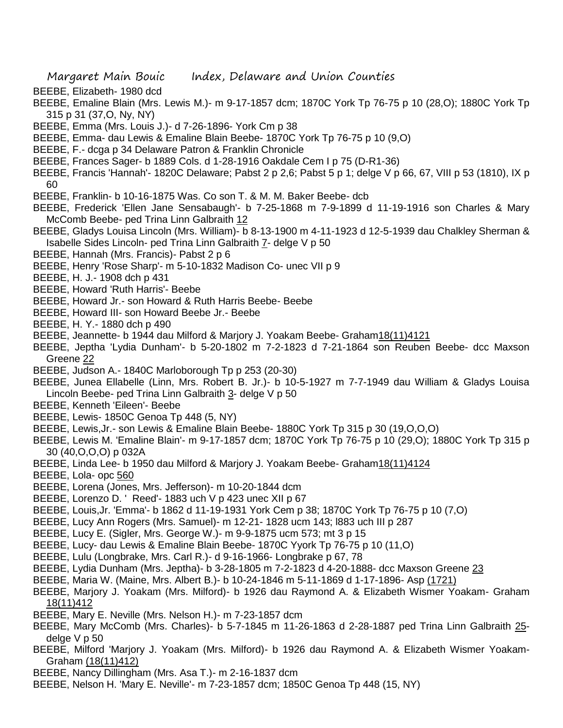BEEBE, Elizabeth- 1980 dcd

BEEBE, Emaline Blain (Mrs. Lewis M.)- m 9-17-1857 dcm; 1870C York Tp 76-75 p 10 (28,O); 1880C York Tp 315 p 31 (37,O, Ny, NY)

BEEBE, Emma (Mrs. Louis J.)- d 7-26-1896- York Cm p 38

BEEBE, Emma- dau Lewis & Emaline Blain Beebe- 1870C York Tp 76-75 p 10 (9,O)

BEEBE, F.- dcga p 34 Delaware Patron & Franklin Chronicle

BEEBE, Frances Sager- b 1889 Cols. d 1-28-1916 Oakdale Cem I p 75 (D-R1-36)

BEEBE, Francis 'Hannah'- 1820C Delaware; Pabst 2 p 2,6; Pabst 5 p 1; delge V p 66, 67, VIII p 53 (1810), IX p 60

BEEBE, Franklin- b 10-16-1875 Was. Co son T. & M. M. Baker Beebe- dcb

BEEBE, Frederick 'Ellen Jane Sensabaugh'- b 7-25-1868 m 7-9-1899 d 11-19-1916 son Charles & Mary McComb Beebe- ped Trina Linn Galbraith 12

BEEBE, Gladys Louisa Lincoln (Mrs. William)- b 8-13-1900 m 4-11-1923 d 12-5-1939 dau Chalkley Sherman & Isabelle Sides Lincoln- ped Trina Linn Galbraith 7- delge V p 50

BEEBE, Hannah (Mrs. Francis)- Pabst 2 p 6

BEEBE, Henry 'Rose Sharp'- m 5-10-1832 Madison Co- unec VII p 9

BEEBE, H. J.- 1908 dch p 431

BEEBE, Howard 'Ruth Harris'- Beebe

BEEBE, Howard Jr.- son Howard & Ruth Harris Beebe- Beebe

BEEBE, Howard III- son Howard Beebe Jr.- Beebe

BEEBE, H. Y.- 1880 dch p 490

BEEBE, Jeannette- b 1944 dau Milford & Marjory J. Yoakam Beebe- Graham18(11)4121

BEEBE, Jeptha 'Lydia Dunham'- b 5-20-1802 m 7-2-1823 d 7-21-1864 son Reuben Beebe- dcc Maxson Greene 22

BEEBE, Judson A.- 1840C Marloborough Tp p 253 (20-30)

BEEBE, Junea Ellabelle (Linn, Mrs. Robert B. Jr.)- b 10-5-1927 m 7-7-1949 dau William & Gladys Louisa Lincoln Beebe- ped Trina Linn Galbraith 3- delge V p 50

BEEBE, Kenneth 'Eileen'- Beebe

BEEBE, Lewis- 1850C Genoa Tp 448 (5, NY)

BEEBE, Lewis,Jr.- son Lewis & Emaline Blain Beebe- 1880C York Tp 315 p 30 (19,O,O,O)

BEEBE, Lewis M. 'Emaline Blain'- m 9-17-1857 dcm; 1870C York Tp 76-75 p 10 (29,O); 1880C York Tp 315 p 30 (40,O,O,O) p 032A

BEEBE, Linda Lee- b 1950 dau Milford & Marjory J. Yoakam Beebe- Graham18(11)4124

BEEBE, Lola- opc 560

BEEBE, Lorena (Jones, Mrs. Jefferson)- m 10-20-1844 dcm

BEEBE, Lorenzo D. ' Reed'- 1883 uch V p 423 unec XII p 67

BEEBE, Louis,Jr. 'Emma'- b 1862 d 11-19-1931 York Cem p 38; 1870C York Tp 76-75 p 10 (7,O)

BEEBE, Lucy Ann Rogers (Mrs. Samuel)- m 12-21- 1828 ucm 143; l883 uch III p 287

BEEBE, Lucy E. (Sigler, Mrs. George W.)- m 9-9-1875 ucm 573; mt 3 p 15

BEEBE, Lucy- dau Lewis & Emaline Blain Beebe- 1870C Yyork Tp 76-75 p 10 (11,O)

BEEBE, Lulu (Longbrake, Mrs. Carl R.)- d 9-16-1966- Longbrake p 67, 78

BEEBE, Lydia Dunham (Mrs. Jeptha)- b 3-28-1805 m 7-2-1823 d 4-20-1888- dcc Maxson Greene 23

BEEBE, Maria W. (Maine, Mrs. Albert B.)- b 10-24-1846 m 5-11-1869 d 1-17-1896- Asp (1721)

BEEBE, Marjory J. Yoakam (Mrs. Milford)- b 1926 dau Raymond A. & Elizabeth Wismer Yoakam- Graham 18(11)412

BEEBE, Mary E. Neville (Mrs. Nelson H.)- m 7-23-1857 dcm

BEEBE, Mary McComb (Mrs. Charles)- b 5-7-1845 m 11-26-1863 d 2-28-1887 ped Trina Linn Galbraith 25- delge V p 50

BEEBE, Milford 'Marjory J. Yoakam (Mrs. Milford)- b 1926 dau Raymond A. & Elizabeth Wismer Yoakam- Graham (18(11)412)

BEEBE, Nancy Dillingham (Mrs. Asa T.)- m 2-16-1837 dcm

BEEBE, Nelson H. 'Mary E. Neville'- m 7-23-1857 dcm; 1850C Genoa Tp 448 (15, NY)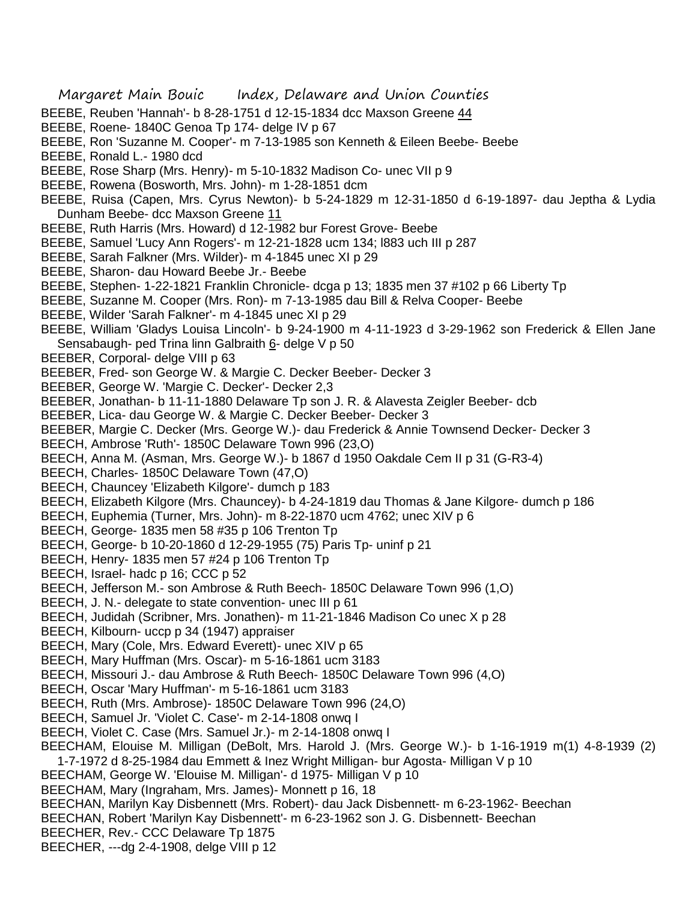BEEBE, Reuben 'Hannah'- b 8-28-1751 d 12-15-1834 dcc Maxson Greene 44
BEEBE, Roene- 1840C Genoa Tp 174- delge IV p 67
BEEBE, Ron 'Suzanne M. Cooper'- m 7-13-1985 son Kenneth & Eileen Beebe- Beebe
BEEBE, Ronald L.- 1980 dcd
BEEBE, Rose Sharp (Mrs. Henry)- m 5-10-1832 Madison Co- unec VII p 9
BEEBE, Rowena (Bosworth, Mrs. John)- m 1-28-1851 dcm
BEEBE, Ruisa (Capen, Mrs. Cyrus Newton)- b 5-24-1829 m 12-31-1850 d 6-19-1897- dau Jeptha & Lydia Dunham Beebe- dcc Maxson Greene 11
BEEBE, Ruth Harris (Mrs. Howard) d 12-1982 bur Forest Grove- Beebe
BEEBE, Samuel 'Lucy Ann Rogers'- m 12-21-1828 ucm 134; l883 uch III p 287
BEEBE, Sarah Falkner (Mrs. Wilder)- m 4-1845 unec XI p 29
BEEBE, Sharon- dau Howard Beebe Jr.- Beebe
BEEBE, Stephen- 1-22-1821 Franklin Chronicle- dcga p 13; 1835 men 37 #102 p 66 Liberty Tp
BEEBE, Suzanne M. Cooper (Mrs. Ron)- m 7-13-1985 dau Bill & Relva Cooper- Beebe
BEEBE, Wilder 'Sarah Falkner'- m 4-1845 unec XI p 29
BEEBE, William 'Gladys Louisa Lincoln'- b 9-24-1900 m 4-11-1923 d 3-29-1962 son Frederick & Ellen Jane Sensabaugh- ped Trina linn Galbraith 6- delge V p 50
BEEBER, Corporal- delge VIII p 63
BEEBER, Fred- son George W. & Margie C. Decker Beeber- Decker 3
BEEBER, George W. 'Margie C. Decker'- Decker 2,3
BEEBER, Jonathan- b 11-11-1880 Delaware Tp son J. R. & Alavesta Zeigler Beeber- dcb
BEEBER, Lica- dau George W. & Margie C. Decker Beeber- Decker 3
BEEBER, Margie C. Decker (Mrs. George W.)- dau Frederick & Annie Townsend Decker- Decker 3
BEECH, Ambrose 'Ruth'- 1850C Delaware Town 996 (23,O)
BEECH, Anna M. (Asman, Mrs. George W.)- b 1867 d 1950 Oakdale Cem II p 31 (G-R3-4)
BEECH, Charles- 1850C Delaware Town (47,O)
BEECH, Chauncey 'Elizabeth Kilgore'- dumch p 183
BEECH, Elizabeth Kilgore (Mrs. Chauncey)- b 4-24-1819 dau Thomas & Jane Kilgore- dumch p 186
BEECH, Euphemia (Turner, Mrs. John)- m 8-22-1870 ucm 4762; unec XIV p 6
BEECH, George- 1835 men 58 #35 p 106 Trenton Tp
BEECH, George- b 10-20-1860 d 12-29-1955 (75) Paris Tp- uninf p 21
BEECH, Henry- 1835 men 57 #24 p 106 Trenton Tp
BEECH, Israel- hadc p 16; CCC p 52
BEECH, Jefferson M.- son Ambrose & Ruth Beech- 1850C Delaware Town 996 (1,O)
BEECH, J. N.- delegate to state convention- unec III p 61
BEECH, Judidah (Scribner, Mrs. Jonathen)- m 11-21-1846 Madison Co unec X p 28
BEECH, Kilbourn- uccp p 34 (1947) appraiser
BEECH, Mary (Cole, Mrs. Edward Everett)- unec XIV p 65
BEECH, Mary Huffman (Mrs. Oscar)- m 5-16-1861 ucm 3183
BEECH, Missouri J.- dau Ambrose & Ruth Beech- 1850C Delaware Town 996 (4,O)
BEECH, Oscar 'Mary Huffman'- m 5-16-1861 ucm 3183
BEECH, Ruth (Mrs. Ambrose)- 1850C Delaware Town 996 (24,O)
BEECH, Samuel Jr. 'Violet C. Case'- m 2-14-1808 onwq I
BEECH, Violet C. Case (Mrs. Samuel Jr.)- m 2-14-1808 onwq I
BEECHAM, Elouise M. Milligan (DeBolt, Mrs. Harold J. (Mrs. George W.)- b 1-16-1919 m(1) 4-8-1939 (2) 1-7-1972 d 8-25-1984 dau Emmett & Inez Wright Milligan- bur Agosta- Milligan V p 10
BEECHAM, George W. 'Elouise M. Milligan'- d 1975- Milligan V p 10
BEECHAM, Mary (Ingraham, Mrs. James)- Monnett p 16, 18
BEECHAN, Marilyn Kay Disbennett (Mrs. Robert)- dau Jack Disbennett- m 6-23-1962- Beechan
BEECHAN, Robert 'Marilyn Kay Disbennett'- m 6-23-1962 son J. G. Disbennett- Beechan
BEECHER, Rev.- CCC Delaware Tp 1875
BEECHER, ---dg 2-4-1908, delge VIII p 12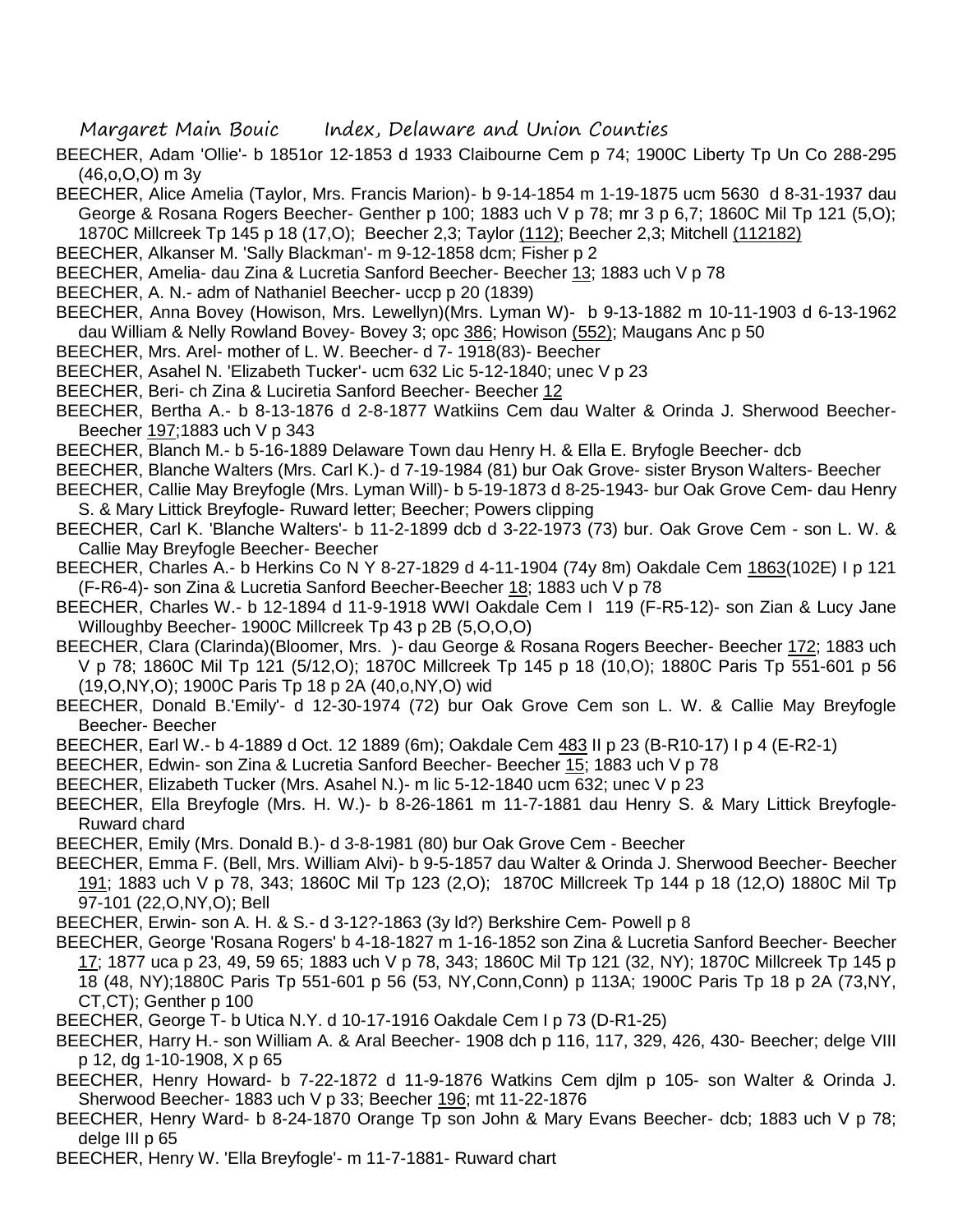BEECHER, Adam 'Ollie'- b 1851or 12-1853 d 1933 Claibourne Cem p 74; 1900C Liberty Tp Un Co 288-295 (46,o,O,O) m 3y

BEECHER, Alice Amelia (Taylor, Mrs. Francis Marion)- b 9-14-1854 m 1-19-1875 ucm 5630 d 8-31-1937 dau George & Rosana Rogers Beecher- Genther p 100; 1883 uch V p 78; mr 3 p 6,7; 1860C Mil Tp 121 (5,O); 1870C Millcreek Tp 145 p 18 (17,O); Beecher 2,3; Taylor (112); Beecher 2,3; Mitchell (112182)

BEECHER, Alkanser M. 'Sally Blackman'- m 9-12-1858 dcm; Fisher p 2

BEECHER, Amelia- dau Zina & Lucretia Sanford Beecher- Beecher 13; 1883 uch V p 78

BEECHER, A. N.- adm of Nathaniel Beecher- uccp p 20 (1839)

BEECHER, Anna Bovey (Howison, Mrs. Lewellyn)(Mrs. Lyman W)- b 9-13-1882 m 10-11-1903 d 6-13-1962 dau William & Nelly Rowland Bovey- Bovey 3; opc 386; Howison (552); Maugans Anc p 50

BEECHER, Mrs. Arel- mother of L. W. Beecher- d 7- 1918(83)- Beecher

BEECHER, Asahel N. 'Elizabeth Tucker'- ucm 632 Lic 5-12-1840; unec V p 23

BEECHER, Beri- ch Zina & Luciretia Sanford Beecher- Beecher 12

BEECHER, Bertha A.- b 8-13-1876 d 2-8-1877 Watkiins Cem dau Walter & Orinda J. Sherwood Beecher- Beecher 197;1883 uch V p 343

BEECHER, Blanch M.- b 5-16-1889 Delaware Town dau Henry H. & Ella E. Bryfogle Beecher- dcb

BEECHER, Blanche Walters (Mrs. Carl K.)- d 7-19-1984 (81) bur Oak Grove- sister Bryson Walters- Beecher

BEECHER, Callie May Breyfogle (Mrs. Lyman Will)- b 5-19-1873 d 8-25-1943- bur Oak Grove Cem- dau Henry S. & Mary Littick Breyfogle- Ruward letter; Beecher; Powers clipping

BEECHER, Carl K. 'Blanche Walters'- b 11-2-1899 dcb d 3-22-1973 (73) bur. Oak Grove Cem - son L. W. & Callie May Breyfogle Beecher- Beecher

BEECHER, Charles A.- b Herkins Co N Y 8-27-1829 d 4-11-1904 (74y 8m) Oakdale Cem 1863(102E) I p 121 (F-R6-4)- son Zina & Lucretia Sanford Beecher-Beecher 18; 1883 uch V p 78

BEECHER, Charles W.- b 12-1894 d 11-9-1918 WWI Oakdale Cem I 119 (F-R5-12)- son Zian & Lucy Jane Willoughby Beecher- 1900C Millcreek Tp 43 p 2B (5,O,O,O)

BEECHER, Clara (Clarinda)(Bloomer, Mrs. )- dau George & Rosana Rogers Beecher- Beecher 172; 1883 uch V p 78; 1860C Mil Tp 121 (5/12,O); 1870C Millcreek Tp 145 p 18 (10,O); 1880C Paris Tp 551-601 p 56 (19,O,NY,O); 1900C Paris Tp 18 p 2A (40,o,NY,O) wid

BEECHER, Donald B.'Emily'- d 12-30-1974 (72) bur Oak Grove Cem son L. W. & Callie May Breyfogle Beecher- Beecher

BEECHER, Earl W.- b 4-1889 d Oct. 12 1889 (6m); Oakdale Cem 483 II p 23 (B-R10-17) I p 4 (E-R2-1)

BEECHER, Edwin- son Zina & Lucretia Sanford Beecher- Beecher 15; 1883 uch V p 78

BEECHER, Elizabeth Tucker (Mrs. Asahel N.)- m lic 5-12-1840 ucm 632; unec V p 23

BEECHER, Ella Breyfogle (Mrs. H. W.)- b 8-26-1861 m 11-7-1881 dau Henry S. & Mary Littick Breyfogle- Ruward chard

BEECHER, Emily (Mrs. Donald B.)- d 3-8-1981 (80) bur Oak Grove Cem - Beecher

BEECHER, Emma F. (Bell, Mrs. William Alvi)- b 9-5-1857 dau Walter & Orinda J. Sherwood Beecher- Beecher 191; 1883 uch V p 78, 343; 1860C Mil Tp 123 (2,O); 1870C Millcreek Tp 144 p 18 (12,O) 1880C Mil Tp 97-101 (22,O,NY,O); Bell

BEECHER, Erwin- son A. H. & S.- d 3-12?-1863 (3y ld?) Berkshire Cem- Powell p 8

BEECHER, George 'Rosana Rogers' b 4-18-1827 m 1-16-1852 son Zina & Lucretia Sanford Beecher- Beecher 17; 1877 uca p 23, 49, 59 65; 1883 uch V p 78, 343; 1860C Mil Tp 121 (32, NY); 1870C Millcreek Tp 145 p 18 (48, NY);1880C Paris Tp 551-601 p 56 (53, NY,Conn,Conn) p 113A; 1900C Paris Tp 18 p 2A (73,NY, CT,CT); Genther p 100

BEECHER, George T- b Utica N.Y. d 10-17-1916 Oakdale Cem I p 73 (D-R1-25)

BEECHER, Harry H.- son William A. & Aral Beecher- 1908 dch p 116, 117, 329, 426, 430- Beecher; delge VIII p 12, dg 1-10-1908, X p 65

BEECHER, Henry Howard- b 7-22-1872 d 11-9-1876 Watkins Cem djlm p 105- son Walter & Orinda J. Sherwood Beecher- 1883 uch V p 33; Beecher 196; mt 11-22-1876

BEECHER, Henry Ward- b 8-24-1870 Orange Tp son John & Mary Evans Beecher- dcb; 1883 uch V p 78; delge III p 65

BEECHER, Henry W. 'Ella Breyfogle'- m 11-7-1881- Ruward chart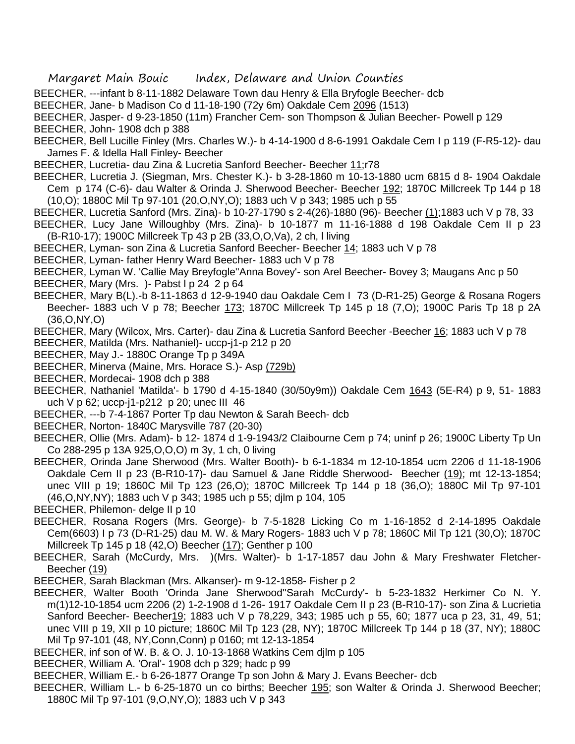BEECHER, ---infant b 8-11-1882 Delaware Town dau Henry & Ella Bryfogle Beecher- dcb

BEECHER, Jane- b Madison Co d 11-18-190 (72y 6m) Oakdale Cem 2096 (1513)

BEECHER, Jasper- d 9-23-1850 (11m) Francher Cem- son Thompson & Julian Beecher- Powell p 129

BEECHER, John- 1908 dch p 388

BEECHER, Bell Lucille Finley (Mrs. Charles W.)- b 4-14-1900 d 8-6-1991 Oakdale Cem I p 119 (F-R5-12)- dau James F. & Idella Hall Finley- Beecher

BEECHER, Lucretia- dau Zina & Lucretia Sanford Beecher- Beecher 11;r78

BEECHER, Lucretia J. (Siegman, Mrs. Chester K.)- b 3-28-1860 m 10-13-1880 ucm 6815 d 8- 1904 Oakdale Cem p 174 (C-6)- dau Walter & Orinda J. Sherwood Beecher- Beecher 192; 1870C Millcreek Tp 144 p 18 (10,O); 1880C Mil Tp 97-101 (20,O,NY,O); 1883 uch V p 343; 1985 uch p 55

BEECHER, Lucretia Sanford (Mrs. Zina)- b 10-27-1790 s 2-4(26)-1880 (96)- Beecher (1);1883 uch V p 78, 33

BEECHER, Lucy Jane Willoughby (Mrs. Zina)- b 10-1877 m 11-16-1888 d 198 Oakdale Cem II p 23 (B-R10-17); 1900C Millcreek Tp 43 p 2B (33,O,O,Va), 2 ch, l living

BEECHER, Lyman- son Zina & Lucretia Sanford Beecher- Beecher 14; 1883 uch V p 78

BEECHER, Lyman- father Henry Ward Beecher- 1883 uch V p 78

BEECHER, Lyman W. 'Callie May Breyfogle''Anna Bovey'- son Arel Beecher- Bovey 3; Maugans Anc p 50

BEECHER, Mary (Mrs. )- Pabst l p 24 2 p 64

BEECHER, Mary B(L).-b 8-11-1863 d 12-9-1940 dau Oakdale Cem I 73 (D-R1-25) George & Rosana Rogers Beecher- 1883 uch V p 78; Beecher 173; 1870C Millcreek Tp 145 p 18 (7,O); 1900C Paris Tp 18 p 2A (36,O,NY,O)

BEECHER, Mary (Wilcox, Mrs. Carter)- dau Zina & Lucretia Sanford Beecher -Beecher 16; 1883 uch V p 78

BEECHER, Matilda (Mrs. Nathaniel)- uccp-j1-p 212 p 20

BEECHER, May J.- 1880C Orange Tp p 349A

BEECHER, Minerva (Maine, Mrs. Horace S.)- Asp (729b)

BEECHER, Mordecai- 1908 dch p 388

BEECHER, Nathaniel 'Matilda'- b 1790 d 4-15-1840 (30/50y9m)) Oakdale Cem 1643 (5E-R4) p 9, 51- 1883 uch V p 62; uccp-j1-p212 p 20; unec III 46

BEECHER, ---b 7-4-1867 Porter Tp dau Newton & Sarah Beech- dcb

BEECHER, Norton- 1840C Marysville 787 (20-30)

BEECHER, Ollie (Mrs. Adam)- b 12- 1874 d 1-9-1943/2 Claibourne Cem p 74; uninf p 26; 1900C Liberty Tp Un Co 288-295 p 13A 925,O,O,O) m 3y, 1 ch, 0 living

BEECHER, Orinda Jane Sherwood (Mrs. Walter Booth)- b 6-1-1834 m 12-10-1854 ucm 2206 d 11-18-1906 Oakdale Cem II p 23 (B-R10-17)- dau Samuel & Jane Riddle Sherwood- Beecher (19); mt 12-13-1854; unec VIII p 19; 1860C Mil Tp 123 (26,O); 1870C Millcreek Tp 144 p 18 (36,O); 1880C Mil Tp 97-101 (46,O,NY,NY); 1883 uch V p 343; 1985 uch p 55; djlm p 104, 105

BEECHER, Philemon- delge II p 10

BEECHER, Rosana Rogers (Mrs. George)- b 7-5-1828 Licking Co m 1-16-1852 d 2-14-1895 Oakdale Cem(6603) I p 73 (D-R1-25) dau M. W. & Mary Rogers- 1883 uch V p 78; 1860C Mil Tp 121 (30,O); 1870C Millcreek Tp 145 p 18 (42,O) Beecher (17); Genther p 100

BEECHER, Sarah (McCurdy, Mrs. )(Mrs. Walter)- b 1-17-1857 dau John & Mary Freshwater Fletcher- Beecher (19)

BEECHER, Sarah Blackman (Mrs. Alkanser)- m 9-12-1858- Fisher p 2

BEECHER, Walter Booth 'Orinda Jane Sherwood''Sarah McCurdy'- b 5-23-1832 Herkimer Co N. Y. m(1)12-10-1854 ucm 2206 (2) 1-2-1908 d 1-26- 1917 Oakdale Cem II p 23 (B-R10-17)- son Zina & Lucrietia Sanford Beecher- Beecher19; 1883 uch V p 78,229, 343; 1985 uch p 55, 60; 1877 uca p 23, 31, 49, 51; unec VIII p 19, XII p 10 picture; 1860C Mil Tp 123 (28, NY); 1870C Millcreek Tp 144 p 18 (37, NY); 1880C Mil Tp 97-101 (48, NY,Conn,Conn) p 0160; mt 12-13-1854

BEECHER, inf son of W. B. & O. J. 10-13-1868 Watkins Cem djlm p 105

BEECHER, William A. 'Oral'- 1908 dch p 329; hadc p 99

BEECHER, William E.- b 6-26-1877 Orange Tp son John & Mary J. Evans Beecher- dcb

BEECHER, William L.- b 6-25-1870 un co births; Beecher 195; son Walter & Orinda J. Sherwood Beecher; 1880C Mil Tp 97-101 (9,O,NY,O); 1883 uch V p 343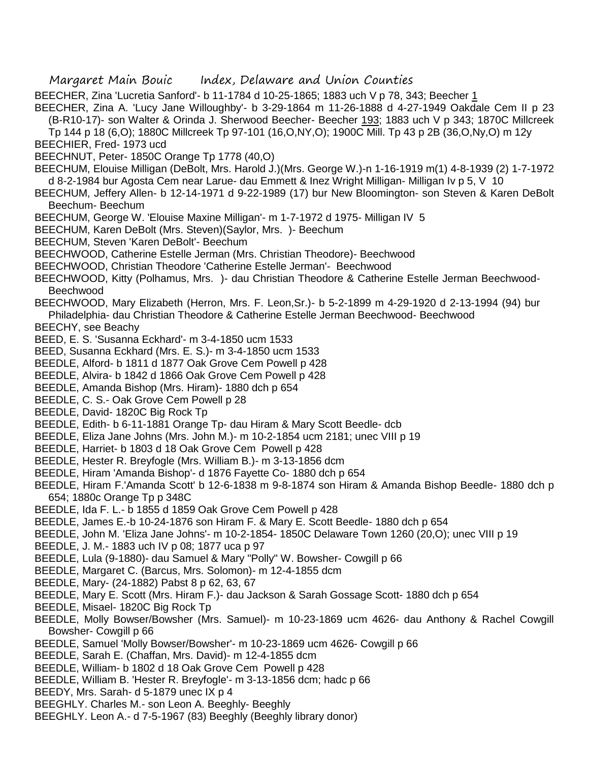BEECHER, Zina 'Lucretia Sanford'- b 11-1784 d 10-25-1865; 1883 uch V p 78, 343; Beecher 1

BEECHER, Zina A. 'Lucy Jane Willoughby'- b 3-29-1864 m 11-26-1888 d 4-27-1949 Oakdale Cem II p 23 (B-R10-17)- son Walter & Orinda J. Sherwood Beecher- Beecher 193; 1883 uch V p 343; 1870C Millcreek Tp 144 p 18 (6,O); 1880C Millcreek Tp 97-101 (16,O,NY,O); 1900C Mill. Tp 43 p 2B (36,O,Ny,O) m 12y

BEECHIER, Fred- 1973 ucd

BEECHNUT, Peter- 1850C Orange Tp 1778 (40,O)

BEECHUM, Elouise Milligan (DeBolt, Mrs. Harold J.)(Mrs. George W.)-n 1-16-1919 m(1) 4-8-1939 (2) 1-7-1972 d 8-2-1984 bur Agosta Cem near Larue- dau Emmett & Inez Wright Milligan- Milligan Iv p 5, V 10

BEECHUM, Jeffery Allen- b 12-14-1971 d 9-22-1989 (17) bur New Bloomington- son Steven & Karen DeBolt Beechum- Beechum

BEECHUM, George W. 'Elouise Maxine Milligan'- m 1-7-1972 d 1975- Milligan IV 5

BEECHUM, Karen DeBolt (Mrs. Steven)(Saylor, Mrs. )- Beechum

BEECHUM, Steven 'Karen DeBolt'- Beechum

BEECHWOOD, Catherine Estelle Jerman (Mrs. Christian Theodore)- Beechwood

BEECHWOOD, Christian Theodore 'Catherine Estelle Jerman'- Beechwood

BEECHWOOD, Kitty (Polhamus, Mrs. )- dau Christian Theodore & Catherine Estelle Jerman Beechwood- Beechwood

BEECHWOOD, Mary Elizabeth (Herron, Mrs. F. Leon,Sr.)- b 5-2-1899 m 4-29-1920 d 2-13-1994 (94) bur Philadelphia- dau Christian Theodore & Catherine Estelle Jerman Beechwood- Beechwood

BEECHY, see Beachy

BEED, E. S. 'Susanna Eckhard'- m 3-4-1850 ucm 1533

BEED, Susanna Eckhard (Mrs. E. S.)- m 3-4-1850 ucm 1533

BEEDLE, Alford- b 1811 d 1877 Oak Grove Cem Powell p 428

BEEDLE, Alvira- b 1842 d 1866 Oak Grove Cem Powell p 428

BEEDLE, Amanda Bishop (Mrs. Hiram)- 1880 dch p 654

BEEDLE, C. S.- Oak Grove Cem Powell p 28

BEEDLE, David- 1820C Big Rock Tp

BEEDLE, Edith- b 6-11-1881 Orange Tp- dau Hiram & Mary Scott Beedle- dcb

BEEDLE, Eliza Jane Johns (Mrs. John M.)- m 10-2-1854 ucm 2181; unec VIII p 19

BEEDLE, Harriet- b 1803 d 18 Oak Grove Cem Powell p 428

BEEDLE, Hester R. Breyfogle (Mrs. William B.)- m 3-13-1856 dcm

BEEDLE, Hiram 'Amanda Bishop'- d 1876 Fayette Co- 1880 dch p 654

BEEDLE, Hiram F.'Amanda Scott' b 12-6-1838 m 9-8-1874 son Hiram & Amanda Bishop Beedle- 1880 dch p 654; 1880c Orange Tp p 348C

BEEDLE, Ida F. L.- b 1855 d 1859 Oak Grove Cem Powell p 428

BEEDLE, James E.-b 10-24-1876 son Hiram F. & Mary E. Scott Beedle- 1880 dch p 654

BEEDLE, John M. 'Eliza Jane Johns'- m 10-2-1854- 1850C Delaware Town 1260 (20,O); unec VIII p 19

BEEDLE, J. M.- 1883 uch IV p 08; 1877 uca p 97

BEEDLE, Lula (9-1880)- dau Samuel & Mary "Polly" W. Bowsher- Cowgill p 66

BEEDLE, Margaret C. (Barcus, Mrs. Solomon)- m 12-4-1855 dcm

BEEDLE, Mary- (24-1882) Pabst 8 p 62, 63, 67

BEEDLE, Mary E. Scott (Mrs. Hiram F.)- dau Jackson & Sarah Gossage Scott- 1880 dch p 654

BEEDLE, Misael- 1820C Big Rock Tp

BEEDLE, Molly Bowser/Bowsher (Mrs. Samuel)- m 10-23-1869 ucm 4626- dau Anthony & Rachel Cowgill Bowsher- Cowgill p 66

BEEDLE, Samuel 'Molly Bowser/Bowsher'- m 10-23-1869 ucm 4626- Cowgill p 66

BEEDLE, Sarah E. (Chaffan, Mrs. David)- m 12-4-1855 dcm

BEEDLE, William- b 1802 d 18 Oak Grove Cem Powell p 428

BEEDLE, William B. 'Hester R. Breyfogle'- m 3-13-1856 dcm; hadc p 66

BEEDY, Mrs. Sarah- d 5-1879 unec IX p 4

BEEGHLY. Charles M.- son Leon A. Beeghly- Beeghly

BEEGHLY. Leon A.- d 7-5-1967 (83) Beeghly (Beeghly library donor)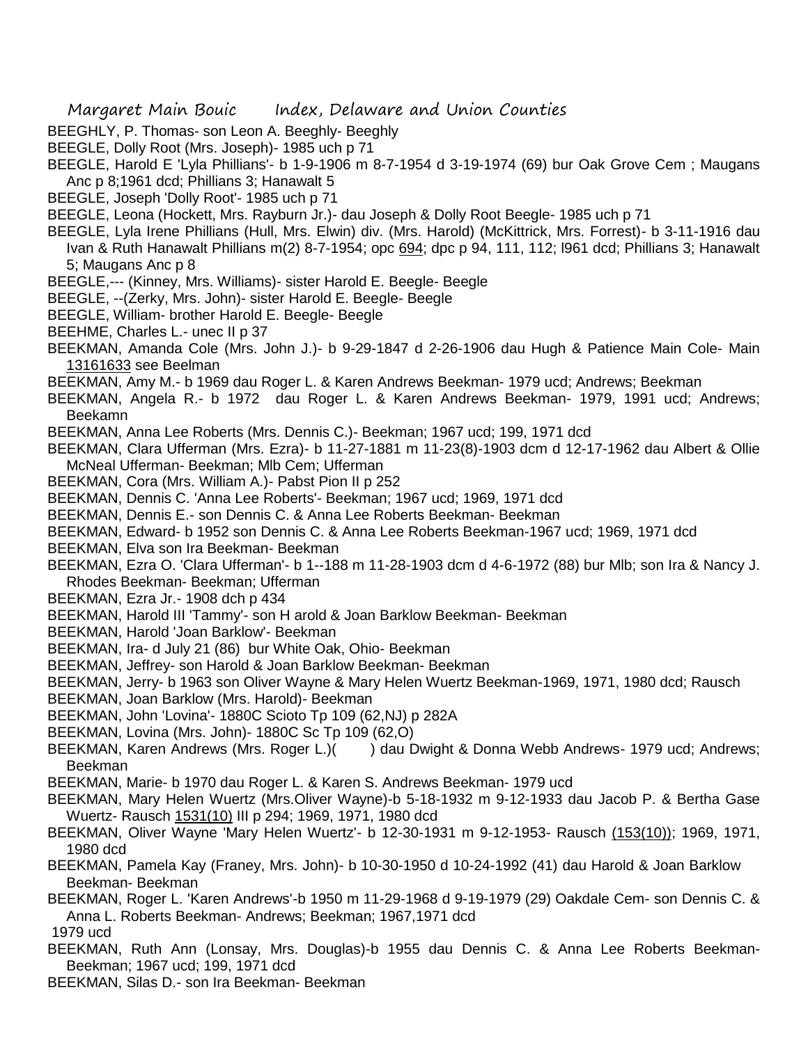BEEGHLY, P. Thomas- son Leon A. Beeghly- Beeghly

BEEGLE, Dolly Root (Mrs. Joseph)- 1985 uch p 71

BEEGLE, Harold E 'Lyla Phillians'- b 1-9-1906 m 8-7-1954 d 3-19-1974 (69) bur Oak Grove Cem ; Maugans Anc p 8;1961 dcd; Phillians 3; Hanawalt 5

BEEGLE, Joseph 'Dolly Root'- 1985 uch p 71

BEEGLE, Leona (Hockett, Mrs. Rayburn Jr.)- dau Joseph & Dolly Root Beegle- 1985 uch p 71

BEEGLE, Lyla Irene Phillians (Hull, Mrs. Elwin) div. (Mrs. Harold) (McKittrick, Mrs. Forrest)- b 3-11-1916 dau Ivan & Ruth Hanawalt Phillians m(2) 8-7-1954; opc 694; dpc p 94, 111, 112; l961 dcd; Phillians 3; Hanawalt 5; Maugans Anc p 8

BEEGLE,--- (Kinney, Mrs. Williams)- sister Harold E. Beegle- Beegle

BEEGLE, --(Zerky, Mrs. John)- sister Harold E. Beegle- Beegle

BEEGLE, William- brother Harold E. Beegle- Beegle

BEEHME, Charles L.- unec II p 37

BEEKMAN, Amanda Cole (Mrs. John J.)- b 9-29-1847 d 2-26-1906 dau Hugh & Patience Main Cole- Main 13161633 see Beelman

BEEKMAN, Amy M.- b 1969 dau Roger L. & Karen Andrews Beekman- 1979 ucd; Andrews; Beekman

BEEKMAN, Angela R.- b 1972 dau Roger L. & Karen Andrews Beekman- 1979, 1991 ucd; Andrews; Beekamn

BEEKMAN, Anna Lee Roberts (Mrs. Dennis C.)- Beekman; 1967 ucd; 199, 1971 dcd

BEEKMAN, Clara Ufferman (Mrs. Ezra)- b 11-27-1881 m 11-23(8)-1903 dcm d 12-17-1962 dau Albert & Ollie McNeal Ufferman- Beekman; Mlb Cem; Ufferman

BEEKMAN, Cora (Mrs. William A.)- Pabst Pion II p 252

BEEKMAN, Dennis C. 'Anna Lee Roberts'- Beekman; 1967 ucd; 1969, 1971 dcd

BEEKMAN, Dennis E.- son Dennis C. & Anna Lee Roberts Beekman- Beekman

BEEKMAN, Edward- b 1952 son Dennis C. & Anna Lee Roberts Beekman-1967 ucd; 1969, 1971 dcd

BEEKMAN, Elva son Ira Beekman- Beekman

BEEKMAN, Ezra O. 'Clara Ufferman'- b 1--188 m 11-28-1903 dcm d 4-6-1972 (88) bur Mlb; son Ira & Nancy J. Rhodes Beekman- Beekman; Ufferman

BEEKMAN, Ezra Jr.- 1908 dch p 434

BEEKMAN, Harold III 'Tammy'- son H arold & Joan Barklow Beekman- Beekman

BEEKMAN, Harold 'Joan Barklow'- Beekman

BEEKMAN, Ira- d July 21 (86) bur White Oak, Ohio- Beekman

BEEKMAN, Jeffrey- son Harold & Joan Barklow Beekman- Beekman

BEEKMAN, Jerry- b 1963 son Oliver Wayne & Mary Helen Wuertz Beekman-1969, 1971, 1980 dcd; Rausch

BEEKMAN, Joan Barklow (Mrs. Harold)- Beekman

BEEKMAN, John 'Lovina'- 1880C Scioto Tp 109 (62,NJ) p 282A

BEEKMAN, Lovina (Mrs. John)- 1880C Sc Tp 109 (62,O)

BEEKMAN, Karen Andrews (Mrs. Roger L.)( ) dau Dwight & Donna Webb Andrews- 1979 ucd; Andrews; Beekman

BEEKMAN, Marie- b 1970 dau Roger L. & Karen S. Andrews Beekman- 1979 ucd

BEEKMAN, Mary Helen Wuertz (Mrs.Oliver Wayne)-b 5-18-1932 m 9-12-1933 dau Jacob P. & Bertha Gase Wuertz- Rausch 1531(10) III p 294; 1969, 1971, 1980 dcd

BEEKMAN, Oliver Wayne 'Mary Helen Wuertz'- b 12-30-1931 m 9-12-1953- Rausch (153(10)); 1969, 1971, 1980 dcd

BEEKMAN, Pamela Kay (Franey, Mrs. John)- b 10-30-1950 d 10-24-1992 (41) dau Harold & Joan Barklow Beekman- Beekman

BEEKMAN, Roger L. 'Karen Andrews'-b 1950 m 11-29-1968 d 9-19-1979 (29) Oakdale Cem- son Dennis C. & Anna L. Roberts Beekman- Andrews; Beekman; 1967,1971 dcd 1979 ucd

BEEKMAN, Ruth Ann (Lonsay, Mrs. Douglas)-b 1955 dau Dennis C. & Anna Lee Roberts Beekman- Beekman; 1967 ucd; 199, 1971 dcd

BEEKMAN, Silas D.- son Ira Beekman- Beekman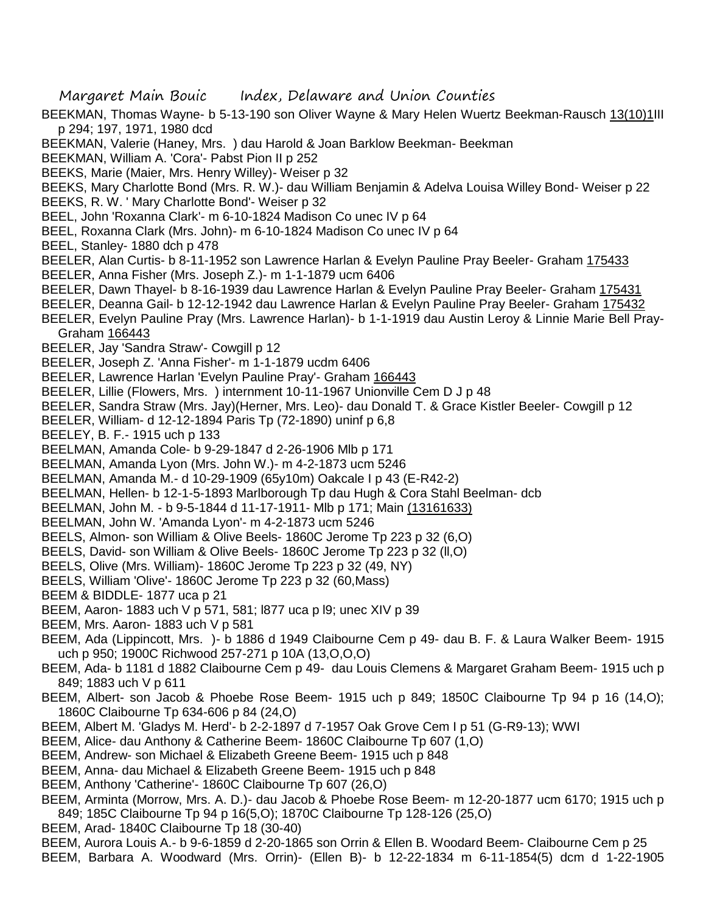BEEKMAN, Thomas Wayne- b 5-13-190 son Oliver Wayne & Mary Helen Wuertz Beekman-Rausch 13(10)1III p 294; 197, 1971, 1980 dcd

BEEKMAN, Valerie (Haney, Mrs. ) dau Harold & Joan Barklow Beekman- Beekman

BEEKMAN, William A. 'Cora'- Pabst Pion II p 252

BEEKS, Marie (Maier, Mrs. Henry Willey)- Weiser p 32

BEEKS, Mary Charlotte Bond (Mrs. R. W.)- dau William Benjamin & Adelva Louisa Willey Bond- Weiser p 22

BEEKS, R. W. ' Mary Charlotte Bond'- Weiser p 32

BEEL, John 'Roxanna Clark'- m 6-10-1824 Madison Co unec IV p 64

BEEL, Roxanna Clark (Mrs. John)- m 6-10-1824 Madison Co unec IV p 64

BEEL, Stanley- 1880 dch p 478

BEELER, Alan Curtis- b 8-11-1952 son Lawrence Harlan & Evelyn Pauline Pray Beeler- Graham 175433

BEELER, Anna Fisher (Mrs. Joseph Z.)- m 1-1-1879 ucm 6406

BEELER, Dawn Thayel- b 8-16-1939 dau Lawrence Harlan & Evelyn Pauline Pray Beeler- Graham 175431

BEELER, Deanna Gail- b 12-12-1942 dau Lawrence Harlan & Evelyn Pauline Pray Beeler- Graham 175432

BEELER, Evelyn Pauline Pray (Mrs. Lawrence Harlan)- b 1-1-1919 dau Austin Leroy & Linnie Marie Bell Pray- Graham 166443

BEELER, Jay 'Sandra Straw'- Cowgill p 12

BEELER, Joseph Z. 'Anna Fisher'- m 1-1-1879 ucdm 6406

BEELER, Lawrence Harlan 'Evelyn Pauline Pray'- Graham 166443

BEELER, Lillie (Flowers, Mrs. ) internment 10-11-1967 Unionville Cem D J p 48

BEELER, Sandra Straw (Mrs. Jay)(Herner, Mrs. Leo)- dau Donald T. & Grace Kistler Beeler- Cowgill p 12

BEELER, William- d 12-12-1894 Paris Tp (72-1890) uninf p 6,8

BEELEY, B. F.- 1915 uch p 133

BEELMAN, Amanda Cole- b 9-29-1847 d 2-26-1906 Mlb p 171

BEELMAN, Amanda Lyon (Mrs. John W.)- m 4-2-1873 ucm 5246

BEELMAN, Amanda M.- d 10-29-1909 (65y10m) Oakcale I p 43 (E-R42-2)

BEELMAN, Hellen- b 12-1-5-1893 Marlborough Tp dau Hugh & Cora Stahl Beelman- dcb

BEELMAN, John M. - b 9-5-1844 d 11-17-1911- Mlb p 171; Main (13161633)

BEELMAN, John W. 'Amanda Lyon'- m 4-2-1873 ucm 5246

BEELS, Almon- son William & Olive Beels- 1860C Jerome Tp 223 p 32 (6,O)

BEELS, David- son William & Olive Beels- 1860C Jerome Tp 223 p 32 (ll,O)

BEELS, Olive (Mrs. William)- 1860C Jerome Tp 223 p 32 (49, NY)

BEELS, William 'Olive'- 1860C Jerome Tp 223 p 32 (60,Mass)

BEEM & BIDDLE- 1877 uca p 21

BEEM, Aaron- 1883 uch V p 571, 581; l877 uca p l9; unec XIV p 39

BEEM, Mrs. Aaron- 1883 uch V p 581

BEEM, Ada (Lippincott, Mrs. )- b 1886 d 1949 Claibourne Cem p 49- dau B. F. & Laura Walker Beem- 1915 uch p 950; 1900C Richwood 257-271 p 10A (13,O,O,O)

BEEM, Ada- b 1181 d 1882 Claibourne Cem p 49- dau Louis Clemens & Margaret Graham Beem- 1915 uch p 849; 1883 uch V p 611

BEEM, Albert- son Jacob & Phoebe Rose Beem- 1915 uch p 849; 1850C Claibourne Tp 94 p 16 (14,O); 1860C Claibourne Tp 634-606 p 84 (24,O)

BEEM, Albert M. 'Gladys M. Herd'- b 2-2-1897 d 7-1957 Oak Grove Cem I p 51 (G-R9-13); WWI

BEEM, Alice- dau Anthony & Catherine Beem- 1860C Claibourne Tp 607 (1,O)

BEEM, Andrew- son Michael & Elizabeth Greene Beem- 1915 uch p 848

BEEM, Anna- dau Michael & Elizabeth Greene Beem- 1915 uch p 848

BEEM, Anthony 'Catherine'- 1860C Claibourne Tp 607 (26,O)

BEEM, Arminta (Morrow, Mrs. A. D.)- dau Jacob & Phoebe Rose Beem- m 12-20-1877 ucm 6170; 1915 uch p 849; 185C Claibourne Tp 94 p 16(5,O); 1870C Claibourne Tp 128-126 (25,O)

BEEM, Arad- 1840C Claibourne Tp 18 (30-40)

BEEM, Aurora Louis A.- b 9-6-1859 d 2-20-1865 son Orrin & Ellen B. Woodard Beem- Claibourne Cem p 25

BEEM, Barbara A. Woodward (Mrs. Orrin)- (Ellen B)- b 12-22-1834 m 6-11-1854(5) dcm d 1-22-1905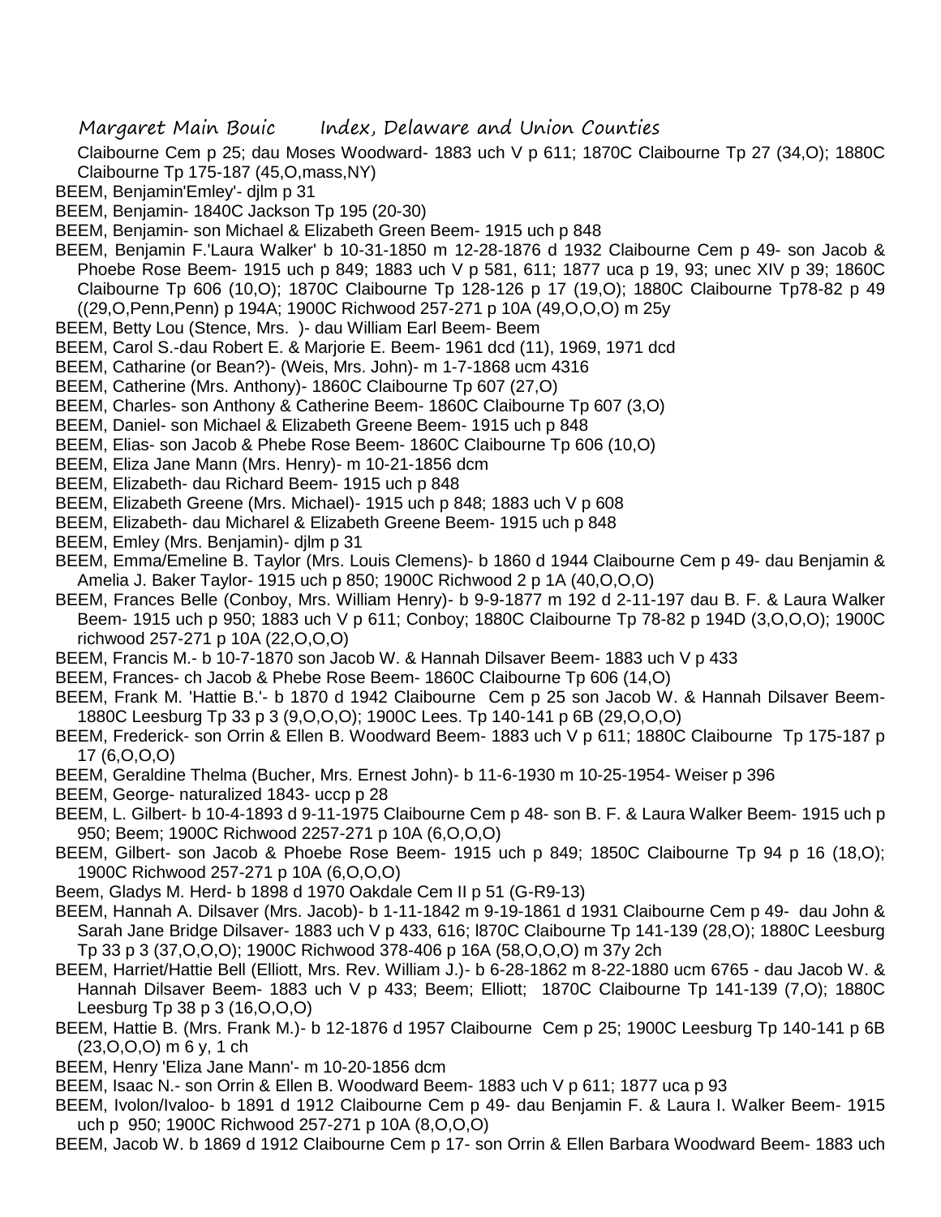Claibourne Cem p 25; dau Moses Woodward- 1883 uch V p 611; 1870C Claibourne Tp 27 (34,O); 1880C Claibourne Tp 175-187 (45,O,mass,NY)

BEEM, Benjamin'Emley'- djlm p 31

BEEM, Benjamin- 1840C Jackson Tp 195 (20-30)

BEEM, Benjamin- son Michael & Elizabeth Green Beem- 1915 uch p 848

BEEM, Benjamin F.'Laura Walker' b 10-31-1850 m 12-28-1876 d 1932 Claibourne Cem p 49- son Jacob & Phoebe Rose Beem- 1915 uch p 849; 1883 uch V p 581, 611; 1877 uca p 19, 93; unec XIV p 39; 1860C Claibourne Tp 606 (10,O); 1870C Claibourne Tp 128-126 p 17 (19,O); 1880C Claibourne Tp78-82 p 49 ((29,O,Penn,Penn) p 194A; 1900C Richwood 257-271 p 10A (49,O,O,O) m 25y

BEEM, Betty Lou (Stence, Mrs. )- dau William Earl Beem- Beem

BEEM, Carol S.-dau Robert E. & Marjorie E. Beem- 1961 dcd (11), 1969, 1971 dcd

BEEM, Catharine (or Bean?)- (Weis, Mrs. John)- m 1-7-1868 ucm 4316

BEEM, Catherine (Mrs. Anthony)- 1860C Claibourne Tp 607 (27,O)

BEEM, Charles- son Anthony & Catherine Beem- 1860C Claibourne Tp 607 (3,O)

BEEM, Daniel- son Michael & Elizabeth Greene Beem- 1915 uch p 848

BEEM, Elias- son Jacob & Phebe Rose Beem- 1860C Claibourne Tp 606 (10,O)

BEEM, Eliza Jane Mann (Mrs. Henry)- m 10-21-1856 dcm

BEEM, Elizabeth- dau Richard Beem- 1915 uch p 848

BEEM, Elizabeth Greene (Mrs. Michael)- 1915 uch p 848; 1883 uch V p 608

BEEM, Elizabeth- dau Micharel & Elizabeth Greene Beem- 1915 uch p 848

BEEM, Emley (Mrs. Benjamin)- djlm p 31

BEEM, Emma/Emeline B. Taylor (Mrs. Louis Clemens)- b 1860 d 1944 Claibourne Cem p 49- dau Benjamin & Amelia J. Baker Taylor- 1915 uch p 850; 1900C Richwood 2 p 1A (40,O,O,O)

BEEM, Frances Belle (Conboy, Mrs. William Henry)- b 9-9-1877 m 192 d 2-11-197 dau B. F. & Laura Walker Beem- 1915 uch p 950; 1883 uch V p 611; Conboy; 1880C Claibourne Tp 78-82 p 194D (3,O,O,O); 1900C richwood 257-271 p 10A (22,O,O,O)

BEEM, Francis M.- b 10-7-1870 son Jacob W. & Hannah Dilsaver Beem- 1883 uch V p 433

BEEM, Frances- ch Jacob & Phebe Rose Beem- 1860C Claibourne Tp 606 (14,O)

BEEM, Frank M. 'Hattie B.'- b 1870 d 1942 Claibourne Cem p 25 son Jacob W. & Hannah Dilsaver Beem- 1880C Leesburg Tp 33 p 3 (9,O,O,O); 1900C Lees. Tp 140-141 p 6B (29,O,O,O)

BEEM, Frederick- son Orrin & Ellen B. Woodward Beem- 1883 uch V p 611; 1880C Claibourne Tp 175-187 p 17 (6,O,O,O)

BEEM, Geraldine Thelma (Bucher, Mrs. Ernest John)- b 11-6-1930 m 10-25-1954- Weiser p 396

BEEM, George- naturalized 1843- uccp p 28

BEEM, L. Gilbert- b 10-4-1893 d 9-11-1975 Claibourne Cem p 48- son B. F. & Laura Walker Beem- 1915 uch p 950; Beem; 1900C Richwood 2257-271 p 10A (6,O,O,O)

BEEM, Gilbert- son Jacob & Phoebe Rose Beem- 1915 uch p 849; 1850C Claibourne Tp 94 p 16 (18,O); 1900C Richwood 257-271 p 10A (6,O,O,O)

Beem, Gladys M. Herd- b 1898 d 1970 Oakdale Cem II p 51 (G-R9-13)

BEEM, Hannah A. Dilsaver (Mrs. Jacob)- b 1-11-1842 m 9-19-1861 d 1931 Claibourne Cem p 49- dau John & Sarah Jane Bridge Dilsaver- 1883 uch V p 433, 616; l870C Claibourne Tp 141-139 (28,O); 1880C Leesburg Tp 33 p 3 (37,O,O,O); 1900C Richwood 378-406 p 16A (58,O,O,O) m 37y 2ch

BEEM, Harriet/Hattie Bell (Elliott, Mrs. Rev. William J.)- b 6-28-1862 m 8-22-1880 ucm 6765 - dau Jacob W. & Hannah Dilsaver Beem- 1883 uch V p 433; Beem; Elliott; 1870C Claibourne Tp 141-139 (7,O); 1880C Leesburg Tp 38 p 3 (16,O,O,O)

BEEM, Hattie B. (Mrs. Frank M.)- b 12-1876 d 1957 Claibourne Cem p 25; 1900C Leesburg Tp 140-141 p 6B (23,O,O,O) m 6 y, 1 ch

BEEM, Henry 'Eliza Jane Mann'- m 10-20-1856 dcm

BEEM, Isaac N.- son Orrin & Ellen B. Woodward Beem- 1883 uch V p 611; 1877 uca p 93

BEEM, Ivolon/Ivaloo- b 1891 d 1912 Claibourne Cem p 49- dau Benjamin F. & Laura I. Walker Beem- 1915 uch p 950; 1900C Richwood 257-271 p 10A (8,O,O,O)

BEEM, Jacob W. b 1869 d 1912 Claibourne Cem p 17- son Orrin & Ellen Barbara Woodward Beem- 1883 uch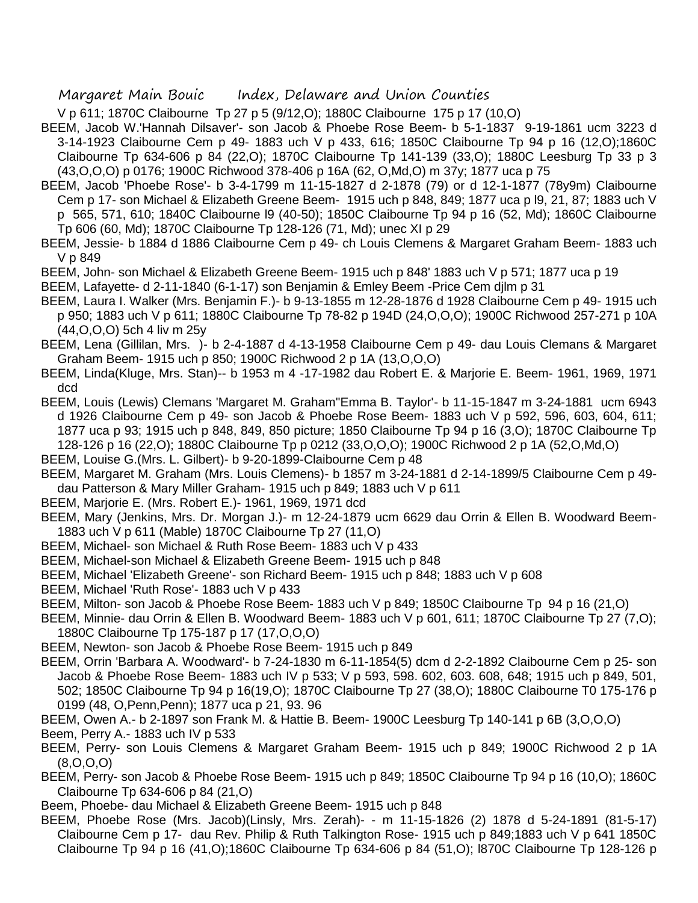V p 611; 1870C Claibourne Tp 27 p 5 (9/12,O); 1880C Claibourne 175 p 17 (10,O)

BEEM, Jacob W.'Hannah Dilsaver'- son Jacob & Phoebe Rose Beem- b 5-1-1837 9-19-1861 ucm 3223 d 3-14-1923 Claibourne Cem p 49- 1883 uch V p 433, 616; 1850C Claibourne Tp 94 p 16 (12,O);1860C Claibourne Tp 634-606 p 84 (22,O); 1870C Claibourne Tp 141-139 (33,O); 1880C Leesburg Tp 33 p 3 (43,O,O,O) p 0176; 1900C Richwood 378-406 p 16A (62, O,Md,O) m 37y; 1877 uca p 75

BEEM, Jacob 'Phoebe Rose'- b 3-4-1799 m 11-15-1827 d 2-1878 (79) or d 12-1-1877 (78y9m) Claibourne Cem p 17- son Michael & Elizabeth Greene Beem- 1915 uch p 848, 849; 1877 uca p l9, 21, 87; 1883 uch V p 565, 571, 610; 1840C Claibourne l9 (40-50); 1850C Claibourne Tp 94 p 16 (52, Md); 1860C Claibourne Tp 606 (60, Md); 1870C Claibourne Tp 128-126 (71, Md); unec XI p 29

BEEM, Jessie- b 1884 d 1886 Claibourne Cem p 49- ch Louis Clemens & Margaret Graham Beem- 1883 uch V p 849

BEEM, John- son Michael & Elizabeth Greene Beem- 1915 uch p 848' 1883 uch V p 571; 1877 uca p 19

BEEM, Lafayette- d 2-11-1840 (6-1-17) son Benjamin & Emley Beem -Price Cem djlm p 31

BEEM, Laura I. Walker (Mrs. Benjamin F.)- b 9-13-1855 m 12-28-1876 d 1928 Claibourne Cem p 49- 1915 uch p 950; 1883 uch V p 611; 1880C Claibourne Tp 78-82 p 194D (24,O,O,O); 1900C Richwood 257-271 p 10A (44,O,O,O) 5ch 4 liv m 25y

BEEM, Lena (Gillilan, Mrs. )- b 2-4-1887 d 4-13-1958 Claibourne Cem p 49- dau Louis Clemans & Margaret Graham Beem- 1915 uch p 850; 1900C Richwood 2 p 1A (13,O,O,O)

BEEM, Linda(Kluge, Mrs. Stan)-- b 1953 m 4 -17-1982 dau Robert E. & Marjorie E. Beem- 1961, 1969, 1971 dcd

BEEM, Louis (Lewis) Clemans 'Margaret M. Graham''Emma B. Taylor'- b 11-15-1847 m 3-24-1881 ucm 6943 d 1926 Claibourne Cem p 49- son Jacob & Phoebe Rose Beem- 1883 uch V p 592, 596, 603, 604, 611; 1877 uca p 93; 1915 uch p 848, 849, 850 picture; 1850 Claibourne Tp 94 p 16 (3,O); 1870C Claibourne Tp 128-126 p 16 (22,O); 1880C Claibourne Tp p 0212 (33,O,O,O); 1900C Richwood 2 p 1A (52,O,Md,O)

BEEM, Louise G.(Mrs. L. Gilbert)- b 9-20-1899-Claibourne Cem p 48

BEEM, Margaret M. Graham (Mrs. Louis Clemens)- b 1857 m 3-24-1881 d 2-14-1899/5 Claibourne Cem p 49- dau Patterson & Mary Miller Graham- 1915 uch p 849; 1883 uch V p 611

BEEM, Marjorie E. (Mrs. Robert E.)- 1961, 1969, 1971 dcd

BEEM, Mary (Jenkins, Mrs. Dr. Morgan J.)- m 12-24-1879 ucm 6629 dau Orrin & Ellen B. Woodward Beem- 1883 uch V p 611 (Mable) 1870C Claibourne Tp 27 (11,O)

BEEM, Michael- son Michael & Ruth Rose Beem- 1883 uch V p 433

BEEM, Michael-son Michael & Elizabeth Greene Beem- 1915 uch p 848

BEEM, Michael 'Elizabeth Greene'- son Richard Beem- 1915 uch p 848; 1883 uch V p 608

BEEM, Michael 'Ruth Rose'- 1883 uch V p 433

BEEM, Milton- son Jacob & Phoebe Rose Beem- 1883 uch V p 849; 1850C Claibourne Tp 94 p 16 (21,O)

BEEM, Minnie- dau Orrin & Ellen B. Woodward Beem- 1883 uch V p 601, 611; 1870C Claibourne Tp 27 (7,O); 1880C Claibourne Tp 175-187 p 17 (17,O,O,O)

BEEM, Newton- son Jacob & Phoebe Rose Beem- 1915 uch p 849

BEEM, Orrin 'Barbara A. Woodward'- b 7-24-1830 m 6-11-1854(5) dcm d 2-2-1892 Claibourne Cem p 25- son Jacob & Phoebe Rose Beem- 1883 uch IV p 533; V p 593, 598. 602, 603. 608, 648; 1915 uch p 849, 501, 502; 1850C Claibourne Tp 94 p 16(19,O); 1870C Claibourne Tp 27 (38,O); 1880C Claibourne T0 175-176 p 0199 (48, O,Penn,Penn); 1877 uca p 21, 93. 96

BEEM, Owen A.- b 2-1897 son Frank M. & Hattie B. Beem- 1900C Leesburg Tp 140-141 p 6B (3,O,O,O)

Beem, Perry A.- 1883 uch IV p 533

BEEM, Perry- son Louis Clemens & Margaret Graham Beem- 1915 uch p 849; 1900C Richwood 2 p 1A (8,O,O,O)

BEEM, Perry- son Jacob & Phoebe Rose Beem- 1915 uch p 849; 1850C Claibourne Tp 94 p 16 (10,O); 1860C Claibourne Tp 634-606 p 84 (21,O)

Beem, Phoebe- dau Michael & Elizabeth Greene Beem- 1915 uch p 848

BEEM, Phoebe Rose (Mrs. Jacob)(Linsly, Mrs. Zerah)- - m 11-15-1826 (2) 1878 d 5-24-1891 (81-5-17) Claibourne Cem p 17- dau Rev. Philip & Ruth Talkington Rose- 1915 uch p 849;1883 uch V p 641 1850C Claibourne Tp 94 p 16 (41,O);1860C Claibourne Tp 634-606 p 84 (51,O); l870C Claibourne Tp 128-126 p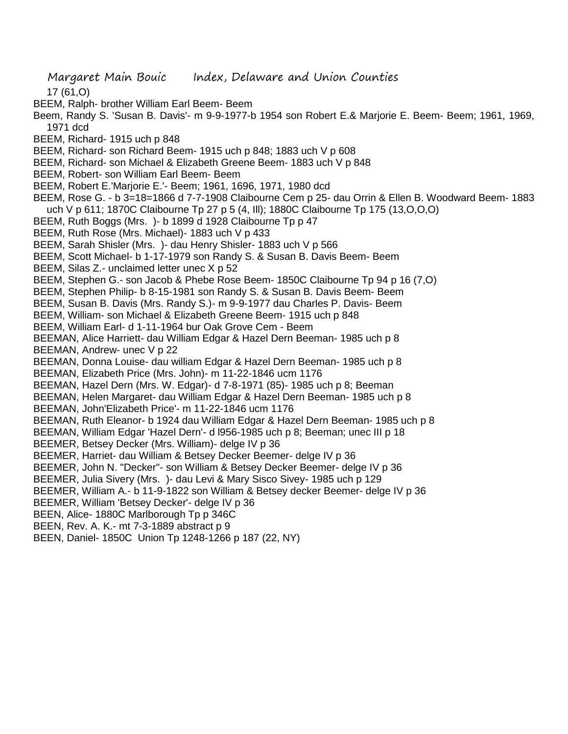17 (61,O)

BEEM, Ralph- brother William Earl Beem- Beem

Beem, Randy S. 'Susan B. Davis'- m 9-9-1977-b 1954 son Robert E.& Marjorie E. Beem- Beem; 1961, 1969, 1971 dcd

BEEM, Richard- 1915 uch p 848

BEEM, Richard- son Richard Beem- 1915 uch p 848; 1883 uch V p 608

BEEM, Richard- son Michael & Elizabeth Greene Beem- 1883 uch V p 848

BEEM, Robert- son William Earl Beem- Beem

BEEM, Robert E.'Marjorie E.'- Beem; 1961, 1696, 1971, 1980 dcd

BEEM, Rose G. - b 3=18=1866 d 7-7-1908 Claibourne Cem p 25- dau Orrin & Ellen B. Woodward Beem- 1883 uch V p 611; 1870C Claibourne Tp 27 p 5 (4, Ill); 1880C Claibourne Tp 175 (13,O,O,O)

BEEM, Ruth Boggs (Mrs. )- b 1899 d 1928 Claibourne Tp p 47

BEEM, Ruth Rose (Mrs. Michael)- 1883 uch V p 433

BEEM, Sarah Shisler (Mrs. )- dau Henry Shisler- 1883 uch V p 566

BEEM, Scott Michael- b 1-17-1979 son Randy S. & Susan B. Davis Beem- Beem

BEEM, Silas Z.- unclaimed letter unec X p 52

BEEM, Stephen G.- son Jacob & Phebe Rose Beem- 1850C Claibourne Tp 94 p 16 (7,O)

BEEM, Stephen Philip- b 8-15-1981 son Randy S. & Susan B. Davis Beem- Beem

BEEM, Susan B. Davis (Mrs. Randy S.)- m 9-9-1977 dau Charles P. Davis- Beem

BEEM, William- son Michael & Elizabeth Greene Beem- 1915 uch p 848

BEEM, William Earl- d 1-11-1964 bur Oak Grove Cem - Beem

BEEMAN, Alice Harriett- dau William Edgar & Hazel Dern Beeman- 1985 uch p 8

BEEMAN, Andrew- unec V p 22

BEEMAN, Donna Louise- dau william Edgar & Hazel Dern Beeman- 1985 uch p 8

BEEMAN, Elizabeth Price (Mrs. John)- m 11-22-1846 ucm 1176

BEEMAN, Hazel Dern (Mrs. W. Edgar)- d 7-8-1971 (85)- 1985 uch p 8; Beeman

BEEMAN, Helen Margaret- dau William Edgar & Hazel Dern Beeman- 1985 uch p 8

BEEMAN, John'Elizabeth Price'- m 11-22-1846 ucm 1176

BEEMAN, Ruth Eleanor- b 1924 dau William Edgar & Hazel Dern Beeman- 1985 uch p 8

BEEMAN, William Edgar 'Hazel Dern'- d l956-1985 uch p 8; Beeman; unec III p 18

BEEMER, Betsey Decker (Mrs. William)- delge IV p 36

BEEMER, Harriet- dau William & Betsey Decker Beemer- delge IV p 36

BEEMER, John N. "Decker"- son William & Betsey Decker Beemer- delge IV p 36

BEEMER, Julia Sivery (Mrs. )- dau Levi & Mary Sisco Sivey- 1985 uch p 129

BEEMER, William A.- b 11-9-1822 son William & Betsey decker Beemer- delge IV p 36

BEEMER, William 'Betsey Decker'- delge IV p 36

BEEN, Alice- 1880C Marlborough Tp p 346C

BEEN, Rev. A. K.- mt 7-3-1889 abstract p 9

BEEN, Daniel- 1850C Union Tp 1248-1266 p 187 (22, NY)